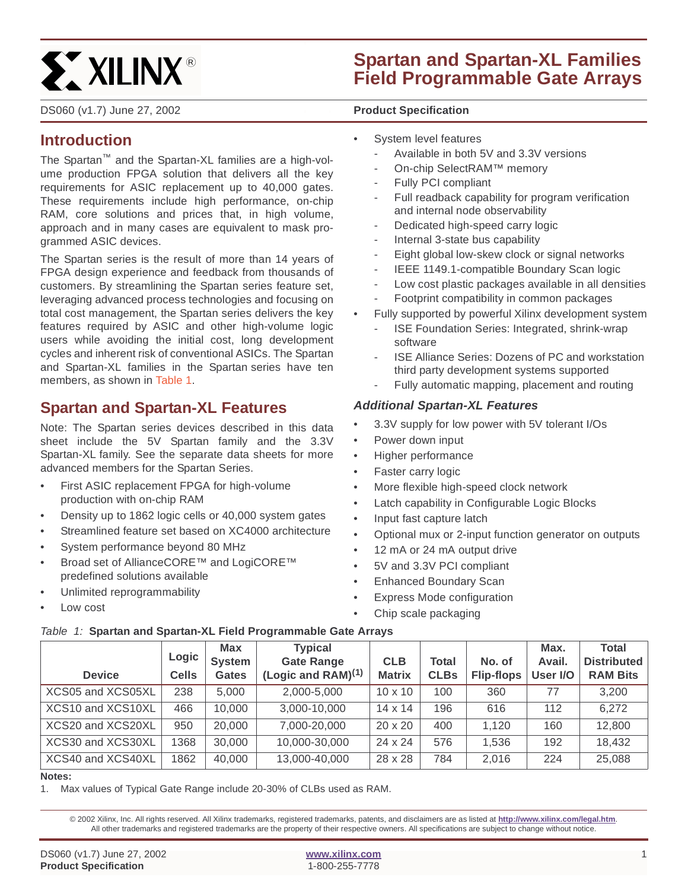# Spartan and Spartan-XL Families Field Programmable Gate Arrays

DS060 (v1.7) June 27, 2002

**Product Specification**

## Introduction

The Spartan™ and the Spartan-XL families are a high-volume production FPGA solution that delivers all the key requirements for ASIC replacement up to 40,000 gates. These requirements include high performance, on-chip RAM, core solutions and prices that, in high volume, approach and in many cases are equivalent to mask programmed ASIC devices.

The Spartan series is the result of more than 14 years of FPGA design experience and feedback from thousands of customers. By streamlining the Spartan series feature set, leveraging advanced process technologies and focusing on total cost management, the Spartan series delivers the key features required by ASIC and other high-volume logic users while avoiding the initial cost, long development cycles and inherent risk of conventional ASICs. The Spartan and Spartan-XL families in the Spartan series have ten members, as shown in Table 1.

## Spartan and Spartan-XL Features

Note: The Spartan series devices described in this data sheet include the 5V Spartan family and the 3.3V Spartan-XL family. See the separate data sheets for more advanced members for the Spartan Series.

- First ASIC replacement FPGA for high-volume production with on-chip RAM
- Density up to 1862 logic cells or 40,000 system gates
- Streamlined feature set based on XC4000 architecture
- System performance beyond 80 MHz
- Broad set of AllianceCORE™ and LogiCORE™ predefined solutions available
- Unlimited reprogrammability
- Low cost
- System level features
  - Available in both 5V and 3.3V versions
  - On-chip SelectRAM™ memory
  - Fully PCI compliant
  - Full readback capability for program verification and internal node observability
  - Dedicated high-speed carry logic
  - Internal 3-state bus capability
  - Eight global low-skew clock or signal networks
  - IEEE 1149.1-compatible Boundary Scan logic
  - Low cost plastic packages available in all densities
  - Footprint compatibility in common packages
- Fully supported by powerful Xilinx development system
  - ISE Foundation Series: Integrated, shrink-wrap software
  - ISE Alliance Series: Dozens of PC and workstation third party development systems supported
  - Fully automatic mapping, placement and routing

### *Additional Spartan-XL Features*

- 3.3V supply for low power with 5V tolerant I/Os
- Power down input
- Higher performance
- Faster carry logic
- More flexible high-speed clock network
- Latch capability in Configurable Logic Blocks
- Input fast capture latch
- Optional mux or 2-input function generator on outputs
- 12 mA or 24 mA output drive
- 5V and 3.3V PCI compliant
- Enhanced Boundary Scan
- Express Mode configuration
- Chip scale packaging

*Table 1:* **Spartan and Spartan-XL Field Programmable Gate Arrays**

| Device | Logic Cells | Max System Gates | Typical Gate Range (Logic and RAM)(1) | CLB Matrix | Total CLBs | No. of Flip-flops | Max. Avail. User I/O | Total Distributed RAM Bits |
|---|---|---|---|---|---|---|---|---|
| XCS05 and XCS05XL | 238 | 5,000 | 2,000-5,000 | 10 x 10 | 100 | 360 | 77 | 3,200 |
| XCS10 and XCS10XL | 466 | 10,000 | 3,000-10,000 | 14 x 14 | 196 | 616 | 112 | 6,272 |
| XCS20 and XCS20XL | 950 | 20,000 | 7,000-20,000 | 20 x 20 | 400 | 1,120 | 160 | 12,800 |
| XCS30 and XCS30XL | 1368 | 30,000 | 10,000-30,000 | 24 x 24 | 576 | 1,536 | 192 | 18,432 |
| XCS40 and XCS40XL | 1862 | 40,000 | 13,000-40,000 | 28 x 28 | 784 | 2,016 | 224 | 25,088 |

**Notes:**
1. Max values of Typical Gate Range include 20-30% of CLBs used as RAM.

© 2002 Xilinx, Inc. All rights reserved. All Xilinx trademarks, registered trademarks, patents, and disclaimers are as listed at **http://www.xilinx.com/legal.htm**. All other trademarks and registered trademarks are the property of their respective owners. All specifications are subject to change without notice.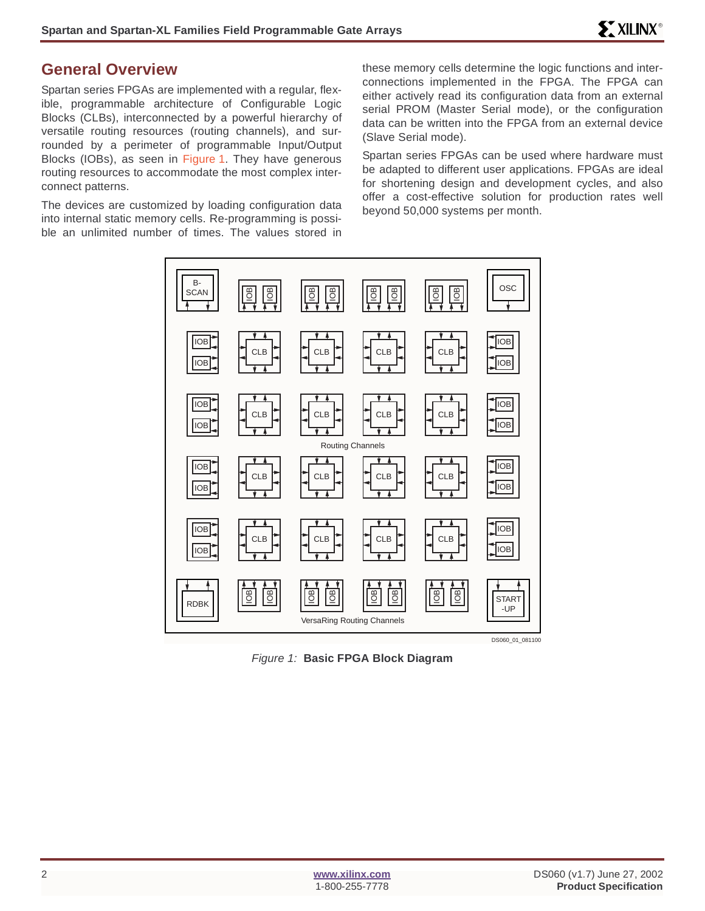## General Overview

Spartan series FPGAs are implemented with a regular, flexible, programmable architecture of Configurable Logic Blocks (CLBs), interconnected by a powerful hierarchy of versatile routing resources (routing channels), and surrounded by a perimeter of programmable Input/Output Blocks (IOBs), as seen in Figure 1. They have generous routing resources to accommodate the most complex interconnect patterns.

The devices are customized by loading configuration data into internal static memory cells. Re-programming is possible an unlimited number of times. The values stored in these memory cells determine the logic functions and interconnections implemented in the FPGA. The FPGA can either actively read its configuration data from an external serial PROM (Master Serial mode), or the configuration data can be written into the FPGA from an external device (Slave Serial mode).

Spartan series FPGAs can be used where hardware must be adapted to different user applications. FPGAs are ideal for shortening design and development cycles, and also offer a cost-effective solution for production rates well beyond 50,000 systems per month.

*Figure 1:* **Basic FPGA Block Diagram**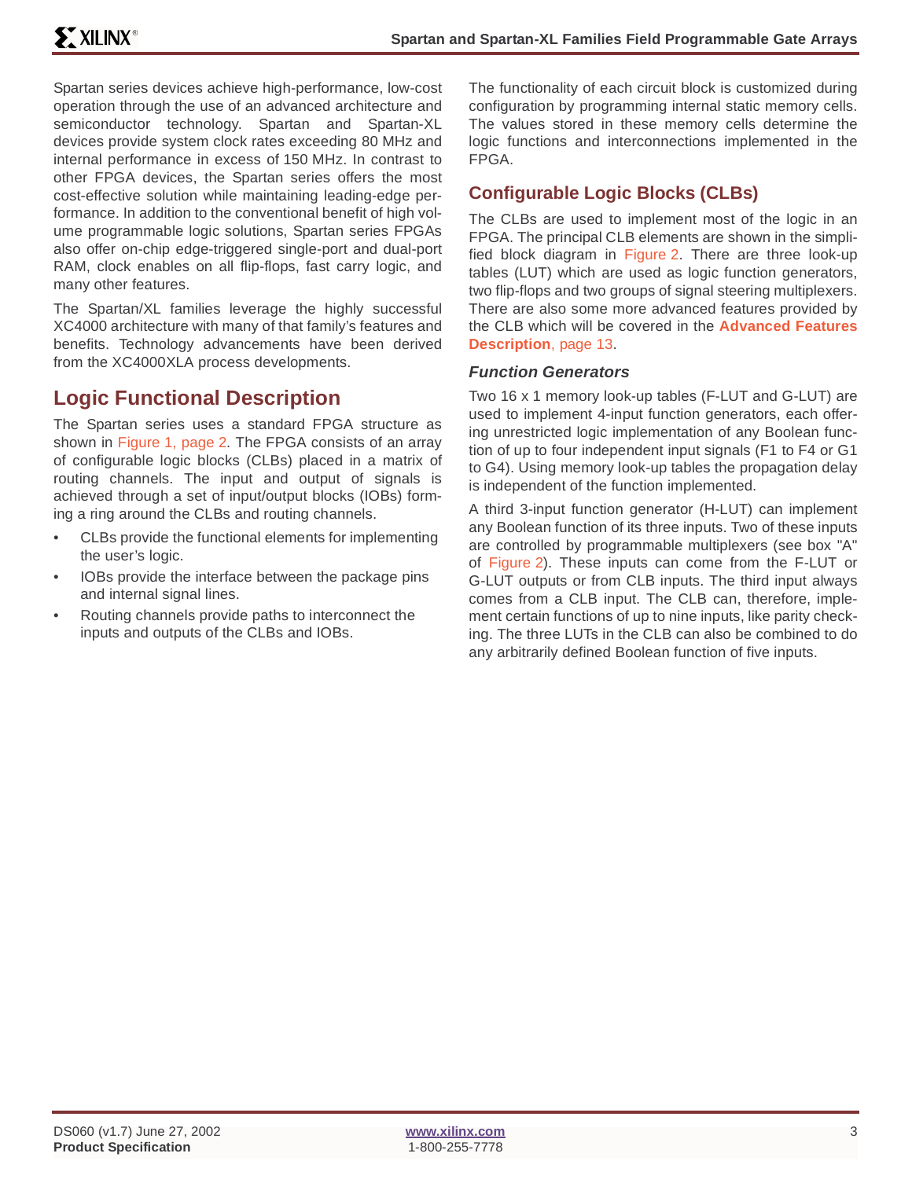Spartan series devices achieve high-performance, low-cost operation through the use of an advanced architecture and semiconductor technology. Spartan and Spartan-XL devices provide system clock rates exceeding 80 MHz and internal performance in excess of 150 MHz. In contrast to other FPGA devices, the Spartan series offers the most cost-effective solution while maintaining leading-edge performance. In addition to the conventional benefit of high volume programmable logic solutions, Spartan series FPGAs also offer on-chip edge-triggered single-port and dual-port RAM, clock enables on all flip-flops, fast carry logic, and many other features.

The Spartan/XL families leverage the highly successful XC4000 architecture with many of that family's features and benefits. Technology advancements have been derived from the XC4000XLA process developments.

## Logic Functional Description

The Spartan series uses a standard FPGA structure as shown in Figure 1, page 2. The FPGA consists of an array of configurable logic blocks (CLBs) placed in a matrix of routing channels. The input and output of signals is achieved through a set of input/output blocks (IOBs) forming a ring around the CLBs and routing channels.

- CLBs provide the functional elements for implementing the user's logic.
- IOBs provide the interface between the package pins and internal signal lines.
- Routing channels provide paths to interconnect the inputs and outputs of the CLBs and IOBs.

The functionality of each circuit block is customized during configuration by programming internal static memory cells. The values stored in these memory cells determine the logic functions and interconnections implemented in the FPGA.

## Configurable Logic Blocks (CLBs)

The CLBs are used to implement most of the logic in an FPGA. The principal CLB elements are shown in the simplified block diagram in Figure 2. There are three look-up tables (LUT) which are used as logic function generators, two flip-flops and two groups of signal steering multiplexers. There are also some more advanced features provided by the CLB which will be covered in the **Advanced Features Description**, page 13.

### *Function Generators*

Two 16 x 1 memory look-up tables (F-LUT and G-LUT) are used to implement 4-input function generators, each offering unrestricted logic implementation of any Boolean function of up to four independent input signals (F1 to F4 or G1 to G4). Using memory look-up tables the propagation delay is independent of the function implemented.

A third 3-input function generator (H-LUT) can implement any Boolean function of its three inputs. Two of these inputs are controlled by programmable multiplexers (see box "A" of Figure 2). These inputs can come from the F-LUT or G-LUT outputs or from CLB inputs. The third input always comes from a CLB input. The CLB can, therefore, implement certain functions of up to nine inputs, like parity checking. The three LUTs in the CLB can also be combined to do any arbitrarily defined Boolean function of five inputs.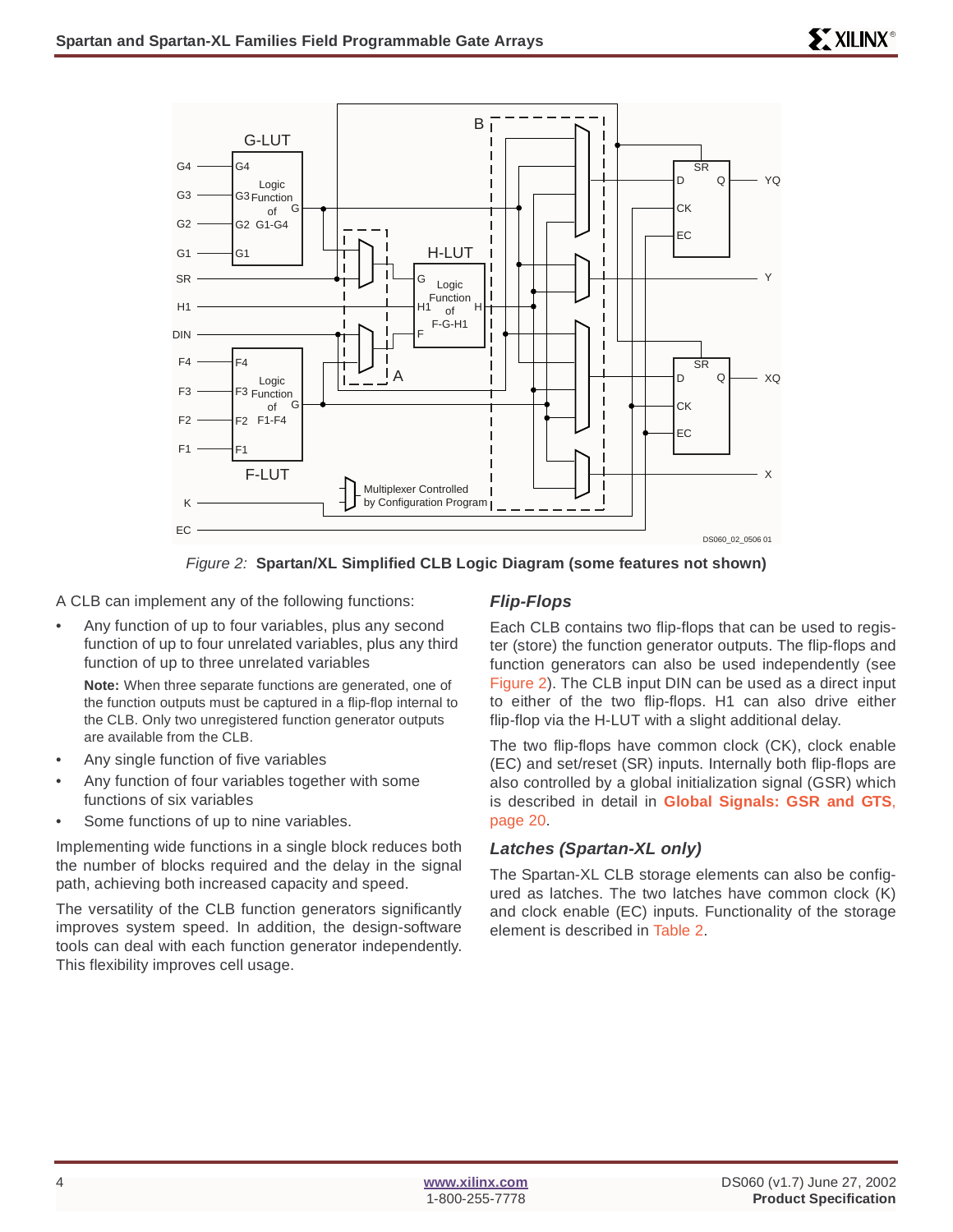*Figure 2:* **Spartan/XL Simplified CLB Logic Diagram (some features not shown)**

A CLB can implement any of the following functions:

- Any function of up to four variables, plus any second function of up to four unrelated variables, plus any third function of up to three unrelated variables

  **Note:** When three separate functions are generated, one of the function outputs must be captured in a flip-flop internal to the CLB. Only two unregistered function generator outputs are available from the CLB.

- Any single function of five variables
- Any function of four variables together with some functions of six variables
- Some functions of up to nine variables.

Implementing wide functions in a single block reduces both the number of blocks required and the delay in the signal path, achieving both increased capacity and speed.

The versatility of the CLB function generators significantly improves system speed. In addition, the design-software tools can deal with each function generator independently. This flexibility improves cell usage.

### *Flip-Flops*

Each CLB contains two flip-flops that can be used to register (store) the function generator outputs. The flip-flops and function generators can also be used independently (see Figure 2). The CLB input DIN can be used as a direct input to either of the two flip-flops. H1 can also drive either flip-flop via the H-LUT with a slight additional delay.

The two flip-flops have common clock (CK), clock enable (EC) and set/reset (SR) inputs. Internally both flip-flops are also controlled by a global initialization signal (GSR) which is described in detail in **Global Signals: GSR and GTS**, page 20.

### *Latches (Spartan-XL only)*

The Spartan-XL CLB storage elements can also be configured as latches. The two latches have common clock (K) and clock enable (EC) inputs. Functionality of the storage element is described in Table 2.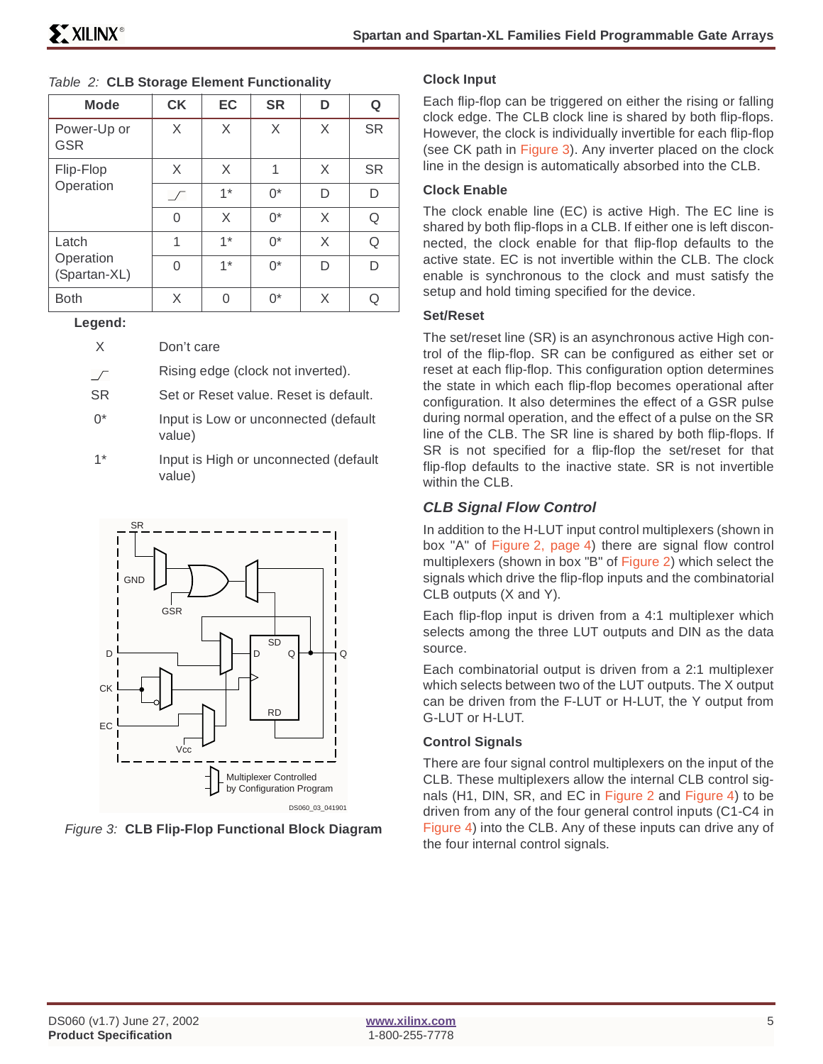*Table 2:* **CLB Storage Element Functionality**

| Mode | CK | EC | SR | D | Q |
|---|---|---|---|---|---|
| Power-Up or GSR | X | X | X | X | SR |
| Flip-Flop Operation | X | X | 1 | X | SR |
| | _/ | 1* | 0* | D | D |
| | 0 | X | 0* | X | Q |
| Latch Operation (Spartan-XL) | 1 | 1* | 0* | X | Q |
| | 0 | 1* | 0* | D | D |
| Both | X | 0 | 0* | X | Q |

**Legend:**

| | |
|---|---|
| X | Don't care |
| _/ | Rising edge (clock not inverted). |
| SR | Set or Reset value. Reset is default. |
| 0* | Input is Low or unconnected (default value) |
| 1* | Input is High or unconnected (default value) |

*Figure 3:* **CLB Flip-Flop Functional Block Diagram**

### Clock Input

Each flip-flop can be triggered on either the rising or falling clock edge. The CLB clock line is shared by both flip-flops. However, the clock is individually invertible for each flip-flop (see CK path in Figure 3). Any inverter placed on the clock line in the design is automatically absorbed into the CLB.

### Clock Enable

The clock enable line (EC) is active High. The EC line is shared by both flip-flops in a CLB. If either one is left disconnected, the clock enable for that flip-flop defaults to the active state. EC is not invertible within the CLB. The clock enable is synchronous to the clock and must satisfy the setup and hold timing specified for the device.

### Set/Reset

The set/reset line (SR) is an asynchronous active High control of the flip-flop. SR can be configured as either set or reset at each flip-flop. This configuration option determines the state in which each flip-flop becomes operational after configuration. It also determines the effect of a GSR pulse during normal operation, and the effect of a pulse on the SR line of the CLB. The SR line is shared by both flip-flops. If SR is not specified for a flip-flop the set/reset for that flip-flop defaults to the inactive state. SR is not invertible within the CLB.

## *CLB Signal Flow Control*

In addition to the H-LUT input control multiplexers (shown in box "A" of Figure 2, page 4) there are signal flow control multiplexers (shown in box "B" of Figure 2) which select the signals which drive the flip-flop inputs and the combinatorial CLB outputs (X and Y).

Each flip-flop input is driven from a 4:1 multiplexer which selects among the three LUT outputs and DIN as the data source.

Each combinatorial output is driven from a 2:1 multiplexer which selects between two of the LUT outputs. The X output can be driven from the F-LUT or H-LUT, the Y output from G-LUT or H-LUT.

### Control Signals

There are four signal control multiplexers on the input of the CLB. These multiplexers allow the internal CLB control signals (H1, DIN, SR, and EC in Figure 2 and Figure 4) to be driven from any of the four general control inputs (C1-C4 in Figure 4) into the CLB. Any of these inputs can drive any of the four internal control signals.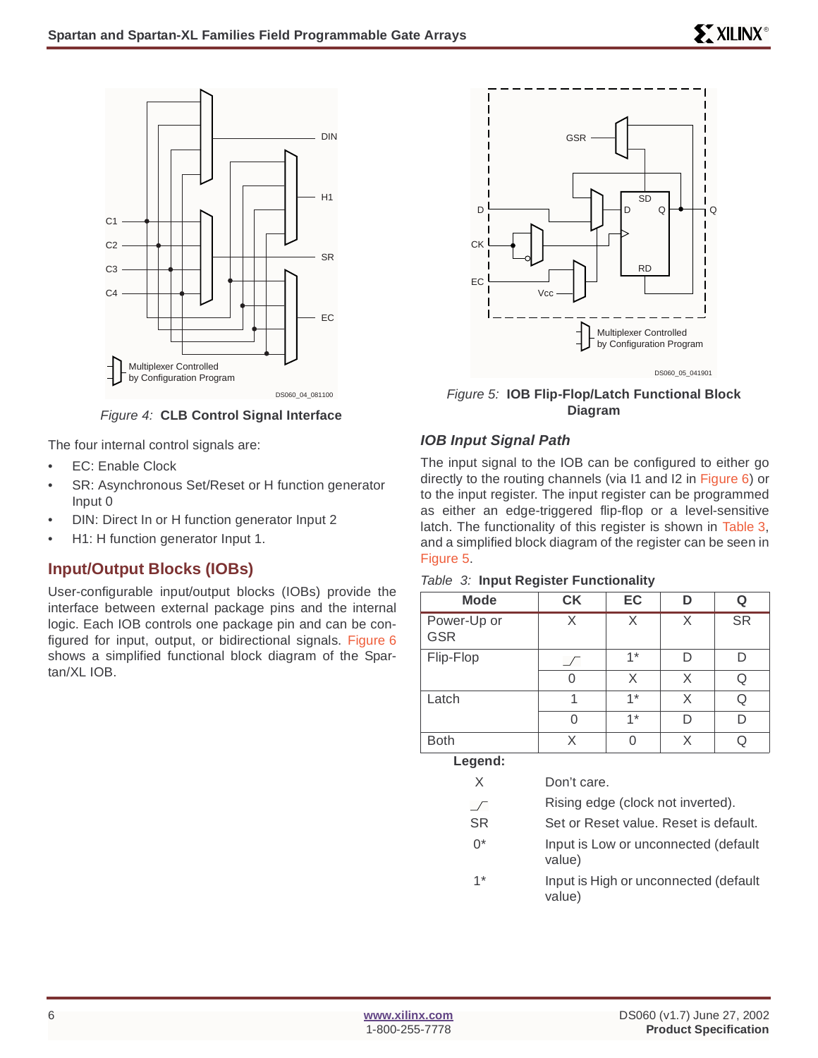Figure 4: **CLB Control Signal Interface**

The four internal control signals are:

- EC: Enable Clock
- SR: Asynchronous Set/Reset or H function generator Input 0
- DIN: Direct In or H function generator Input 2
- H1: H function generator Input 1.

## Input/Output Blocks (IOBs)

User-configurable input/output blocks (IOBs) provide the interface between external package pins and the internal logic. Each IOB controls one package pin and can be configured for input, output, or bidirectional signals. Figure 6 shows a simplified functional block diagram of the Spartan/XL IOB.

Figure 5: **IOB Flip-Flop/Latch Functional Block Diagram**

### *IOB Input Signal Path*

The input signal to the IOB can be configured to either go directly to the routing channels (via I1 and I2 in Figure 6) or to the input register. The input register can be programmed as either an edge-triggered flip-flop or a level-sensitive latch. The functionality of this register is shown in Table 3, and a simplified block diagram of the register can be seen in Figure 5.

*Table 3:* **Input Register Functionality**

| Mode | CK | EC | D | Q |
|---|---|---|---|---|
| Power-Up or GSR | X | X | X | SR |
| Flip-Flop | _/‾ | 1* | D | D |
| | 0 | X | X | Q |
| Latch | 1 | 1* | X | Q |
| | 0 | 1* | D | D |
| Both | X | 0 | X | Q |

**Legend:**

| | |
|---|---|
| X | Don't care. |
| _/‾ | Rising edge (clock not inverted). |
| SR | Set or Reset value. Reset is default. |
| 0* | Input is Low or unconnected (default value) |
| 1* | Input is High or unconnected (default value) |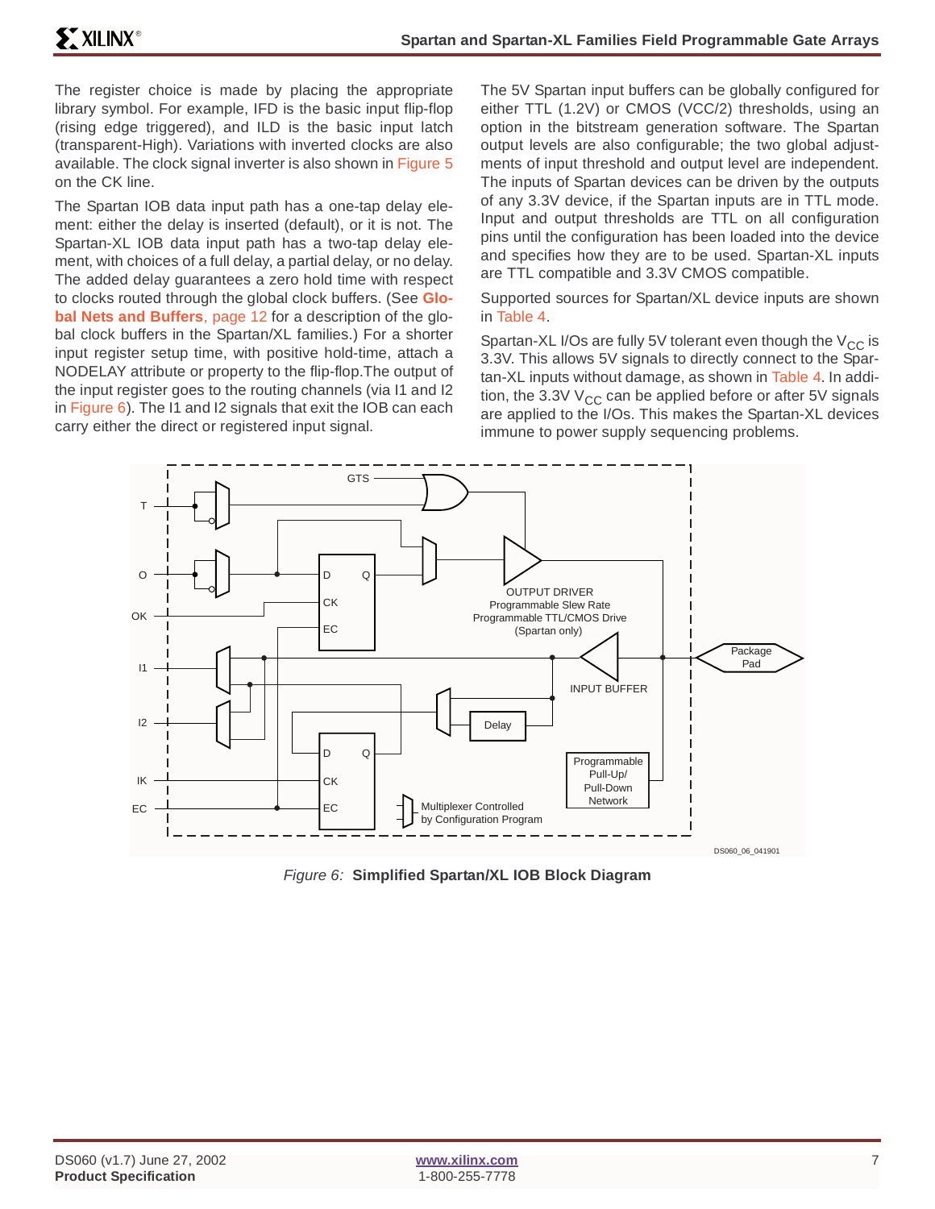The register choice is made by placing the appropriate library symbol. For example, IFD is the basic input flip-flop (rising edge triggered), and ILD is the basic input latch (transparent-High). Variations with inverted clocks are also available. The clock signal inverter is also shown in Figure 5 on the CK line.

The Spartan IOB data input path has a one-tap delay element: either the delay is inserted (default), or it is not. The Spartan-XL IOB data input path has a two-tap delay element, with choices of a full delay, a partial delay, or no delay. The added delay guarantees a zero hold time with respect to clocks routed through the global clock buffers. (See **Global Nets and Buffers**, page 12 for a description of the global clock buffers in the Spartan/XL families.) For a shorter input register setup time, with positive hold-time, attach a NODELAY attribute or property to the flip-flop. The output of the input register goes to the routing channels (via I1 and I2 in Figure 6). The I1 and I2 signals that exit the IOB can each carry either the direct or registered input signal.

The 5V Spartan input buffers can be globally configured for either TTL (1.2V) or CMOS (VCC/2) thresholds, using an option in the bitstream generation software. The Spartan output levels are also configurable; the two global adjustments of input threshold and output level are independent. The inputs of Spartan devices can be driven by the outputs of any 3.3V device, if the Spartan inputs are in TTL mode. Input and output thresholds are TTL on all configuration pins until the configuration has been loaded into the device and specifies how they are to be used. Spartan-XL inputs are TTL compatible and 3.3V CMOS compatible.

Supported sources for Spartan/XL device inputs are shown in Table 4.

Spartan-XL I/Os are fully 5V tolerant even though the $V_{CC}$ is 3.3V. This allows 5V signals to directly connect to the Spartan-XL inputs without damage, as shown in Table 4. In addition, the 3.3V $V_{CC}$ can be applied before or after 5V signals are applied to the I/Os. This makes the Spartan-XL devices immune to power supply sequencing problems.

*Figure 6:* **Simplified Spartan/XL IOB Block Diagram**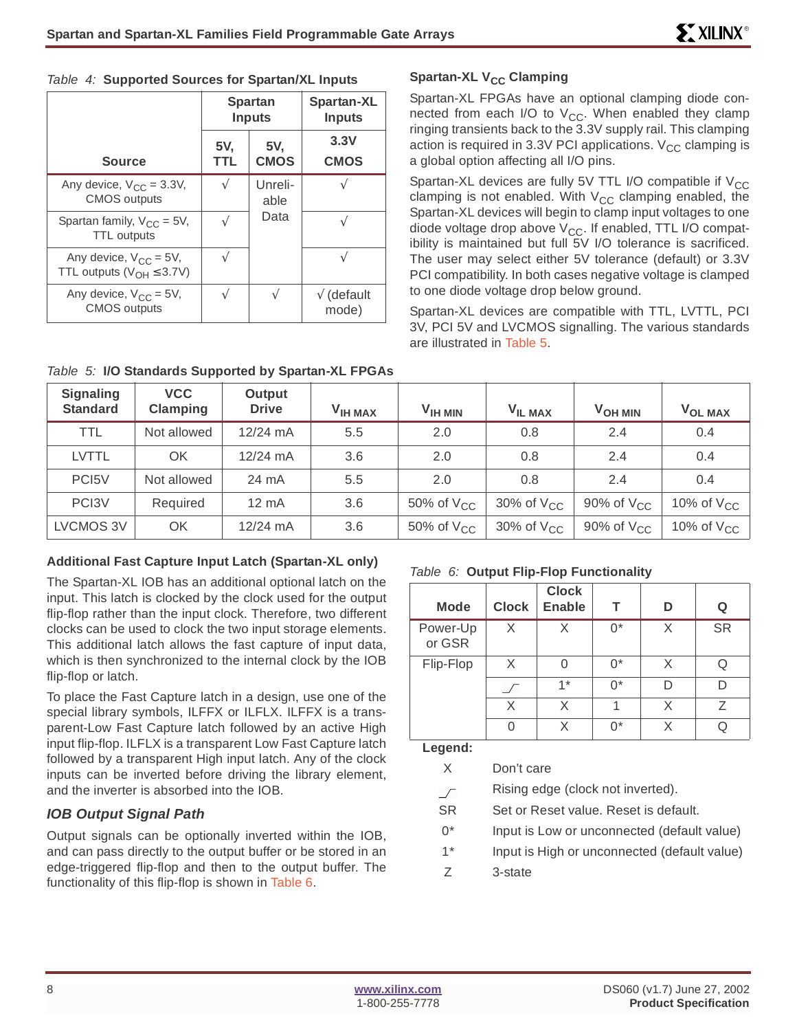Table 4: **Supported Sources for Spartan/XL Inputs**

| Source | Spartan Inputs | | Spartan-XL Inputs |
|---|---|---|---|
| | 5V, TTL | 5V, CMOS | 3.3V CMOS |
| Any device, $V_{CC}$ = 3.3V, CMOS outputs | √ | Unreliable Data | √ |
| Spartan family, $V_{CC}$ = 5V, TTL outputs | √ | | √ |
| Any device, $V_{CC}$ = 5V, TTL outputs ($V_{OH}$ ≤3.7V) | √ | | √ |
| Any device, $V_{CC}$ = 5V, CMOS outputs | √ | √ | √ (default mode) |

### Spartan-XL $V_{CC}$ Clamping

Spartan-XL FPGAs have an optional clamping diode connected from each I/O to $V_{CC}$. When enabled they clamp ringing transients back to the 3.3V supply rail. This clamping action is required in 3.3V PCI applications. $V_{CC}$ clamping is a global option affecting all I/O pins.

Spartan-XL devices are fully 5V TTL I/O compatible if $V_{CC}$ clamping is not enabled. With $V_{CC}$ clamping enabled, the Spartan-XL devices will begin to clamp input voltages to one diode voltage drop above $V_{CC}$. If enabled, TTL I/O compatibility is maintained but full 5V I/O tolerance is sacrificed. The user may select either 5V tolerance (default) or 3.3V PCI compatibility. In both cases negative voltage is clamped to one diode voltage drop below ground.

Spartan-XL devices are compatible with TTL, LVTTL, PCI 3V, PCI 5V and LVCMOS signalling. The various standards are illustrated in Table 5.

Table 5: **I/O Standards Supported by Spartan-XL FPGAs**

| Signaling Standard | VCC Clamping | Output Drive | $V_{IH\ MAX}$ | $V_{IH\ MIN}$ | $V_{IL\ MAX}$ | $V_{OH\ MIN}$ | $V_{OL\ MAX}$ |
|---|---|---|---|---|---|---|---|
| TTL | Not allowed | 12/24 mA | 5.5 | 2.0 | 0.8 | 2.4 | 0.4 |
| LVTTL | OK | 12/24 mA | 3.6 | 2.0 | 0.8 | 2.4 | 0.4 |
| PCI5V | Not allowed | 24 mA | 5.5 | 2.0 | 0.8 | 2.4 | 0.4 |
| PCI3V | Required | 12 mA | 3.6 | 50% of $V_{CC}$ | 30% of $V_{CC}$ | 90% of $V_{CC}$ | 10% of $V_{CC}$ |
| LVCMOS 3V | OK | 12/24 mA | 3.6 | 50% of $V_{CC}$ | 30% of $V_{CC}$ | 90% of $V_{CC}$ | 10% of $V_{CC}$ |

### Additional Fast Capture Input Latch (Spartan-XL only)

The Spartan-XL IOB has an additional optional latch on the input. This latch is clocked by the clock used for the output flip-flop rather than the input clock. Therefore, two different clocks can be used to clock the two input storage elements. This additional latch allows the fast capture of input data, which is then synchronized to the internal clock by the IOB flip-flop or latch.

To place the Fast Capture latch in a design, use one of the special library symbols, ILFFX or ILFLX. ILFFX is a transparent-Low Fast Capture latch followed by an active High input flip-flop. ILFLX is a transparent Low Fast Capture latch followed by a transparent High input latch. Any of the clock inputs can be inverted before driving the library element, and the inverter is absorbed into the IOB.

### *IOB Output Signal Path*

Output signals can be optionally inverted within the IOB, and can pass directly to the output buffer or be stored in an edge-triggered flip-flop and then to the output buffer. The functionality of this flip-flop is shown in Table 6.

Table 6: **Output Flip-Flop Functionality**

| Mode | Clock | Clock Enable | T | D | Q |
|---|---|---|---|---|---|
| Power-Up or GSR | X | X | 0* | X | SR |
| Flip-Flop | X | 0 | 0* | X | Q |
| | ⟋ (rising edge) | 1* | 0* | D | D |
| | X | X | 1 | X | Z |
| | 0 | X | 0* | X | Q |

**Legend:**

| | |
|---|---|
| X | Don't care |
| ⟋ | Rising edge (clock not inverted). |
| SR | Set or Reset value. Reset is default. |
| 0* | Input is Low or unconnected (default value) |
| 1* | Input is High or unconnected (default value) |
| Z | 3-state |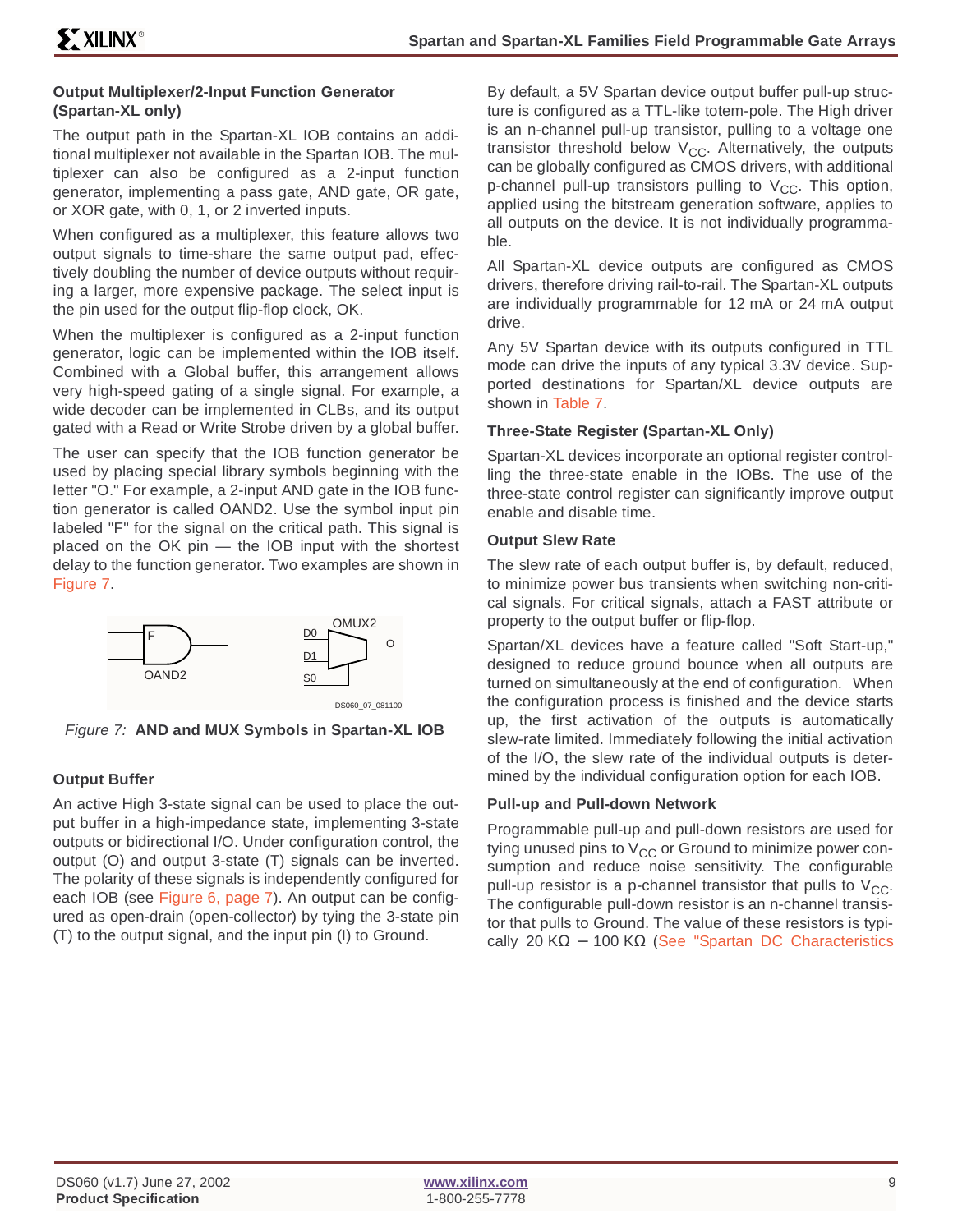### Output Multiplexer/2-Input Function Generator (Spartan-XL only)

The output path in the Spartan-XL IOB contains an additional multiplexer not available in the Spartan IOB. The multiplexer can also be configured as a 2-input function generator, implementing a pass gate, AND gate, OR gate, or XOR gate, with 0, 1, or 2 inverted inputs.

When configured as a multiplexer, this feature allows two output signals to time-share the same output pad, effectively doubling the number of device outputs without requiring a larger, more expensive package. The select input is the pin used for the output flip-flop clock, OK.

When the multiplexer is configured as a 2-input function generator, logic can be implemented within the IOB itself. Combined with a Global buffer, this arrangement allows very high-speed gating of a single signal. For example, a wide decoder can be implemented in CLBs, and its output gated with a Read or Write Strobe driven by a global buffer.

The user can specify that the IOB function generator be used by placing special library symbols beginning with the letter "O." For example, a 2-input AND gate in the IOB function generator is called OAND2. Use the symbol input pin labeled "F" for the signal on the critical path. This signal is placed on the OK pin — the IOB input with the shortest delay to the function generator. Two examples are shown in Figure 7.

*Figure 7:* **AND and MUX Symbols in Spartan-XL IOB**

### Output Buffer

An active High 3-state signal can be used to place the output buffer in a high-impedance state, implementing 3-state outputs or bidirectional I/O. Under configuration control, the output (O) and output 3-state (T) signals can be inverted. The polarity of these signals is independently configured for each IOB (see Figure 6, page 7). An output can be configured as open-drain (open-collector) by tying the 3-state pin (T) to the output signal, and the input pin (I) to Ground.

By default, a 5V Spartan device output buffer pull-up structure is configured as a TTL-like totem-pole. The High driver is an n-channel pull-up transistor, pulling to a voltage one transistor threshold below $V_{CC}$. Alternatively, the outputs can be globally configured as CMOS drivers, with additional p-channel pull-up transistors pulling to $V_{CC}$. This option, applied using the bitstream generation software, applies to all outputs on the device. It is not individually programmable.

All Spartan-XL device outputs are configured as CMOS drivers, therefore driving rail-to-rail. The Spartan-XL outputs are individually programmable for 12 mA or 24 mA output drive.

Any 5V Spartan device with its outputs configured in TTL mode can drive the inputs of any typical 3.3V device. Supported destinations for Spartan/XL device outputs are shown in Table 7.

### Three-State Register (Spartan-XL Only)

Spartan-XL devices incorporate an optional register controlling the three-state enable in the IOBs. The use of the three-state control register can significantly improve output enable and disable time.

### Output Slew Rate

The slew rate of each output buffer is, by default, reduced, to minimize power bus transients when switching non-critical signals. For critical signals, attach a FAST attribute or property to the output buffer or flip-flop.

Spartan/XL devices have a feature called "Soft Start-up," designed to reduce ground bounce when all outputs are turned on simultaneously at the end of configuration. When the configuration process is finished and the device starts up, the first activation of the outputs is automatically slew-rate limited. Immediately following the initial activation of the I/O, the slew rate of the individual outputs is determined by the individual configuration option for each IOB.

### Pull-up and Pull-down Network

Programmable pull-up and pull-down resistors are used for tying unused pins to $V_{CC}$ or Ground to minimize power consumption and reduce noise sensitivity. The configurable pull-up resistor is a p-channel transistor that pulls to $V_{CC}$. The configurable pull-down resistor is an n-channel transistor that pulls to Ground. The value of these resistors is typically 20 KΩ – 100 KΩ (See "Spartan DC Characteristics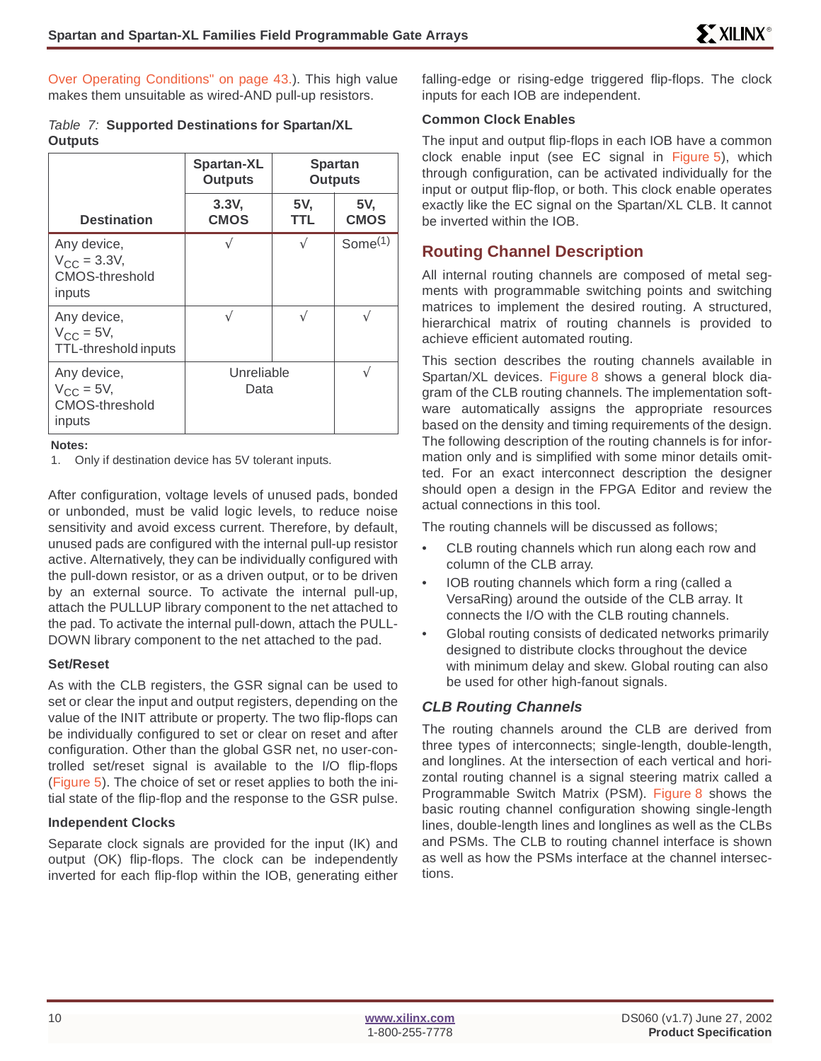Over Operating Conditions" on page 43.). This high value makes them unsuitable as wired-AND pull-up resistors.

*Table 7:* **Supported Destinations for Spartan/XL Outputs**

| Destination | Spartan-XL Outputs | Spartan Outputs | |
|---|---|---|---|
| | **3.3V, CMOS** | **5V, TTL** | **5V, CMOS** |
| Any device, $V_{CC}$ = 3.3V, CMOS-threshold inputs | √ | √ | Some(1) |
| Any device, $V_{CC}$ = 5V, TTL-threshold inputs | √ | √ | √ |
| Any device, $V_{CC}$ = 5V, CMOS-threshold inputs | Unreliable Data | | √ |

**Notes:**
1. Only if destination device has 5V tolerant inputs.

After configuration, voltage levels of unused pads, bonded or unbonded, must be valid logic levels, to reduce noise sensitivity and avoid excess current. Therefore, by default, unused pads are configured with the internal pull-up resistor active. Alternatively, they can be individually configured with the pull-down resistor, or as a driven output, or to be driven by an external source. To activate the internal pull-up, attach the PULLUP library component to the net attached to the pad. To activate the internal pull-down, attach the PULL-DOWN library component to the net attached to the pad.

#### Set/Reset

As with the CLB registers, the GSR signal can be used to set or clear the input and output registers, depending on the value of the INIT attribute or property. The two flip-flops can be individually configured to set or clear on reset and after configuration. Other than the global GSR net, no user-controlled set/reset signal is available to the I/O flip-flops (Figure 5). The choice of set or reset applies to both the initial state of the flip-flop and the response to the GSR pulse.

#### Independent Clocks

Separate clock signals are provided for the input (IK) and output (OK) flip-flops. The clock can be independently inverted for each flip-flop within the IOB, generating either falling-edge or rising-edge triggered flip-flops. The clock inputs for each IOB are independent.

#### Common Clock Enables

The input and output flip-flops in each IOB have a common clock enable input (see EC signal in Figure 5), which through configuration, can be activated individually for the input or output flip-flop, or both. This clock enable operates exactly like the EC signal on the Spartan/XL CLB. It cannot be inverted within the IOB.

## Routing Channel Description

All internal routing channels are composed of metal segments with programmable switching points and switching matrices to implement the desired routing. A structured, hierarchical matrix of routing channels is provided to achieve efficient automated routing.

This section describes the routing channels available in Spartan/XL devices. Figure 8 shows a general block diagram of the CLB routing channels. The implementation software automatically assigns the appropriate resources based on the density and timing requirements of the design. The following description of the routing channels is for information only and is simplified with some minor details omitted. For an exact interconnect description the designer should open a design in the FPGA Editor and review the actual connections in this tool.

The routing channels will be discussed as follows;

- CLB routing channels which run along each row and column of the CLB array.
- IOB routing channels which form a ring (called a VersaRing) around the outside of the CLB array. It connects the I/O with the CLB routing channels.
- Global routing consists of dedicated networks primarily designed to distribute clocks throughout the device with minimum delay and skew. Global routing can also be used for other high-fanout signals.

### *CLB Routing Channels*

The routing channels around the CLB are derived from three types of interconnects; single-length, double-length, and longlines. At the intersection of each vertical and horizontal routing channel is a signal steering matrix called a Programmable Switch Matrix (PSM). Figure 8 shows the basic routing channel configuration showing single-length lines, double-length lines and longlines as well as the CLBs and PSMs. The CLB to routing channel interface is shown as well as how the PSMs interface at the channel intersections.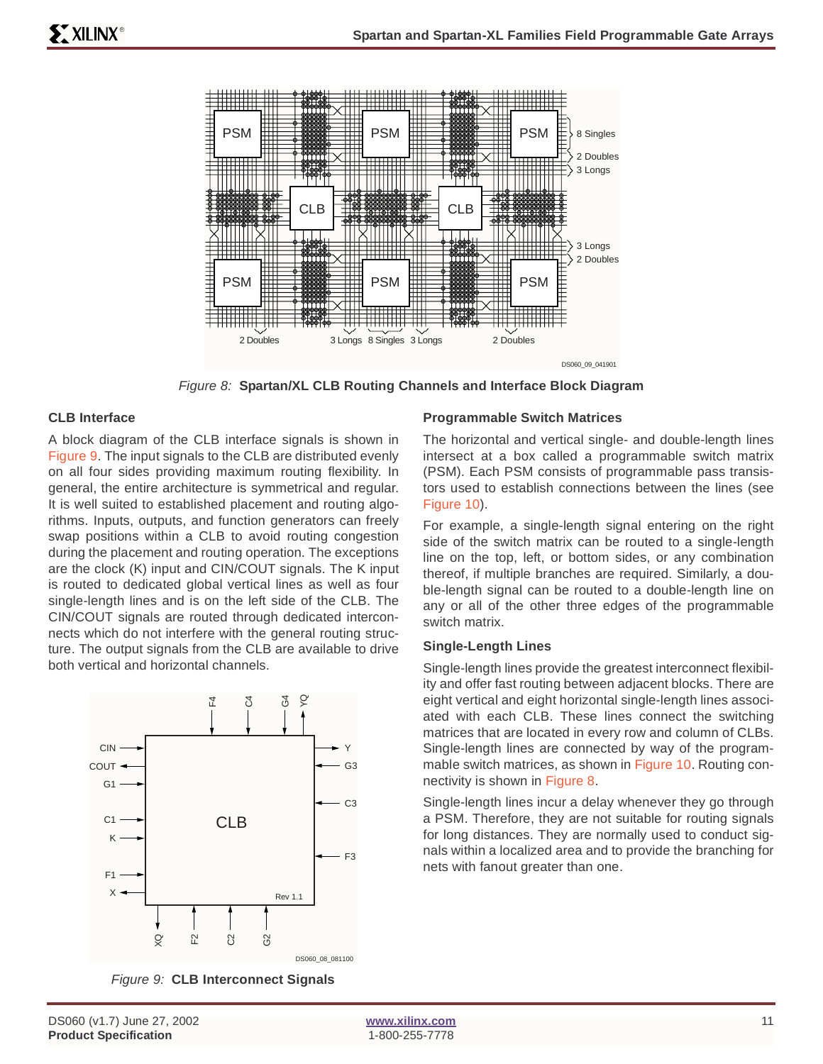*Figure 8:* **Spartan/XL CLB Routing Channels and Interface Block Diagram**

### CLB Interface

A block diagram of the CLB interface signals is shown in Figure 9. The input signals to the CLB are distributed evenly on all four sides providing maximum routing flexibility. In general, the entire architecture is symmetrical and regular. It is well suited to established placement and routing algorithms. Inputs, outputs, and function generators can freely swap positions within a CLB to avoid routing congestion during the placement and routing operation. The exceptions are the clock (K) input and CIN/COUT signals. The K input is routed to dedicated global vertical lines as well as four single-length lines and is on the left side of the CLB. The CIN/COUT signals are routed through dedicated interconnects which do not interfere with the general routing structure. The output signals from the CLB are available to drive both vertical and horizontal channels.

*Figure 9:* **CLB Interconnect Signals**

### Programmable Switch Matrices

The horizontal and vertical single- and double-length lines intersect at a box called a programmable switch matrix (PSM). Each PSM consists of programmable pass transistors used to establish connections between the lines (see Figure 10).

For example, a single-length signal entering on the right side of the switch matrix can be routed to a single-length line on the top, left, or bottom sides, or any combination thereof, if multiple branches are required. Similarly, a double-length signal can be routed to a double-length line on any or all of the other three edges of the programmable switch matrix.

### Single-Length Lines

Single-length lines provide the greatest interconnect flexibility and offer fast routing between adjacent blocks. There are eight vertical and eight horizontal single-length lines associated with each CLB. These lines connect the switching matrices that are located in every row and column of CLBs. Single-length lines are connected by way of the programmable switch matrices, as shown in Figure 10. Routing connectivity is shown in Figure 8.

Single-length lines incur a delay whenever they go through a PSM. Therefore, they are not suitable for routing signals for long distances. They are normally used to conduct signals within a localized area and to provide the branching for nets with fanout greater than one.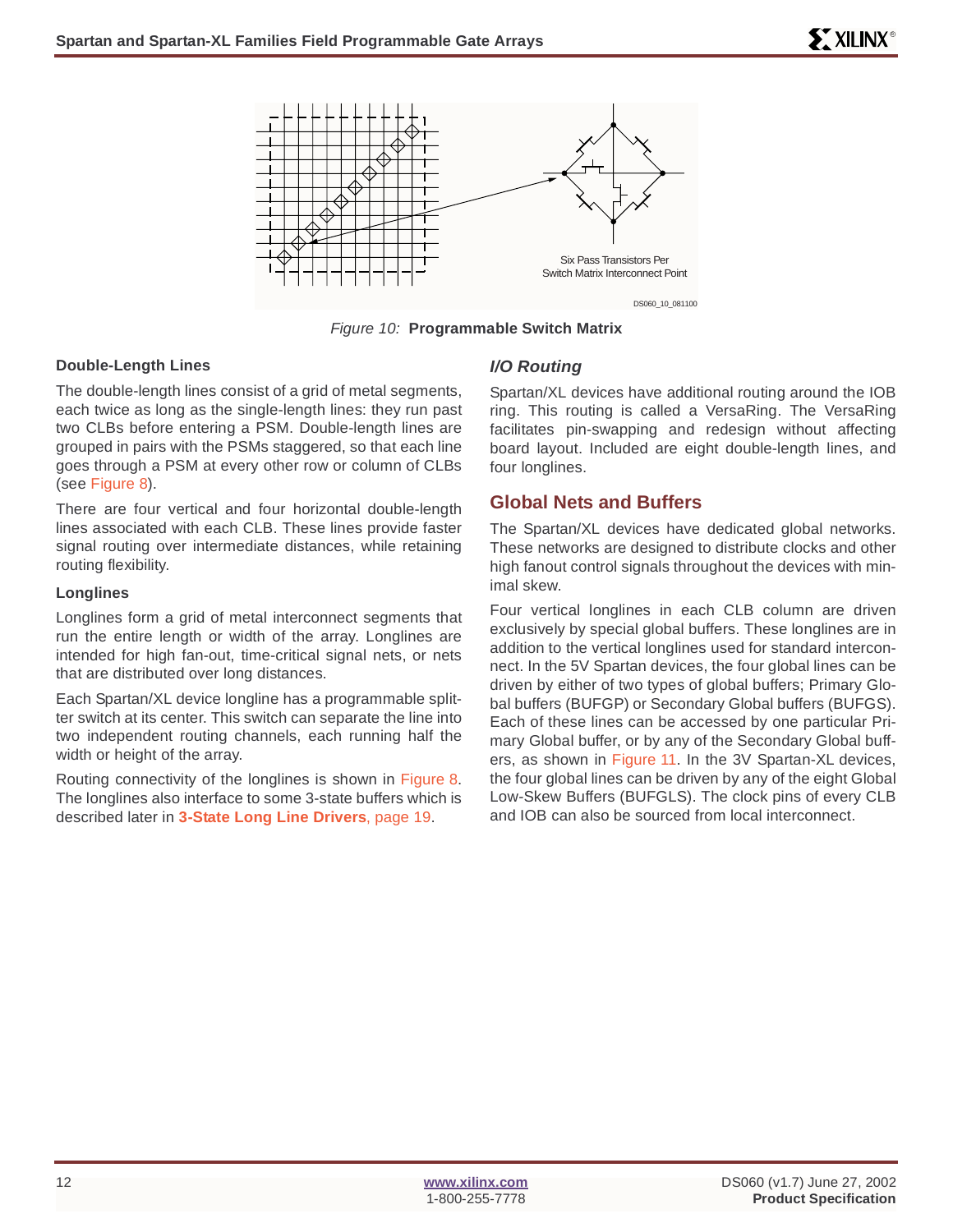Six Pass Transistors Per Switch Matrix Interconnect Point

DS060_10_081100

*Figure 10:* **Programmable Switch Matrix**

#### Double-Length Lines

The double-length lines consist of a grid of metal segments, each twice as long as the single-length lines: they run past two CLBs before entering a PSM. Double-length lines are grouped in pairs with the PSMs staggered, so that each line goes through a PSM at every other row or column of CLBs (see Figure 8).

There are four vertical and four horizontal double-length lines associated with each CLB. These lines provide faster signal routing over intermediate distances, while retaining routing flexibility.

#### Longlines

Longlines form a grid of metal interconnect segments that run the entire length or width of the array. Longlines are intended for high fan-out, time-critical signal nets, or nets that are distributed over long distances.

Each Spartan/XL device longline has a programmable splitter switch at its center. This switch can separate the line into two independent routing channels, each running half the width or height of the array.

Routing connectivity of the longlines is shown in Figure 8. The longlines also interface to some 3-state buffers which is described later in **3-State Long Line Drivers**, page 19.

### *I/O Routing*

Spartan/XL devices have additional routing around the IOB ring. This routing is called a VersaRing. The VersaRing facilitates pin-swapping and redesign without affecting board layout. Included are eight double-length lines, and four longlines.

## Global Nets and Buffers

The Spartan/XL devices have dedicated global networks. These networks are designed to distribute clocks and other high fanout control signals throughout the devices with minimal skew.

Four vertical longlines in each CLB column are driven exclusively by special global buffers. These longlines are in addition to the vertical longlines used for standard interconnect. In the 5V Spartan devices, the four global lines can be driven by either of two types of global buffers; Primary Global buffers (BUFGP) or Secondary Global buffers (BUFGS). Each of these lines can be accessed by one particular Primary Global buffer, or by any of the Secondary Global buffers, as shown in Figure 11. In the 3V Spartan-XL devices, the four global lines can be driven by any of the eight Global Low-Skew Buffers (BUFGLS). The clock pins of every CLB and IOB can also be sourced from local interconnect.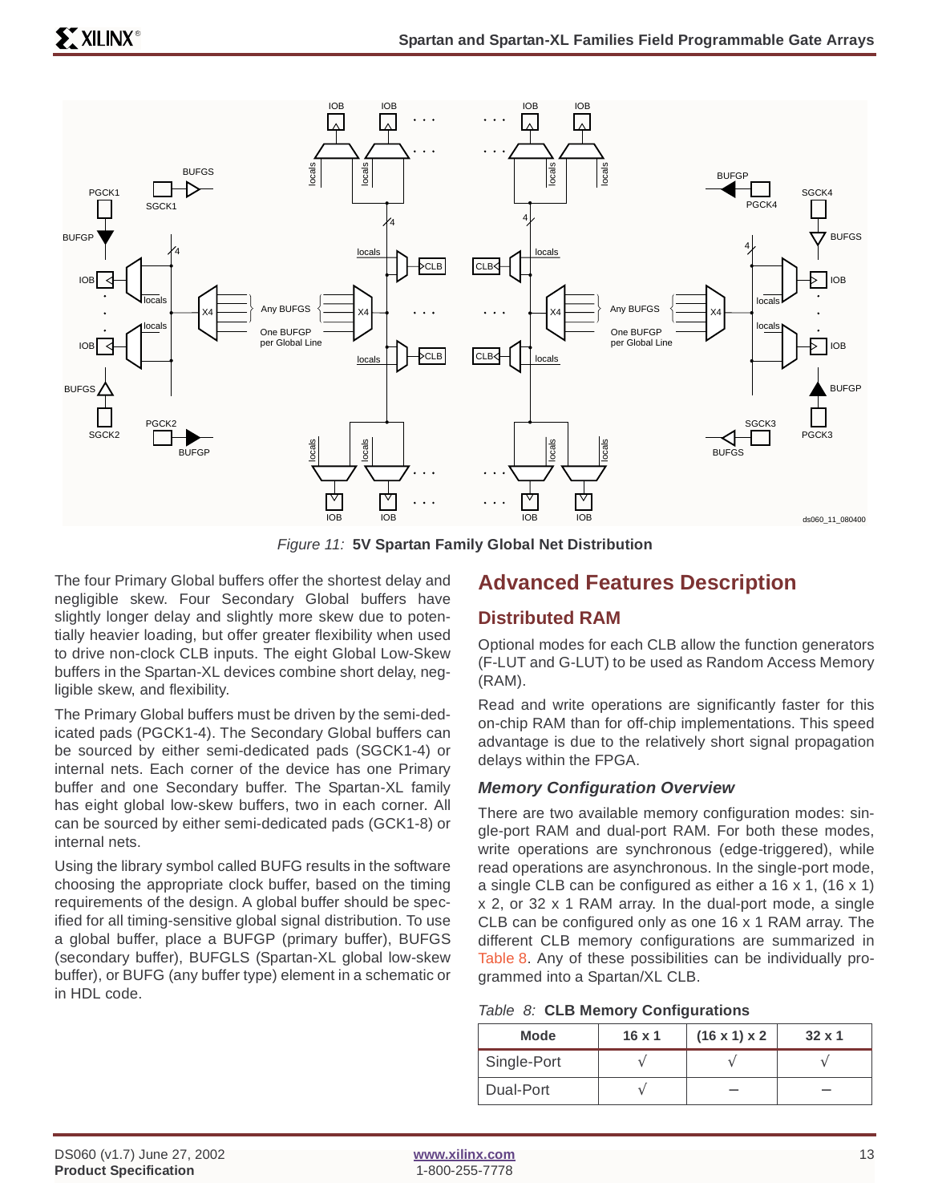*Figure 11:* **5V Spartan Family Global Net Distribution**

The four Primary Global buffers offer the shortest delay and negligible skew. Four Secondary Global buffers have slightly longer delay and slightly more skew due to potentially heavier loading, but offer greater flexibility when used to drive non-clock CLB inputs. The eight Global Low-Skew buffers in the Spartan-XL devices combine short delay, negligible skew, and flexibility.

The Primary Global buffers must be driven by the semi-dedicated pads (PGCK1-4). The Secondary Global buffers can be sourced by either semi-dedicated pads (SGCK1-4) or internal nets. Each corner of the device has one Primary buffer and one Secondary buffer. The Spartan-XL family has eight global low-skew buffers, two in each corner. All can be sourced by either semi-dedicated pads (GCK1-8) or internal nets.

Using the library symbol called BUFG results in the software choosing the appropriate clock buffer, based on the timing requirements of the design. A global buffer should be specified for all timing-sensitive global signal distribution. To use a global buffer, place a BUFGP (primary buffer), BUFGS (secondary buffer), BUFGLS (Spartan-XL global low-skew buffer), or BUFG (any buffer type) element in a schematic or in HDL code.

# Advanced Features Description

## Distributed RAM

Optional modes for each CLB allow the function generators (F-LUT and G-LUT) to be used as Random Access Memory (RAM).

Read and write operations are significantly faster for this on-chip RAM than for off-chip implementations. This speed advantage is due to the relatively short signal propagation delays within the FPGA.

### Memory Configuration Overview

There are two available memory configuration modes: single-port RAM and dual-port RAM. For both these modes, write operations are synchronous (edge-triggered), while read operations are asynchronous. In the single-port mode, a single CLB can be configured as either a 16 x 1, (16 x 1) x 2, or 32 x 1 RAM array. In the dual-port mode, a single CLB can be configured only as one 16 x 1 RAM array. The different CLB memory configurations are summarized in Table 8. Any of these possibilities can be individually programmed into a Spartan/XL CLB.

*Table 8:* **CLB Memory Configurations**

| Mode | 16 x 1 | (16 x 1) x 2 | 32 x 1 |
|---|---|---|---|
| Single-Port | √ | √ | √ |
| Dual-Port | √ | – | – |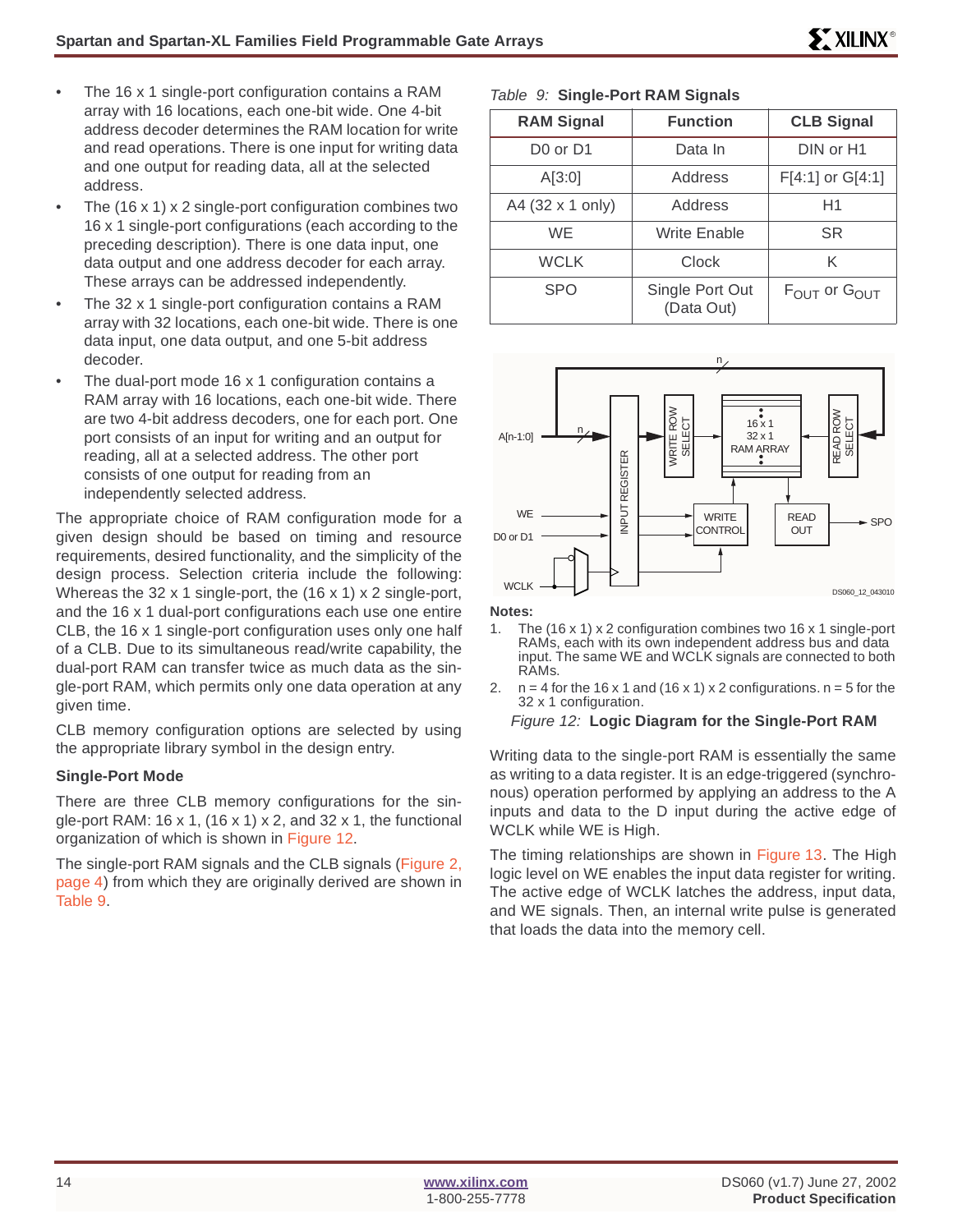- The 16 x 1 single-port configuration contains a RAM array with 16 locations, each one-bit wide. One 4-bit address decoder determines the RAM location for write and read operations. There is one input for writing data and one output for reading data, all at the selected address.
- The (16 x 1) x 2 single-port configuration combines two 16 x 1 single-port configurations (each according to the preceding description). There is one data input, one data output and one address decoder for each array. These arrays can be addressed independently.
- The 32 x 1 single-port configuration contains a RAM array with 32 locations, each one-bit wide. There is one data input, one data output, and one 5-bit address decoder.
- The dual-port mode 16 x 1 configuration contains a RAM array with 16 locations, each one-bit wide. There are two 4-bit address decoders, one for each port. One port consists of an input for writing and an output for reading, all at a selected address. The other port consists of one output for reading from an independently selected address.

The appropriate choice of RAM configuration mode for a given design should be based on timing and resource requirements, desired functionality, and the simplicity of the design process. Selection criteria include the following: Whereas the 32 x 1 single-port, the (16 x 1) x 2 single-port, and the 16 x 1 dual-port configurations each use one entire CLB, the 16 x 1 single-port configuration uses only one half of a CLB. Due to its simultaneous read/write capability, the dual-port RAM can transfer twice as much data as the single-port RAM, which permits only one data operation at any given time.

CLB memory configuration options are selected by using the appropriate library symbol in the design entry.

### Single-Port Mode

There are three CLB memory configurations for the single-port RAM: 16 x 1, (16 x 1) x 2, and 32 x 1, the functional organization of which is shown in Figure 12.

The single-port RAM signals and the CLB signals (Figure 2, page 4) from which they are originally derived are shown in Table 9.

*Table 9:* **Single-Port RAM Signals**

| RAM Signal | Function | CLB Signal |
|---|---|---|
| D0 or D1 | Data In | DIN or H1 |
| A[3:0] | Address | F[4:1] or G[4:1] |
| A4 (32 x 1 only) | Address | H1 |
| WE | Write Enable | SR |
| WCLK | Clock | K |
| SPO | Single Port Out (Data Out) | $F_{OUT}$ or $G_{OUT}$ |

**Notes:**

1. The (16 x 1) x 2 configuration combines two 16 x 1 single-port RAMs, each with its own independent address bus and data input. The same WE and WCLK signals are connected to both RAMs.
2. n = 4 for the 16 x 1 and (16 x 1) x 2 configurations. n = 5 for the 32 x 1 configuration.

*Figure 12:* **Logic Diagram for the Single-Port RAM**

Writing data to the single-port RAM is essentially the same as writing to a data register. It is an edge-triggered (synchronous) operation performed by applying an address to the A inputs and data to the D input during the active edge of WCLK while WE is High.

The timing relationships are shown in Figure 13. The High logic level on WE enables the input data register for writing. The active edge of WCLK latches the address, input data, and WE signals. Then, an internal write pulse is generated that loads the data into the memory cell.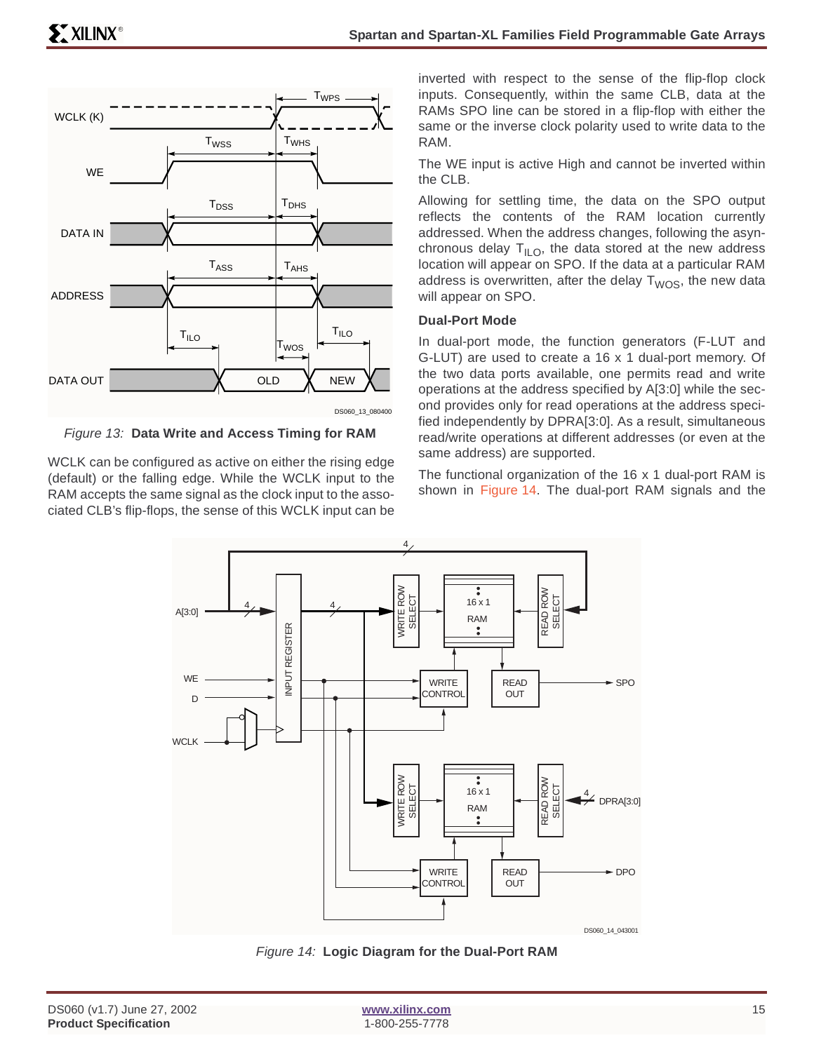*Figure 13:* **Data Write and Access Timing for RAM**

WCLK can be configured as active on either the rising edge (default) or the falling edge. While the WCLK input to the RAM accepts the same signal as the clock input to the associated CLB's flip-flops, the sense of this WCLK input can be inverted with respect to the sense of the flip-flop clock inputs. Consequently, within the same CLB, data at the RAMs SPO line can be stored in a flip-flop with either the same or the inverse clock polarity used to write data to the RAM.

The WE input is active High and cannot be inverted within the CLB.

Allowing for settling time, the data on the SPO output reflects the contents of the RAM location currently addressed. When the address changes, following the asynchronous delay $T_{ILO}$, the data stored at the new address location will appear on SPO. If the data at a particular RAM address is overwritten, after the delay $T_{WOS}$, the new data will appear on SPO.

### Dual-Port Mode

In dual-port mode, the function generators (F-LUT and G-LUT) are used to create a 16 x 1 dual-port memory. Of the two data ports available, one permits read and write operations at the address specified by A[3:0] while the second provides only for read operations at the address specified independently by DPRA[3:0]. As a result, simultaneous read/write operations at different addresses (or even at the same address) are supported.

The functional organization of the 16 x 1 dual-port RAM is shown in Figure 14. The dual-port RAM signals and the

*Figure 14:* **Logic Diagram for the Dual-Port RAM**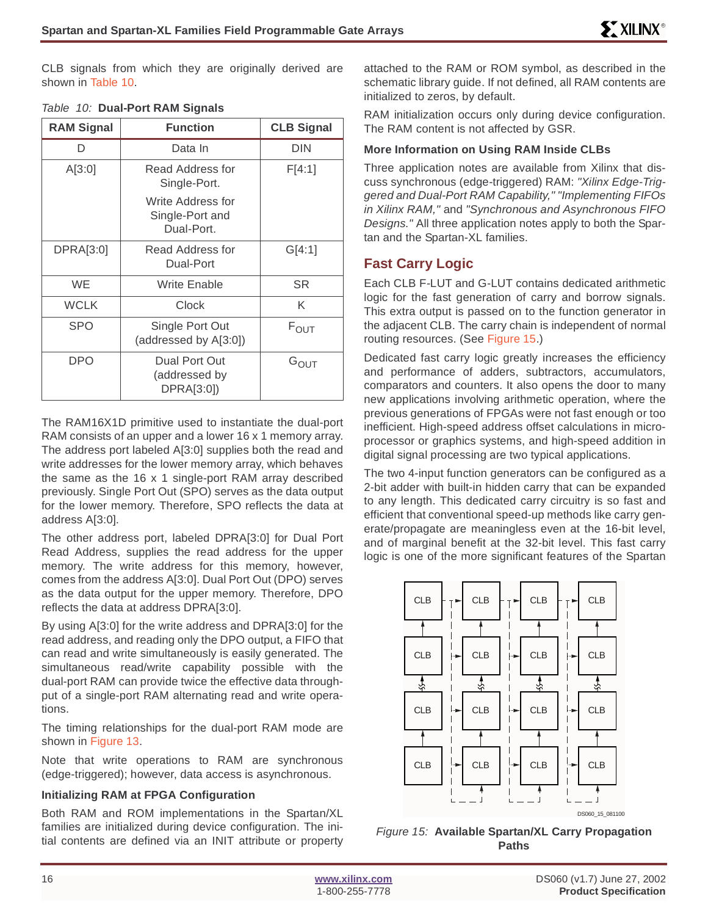CLB signals from which they are originally derived are shown in Table 10.

*Table 10:* **Dual-Port RAM Signals**

| RAM Signal | Function | CLB Signal |
|---|---|---|
| D | Data In | DIN |
| A[3:0] | Read Address for Single-Port. Write Address for Single-Port and Dual-Port. | F[4:1] |
| DPRA[3:0] | Read Address for Dual-Port | G[4:1] |
| WE | Write Enable | SR |
| WCLK | Clock | K |
| SPO | Single Port Out (addressed by A[3:0]) | $F_{OUT}$ |
| DPO | Dual Port Out (addressed by DPRA[3:0]) | $G_{OUT}$ |

The RAM16X1D primitive used to instantiate the dual-port RAM consists of an upper and a lower 16 x 1 memory array. The address port labeled A[3:0] supplies both the read and write addresses for the lower memory array, which behaves the same as the 16 x 1 single-port RAM array described previously. Single Port Out (SPO) serves as the data output for the lower memory. Therefore, SPO reflects the data at address A[3:0].

The other address port, labeled DPRA[3:0] for Dual Port Read Address, supplies the read address for the upper memory. The write address for this memory, however, comes from the address A[3:0]. Dual Port Out (DPO) serves as the data output for the upper memory. Therefore, DPO reflects the data at address DPRA[3:0].

By using A[3:0] for the write address and DPRA[3:0] for the read address, and reading only the DPO output, a FIFO that can read and write simultaneously is easily generated. The simultaneous read/write capability possible with the dual-port RAM can provide twice the effective data throughput of a single-port RAM alternating read and write operations.

The timing relationships for the dual-port RAM mode are shown in Figure 13.

Note that write operations to RAM are synchronous (edge-triggered); however, data access is asynchronous.

### Initializing RAM at FPGA Configuration

Both RAM and ROM implementations in the Spartan/XL families are initialized during device configuration. The initial contents are defined via an INIT attribute or property attached to the RAM or ROM symbol, as described in the schematic library guide. If not defined, all RAM contents are initialized to zeros, by default.

RAM initialization occurs only during device configuration. The RAM content is not affected by GSR.

### More Information on Using RAM Inside CLBs

Three application notes are available from Xilinx that discuss synchronous (edge-triggered) RAM: *"Xilinx Edge-Triggered and Dual-Port RAM Capability," "Implementing FIFOs in Xilinx RAM,"* and *"Synchronous and Asynchronous FIFO Designs."* All three application notes apply to both the Spartan and the Spartan-XL families.

## Fast Carry Logic

Each CLB F-LUT and G-LUT contains dedicated arithmetic logic for the fast generation of carry and borrow signals. This extra output is passed on to the function generator in the adjacent CLB. The carry chain is independent of normal routing resources. (See Figure 15.)

Dedicated fast carry logic greatly increases the efficiency and performance of adders, subtractors, accumulators, comparators and counters. It also opens the door to many new applications involving arithmetic operation, where the previous generations of FPGAs were not fast enough or too inefficient. High-speed address offset calculations in microprocessor or graphics systems, and high-speed addition in digital signal processing are two typical applications.

The two 4-input function generators can be configured as a 2-bit adder with built-in hidden carry that can be expanded to any length. This dedicated carry circuitry is so fast and efficient that conventional speed-up methods like carry generate/propagate are meaningless even at the 16-bit level, and of marginal benefit at the 32-bit level. This fast carry logic is one of the more significant features of the Spartan

*Figure 15:* **Available Spartan/XL Carry Propagation Paths**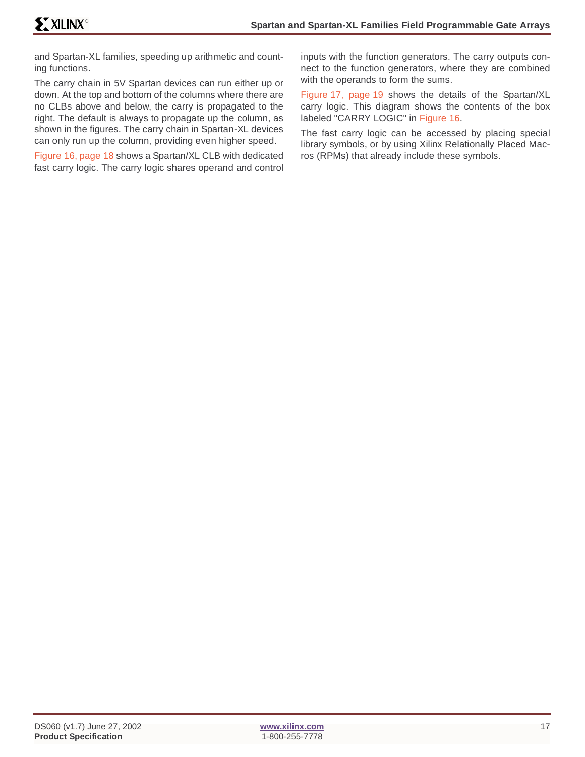and Spartan-XL families, speeding up arithmetic and counting functions.

The carry chain in 5V Spartan devices can run either up or down. At the top and bottom of the columns where there are no CLBs above and below, the carry is propagated to the right. The default is always to propagate up the column, as shown in the figures. The carry chain in Spartan-XL devices can only run up the column, providing even higher speed.

Figure 16, page 18 shows a Spartan/XL CLB with dedicated fast carry logic. The carry logic shares operand and control inputs with the function generators. The carry outputs connect to the function generators, where they are combined with the operands to form the sums.

Figure 17, page 19 shows the details of the Spartan/XL carry logic. This diagram shows the contents of the box labeled "CARRY LOGIC" in Figure 16.

The fast carry logic can be accessed by placing special library symbols, or by using Xilinx Relationally Placed Macros (RPMs) that already include these symbols.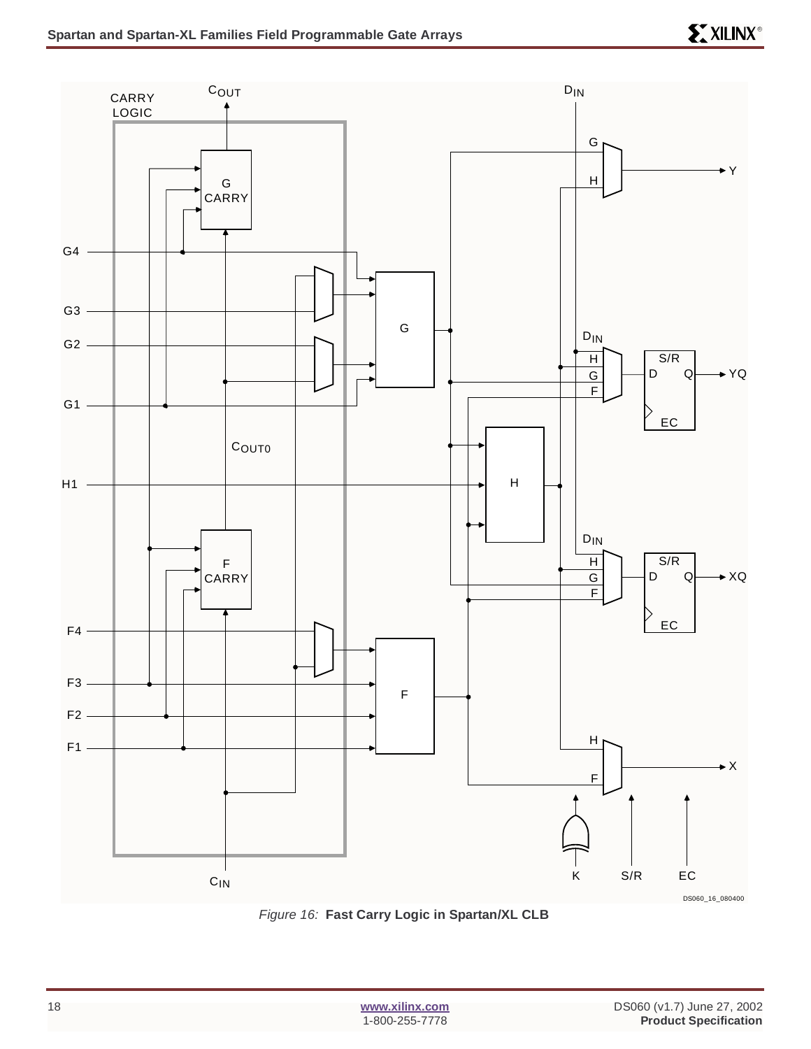*Figure 16:* **Fast Carry Logic in Spartan/XL CLB**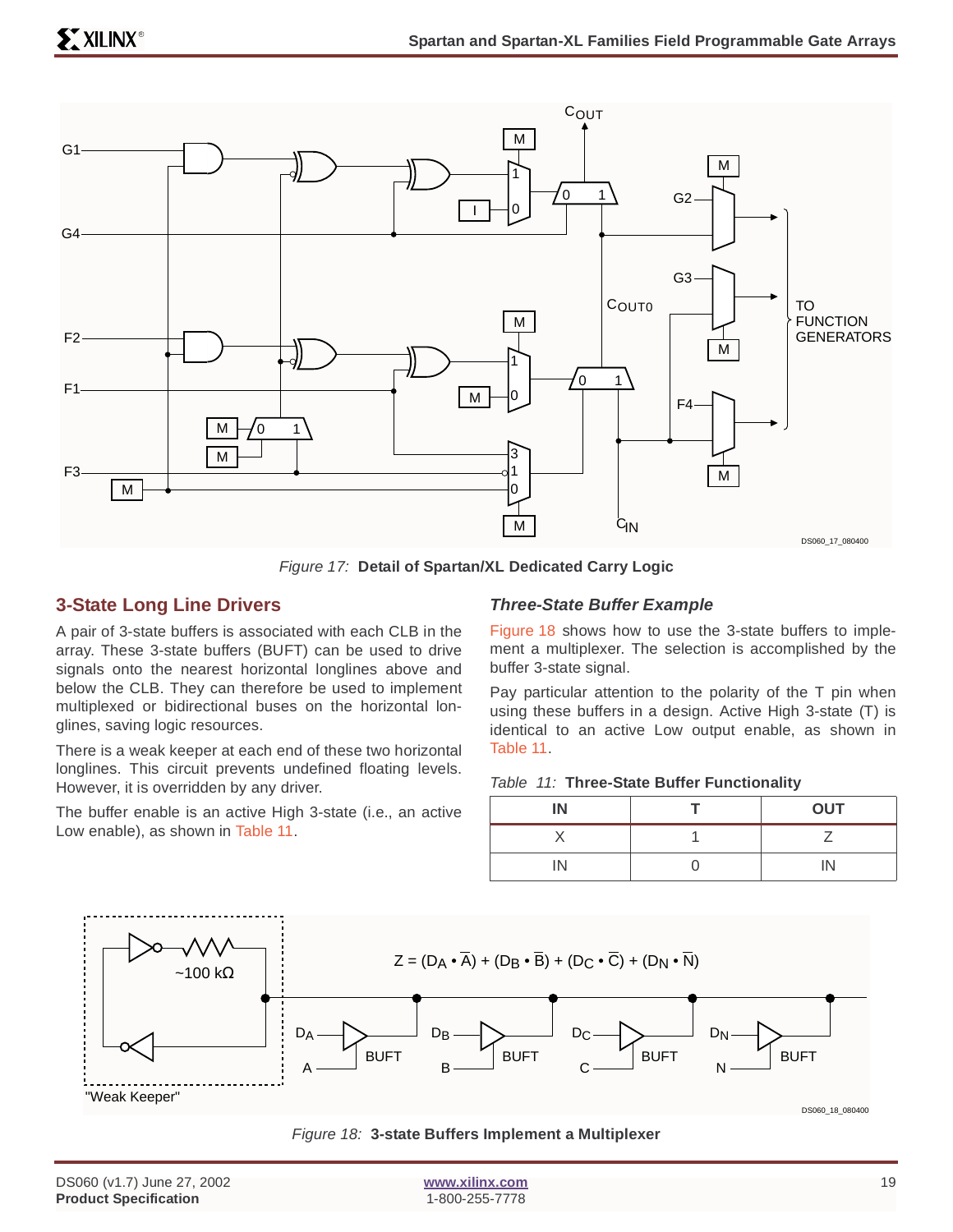Figure 17: **Detail of Spartan/XL Dedicated Carry Logic**

## 3-State Long Line Drivers

A pair of 3-state buffers is associated with each CLB in the array. These 3-state buffers (BUFT) can be used to drive signals onto the nearest horizontal longlines above and below the CLB. They can therefore be used to implement multiplexed or bidirectional buses on the horizontal longlines, saving logic resources.

There is a weak keeper at each end of these two horizontal longlines. This circuit prevents undefined floating levels. However, it is overridden by any driver.

The buffer enable is an active High 3-state (i.e., an active Low enable), as shown in Table 11.

### Three-State Buffer Example

Figure 18 shows how to use the 3-state buffers to implement a multiplexer. The selection is accomplished by the buffer 3-state signal.

Pay particular attention to the polarity of the T pin when using these buffers in a design. Active High 3-state (T) is identical to an active Low output enable, as shown in Table 11.

Table 11: **Three-State Buffer Functionality**

| IN | T | OUT |
|---|---|---|
| X | 1 | Z |
| IN | 0 | IN |

$$Z = (D_A \cdot \overline{A}) + (D_B \cdot \overline{B}) + (D_C \cdot \overline{C}) + (D_N \cdot \overline{N})$$

Figure 18: **3-state Buffers Implement a Multiplexer**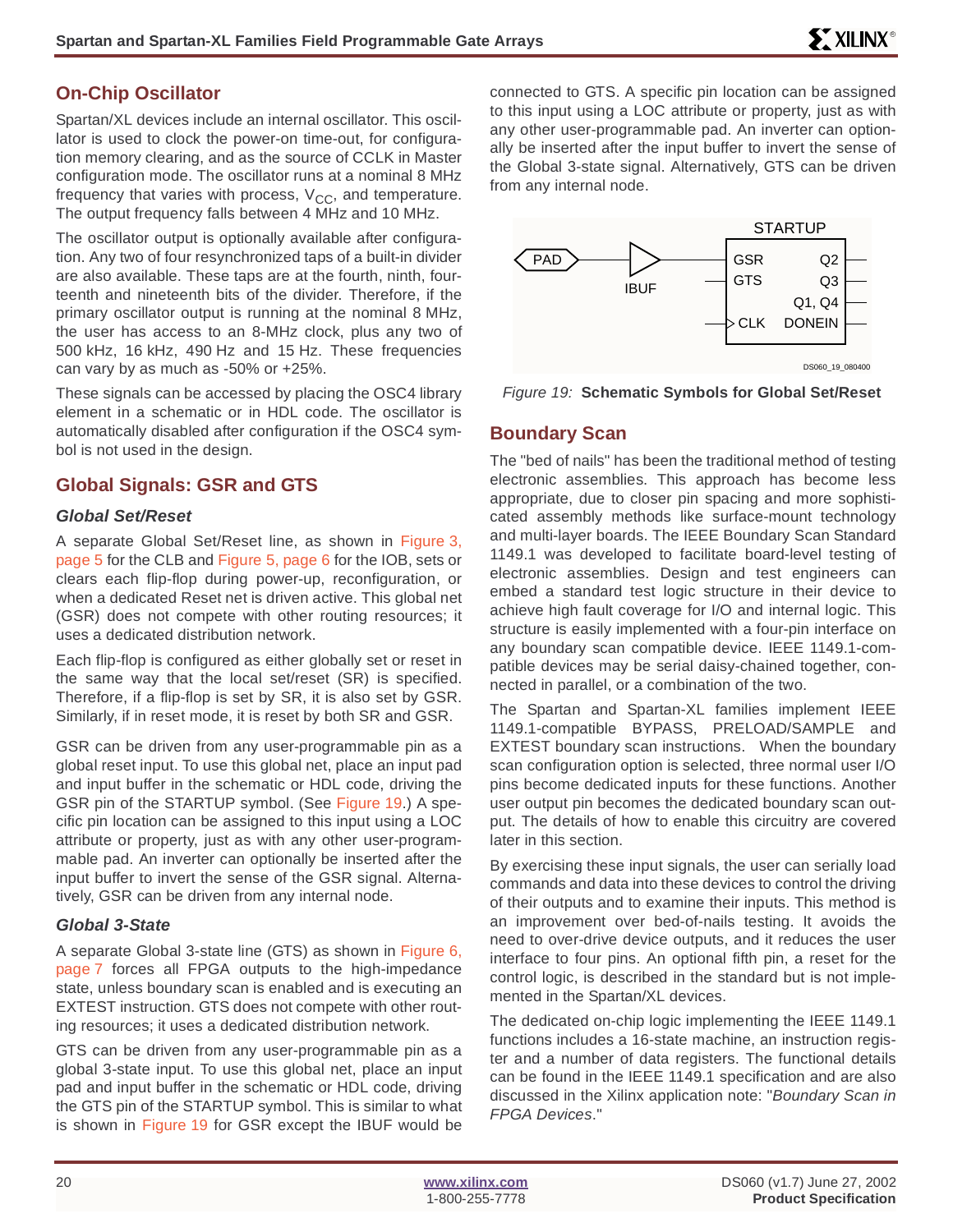## On-Chip Oscillator

Spartan/XL devices include an internal oscillator. This oscillator is used to clock the power-on time-out, for configuration memory clearing, and as the source of CCLK in Master configuration mode. The oscillator runs at a nominal 8 MHz frequency that varies with process, $V_{CC}$, and temperature. The output frequency falls between 4 MHz and 10 MHz.

The oscillator output is optionally available after configuration. Any two of four resynchronized taps of a built-in divider are also available. These taps are at the fourth, ninth, fourteenth and nineteenth bits of the divider. Therefore, if the primary oscillator output is running at the nominal 8 MHz, the user has access to an 8-MHz clock, plus any two of 500 kHz, 16 kHz, 490 Hz and 15 Hz. These frequencies can vary by as much as -50% or +25%.

These signals can be accessed by placing the OSC4 library element in a schematic or in HDL code. The oscillator is automatically disabled after configuration if the OSC4 symbol is not used in the design.

## Global Signals: GSR and GTS

### Global Set/Reset

A separate Global Set/Reset line, as shown in Figure 3, page 5 for the CLB and Figure 5, page 6 for the IOB, sets or clears each flip-flop during power-up, reconfiguration, or when a dedicated Reset net is driven active. This global net (GSR) does not compete with other routing resources; it uses a dedicated distribution network.

Each flip-flop is configured as either globally set or reset in the same way that the local set/reset (SR) is specified. Therefore, if a flip-flop is set by SR, it is also set by GSR. Similarly, if in reset mode, it is reset by both SR and GSR.

GSR can be driven from any user-programmable pin as a global reset input. To use this global net, place an input pad and input buffer in the schematic or HDL code, driving the GSR pin of the STARTUP symbol. (See Figure 19.) A specific pin location can be assigned to this input using a LOC attribute or property, just as with any other user-programmable pad. An inverter can optionally be inserted after the input buffer to invert the sense of the GSR signal. Alternatively, GSR can be driven from any internal node.

### Global 3-State

A separate Global 3-state line (GTS) as shown in Figure 6, page 7 forces all FPGA outputs to the high-impedance state, unless boundary scan is enabled and is executing an EXTEST instruction. GTS does not compete with other routing resources; it uses a dedicated distribution network.

GTS can be driven from any user-programmable pin as a global 3-state input. To use this global net, place an input pad and input buffer in the schematic or HDL code, driving the GTS pin of the STARTUP symbol. This is similar to what is shown in Figure 19 for GSR except the IBUF would be connected to GTS. A specific pin location can be assigned to this input using a LOC attribute or property, just as with any other user-programmable pad. An inverter can optionally be inserted after the input buffer to invert the sense of the Global 3-state signal. Alternatively, GTS can be driven from any internal node.

*Figure 19:* **Schematic Symbols for Global Set/Reset**

## Boundary Scan

The "bed of nails" has been the traditional method of testing electronic assemblies. This approach has become less appropriate, due to closer pin spacing and more sophisticated assembly methods like surface-mount technology and multi-layer boards. The IEEE Boundary Scan Standard 1149.1 was developed to facilitate board-level testing of electronic assemblies. Design and test engineers can embed a standard test logic structure in their device to achieve high fault coverage for I/O and internal logic. This structure is easily implemented with a four-pin interface on any boundary scan compatible device. IEEE 1149.1-compatible devices may be serial daisy-chained together, connected in parallel, or a combination of the two.

The Spartan and Spartan-XL families implement IEEE 1149.1-compatible BYPASS, PRELOAD/SAMPLE and EXTEST boundary scan instructions. When the boundary scan configuration option is selected, three normal user I/O pins become dedicated inputs for these functions. Another user output pin becomes the dedicated boundary scan output. The details of how to enable this circuitry are covered later in this section.

By exercising these input signals, the user can serially load commands and data into these devices to control the driving of their outputs and to examine their inputs. This method is an improvement over bed-of-nails testing. It avoids the need to over-drive device outputs, and it reduces the user interface to four pins. An optional fifth pin, a reset for the control logic, is described in the standard but is not implemented in the Spartan/XL devices.

The dedicated on-chip logic implementing the IEEE 1149.1 functions includes a 16-state machine, an instruction register and a number of data registers. The functional details can be found in the IEEE 1149.1 specification and are also discussed in the Xilinx application note: "*Boundary Scan in FPGA Devices*."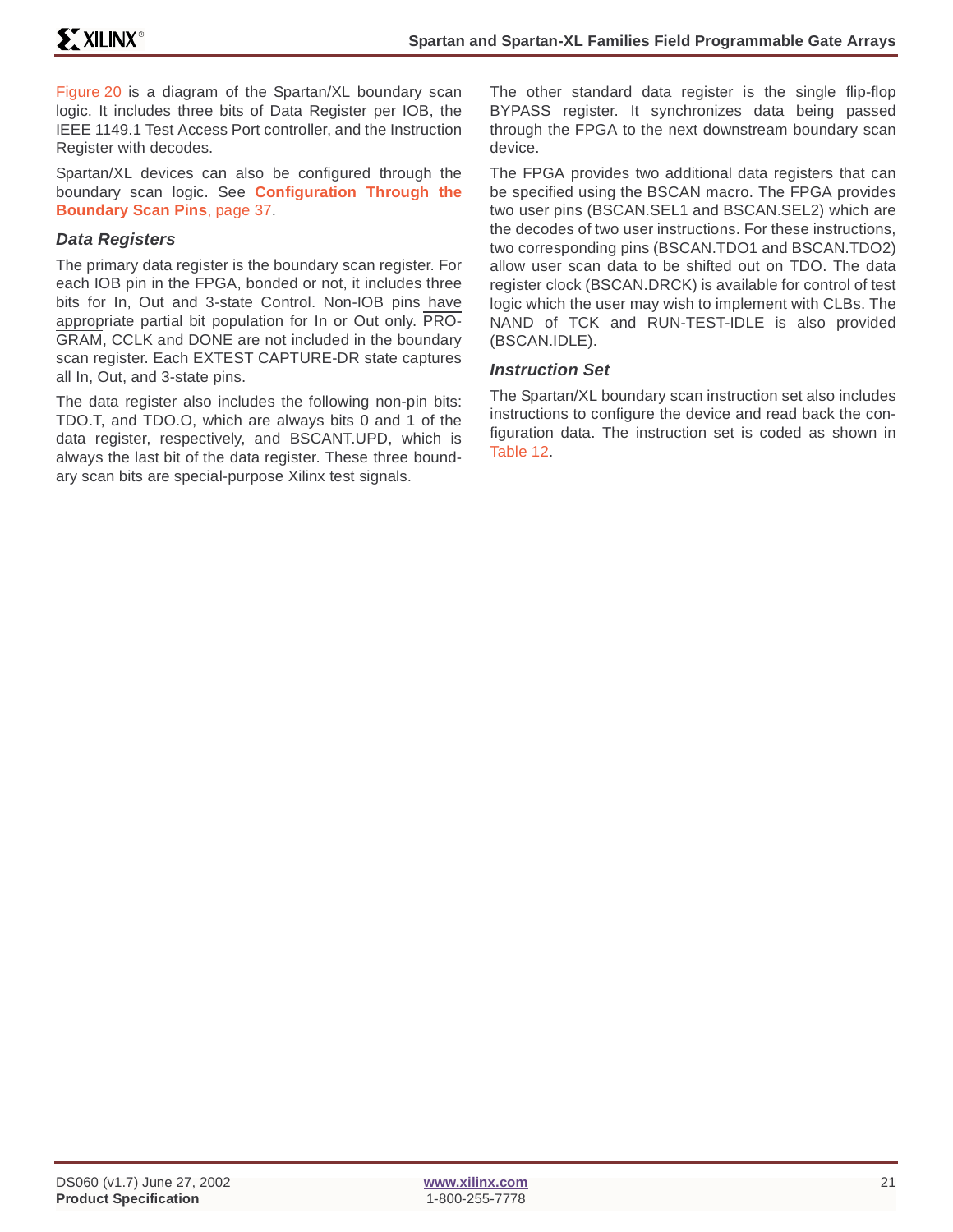Figure 20 is a diagram of the Spartan/XL boundary scan logic. It includes three bits of Data Register per IOB, the IEEE 1149.1 Test Access Port controller, and the Instruction Register with decodes.

Spartan/XL devices can also be configured through the boundary scan logic. See **Configuration Through the Boundary Scan Pins**, page 37.

### *Data Registers*

The primary data register is the boundary scan register. For each IOB pin in the FPGA, bonded or not, it includes three bits for In, Out and 3-state Control. Non-IOB pins have appropriate partial bit population for In or Out only. PROGRAM, CCLK and DONE are not included in the boundary scan register. Each EXTEST CAPTURE-DR state captures all In, Out, and 3-state pins.

The data register also includes the following non-pin bits: TDO.T, and TDO.O, which are always bits 0 and 1 of the data register, respectively, and BSCANT.UPD, which is always the last bit of the data register. These three boundary scan bits are special-purpose Xilinx test signals.

The other standard data register is the single flip-flop BYPASS register. It synchronizes data being passed through the FPGA to the next downstream boundary scan device.

The FPGA provides two additional data registers that can be specified using the BSCAN macro. The FPGA provides two user pins (BSCAN.SEL1 and BSCAN.SEL2) which are the decodes of two user instructions. For these instructions, two corresponding pins (BSCAN.TDO1 and BSCAN.TDO2) allow user scan data to be shifted out on TDO. The data register clock (BSCAN.DRCK) is available for control of test logic which the user may wish to implement with CLBs. The NAND of TCK and RUN-TEST-IDLE is also provided (BSCAN.IDLE).

### *Instruction Set*

The Spartan/XL boundary scan instruction set also includes instructions to configure the device and read back the configuration data. The instruction set is coded as shown in Table 12.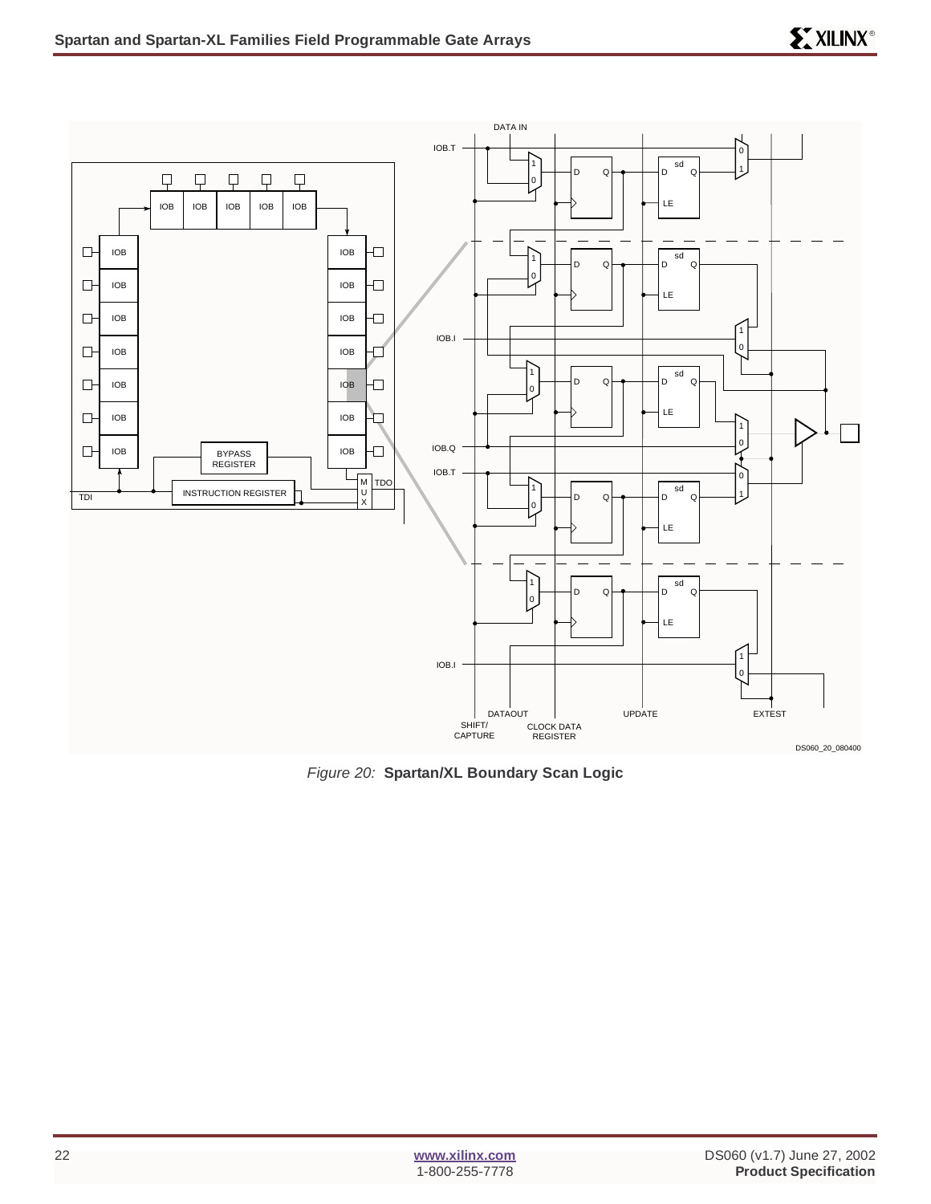*Figure 20:* **Spartan/XL Boundary Scan Logic**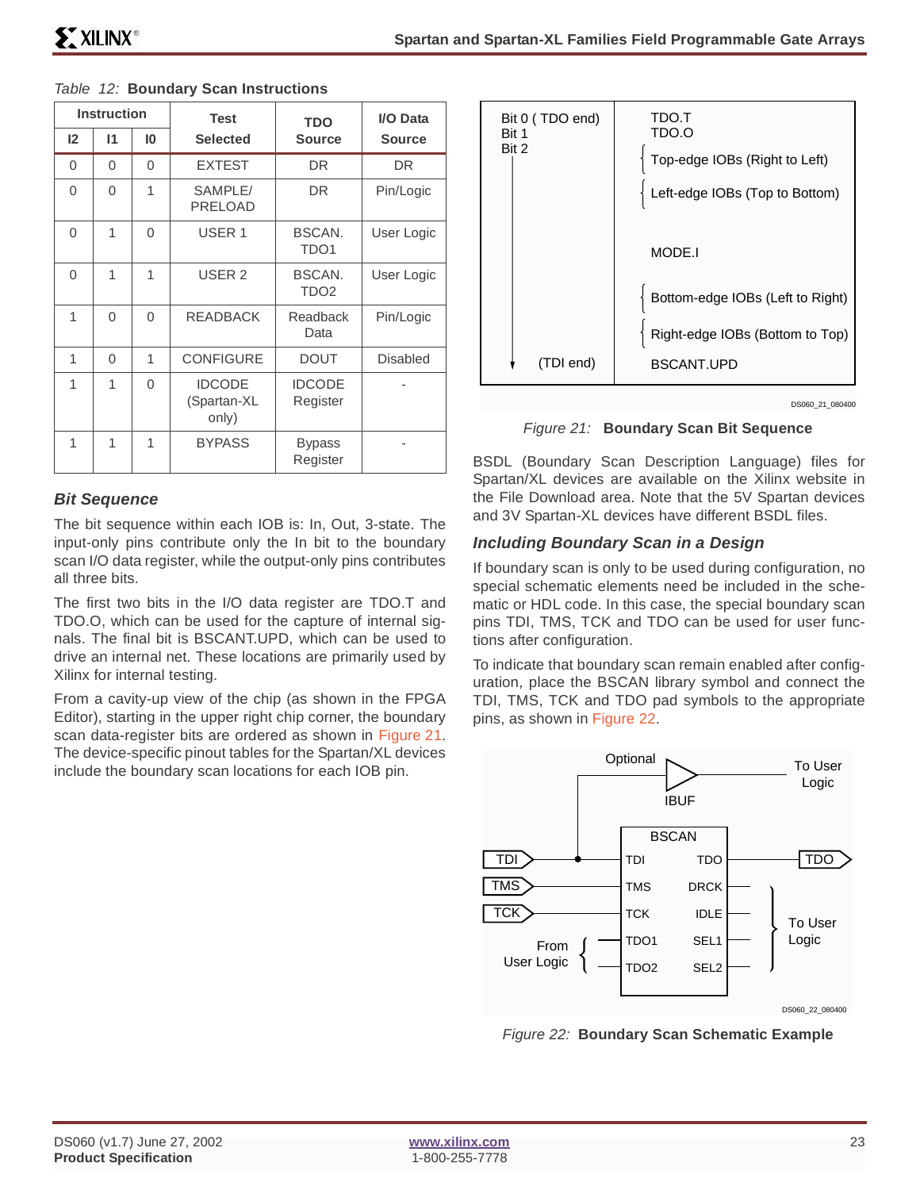*Table 12:* **Boundary Scan Instructions**

| Instruction | | | Test Selected | TDO Source | I/O Data Source |
|---|---|---|---|---|---|
| I2 | I1 | I0 | | | |
| 0 | 0 | 0 | EXTEST | DR | DR |
| 0 | 0 | 1 | SAMPLE/ PRELOAD | DR | Pin/Logic |
| 0 | 1 | 0 | USER 1 | BSCAN. TDO1 | User Logic |
| 0 | 1 | 1 | USER 2 | BSCAN. TDO2 | User Logic |
| 1 | 0 | 0 | READBACK | Readback Data | Pin/Logic |
| 1 | 0 | 1 | CONFIGURE | DOUT | Disabled |
| 1 | 1 | 0 | IDCODE (Spartan-XL only) | IDCODE Register | - |
| 1 | 1 | 1 | BYPASS | Bypass Register | - |

### *Bit Sequence*

The bit sequence within each IOB is: In, Out, 3-state. The input-only pins contribute only the In bit to the boundary scan I/O data register, while the output-only pins contributes all three bits.

The first two bits in the I/O data register are TDO.T and TDO.O, which can be used for the capture of internal signals. The final bit is BSCANT.UPD, which can be used to drive an internal net. These locations are primarily used by Xilinx for internal testing.

From a cavity-up view of the chip (as shown in the FPGA Editor), starting in the upper right chip corner, the boundary scan data-register bits are ordered as shown in Figure 21. The device-specific pinout tables for the Spartan/XL devices include the boundary scan locations for each IOB pin.

| | |
|---|---|
| Bit 0 ( TDO end) | TDO.T |
| Bit 1 | TDO.O |
| Bit 2 | Top-edge IOBs (Right to Left) |
| | Left-edge IOBs (Top to Bottom) |
| | MODE.I |
| | Bottom-edge IOBs (Left to Right) |
| | Right-edge IOBs (Bottom to Top) |
| (TDI end) | BSCANT.UPD |

DS060_21_080400

*Figure 21:* **Boundary Scan Bit Sequence**

BSDL (Boundary Scan Description Language) files for Spartan/XL devices are available on the Xilinx website in the File Download area. Note that the 5V Spartan devices and 3V Spartan-XL devices have different BSDL files.

### *Including Boundary Scan in a Design*

If boundary scan is only to be used during configuration, no special schematic elements need be included in the schematic or HDL code. In this case, the special boundary scan pins TDI, TMS, TCK and TDO can be used for user functions after configuration.

To indicate that boundary scan remain enabled after configuration, place the BSCAN library symbol and connect the TDI, TMS, TCK and TDO pad symbols to the appropriate pins, as shown in Figure 22.

*Figure 22:* **Boundary Scan Schematic Example**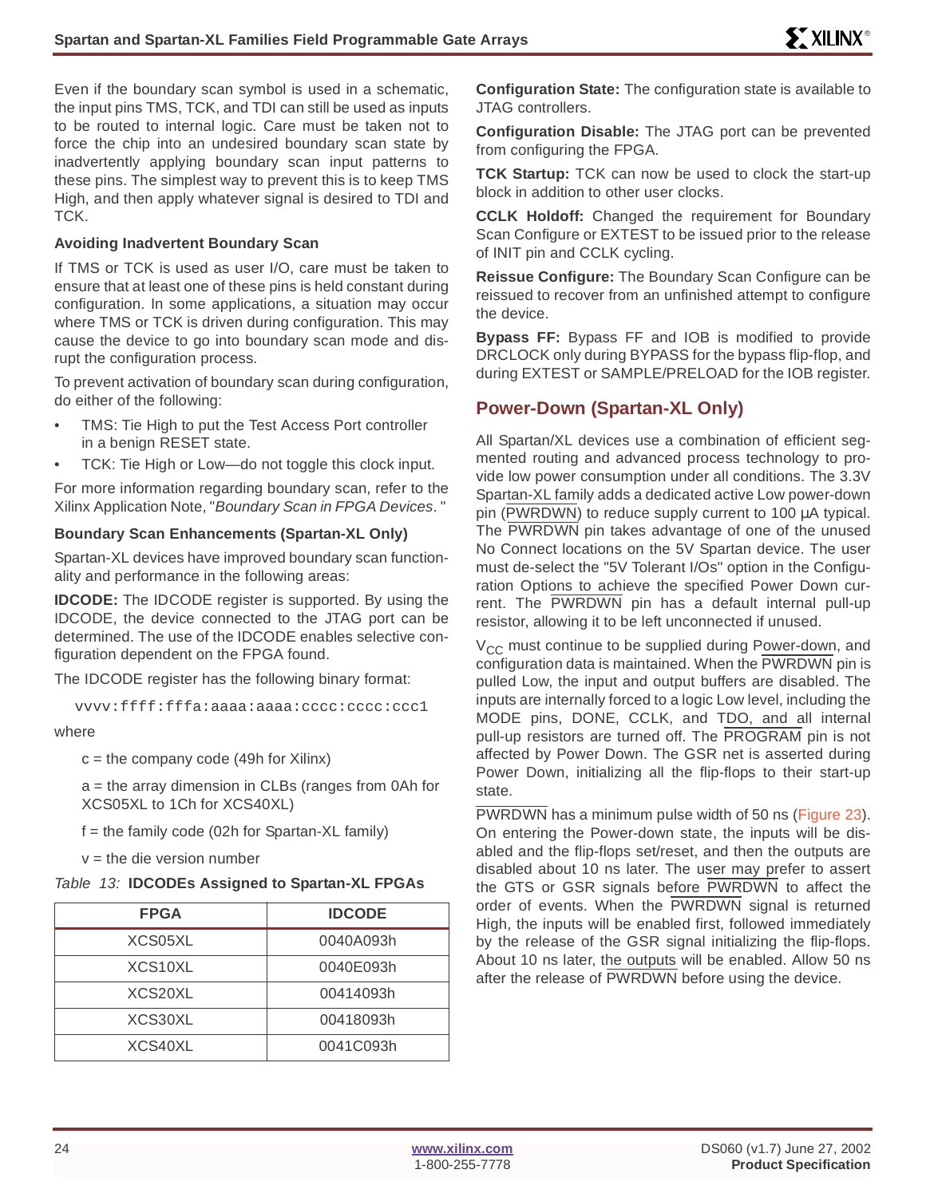Even if the boundary scan symbol is used in a schematic, the input pins TMS, TCK, and TDI can still be used as inputs to be routed to internal logic. Care must be taken not to force the chip into an undesired boundary scan state by inadvertently applying boundary scan input patterns to these pins. The simplest way to prevent this is to keep TMS High, and then apply whatever signal is desired to TDI and TCK.

#### Avoiding Inadvertent Boundary Scan

If TMS or TCK is used as user I/O, care must be taken to ensure that at least one of these pins is held constant during configuration. In some applications, a situation may occur where TMS or TCK is driven during configuration. This may cause the device to go into boundary scan mode and disrupt the configuration process.

To prevent activation of boundary scan during configuration, do either of the following:

- TMS: Tie High to put the Test Access Port controller in a benign RESET state.
- TCK: Tie High or Low—do not toggle this clock input.

For more information regarding boundary scan, refer to the Xilinx Application Note, "*Boundary Scan in FPGA Devices*."

#### Boundary Scan Enhancements (Spartan-XL Only)

Spartan-XL devices have improved boundary scan functionality and performance in the following areas:

**IDCODE:** The IDCODE register is supported. By using the IDCODE, the device connected to the JTAG port can be determined. The use of the IDCODE enables selective configuration dependent on the FPGA found.

The IDCODE register has the following binary format:

```
vvvv:ffff:fffa:aaaa:aaaa:cccc:cccc:ccc1
```

where

c = the company code (49h for Xilinx)

a = the array dimension in CLBs (ranges from 0Ah for XCS05XL to 1Ch for XCS40XL)

f = the family code (02h for Spartan-XL family)

v = the die version number

*Table 13:* **IDCODEs Assigned to Spartan-XL FPGAs**

| FPGA | IDCODE |
|---|---|
| XCS05XL | 0040A093h |
| XCS10XL | 0040E093h |
| XCS20XL | 00414093h |
| XCS30XL | 00418093h |
| XCS40XL | 0041C093h |

**Configuration State:** The configuration state is available to JTAG controllers.

**Configuration Disable:** The JTAG port can be prevented from configuring the FPGA.

**TCK Startup:** TCK can now be used to clock the start-up block in addition to other user clocks.

**CCLK Holdoff:** Changed the requirement for Boundary Scan Configure or EXTEST to be issued prior to the release of INIT pin and CCLK cycling.

**Reissue Configure:** The Boundary Scan Configure can be reissued to recover from an unfinished attempt to configure the device.

**Bypass FF:** Bypass FF and IOB is modified to provide DRCLOCK only during BYPASS for the bypass flip-flop, and during EXTEST or SAMPLE/PRELOAD for the IOB register.

## Power-Down (Spartan-XL Only)

All Spartan/XL devices use a combination of efficient segmented routing and advanced process technology to provide low power consumption under all conditions. The 3.3V Spartan-XL family adds a dedicated active Low power-down pin ($\overline{\text{PWRDWN}}$) to reduce supply current to 100 µA typical. The $\overline{\text{PWRDWN}}$ pin takes advantage of one of the unused No Connect locations on the 5V Spartan device. The user must de-select the "5V Tolerant I/Os" option in the Configuration Options to achieve the specified Power Down current. The $\overline{\text{PWRDWN}}$ pin has a default internal pull-up resistor, allowing it to be left unconnected if unused.

$V_{CC}$ must continue to be supplied during Power-down, and configuration data is maintained. When the $\overline{\text{PWRDWN}}$ pin is pulled Low, the input and output buffers are disabled. The inputs are internally forced to a logic Low level, including the MODE pins, DONE, CCLK, and TDO, and all internal pull-up resistors are turned off. The $\overline{\text{PROGRAM}}$ pin is not affected by Power Down. The GSR net is asserted during Power Down, initializing all the flip-flops to their start-up state.

$\overline{\text{PWRDWN}}$ has a minimum pulse width of 50 ns (Figure 23). On entering the Power-down state, the inputs will be disabled and the flip-flops set/reset, and then the outputs are disabled about 10 ns later. The user may prefer to assert the GTS or GSR signals before $\overline{\text{PWRDWN}}$ to affect the order of events. When the $\overline{\text{PWRDWN}}$ signal is returned High, the inputs will be enabled first, followed immediately by the release of the GSR signal initializing the flip-flops. About 10 ns later, the outputs will be enabled. Allow 50 ns after the release of $\overline{\text{PWRDWN}}$ before using the device.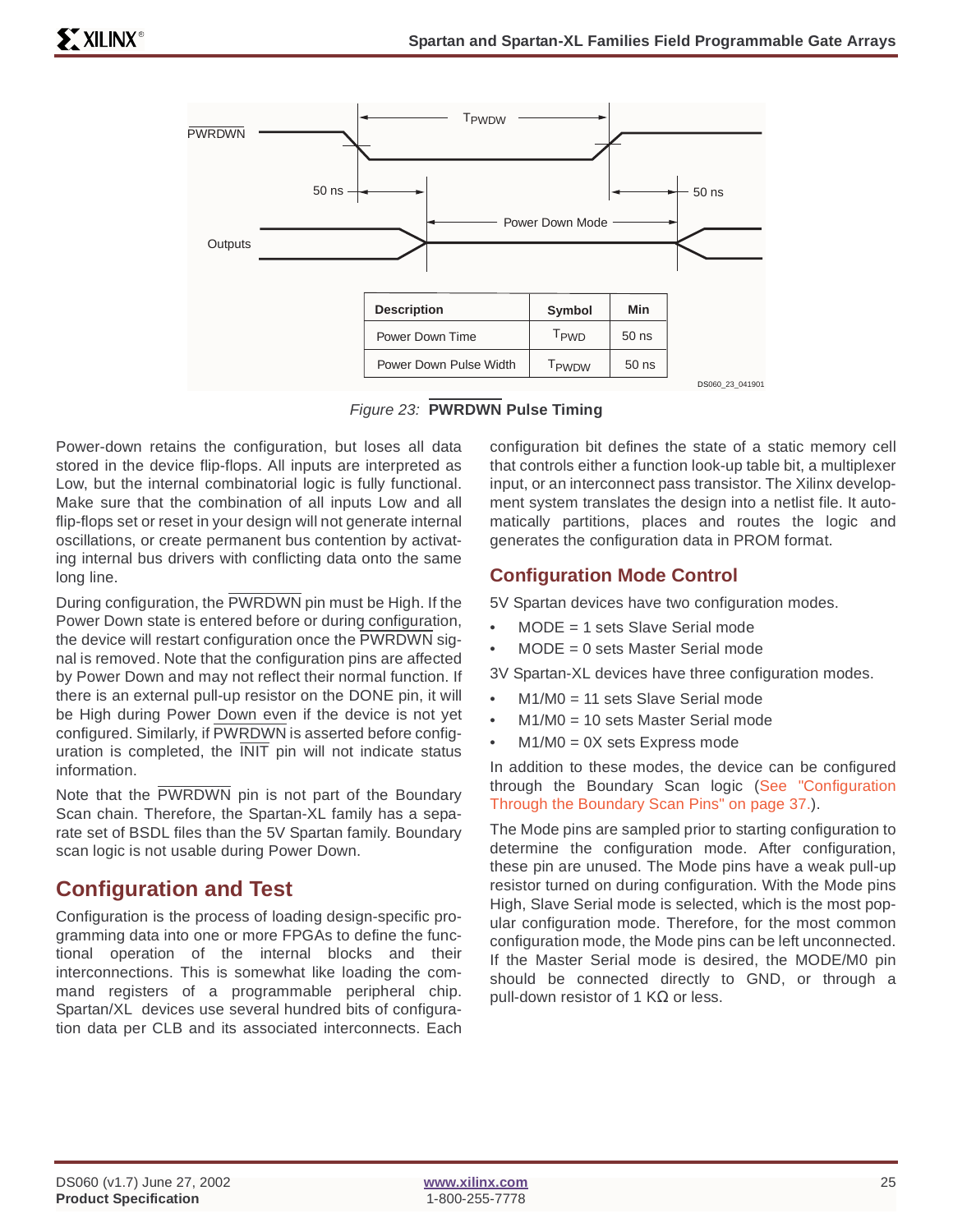| Description | Symbol | Min |
|---|---|---|
| Power Down Time | $T_{PWD}$ | 50 ns |
| Power Down Pulse Width | $T_{PWDW}$ | 50 ns |

*Figure 23:* **PWRDWN Pulse Timing**

Power-down retains the configuration, but loses all data stored in the device flip-flops. All inputs are interpreted as Low, but the internal combinatorial logic is fully functional. Make sure that the combination of all inputs Low and all flip-flops set or reset in your design will not generate internal oscillations, or create permanent bus contention by activating internal bus drivers with conflicting data onto the same long line.

During configuration, the PWRDWN pin must be High. If the Power Down state is entered before or during configuration, the device will restart configuration once the PWRDWN signal is removed. Note that the configuration pins are affected by Power Down and may not reflect their normal function. If there is an external pull-up resistor on the DONE pin, it will be High during Power Down even if the device is not yet configured. Similarly, if PWRDWN is asserted before configuration is completed, the INIT pin will not indicate status information.

Note that the PWRDWN pin is not part of the Boundary Scan chain. Therefore, the Spartan-XL family has a separate set of BSDL files than the 5V Spartan family. Boundary scan logic is not usable during Power Down.

## Configuration and Test

Configuration is the process of loading design-specific programming data into one or more FPGAs to define the functional operation of the internal blocks and their interconnections. This is somewhat like loading the command registers of a programmable peripheral chip. Spartan/XL devices use several hundred bits of configuration data per CLB and its associated interconnects. Each configuration bit defines the state of a static memory cell that controls either a function look-up table bit, a multiplexer input, or an interconnect pass transistor. The Xilinx development system translates the design into a netlist file. It automatically partitions, places and routes the logic and generates the configuration data in PROM format.

### Configuration Mode Control

5V Spartan devices have two configuration modes.

- MODE = 1 sets Slave Serial mode
- MODE = 0 sets Master Serial mode

3V Spartan-XL devices have three configuration modes.

- M1/M0 = 11 sets Slave Serial mode
- M1/M0 = 10 sets Master Serial mode
- M1/M0 = 0X sets Express mode

In addition to these modes, the device can be configured through the Boundary Scan logic (See "Configuration Through the Boundary Scan Pins" on page 37.).

The Mode pins are sampled prior to starting configuration to determine the configuration mode. After configuration, these pin are unused. The Mode pins have a weak pull-up resistor turned on during configuration. With the Mode pins High, Slave Serial mode is selected, which is the most popular configuration mode. Therefore, for the most common configuration mode, the Mode pins can be left unconnected. If the Master Serial mode is desired, the MODE/M0 pin should be connected directly to GND, or through a pull-down resistor of 1 KΩ or less.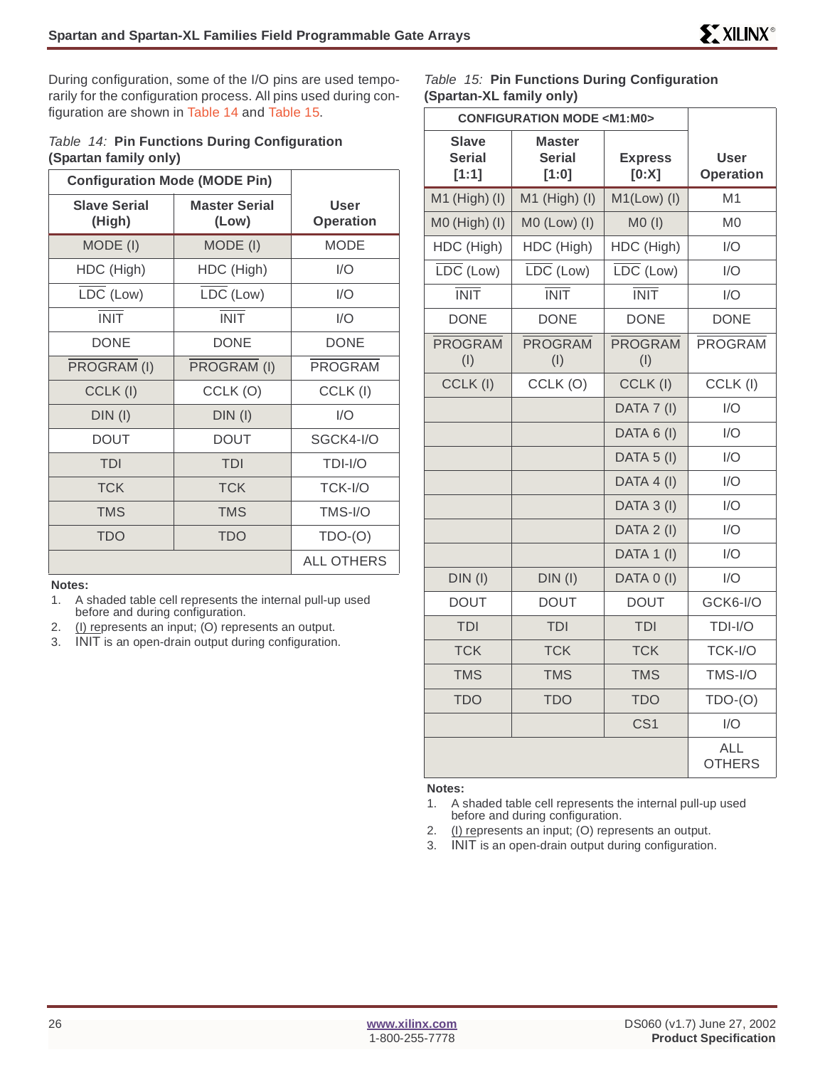During configuration, some of the I/O pins are used temporarily for the configuration process. All pins used during configuration are shown in Table 14 and Table 15.

*Table 14:* **Pin Functions During Configuration (Spartan family only)**

| Configuration Mode (MODE Pin) | | User Operation |
|---|---|---|
| **Slave Serial (High)** | **Master Serial (Low)** | |
| MODE (I) | MODE (I) | MODE |
| HDC (High) | HDC (High) | I/O |
| LDC (Low) | LDC (Low) | I/O |
| INIT | INIT | I/O |
| DONE | DONE | DONE |
| PROGRAM (I) | PROGRAM (I) | PROGRAM |
| CCLK (I) | CCLK (O) | CCLK (I) |
| DIN (I) | DIN (I) | I/O |
| DOUT | DOUT | SGCK4-I/O |
| TDI | TDI | TDI-I/O |
| TCK | TCK | TCK-I/O |
| TMS | TMS | TMS-I/O |
| TDO | TDO | TDO-(O) |
| | | ALL OTHERS |

**Notes:**

1. A shaded table cell represents the internal pull-up used before and during configuration.
2. (I) represents an input; (O) represents an output.
3. INIT is an open-drain output during configuration.

*Table 15:* **Pin Functions During Configuration (Spartan-XL family only)**

| CONFIGURATION MODE <M1:M0> | | | User Operation |
|---|---|---|---|
| **Slave Serial [1:1]** | **Master Serial [1:0]** | **Express [0:X]** | |
| M1 (High) (I) | M1 (High) (I) | M1(Low) (I) | M1 |
| M0 (High) (I) | M0 (Low) (I) | M0 (I) | M0 |
| HDC (High) | HDC (High) | HDC (High) | I/O |
| LDC (Low) | LDC (Low) | LDC (Low) | I/O |
| INIT | INIT | INIT | I/O |
| DONE | DONE | DONE | DONE |
| PROGRAM (I) | PROGRAM (I) | PROGRAM (I) | PROGRAM |
| CCLK (I) | CCLK (O) | CCLK (I) | CCLK (I) |
| | | DATA 7 (I) | I/O |
| | | DATA 6 (I) | I/O |
| | | DATA 5 (I) | I/O |
| | | DATA 4 (I) | I/O |
| | | DATA 3 (I) | I/O |
| | | DATA 2 (I) | I/O |
| | | DATA 1 (I) | I/O |
| DIN (I) | DIN (I) | DATA 0 (I) | I/O |
| DOUT | DOUT | DOUT | GCK6-I/O |
| TDI | TDI | TDI | TDI-I/O |
| TCK | TCK | TCK | TCK-I/O |
| TMS | TMS | TMS | TMS-I/O |
| TDO | TDO | TDO | TDO-(O) |
| | | CS1 | I/O |
| | | | ALL OTHERS |

**Notes:**

1. A shaded table cell represents the internal pull-up used before and during configuration.
2. (I) represents an input; (O) represents an output.
3. INIT is an open-drain output during configuration.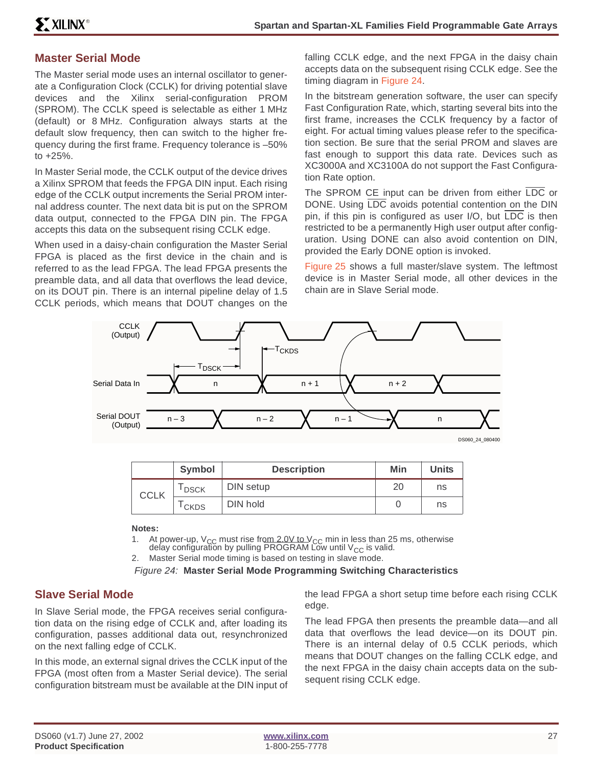## Master Serial Mode

The Master serial mode uses an internal oscillator to generate a Configuration Clock (CCLK) for driving potential slave devices and the Xilinx serial-configuration PROM (SPROM). The CCLK speed is selectable as either 1 MHz (default) or 8 MHz. Configuration always starts at the default slow frequency, then can switch to the higher frequency during the first frame. Frequency tolerance is –50% to +25%.

In Master Serial mode, the CCLK output of the device drives a Xilinx SPROM that feeds the FPGA DIN input. Each rising edge of the CCLK output increments the Serial PROM internal address counter. The next data bit is put on the SPROM data output, connected to the FPGA DIN pin. The FPGA accepts this data on the subsequent rising CCLK edge.

When used in a daisy-chain configuration the Master Serial FPGA is placed as the first device in the chain and is referred to as the lead FPGA. The lead FPGA presents the preamble data, and all data that overflows the lead device, on its DOUT pin. There is an internal pipeline delay of 1.5 CCLK periods, which means that DOUT changes on the falling CCLK edge, and the next FPGA in the daisy chain accepts data on the subsequent rising CCLK edge. See the timing diagram in Figure 24.

In the bitstream generation software, the user can specify Fast Configuration Rate, which, starting several bits into the first frame, increases the CCLK frequency by a factor of eight. For actual timing values please refer to the specification section. Be sure that the serial PROM and slaves are fast enough to support this data rate. Devices such as XC3000A and XC3100A do not support the Fast Configuration Rate option.

The SPROM CE input can be driven from either LDC or DONE. Using LDC avoids potential contention on the DIN pin, if this pin is configured as user I/O, but LDC is then restricted to be a permanently High user output after configuration. Using DONE can also avoid contention on DIN, provided the Early DONE option is invoked.

Figure 25 shows a full master/slave system. The leftmost device is in Master Serial mode, all other devices in the chain are in Slave Serial mode.

| | Symbol | Description | Min | Units |
|---|---|---|---|---|
| CCLK | $T_{DSCK}$ | DIN setup | 20 | ns |
| | $T_{CKDS}$ | DIN hold | 0 | ns |

**Notes:**

1. At power-up, $V_{CC}$ must rise from 2.0V to $V_{CC}$ min in less than 25 ms, otherwise delay configuration by pulling PROGRAM Low until $V_{CC}$ is valid.
2. Master Serial mode timing is based on testing in slave mode.

*Figure 24:* **Master Serial Mode Programming Switching Characteristics**

## Slave Serial Mode

In Slave Serial mode, the FPGA receives serial configuration data on the rising edge of CCLK and, after loading its configuration, passes additional data out, resynchronized on the next falling edge of CCLK.

In this mode, an external signal drives the CCLK input of the FPGA (most often from a Master Serial device). The serial configuration bitstream must be available at the DIN input of the lead FPGA a short setup time before each rising CCLK edge.

The lead FPGA then presents the preamble data—and all data that overflows the lead device—on its DOUT pin. There is an internal delay of 0.5 CCLK periods, which means that DOUT changes on the falling CCLK edge, and the next FPGA in the daisy chain accepts data on the subsequent rising CCLK edge.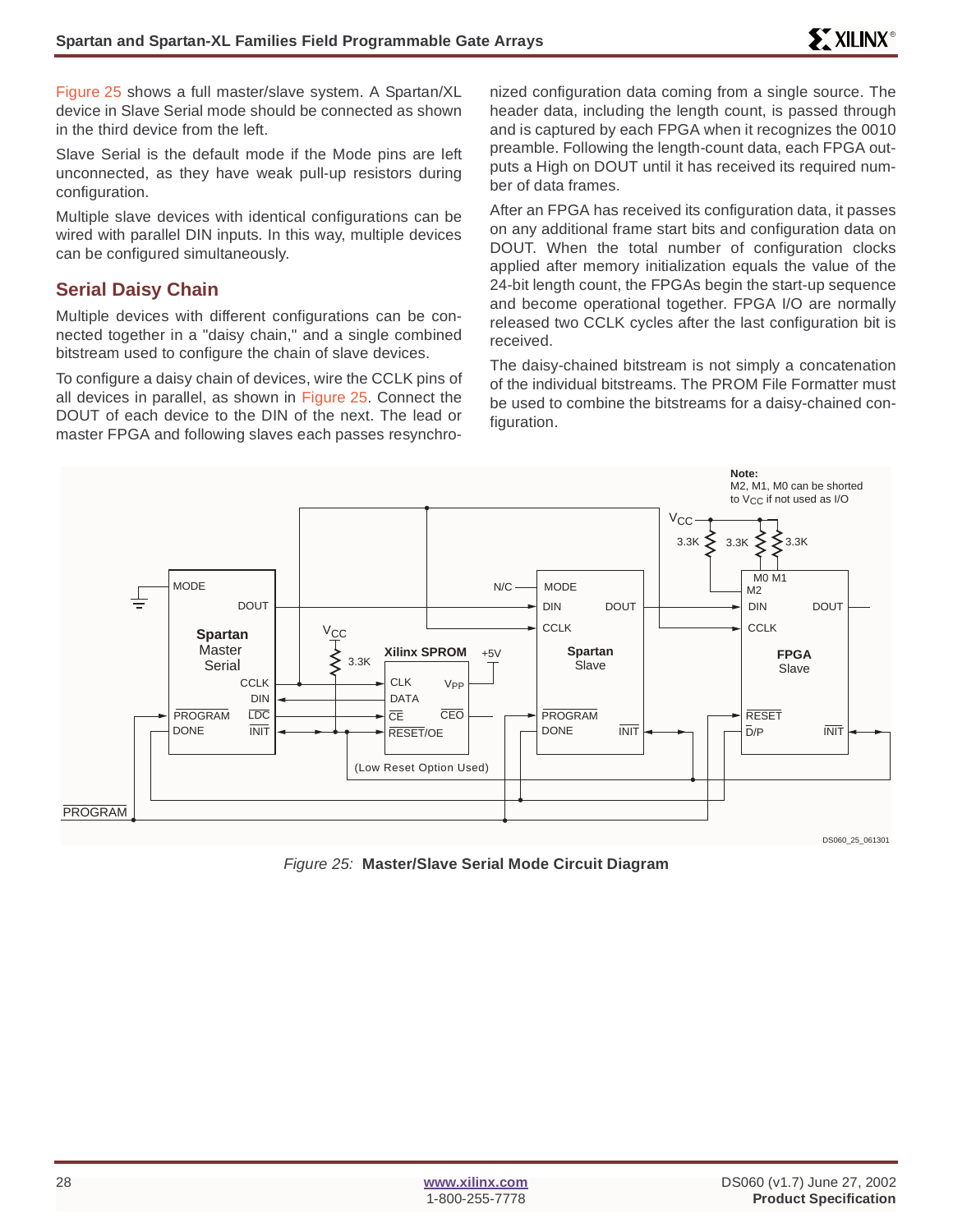Figure 25 shows a full master/slave system. A Spartan/XL device in Slave Serial mode should be connected as shown in the third device from the left.

Slave Serial is the default mode if the Mode pins are left unconnected, as they have weak pull-up resistors during configuration.

Multiple slave devices with identical configurations can be wired with parallel DIN inputs. In this way, multiple devices can be configured simultaneously.

## Serial Daisy Chain

Multiple devices with different configurations can be connected together in a "daisy chain," and a single combined bitstream used to configure the chain of slave devices.

To configure a daisy chain of devices, wire the CCLK pins of all devices in parallel, as shown in Figure 25. Connect the DOUT of each device to the DIN of the next. The lead or master FPGA and following slaves each passes resynchronized configuration data coming from a single source. The header data, including the length count, is passed through and is captured by each FPGA when it recognizes the 0010 preamble. Following the length-count data, each FPGA outputs a High on DOUT until it has received its required number of data frames.

After an FPGA has received its configuration data, it passes on any additional frame start bits and configuration data on DOUT. When the total number of configuration clocks applied after memory initialization equals the value of the 24-bit length count, the FPGAs begin the start-up sequence and become operational together. FPGA I/O are normally released two CCLK cycles after the last configuration bit is received.

The daisy-chained bitstream is not simply a concatenation of the individual bitstreams. The PROM File Formatter must be used to combine the bitstreams for a daisy-chained configuration.

*Figure 25:* **Master/Slave Serial Mode Circuit Diagram**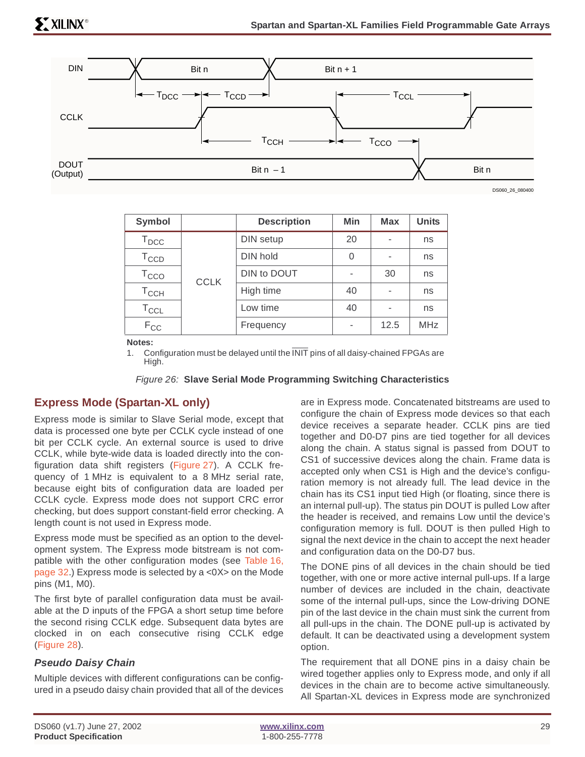| Symbol | | Description | Min | Max | Units |
|---|---|---|---|---|---|
| $T_{DCC}$ | CCLK | DIN setup | 20 | - | ns |
| $T_{CCD}$ | | DIN hold | 0 | - | ns |
| $T_{CCO}$ | | DIN to DOUT | - | 30 | ns |
| $T_{CCH}$ | | High time | 40 | - | ns |
| $T_{CCL}$ | | Low time | 40 | - | ns |
| $F_{CC}$ | | Frequency | - | 12.5 | MHz |

**Notes:**

1. Configuration must be delayed until the $\overline{\text{INIT}}$ pins of all daisy-chained FPGAs are High.

*Figure 26:* **Slave Serial Mode Programming Switching Characteristics**

## Express Mode (Spartan-XL only)

Express mode is similar to Slave Serial mode, except that data is processed one byte per CCLK cycle instead of one bit per CCLK cycle. An external source is used to drive CCLK, while byte-wide data is loaded directly into the configuration data shift registers (Figure 27). A CCLK frequency of 1 MHz is equivalent to a 8 MHz serial rate, because eight bits of configuration data are loaded per CCLK cycle. Express mode does not support CRC error checking, but does support constant-field error checking. A length count is not used in Express mode.

Express mode must be specified as an option to the development system. The Express mode bitstream is not compatible with the other configuration modes (see Table 16, page 32.) Express mode is selected by a <0X> on the Mode pins (M1, M0).

The first byte of parallel configuration data must be available at the D inputs of the FPGA a short setup time before the second rising CCLK edge. Subsequent data bytes are clocked in on each consecutive rising CCLK edge (Figure 28).

### *Pseudo Daisy Chain*

Multiple devices with different configurations can be configured in a pseudo daisy chain provided that all of the devices are in Express mode. Concatenated bitstreams are used to configure the chain of Express mode devices so that each device receives a separate header. CCLK pins are tied together and D0-D7 pins are tied together for all devices along the chain. A status signal is passed from DOUT to CS1 of successive devices along the chain. Frame data is accepted only when CS1 is High and the device's configuration memory is not already full. The lead device in the chain has its CS1 input tied High (or floating, since there is an internal pull-up). The status pin DOUT is pulled Low after the header is received, and remains Low until the device's configuration memory is full. DOUT is then pulled High to signal the next device in the chain to accept the next header and configuration data on the D0-D7 bus.

The DONE pins of all devices in the chain should be tied together, with one or more active internal pull-ups. If a large number of devices are included in the chain, deactivate some of the internal pull-ups, since the Low-driving DONE pin of the last device in the chain must sink the current from all pull-ups in the chain. The DONE pull-up is activated by default. It can be deactivated using a development system option.

The requirement that all DONE pins in a daisy chain be wired together applies only to Express mode, and only if all devices in the chain are to become active simultaneously. All Spartan-XL devices in Express mode are synchronized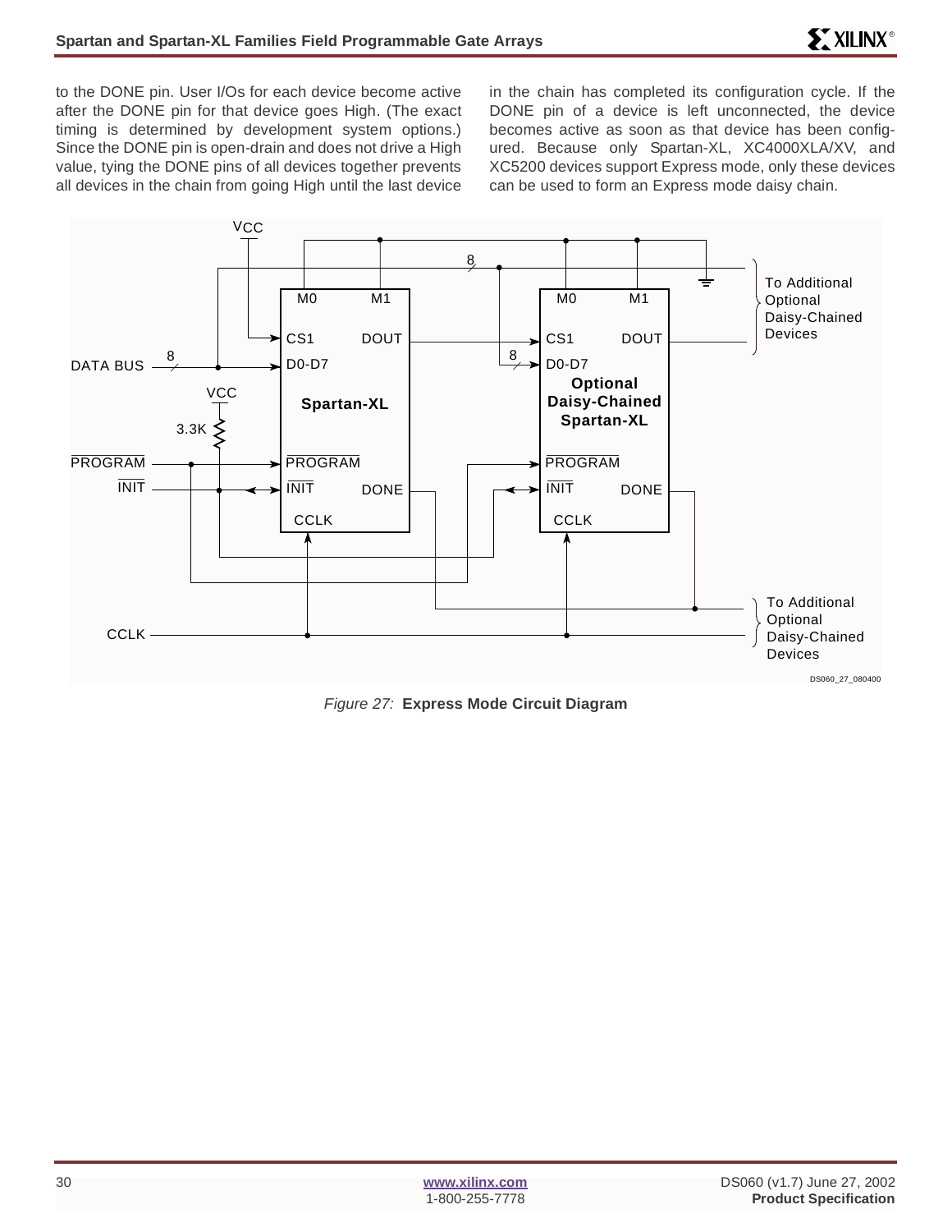to the DONE pin. User I/Os for each device become active after the DONE pin for that device goes High. (The exact timing is determined by development system options.) Since the DONE pin is open-drain and does not drive a High value, tying the DONE pins of all devices together prevents all devices in the chain from going High until the last device in the chain has completed its configuration cycle. If the DONE pin of a device is left unconnected, the device becomes active as soon as that device has been configured. Because only Spartan-XL, XC4000XLA/XV, and XC5200 devices support Express mode, only these devices can be used to form an Express mode daisy chain.

*Figure 27:* **Express Mode Circuit Diagram**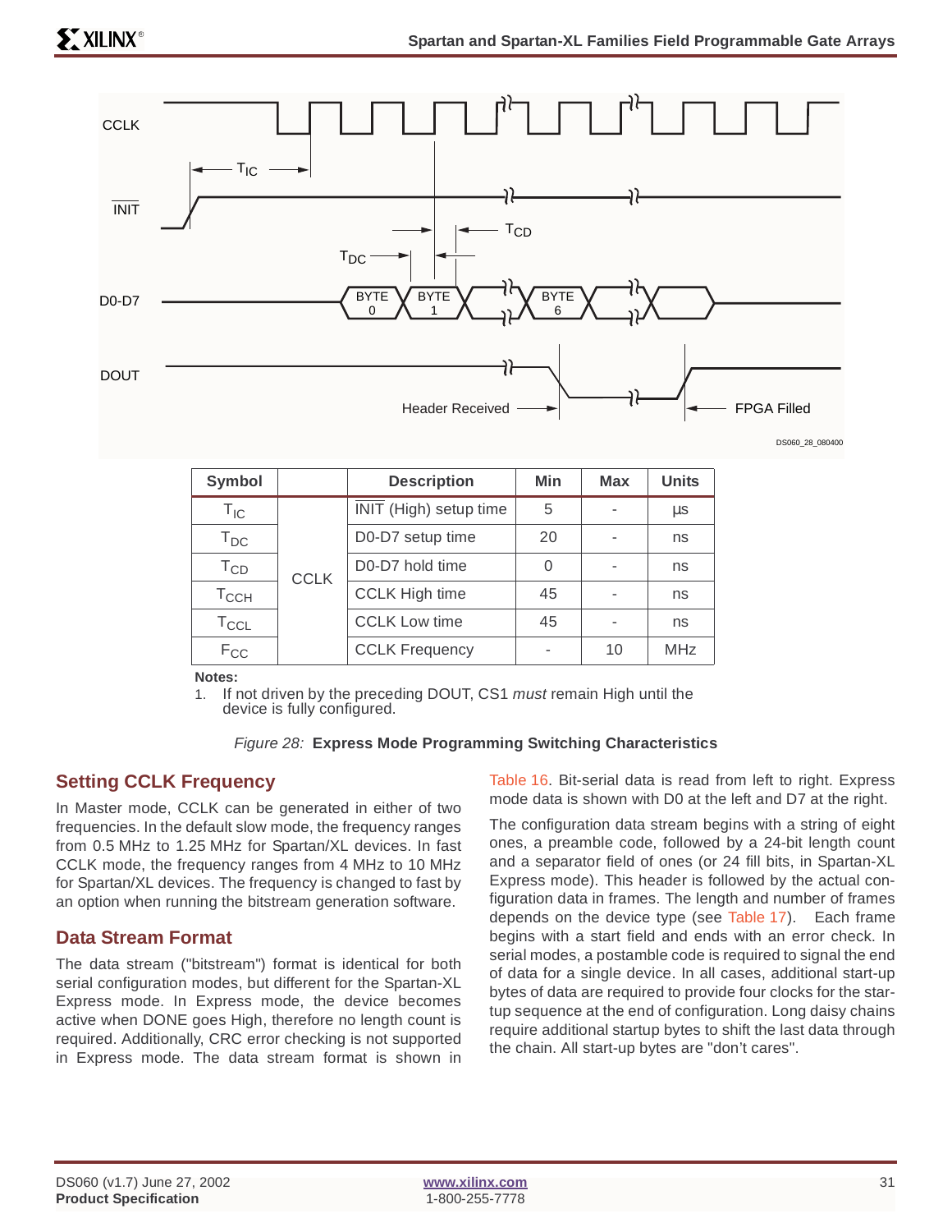| Symbol | | Description | Min | Max | Units |
|---|---|---|---|---|---|
| $T_{IC}$ | CCLK | INIT (High) setup time | 5 | - | µs |
| $T_{DC}$ | | D0-D7 setup time | 20 | - | ns |
| $T_{CD}$ | | D0-D7 hold time | 0 | - | ns |
| $T_{CCH}$ | | CCLK High time | 45 | - | ns |
| $T_{CCL}$ | | CCLK Low time | 45 | - | ns |
| $F_{CC}$ | | CCLK Frequency | - | 10 | MHz |

**Notes:**

1. If not driven by the preceding DOUT, CS1 *must* remain High until the device is fully configured.

*Figure 28:* **Express Mode Programming Switching Characteristics**

## Setting CCLK Frequency

In Master mode, CCLK can be generated in either of two frequencies. In the default slow mode, the frequency ranges from 0.5 MHz to 1.25 MHz for Spartan/XL devices. In fast CCLK mode, the frequency ranges from 4 MHz to 10 MHz for Spartan/XL devices. The frequency is changed to fast by an option when running the bitstream generation software.

## Data Stream Format

The data stream ("bitstream") format is identical for both serial configuration modes, but different for the Spartan-XL Express mode. In Express mode, the device becomes active when DONE goes High, therefore no length count is required. Additionally, CRC error checking is not supported in Express mode. The data stream format is shown in Table 16. Bit-serial data is read from left to right. Express mode data is shown with D0 at the left and D7 at the right.

The configuration data stream begins with a string of eight ones, a preamble code, followed by a 24-bit length count and a separator field of ones (or 24 fill bits, in Spartan-XL Express mode). This header is followed by the actual configuration data in frames. The length and number of frames depends on the device type (see Table 17). Each frame begins with a start field and ends with an error check. In serial modes, a postamble code is required to signal the end of data for a single device. In all cases, additional start-up bytes of data are required to provide four clocks for the startup sequence at the end of configuration. Long daisy chains require additional startup bytes to shift the last data through the chain. All start-up bytes are "don't cares".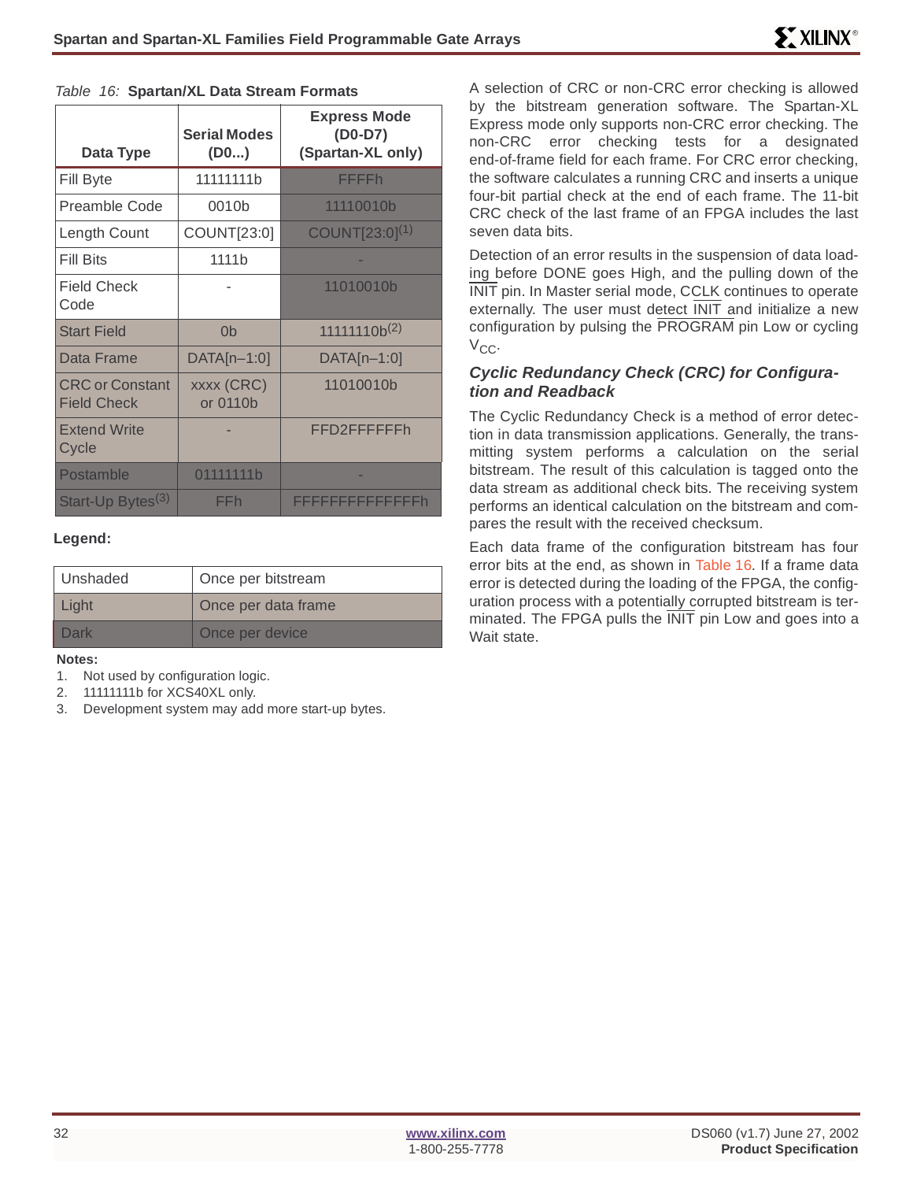Table 16: **Spartan/XL Data Stream Formats**

| Data Type | Serial Modes (D0...) | Express Mode (D0-D7) (Spartan-XL only) |
|---|---|---|
| Fill Byte | 11111111b | FFFFh |
| Preamble Code | 0010b | 11110010b |
| Length Count | COUNT[23:0] | COUNT[23:0][1] |
| Fill Bits | 1111b | - |
| Field Check Code | - | 11010010b |
| Start Field | 0b | 11111110b[2] |
| Data Frame | DATA[n–1:0] | DATA[n–1:0] |
| CRC or Constant Field Check | xxxx (CRC) or 0110b | 11010010b |
| Extend Write Cycle | - | FFD2FFFFFFh |
| Postamble | 01111111b | - |
| Start-Up Bytes[3] | FFh | FFFFFFFFFFFFFFh |

**Legend:**

| | |
|---|---|
| Unshaded | Once per bitstream |
| Light | Once per data frame |
| Dark | Once per device |

**Notes:**

1. Not used by configuration logic.
2. 11111111b for XCS40XL only.
3. Development system may add more start-up bytes.

A selection of CRC or non-CRC error checking is allowed by the bitstream generation software. The Spartan-XL Express mode only supports non-CRC error checking. The non-CRC error checking tests for a designated end-of-frame field for each frame. For CRC error checking, the software calculates a running CRC and inserts a unique four-bit partial check at the end of each frame. The 11-bit CRC check of the last frame of an FPGA includes the last seven data bits.

Detection of an error results in the suspension of data loading before DONE goes High, and the pulling down of the INIT pin. In Master serial mode, CCLK continues to operate externally. The user must detect INIT and initialize a new configuration by pulsing the PROGRAM pin Low or cycling $V_{CC}$.

### *Cyclic Redundancy Check (CRC) for Configuration and Readback*

The Cyclic Redundancy Check is a method of error detection in data transmission applications. Generally, the transmitting system performs a calculation on the serial bitstream. The result of this calculation is tagged onto the data stream as additional check bits. The receiving system performs an identical calculation on the bitstream and compares the result with the received checksum.

Each data frame of the configuration bitstream has four error bits at the end, as shown in Table 16. If a frame data error is detected during the loading of the FPGA, the configuration process with a potentially corrupted bitstream is terminated. The FPGA pulls the INIT pin Low and goes into a Wait state.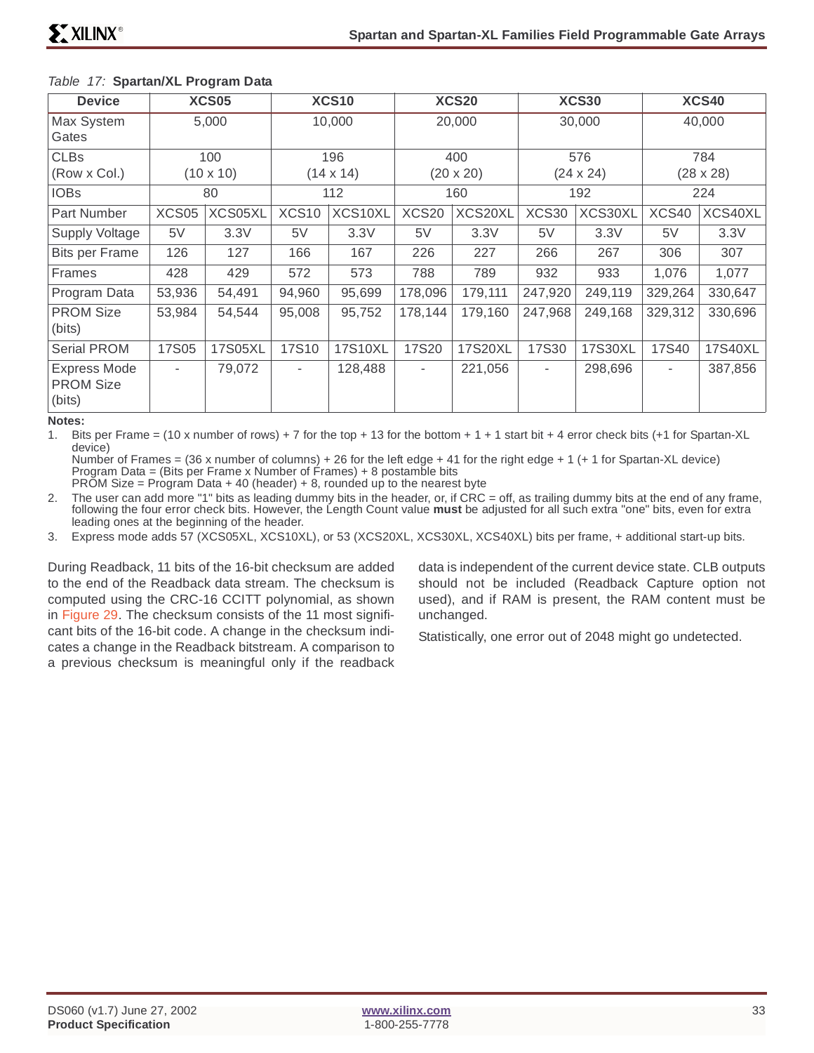*Table 17:* **Spartan/XL Program Data**

| Device | XCS05 | | XCS10 | | XCS20 | | XCS30 | | XCS40 | |
|---|---|---|---|---|---|---|---|---|---|---|
| Max System Gates | 5,000 | | 10,000 | | 20,000 | | 30,000 | | 40,000 | |
| CLBs (Row x Col.) | 100 (10 x 10) | | 196 (14 x 14) | | 400 (20 x 20) | | 576 (24 x 24) | | 784 (28 x 28) | |
| IOBs | 80 | | 112 | | 160 | | 192 | | 224 | |
| Part Number | XCS05 | XCS05XL | XCS10 | XCS10XL | XCS20 | XCS20XL | XCS30 | XCS30XL | XCS40 | XCS40XL |
| Supply Voltage | 5V | 3.3V | 5V | 3.3V | 5V | 3.3V | 5V | 3.3V | 5V | 3.3V |
| Bits per Frame | 126 | 127 | 166 | 167 | 226 | 227 | 266 | 267 | 306 | 307 |
| Frames | 428 | 429 | 572 | 573 | 788 | 789 | 932 | 933 | 1,076 | 1,077 |
| Program Data | 53,936 | 54,491 | 94,960 | 95,699 | 178,096 | 179,111 | 247,920 | 249,119 | 329,264 | 330,647 |
| PROM Size (bits) | 53,984 | 54,544 | 95,008 | 95,752 | 178,144 | 179,160 | 247,968 | 249,168 | 329,312 | 330,696 |
| Serial PROM | 17S05 | 17S05XL | 17S10 | 17S10XL | 17S20 | 17S20XL | 17S30 | 17S30XL | 17S40 | 17S40XL |
| Express Mode PROM Size (bits) | - | 79,072 | - | 128,488 | - | 221,056 | - | 298,696 | - | 387,856 |

**Notes:**

1. Bits per Frame = (10 x number of rows) + 7 for the top + 13 for the bottom + 1 + 1 start bit + 4 error check bits (+1 for Spartan-XL device)
   Number of Frames = (36 x number of columns) + 26 for the left edge + 41 for the right edge + 1 (+ 1 for Spartan-XL device)
   Program Data = (Bits per Frame x Number of Frames) + 8 postamble bits
   PROM Size = Program Data + 40 (header) + 8, rounded up to the nearest byte
2. The user can add more "1" bits as leading dummy bits in the header, or, if CRC = off, as trailing dummy bits at the end of any frame, following the four error check bits. However, the Length Count value **must** be adjusted for all such extra "one" bits, even for extra leading ones at the beginning of the header.
3. Express mode adds 57 (XCS05XL, XCS10XL), or 53 (XCS20XL, XCS30XL, XCS40XL) bits per frame, + additional start-up bits.

During Readback, 11 bits of the 16-bit checksum are added to the end of the Readback data stream. The checksum is computed using the CRC-16 CCITT polynomial, as shown in Figure 29. The checksum consists of the 11 most significant bits of the 16-bit code. A change in the checksum indicates a change in the Readback bitstream. A comparison to a previous checksum is meaningful only if the readback data is independent of the current device state. CLB outputs should not be included (Readback Capture option not used), and if RAM is present, the RAM content must be unchanged.

Statistically, one error out of 2048 might go undetected.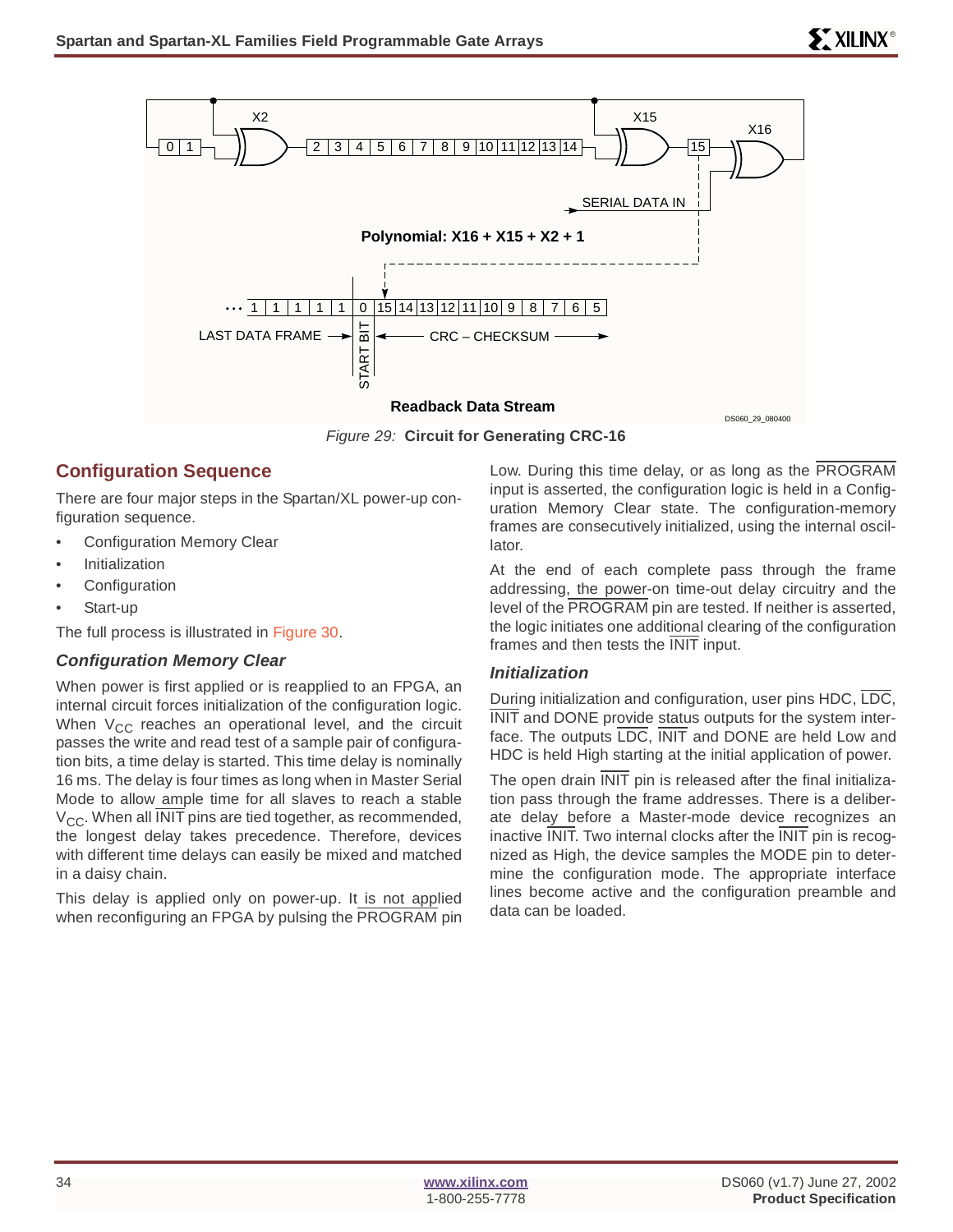Figure 29: **Circuit for Generating CRC-16**

## Configuration Sequence

There are four major steps in the Spartan/XL power-up configuration sequence.

- Configuration Memory Clear
- Initialization
- Configuration
- Start-up

The full process is illustrated in Figure 30.

### Configuration Memory Clear

When power is first applied or is reapplied to an FPGA, an internal circuit forces initialization of the configuration logic. When $V_{CC}$ reaches an operational level, and the circuit passes the write and read test of a sample pair of configuration bits, a time delay is started. This time delay is nominally 16 ms. The delay is four times as long when in Master Serial Mode to allow ample time for all slaves to reach a stable $V_{CC}$. When all $\overline{\text{INIT}}$ pins are tied together, as recommended, the longest delay takes precedence. Therefore, devices with different time delays can easily be mixed and matched in a daisy chain.

This delay is applied only on power-up. It is not applied when reconfiguring an FPGA by pulsing the $\overline{\text{PROGRAM}}$ pin Low. During this time delay, or as long as the $\overline{\text{PROGRAM}}$ input is asserted, the configuration logic is held in a Configuration Memory Clear state. The configuration-memory frames are consecutively initialized, using the internal oscillator.

At the end of each complete pass through the frame addressing, the power-on time-out delay circuitry and the level of the $\overline{\text{PROGRAM}}$ pin are tested. If neither is asserted, the logic initiates one additional clearing of the configuration frames and then tests the $\overline{\text{INIT}}$ input.

### Initialization

During initialization and configuration, user pins HDC, $\overline{\text{LDC}}$, $\overline{\text{INIT}}$ and DONE provide status outputs for the system interface. The outputs $\overline{\text{LDC}}$, $\overline{\text{INIT}}$ and DONE are held Low and HDC is held High starting at the initial application of power.

The open drain $\overline{\text{INIT}}$ pin is released after the final initialization pass through the frame addresses. There is a deliberate delay before a Master-mode device recognizes an inactive $\overline{\text{INIT}}$. Two internal clocks after the $\overline{\text{INIT}}$ pin is recognized as High, the device samples the MODE pin to determine the configuration mode. The appropriate interface lines become active and the configuration preamble and data can be loaded.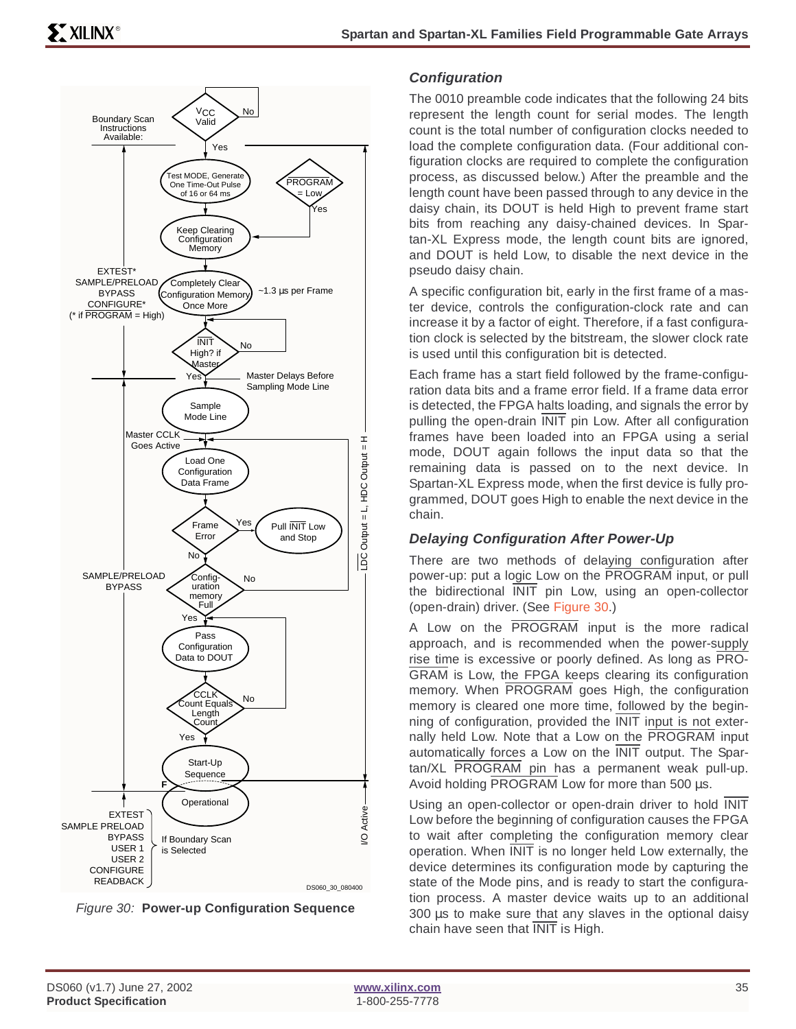Figure 30: **Power-up Configuration Sequence**

### Configuration

The 0010 preamble code indicates that the following 24 bits represent the length count for serial modes. The length count is the total number of configuration clocks needed to load the complete configuration data. (Four additional configuration clocks are required to complete the configuration process, as discussed below.) After the preamble and the length count have been passed through to any device in the daisy chain, its DOUT is held High to prevent frame start bits from reaching any daisy-chained devices. In Spartan-XL Express mode, the length count bits are ignored, and DOUT is held Low, to disable the next device in the pseudo daisy chain.

A specific configuration bit, early in the first frame of a master device, controls the configuration-clock rate and can increase it by a factor of eight. Therefore, if a fast configuration clock is selected by the bitstream, the slower clock rate is used until this configuration bit is detected.

Each frame has a start field followed by the frame-configuration data bits and a frame error field. If a frame data error is detected, the FPGA halts loading, and signals the error by pulling the open-drain INIT pin Low. After all configuration frames have been loaded into an FPGA using a serial mode, DOUT again follows the input data so that the remaining data is passed on to the next device. In Spartan-XL Express mode, when the first device is fully programmed, DOUT goes High to enable the next device in the chain.

### Delaying Configuration After Power-Up

There are two methods of delaying configuration after power-up: put a logic Low on the PROGRAM input, or pull the bidirectional INIT pin Low, using an open-collector (open-drain) driver. (See Figure 30.)

A Low on the PROGRAM input is the more radical approach, and is recommended when the power-supply rise time is excessive or poorly defined. As long as PROGRAM is Low, the FPGA keeps clearing its configuration memory. When PROGRAM goes High, the configuration memory is cleared one more time, followed by the beginning of configuration, provided the INIT input is not externally held Low. Note that a Low on the PROGRAM input automatically forces a Low on the INIT output. The Spartan/XL PROGRAM pin has a permanent weak pull-up. Avoid holding PROGRAM Low for more than 500 µs.

Using an open-collector or open-drain driver to hold INIT Low before the beginning of configuration causes the FPGA to wait after completing the configuration memory clear operation. When INIT is no longer held Low externally, the device determines its configuration mode by capturing the state of the Mode pins, and is ready to start the configuration process. A master device waits up to an additional 300 µs to make sure that any slaves in the optional daisy chain have seen that INIT is High.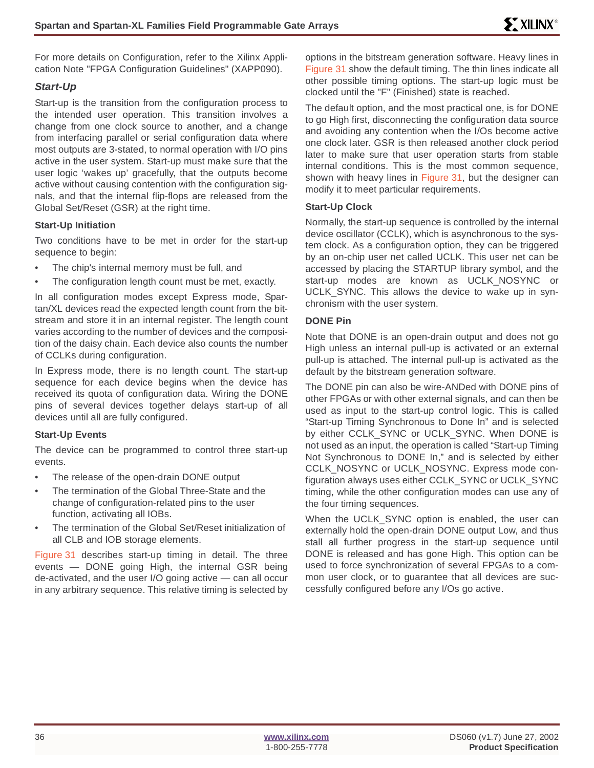For more details on Configuration, refer to the Xilinx Application Note "FPGA Configuration Guidelines" (XAPP090).

### *Start-Up*

Start-up is the transition from the configuration process to the intended user operation. This transition involves a change from one clock source to another, and a change from interfacing parallel or serial configuration data where most outputs are 3-stated, to normal operation with I/O pins active in the user system. Start-up must make sure that the user logic 'wakes up' gracefully, that the outputs become active without causing contention with the configuration signals, and that the internal flip-flops are released from the Global Set/Reset (GSR) at the right time.

#### Start-Up Initiation

Two conditions have to be met in order for the start-up sequence to begin:

- The chip's internal memory must be full, and
- The configuration length count must be met, exactly.

In all configuration modes except Express mode, Spartan/XL devices read the expected length count from the bitstream and store it in an internal register. The length count varies according to the number of devices and the composition of the daisy chain. Each device also counts the number of CCLKs during configuration.

In Express mode, there is no length count. The start-up sequence for each device begins when the device has received its quota of configuration data. Wiring the DONE pins of several devices together delays start-up of all devices until all are fully configured.

#### Start-Up Events

The device can be programmed to control three start-up events.

- The release of the open-drain DONE output
- The termination of the Global Three-State and the change of configuration-related pins to the user function, activating all IOBs.
- The termination of the Global Set/Reset initialization of all CLB and IOB storage elements.

Figure 31 describes start-up timing in detail. The three events — DONE going High, the internal GSR being de-activated, and the user I/O going active — can all occur in any arbitrary sequence. This relative timing is selected by options in the bitstream generation software. Heavy lines in Figure 31 show the default timing. The thin lines indicate all other possible timing options. The start-up logic must be clocked until the "F" (Finished) state is reached.

The default option, and the most practical one, is for DONE to go High first, disconnecting the configuration data source and avoiding any contention when the I/Os become active one clock later. GSR is then released another clock period later to make sure that user operation starts from stable internal conditions. This is the most common sequence, shown with heavy lines in Figure 31, but the designer can modify it to meet particular requirements.

#### Start-Up Clock

Normally, the start-up sequence is controlled by the internal device oscillator (CCLK), which is asynchronous to the system clock. As a configuration option, they can be triggered by an on-chip user net called UCLK. This user net can be accessed by placing the STARTUP library symbol, and the start-up modes are known as UCLK_NOSYNC or UCLK_SYNC. This allows the device to wake up in synchronism with the user system.

#### DONE Pin

Note that DONE is an open-drain output and does not go High unless an internal pull-up is activated or an external pull-up is attached. The internal pull-up is activated as the default by the bitstream generation software.

The DONE pin can also be wire-ANDed with DONE pins of other FPGAs or with other external signals, and can then be used as input to the start-up control logic. This is called "Start-up Timing Synchronous to Done In" and is selected by either CCLK_SYNC or UCLK_SYNC. When DONE is not used as an input, the operation is called "Start-up Timing Not Synchronous to DONE In," and is selected by either CCLK_NOSYNC or UCLK_NOSYNC. Express mode configuration always uses either CCLK_SYNC or UCLK_SYNC timing, while the other configuration modes can use any of the four timing sequences.

When the UCLK_SYNC option is enabled, the user can externally hold the open-drain DONE output Low, and thus stall all further progress in the start-up sequence until DONE is released and has gone High. This option can be used to force synchronization of several FPGAs to a common user clock, or to guarantee that all devices are successfully configured before any I/Os go active.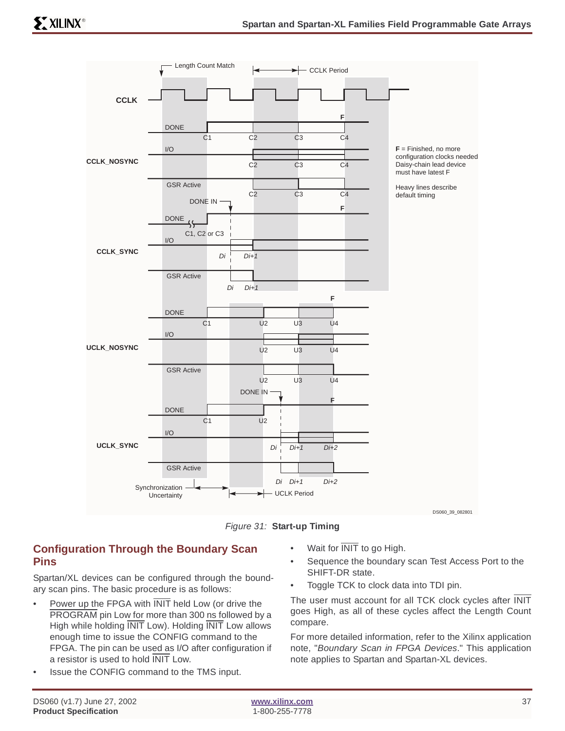Figure 31: **Start-up Timing**

## Configuration Through the Boundary Scan Pins

Spartan/XL devices can be configured through the boundary scan pins. The basic procedure is as follows:

- Power up the FPGA with INIT held Low (or drive the PROGRAM pin Low for more than 300 ns followed by a High while holding INIT Low). Holding INIT Low allows enough time to issue the CONFIG command to the FPGA. The pin can be used as I/O after configuration if a resistor is used to hold INIT Low.
- Issue the CONFIG command to the TMS input.
- Wait for INIT to go High.
- Sequence the boundary scan Test Access Port to the SHIFT-DR state.
- Toggle TCK to clock data into TDI pin.

The user must account for all TCK clock cycles after INIT goes High, as all of these cycles affect the Length Count compare.

For more detailed information, refer to the Xilinx application note, "*Boundary Scan in FPGA Devices*." This application note applies to Spartan and Spartan-XL devices.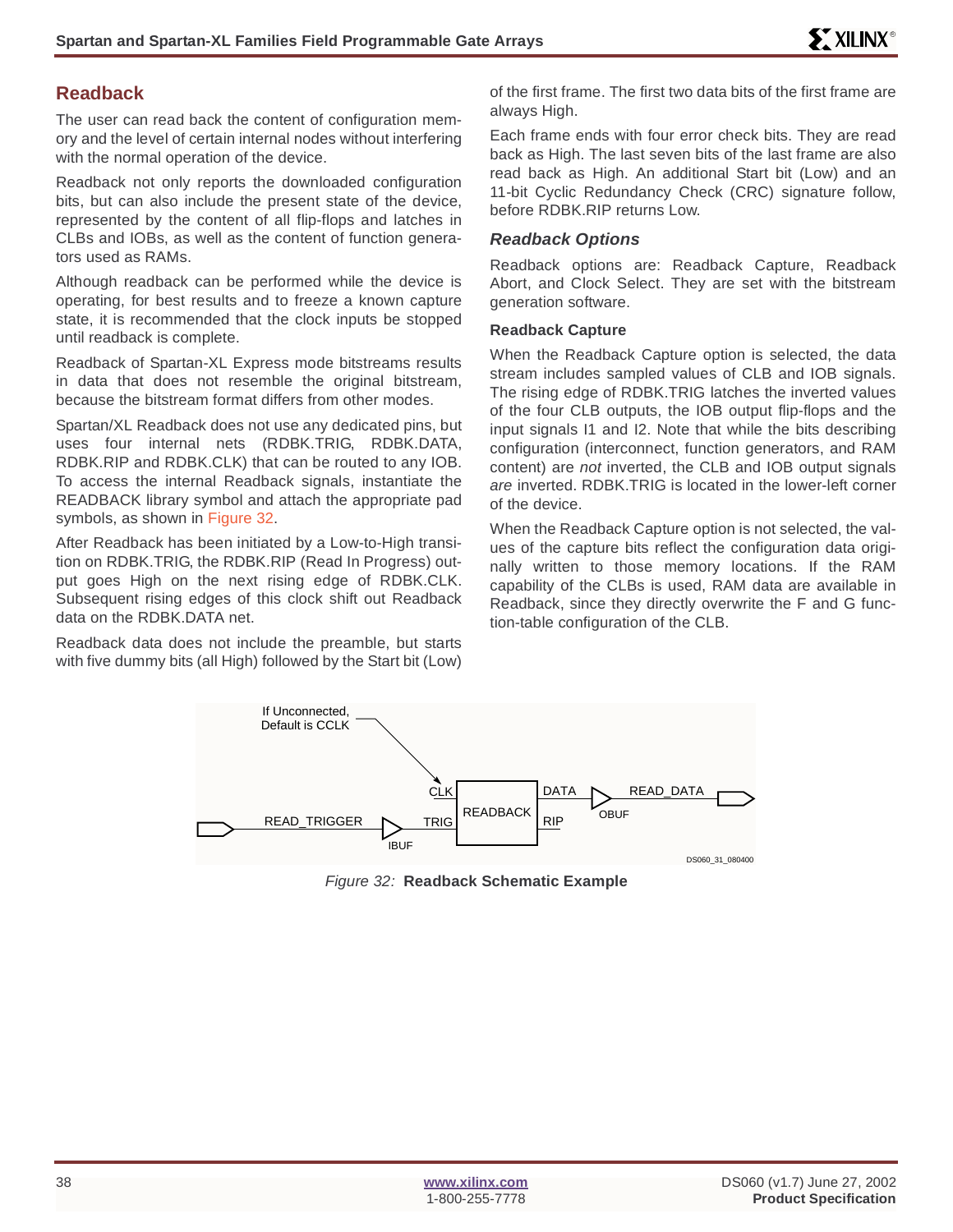## Readback

The user can read back the content of configuration memory and the level of certain internal nodes without interfering with the normal operation of the device.

Readback not only reports the downloaded configuration bits, but can also include the present state of the device, represented by the content of all flip-flops and latches in CLBs and IOBs, as well as the content of function generators used as RAMs.

Although readback can be performed while the device is operating, for best results and to freeze a known capture state, it is recommended that the clock inputs be stopped until readback is complete.

Readback of Spartan-XL Express mode bitstreams results in data that does not resemble the original bitstream, because the bitstream format differs from other modes.

Spartan/XL Readback does not use any dedicated pins, but uses four internal nets (RDBK.TRIG, RDBK.DATA, RDBK.RIP and RDBK.CLK) that can be routed to any IOB. To access the internal Readback signals, instantiate the READBACK library symbol and attach the appropriate pad symbols, as shown in Figure 32.

After Readback has been initiated by a Low-to-High transition on RDBK.TRIG, the RDBK.RIP (Read In Progress) output goes High on the next rising edge of RDBK.CLK. Subsequent rising edges of this clock shift out Readback data on the RDBK.DATA net.

Readback data does not include the preamble, but starts with five dummy bits (all High) followed by the Start bit (Low) of the first frame. The first two data bits of the first frame are always High.

Each frame ends with four error check bits. They are read back as High. The last seven bits of the last frame are also read back as High. An additional Start bit (Low) and an 11-bit Cyclic Redundancy Check (CRC) signature follow, before RDBK.RIP returns Low.

### *Readback Options*

Readback options are: Readback Capture, Readback Abort, and Clock Select. They are set with the bitstream generation software.

#### Readback Capture

When the Readback Capture option is selected, the data stream includes sampled values of CLB and IOB signals. The rising edge of RDBK.TRIG latches the inverted values of the four CLB outputs, the IOB output flip-flops and the input signals I1 and I2. Note that while the bits describing configuration (interconnect, function generators, and RAM content) are *not* inverted, the CLB and IOB output signals *are* inverted. RDBK.TRIG is located in the lower-left corner of the device.

When the Readback Capture option is not selected, the values of the capture bits reflect the configuration data originally written to those memory locations. If the RAM capability of the CLBs is used, RAM data are available in Readback, since they directly overwrite the F and G function-table configuration of the CLB.

*Figure 32:* **Readback Schematic Example**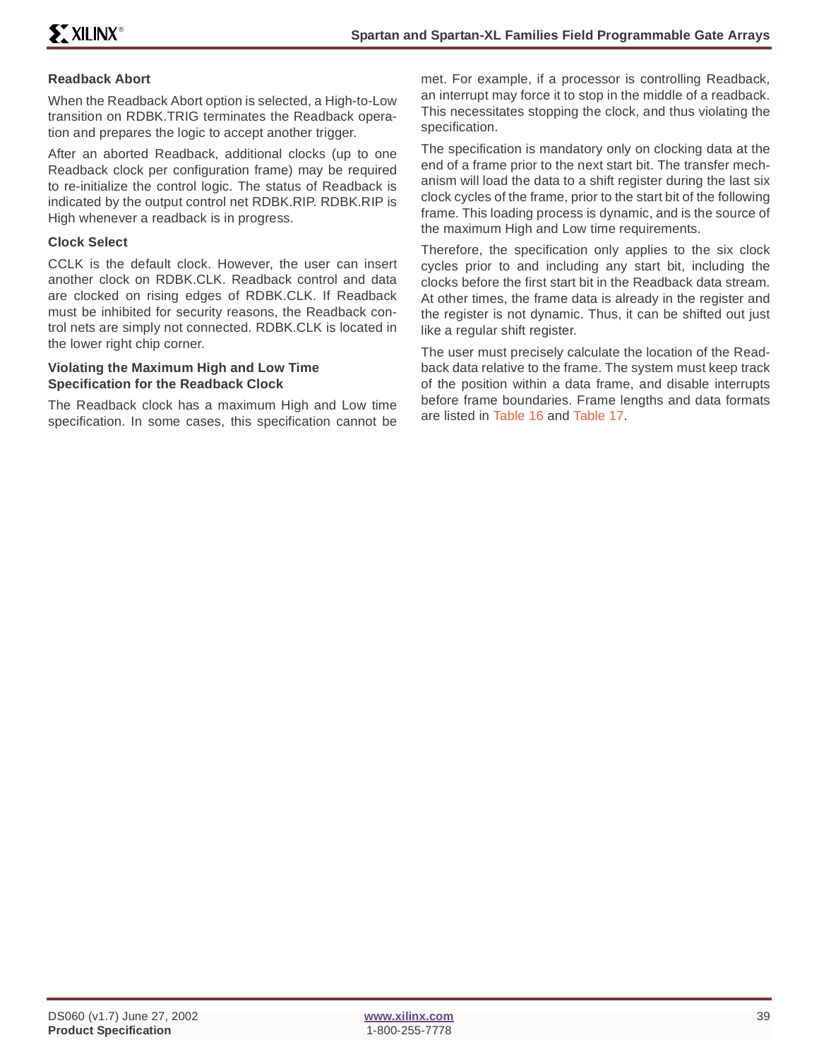#### Readback Abort

When the Readback Abort option is selected, a High-to-Low transition on RDBK.TRIG terminates the Readback operation and prepares the logic to accept another trigger.

After an aborted Readback, additional clocks (up to one Readback clock per configuration frame) may be required to re-initialize the control logic. The status of Readback is indicated by the output control net RDBK.RIP. RDBK.RIP is High whenever a readback is in progress.

#### Clock Select

CCLK is the default clock. However, the user can insert another clock on RDBK.CLK. Readback control and data are clocked on rising edges of RDBK.CLK. If Readback must be inhibited for security reasons, the Readback control nets are simply not connected. RDBK.CLK is located in the lower right chip corner.

#### Violating the Maximum High and Low Time Specification for the Readback Clock

The Readback clock has a maximum High and Low time specification. In some cases, this specification cannot be met. For example, if a processor is controlling Readback, an interrupt may force it to stop in the middle of a readback. This necessitates stopping the clock, and thus violating the specification.

The specification is mandatory only on clocking data at the end of a frame prior to the next start bit. The transfer mechanism will load the data to a shift register during the last six clock cycles of the frame, prior to the start bit of the following frame. This loading process is dynamic, and is the source of the maximum High and Low time requirements.

Therefore, the specification only applies to the six clock cycles prior to and including any start bit, including the clocks before the first start bit in the Readback data stream. At other times, the frame data is already in the register and the register is not dynamic. Thus, it can be shifted out just like a regular shift register.

The user must precisely calculate the location of the Readback data relative to the frame. The system must keep track of the position within a data frame, and disable interrupts before frame boundaries. Frame lengths and data formats are listed in Table 16 and Table 17.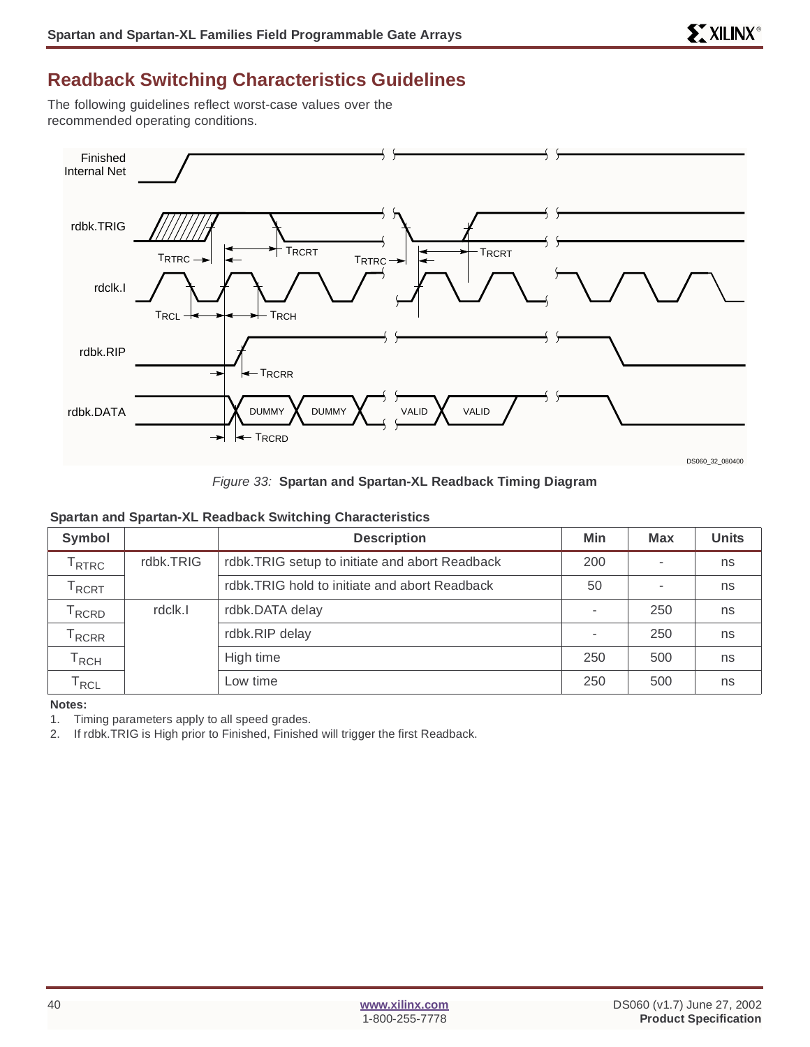## Readback Switching Characteristics Guidelines

The following guidelines reflect worst-case values over the recommended operating conditions.

*Figure 33:* **Spartan and Spartan-XL Readback Timing Diagram**

**Spartan and Spartan-XL Readback Switching Characteristics**

| Symbol | | Description | Min | Max | Units |
|---|---|---|---|---|---|
| $T_{RTRC}$ | rdbk.TRIG | rdbk.TRIG setup to initiate and abort Readback | 200 | - | ns |
| $T_{RCRT}$ | | rdbk.TRIG hold to initiate and abort Readback | 50 | - | ns |
| $T_{RCRD}$ | rdclk.I | rdbk.DATA delay | - | 250 | ns |
| $T_{RCRR}$ | | rdbk.RIP delay | - | 250 | ns |
| $T_{RCH}$ | | High time | 250 | 500 | ns |
| $T_{RCL}$ | | Low time | 250 | 500 | ns |

**Notes:**

1. Timing parameters apply to all speed grades.
2. If rdbk.TRIG is High prior to Finished, Finished will trigger the first Readback.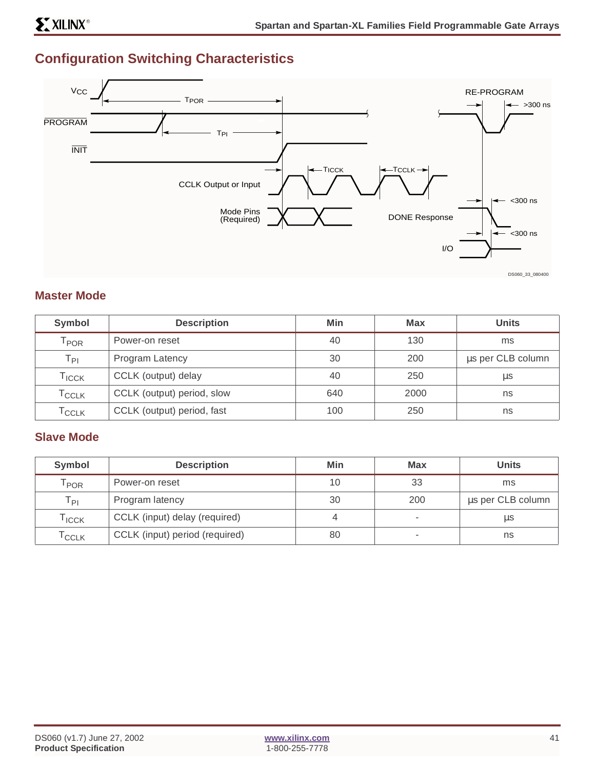## Configuration Switching Characteristics

### Master Mode

| Symbol | Description | Min | Max | Units |
|---|---|---|---|---|
| $T_{POR}$ | Power-on reset | 40 | 130 | ms |
| $T_{PI}$ | Program Latency | 30 | 200 | µs per CLB column |
| $T_{ICCK}$ | CCLK (output) delay | 40 | 250 | µs |
| $T_{CCLK}$ | CCLK (output) period, slow | 640 | 2000 | ns |
| $T_{CCLK}$ | CCLK (output) period, fast | 100 | 250 | ns |

### Slave Mode

| Symbol | Description | Min | Max | Units |
|---|---|---|---|---|
| $T_{POR}$ | Power-on reset | 10 | 33 | ms |
| $T_{PI}$ | Program latency | 30 | 200 | µs per CLB column |
| $T_{ICCK}$ | CCLK (input) delay (required) | 4 | - | µs |
| $T_{CCLK}$ | CCLK (input) period (required) | 80 | - | ns |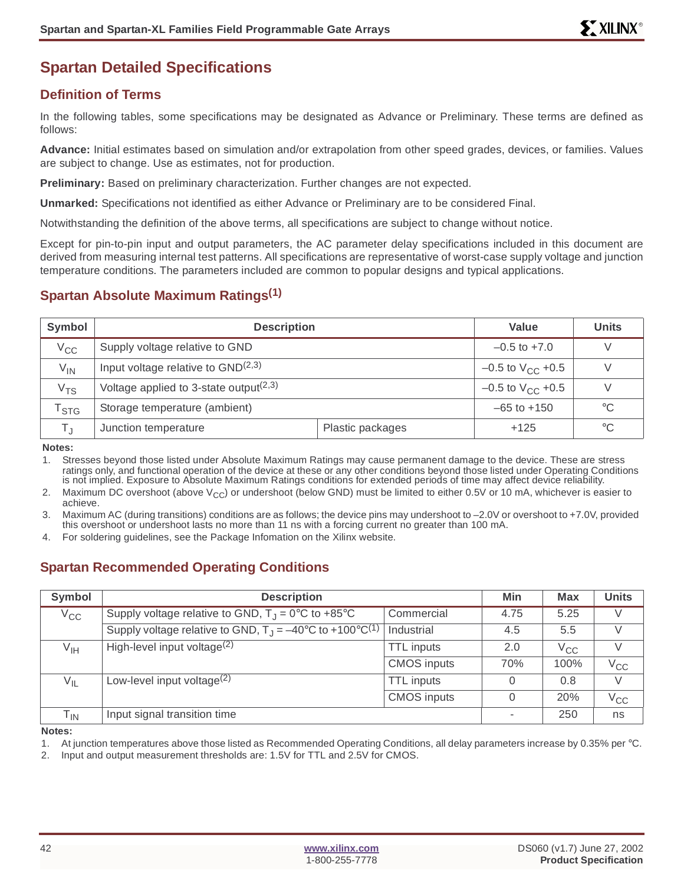# Spartan Detailed Specifications

## Definition of Terms

In the following tables, some specifications may be designated as Advance or Preliminary. These terms are defined as follows:

**Advance:** Initial estimates based on simulation and/or extrapolation from other speed grades, devices, or families. Values are subject to change. Use as estimates, not for production.

**Preliminary:** Based on preliminary characterization. Further changes are not expected.

**Unmarked:** Specifications not identified as either Advance or Preliminary are to be considered Final.

Notwithstanding the definition of the above terms, all specifications are subject to change without notice.

Except for pin-to-pin input and output parameters, the AC parameter delay specifications included in this document are derived from measuring internal test patterns. All specifications are representative of worst-case supply voltage and junction temperature conditions. The parameters included are common to popular designs and typical applications.

## Spartan Absolute Maximum Ratings(1)

| Symbol | Description | | Value | Units |
|---|---|---|---|---|
| $V_{CC}$ | Supply voltage relative to GND | | –0.5 to +7.0 | V |
| $V_{IN}$ | Input voltage relative to GND(2,3) | | –0.5 to $V_{CC}$ +0.5 | V |
| $V_{TS}$ | Voltage applied to 3-state output(2,3) | | –0.5 to $V_{CC}$ +0.5 | V |
| $T_{STG}$ | Storage temperature (ambient) | | –65 to +150 | °C |
| $T_J$ | Junction temperature | Plastic packages | +125 | °C |

**Notes:**

1. Stresses beyond those listed under Absolute Maximum Ratings may cause permanent damage to the device. These are stress ratings only, and functional operation of the device at these or any other conditions beyond those listed under Operating Conditions is not implied. Exposure to Absolute Maximum Ratings conditions for extended periods of time may affect device reliability.
2. Maximum DC overshoot (above $V_{CC}$) or undershoot (below GND) must be limited to either 0.5V or 10 mA, whichever is easier to achieve.
3. Maximum AC (during transitions) conditions are as follows; the device pins may undershoot to –2.0V or overshoot to +7.0V, provided this overshoot or undershoot lasts no more than 11 ns with a forcing current no greater than 100 mA.
4. For soldering guidelines, see the Package Infomation on the Xilinx website.

## Spartan Recommended Operating Conditions

| Symbol | Description | | Min | Max | Units |
|---|---|---|---|---|---|
| $V_{CC}$ | Supply voltage relative to GND, $T_J$ = 0°C to +85°C | Commercial | 4.75 | 5.25 | V |
| | Supply voltage relative to GND, $T_J$ = –40°C to +100°C(1) | Industrial | 4.5 | 5.5 | V |
| $V_{IH}$ | High-level input voltage(2) | TTL inputs | 2.0 | $V_{CC}$ | V |
| | | CMOS inputs | 70% | 100% | $V_{CC}$ |
| $V_{IL}$ | Low-level input voltage(2) | TTL inputs | 0 | 0.8 | V |
| | | CMOS inputs | 0 | 20% | $V_{CC}$ |
| $T_{IN}$ | Input signal transition time | | - | 250 | ns |

**Notes:**

1. At junction temperatures above those listed as Recommended Operating Conditions, all delay parameters increase by 0.35% per °C.
2. Input and output measurement thresholds are: 1.5V for TTL and 2.5V for CMOS.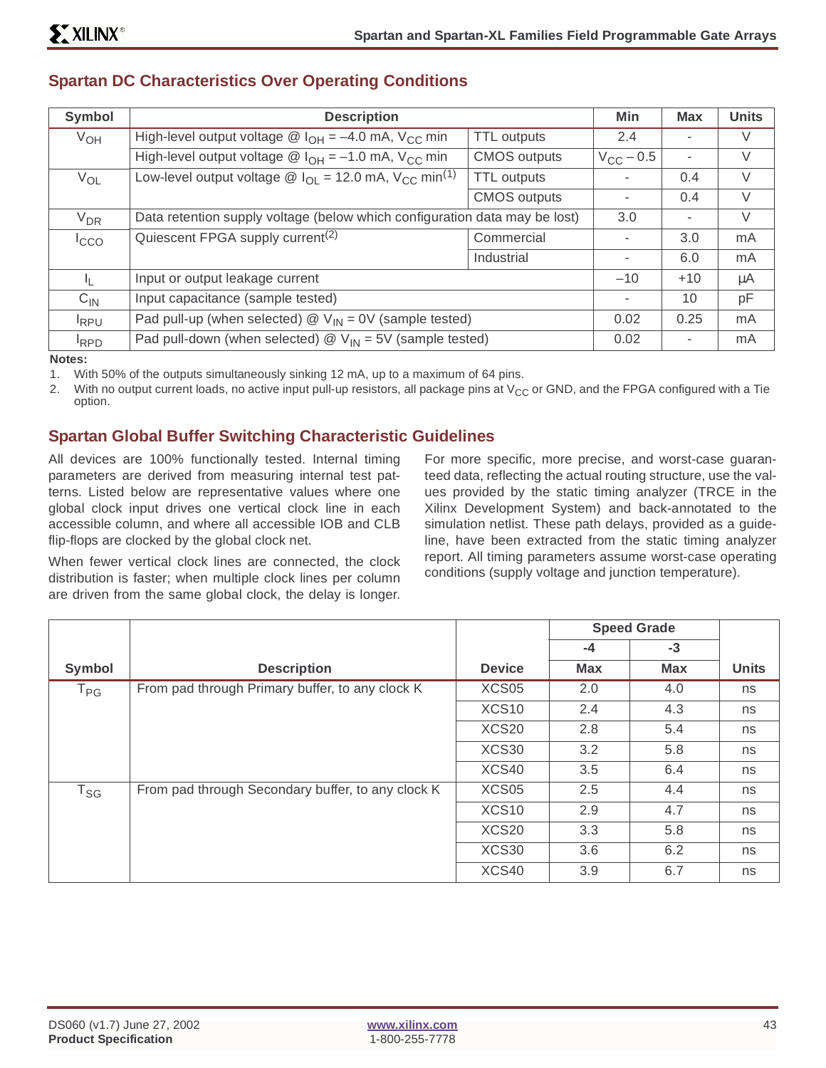## Spartan DC Characteristics Over Operating Conditions

| Symbol | Description | | Min | Max | Units |
|---|---|---|---|---|---|
| $V_{OH}$ | High-level output voltage @ $I_{OH}$ = –4.0 mA, $V_{CC}$ min | TTL outputs | 2.4 | - | V |
| | High-level output voltage @ $I_{OH}$ = –1.0 mA, $V_{CC}$ min | CMOS outputs | $V_{CC}$ – 0.5 | - | V |
| $V_{OL}$ | Low-level output voltage @ $I_{OL}$ = 12.0 mA, $V_{CC}$ min(1) | TTL outputs | - | 0.4 | V |
| | | CMOS outputs | - | 0.4 | V |
| $V_{DR}$ | Data retention supply voltage (below which configuration data may be lost) | | 3.0 | - | V |
| $I_{CCO}$ | Quiescent FPGA supply current(2) | Commercial | - | 3.0 | mA |
| | | Industrial | - | 6.0 | mA |
| $I_L$ | Input or output leakage current | | –10 | +10 | µA |
| $C_{IN}$ | Input capacitance (sample tested) | | - | 10 | pF |
| $I_{RPU}$ | Pad pull-up (when selected) @ $V_{IN}$ = 0V (sample tested) | | 0.02 | 0.25 | mA |
| $I_{RPD}$ | Pad pull-down (when selected) @ $V_{IN}$ = 5V (sample tested) | | 0.02 | - | mA |

**Notes:**

1. With 50% of the outputs simultaneously sinking 12 mA, up to a maximum of 64 pins.
2. With no output current loads, no active input pull-up resistors, all package pins at $V_{CC}$ or GND, and the FPGA configured with a Tie option.

## Spartan Global Buffer Switching Characteristic Guidelines

All devices are 100% functionally tested. Internal timing parameters are derived from measuring internal test patterns. Listed below are representative values where one global clock input drives one vertical clock line in each accessible column, and where all accessible IOB and CLB flip-flops are clocked by the global clock net.

When fewer vertical clock lines are connected, the clock distribution is faster; when multiple clock lines per column are driven from the same global clock, the delay is longer.

For more specific, more precise, and worst-case guaranteed data, reflecting the actual routing structure, use the values provided by the static timing analyzer (TRCE in the Xilinx Development System) and back-annotated to the simulation netlist. These path delays, provided as a guideline, have been extracted from the static timing analyzer report. All timing parameters assume worst-case operating conditions (supply voltage and junction temperature).

| | | | Speed Grade | | |
|---|---|---|---|---|---|
| | | | -4 | -3 | |
| Symbol | Description | Device | Max | Max | Units |
| $T_{PG}$ | From pad through Primary buffer, to any clock K | XCS05 | 2.0 | 4.0 | ns |
| | | XCS10 | 2.4 | 4.3 | ns |
| | | XCS20 | 2.8 | 5.4 | ns |
| | | XCS30 | 3.2 | 5.8 | ns |
| | | XCS40 | 3.5 | 6.4 | ns |
| $T_{SG}$ | From pad through Secondary buffer, to any clock K | XCS05 | 2.5 | 4.4 | ns |
| | | XCS10 | 2.9 | 4.7 | ns |
| | | XCS20 | 3.3 | 5.8 | ns |
| | | XCS30 | 3.6 | 6.2 | ns |
| | | XCS40 | 3.9 | 6.7 | ns |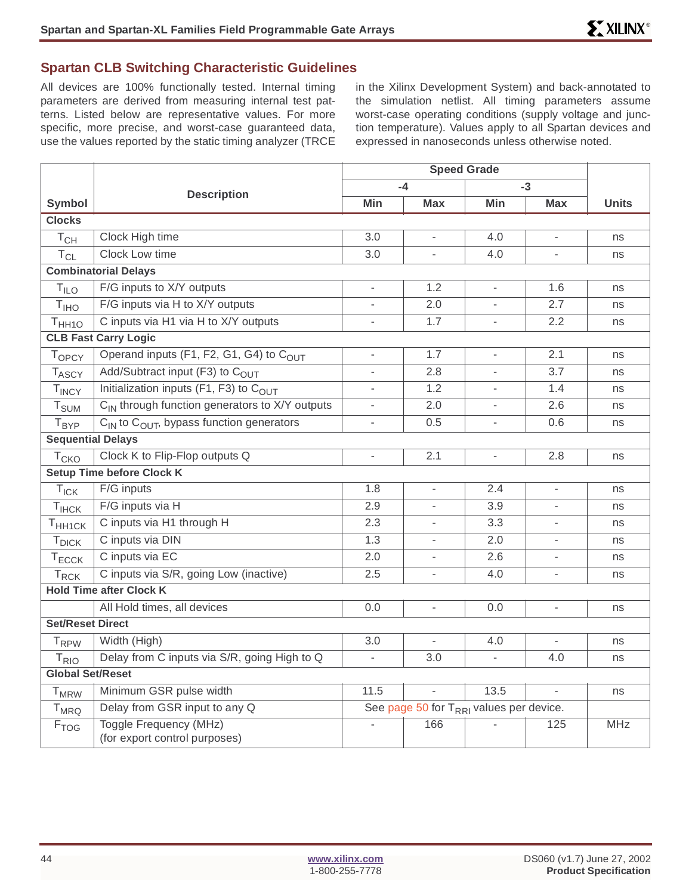## Spartan CLB Switching Characteristic Guidelines

All devices are 100% functionally tested. Internal timing parameters are derived from measuring internal test patterns. Listed below are representative values. For more specific, more precise, and worst-case guaranteed data, use the values reported by the static timing analyzer (TRCE in the Xilinx Development System) and back-annotated to the simulation netlist. All timing parameters assume worst-case operating conditions (supply voltage and junction temperature). Values apply to all Spartan devices and expressed in nanoseconds unless otherwise noted.

| Symbol | Description | Speed Grade | | | | Units |
|---|---|---|---|---|---|---|
| | | -4 | | -3 | | |
| | | Min | Max | Min | Max | |
| **Clocks** | | | | | | |
| $T_{CH}$ | Clock High time | 3.0 | - | 4.0 | - | ns |
| $T_{CL}$ | Clock Low time | 3.0 | - | 4.0 | - | ns |
| **Combinatorial Delays** | | | | | | |
| $T_{ILO}$ | F/G inputs to X/Y outputs | - | 1.2 | - | 1.6 | ns |
| $T_{IHO}$ | F/G inputs via H to X/Y outputs | - | 2.0 | - | 2.7 | ns |
| $T_{HH1O}$ | C inputs via H1 via H to X/Y outputs | - | 1.7 | - | 2.2 | ns |
| **CLB Fast Carry Logic** | | | | | | |
| $T_{OPCY}$ | Operand inputs (F1, F2, G1, G4) to $C_{OUT}$ | - | 1.7 | - | 2.1 | ns |
| $T_{ASCY}$ | Add/Subtract input (F3) to $C_{OUT}$ | - | 2.8 | - | 3.7 | ns |
| $T_{INCY}$ | Initialization inputs (F1, F3) to $C_{OUT}$ | - | 1.2 | - | 1.4 | ns |
| $T_{SUM}$ | $C_{IN}$ through function generators to X/Y outputs | - | 2.0 | - | 2.6 | ns |
| $T_{BYP}$ | $C_{IN}$ to $C_{OUT}$, bypass function generators | - | 0.5 | - | 0.6 | ns |
| **Sequential Delays** | | | | | | |
| $T_{CKO}$ | Clock K to Flip-Flop outputs Q | - | 2.1 | - | 2.8 | ns |
| **Setup Time before Clock K** | | | | | | |
| $T_{ICK}$ | F/G inputs | 1.8 | - | 2.4 | - | ns |
| $T_{IHCK}$ | F/G inputs via H | 2.9 | - | 3.9 | - | ns |
| $T_{HH1CK}$ | C inputs via H1 through H | 2.3 | - | 3.3 | - | ns |
| $T_{DICK}$ | C inputs via DIN | 1.3 | - | 2.0 | - | ns |
| $T_{ECCK}$ | C inputs via EC | 2.0 | - | 2.6 | - | ns |
| $T_{RCK}$ | C inputs via S/R, going Low (inactive) | 2.5 | - | 4.0 | - | ns |
| **Hold Time after Clock K** | | | | | | |
| | All Hold times, all devices | 0.0 | - | 0.0 | - | ns |
| **Set/Reset Direct** | | | | | | |
| $T_{RPW}$ | Width (High) | 3.0 | - | 4.0 | - | ns |
| $T_{RIO}$ | Delay from C inputs via S/R, going High to Q | - | 3.0 | - | 4.0 | ns |
| **Global Set/Reset** | | | | | | |
| $T_{MRW}$ | Minimum GSR pulse width | 11.5 | - | 13.5 | - | ns |
| $T_{MRQ}$ | Delay from GSR input to any Q | See page 50 for $T_{RRI}$ values per device. | | | | |
| $F_{TOG}$ | Toggle Frequency (MHz) (for export control purposes) | - | 166 | - | 125 | MHz |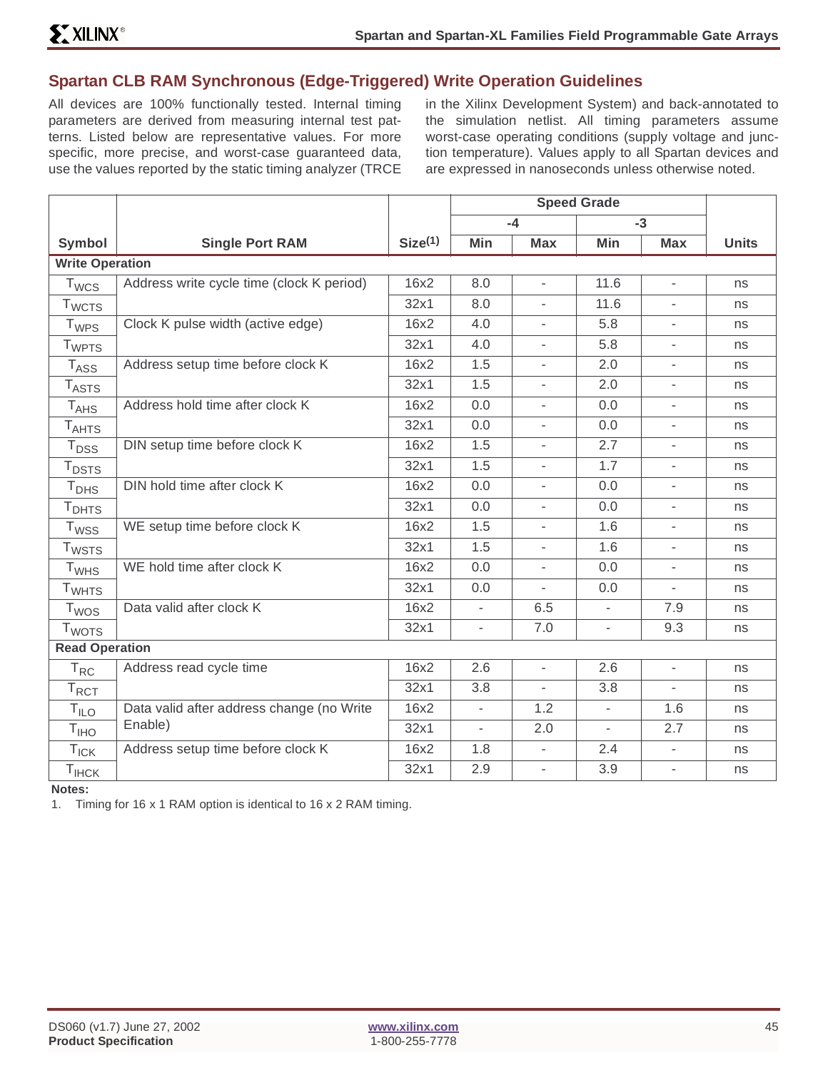## Spartan CLB RAM Synchronous (Edge-Triggered) Write Operation Guidelines

All devices are 100% functionally tested. Internal timing parameters are derived from measuring internal test patterns. Listed below are representative values. For more specific, more precise, and worst-case guaranteed data, use the values reported by the static timing analyzer (TRCE in the Xilinx Development System) and back-annotated to the simulation netlist. All timing parameters assume worst-case operating conditions (supply voltage and junction temperature). Values apply to all Spartan devices and are expressed in nanoseconds unless otherwise noted.

| Symbol | Single Port RAM | Size[(1)] | Speed Grade -4 Min | Speed Grade -4 Max | Speed Grade -3 Min | Speed Grade -3 Max | Units |
|---|---|---|---|---|---|---|---|
| **Write Operation** | | | | | | | |
| $T_{WCS}$ | Address write cycle time (clock K period) | 16x2 | 8.0 | - | 11.6 | - | ns |
| $T_{WCTS}$ | | 32x1 | 8.0 | - | 11.6 | - | ns |
| $T_{WPS}$ | Clock K pulse width (active edge) | 16x2 | 4.0 | - | 5.8 | - | ns |
| $T_{WPTS}$ | | 32x1 | 4.0 | - | 5.8 | - | ns |
| $T_{ASS}$ | Address setup time before clock K | 16x2 | 1.5 | - | 2.0 | - | ns |
| $T_{ASTS}$ | | 32x1 | 1.5 | - | 2.0 | - | ns |
| $T_{AHS}$ | Address hold time after clock K | 16x2 | 0.0 | - | 0.0 | - | ns |
| $T_{AHTS}$ | | 32x1 | 0.0 | - | 0.0 | - | ns |
| $T_{DSS}$ | DIN setup time before clock K | 16x2 | 1.5 | - | 2.7 | - | ns |
| $T_{DSTS}$ | | 32x1 | 1.5 | - | 1.7 | - | ns |
| $T_{DHS}$ | DIN hold time after clock K | 16x2 | 0.0 | - | 0.0 | - | ns |
| $T_{DHTS}$ | | 32x1 | 0.0 | - | 0.0 | - | ns |
| $T_{WSS}$ | WE setup time before clock K | 16x2 | 1.5 | - | 1.6 | - | ns |
| $T_{WSTS}$ | | 32x1 | 1.5 | - | 1.6 | - | ns |
| $T_{WHS}$ | WE hold time after clock K | 16x2 | 0.0 | - | 0.0 | - | ns |
| $T_{WHTS}$ | | 32x1 | 0.0 | - | 0.0 | - | ns |
| $T_{WOS}$ | Data valid after clock K | 16x2 | - | 6.5 | - | 7.9 | ns |
| $T_{WOTS}$ | | 32x1 | - | 7.0 | - | 9.3 | ns |
| **Read Operation** | | | | | | | |
| $T_{RC}$ | Address read cycle time | 16x2 | 2.6 | - | 2.6 | - | ns |
| $T_{RCT}$ | | 32x1 | 3.8 | - | 3.8 | - | ns |
| $T_{ILO}$ | Data valid after address change (no Write Enable) | 16x2 | - | 1.2 | - | 1.6 | ns |
| $T_{IHO}$ | | 32x1 | - | 2.0 | - | 2.7 | ns |
| $T_{ICK}$ | Address setup time before clock K | 16x2 | 1.8 | - | 2.4 | - | ns |
| $T_{IHCK}$ | | 32x1 | 2.9 | - | 3.9 | - | ns |

**Notes:**

1. Timing for 16 x 1 RAM option is identical to 16 x 2 RAM timing.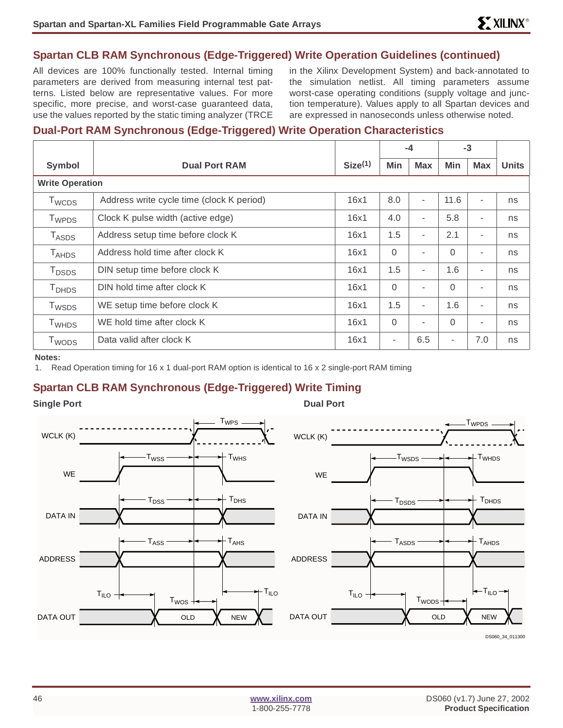## Spartan CLB RAM Synchronous (Edge-Triggered) Write Operation Guidelines (continued)

All devices are 100% functionally tested. Internal timing parameters are derived from measuring internal test patterns. Listed below are representative values. For more specific, more precise, and worst-case guaranteed data, use the values reported by the static timing analyzer (TRCE in the Xilinx Development System) and back-annotated to the simulation netlist. All timing parameters assume worst-case operating conditions (supply voltage and junction temperature). Values apply to all Spartan devices and are expressed in nanoseconds unless otherwise noted.

## Dual-Port RAM Synchronous (Edge-Triggered) Write Operation Characteristics

| Symbol | Dual Port RAM | Size[1] | -4 | | -3 | | Units |
|---|---|---|---|---|---|---|---|
| | | | Min | Max | Min | Max | |
| **Write Operation** | | | | | | | |
| $T_{WCDS}$ | Address write cycle time (clock K period) | 16x1 | 8.0 | - | 11.6 | - | ns |
| $T_{WPDS}$ | Clock K pulse width (active edge) | 16x1 | 4.0 | - | 5.8 | - | ns |
| $T_{ASDS}$ | Address setup time before clock K | 16x1 | 1.5 | - | 2.1 | - | ns |
| $T_{AHDS}$ | Address hold time after clock K | 16x1 | 0 | - | 0 | - | ns |
| $T_{DSDS}$ | DIN setup time before clock K | 16x1 | 1.5 | - | 1.6 | - | ns |
| $T_{DHDS}$ | DIN hold time after clock K | 16x1 | 0 | - | 0 | - | ns |
| $T_{WSDS}$ | WE setup time before clock K | 16x1 | 1.5 | - | 1.6 | - | ns |
| $T_{WHDS}$ | WE hold time after clock K | 16x1 | 0 | - | 0 | - | ns |
| $T_{WODS}$ | Data valid after clock K | 16x1 | - | 6.5 | - | 7.0 | ns |

**Notes:**

1. Read Operation timing for 16 x 1 dual-port RAM option is identical to 16 x 2 single-port RAM timing

## Spartan CLB RAM Synchronous (Edge-Triggered) Write Timing

**Single Port** **Dual Port**

DS060_34_011300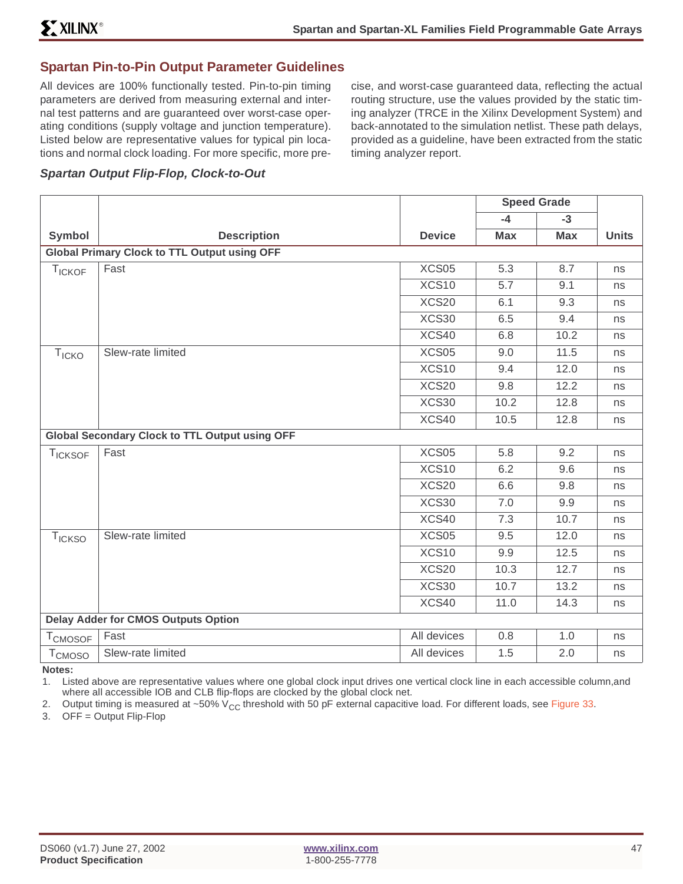## Spartan Pin-to-Pin Output Parameter Guidelines

All devices are 100% functionally tested. Pin-to-pin timing parameters are derived from measuring external and internal test patterns and are guaranteed over worst-case operating conditions (supply voltage and junction temperature). Listed below are representative values for typical pin locations and normal clock loading. For more specific, more precise, and worst-case guaranteed data, reflecting the actual routing structure, use the values provided by the static timing analyzer (TRCE in the Xilinx Development System) and back-annotated to the simulation netlist. These path delays, provided as a guideline, have been extracted from the static timing analyzer report.

### *Spartan Output Flip-Flop, Clock-to-Out*

| Symbol | Description | Device | Speed Grade -4 Max | Speed Grade -3 Max | Units |
|---|---|---|---|---|---|
| **Global Primary Clock to TTL Output using OFF** | | | | | |
| $T_{ICKOF}$ | Fast | XCS05 | 5.3 | 8.7 | ns |
| | | XCS10 | 5.7 | 9.1 | ns |
| | | XCS20 | 6.1 | 9.3 | ns |
| | | XCS30 | 6.5 | 9.4 | ns |
| | | XCS40 | 6.8 | 10.2 | ns |
| $T_{ICKO}$ | Slew-rate limited | XCS05 | 9.0 | 11.5 | ns |
| | | XCS10 | 9.4 | 12.0 | ns |
| | | XCS20 | 9.8 | 12.2 | ns |
| | | XCS30 | 10.2 | 12.8 | ns |
| | | XCS40 | 10.5 | 12.8 | ns |
| **Global Secondary Clock to TTL Output using OFF** | | | | | |
| $T_{ICKSOF}$ | Fast | XCS05 | 5.8 | 9.2 | ns |
| | | XCS10 | 6.2 | 9.6 | ns |
| | | XCS20 | 6.6 | 9.8 | ns |
| | | XCS30 | 7.0 | 9.9 | ns |
| | | XCS40 | 7.3 | 10.7 | ns |
| $T_{ICKSO}$ | Slew-rate limited | XCS05 | 9.5 | 12.0 | ns |
| | | XCS10 | 9.9 | 12.5 | ns |
| | | XCS20 | 10.3 | 12.7 | ns |
| | | XCS30 | 10.7 | 13.2 | ns |
| | | XCS40 | 11.0 | 14.3 | ns |
| **Delay Adder for CMOS Outputs Option** | | | | | |
| $T_{CMOSOF}$ | Fast | All devices | 0.8 | 1.0 | ns |
| $T_{CMOSO}$ | Slew-rate limited | All devices | 1.5 | 2.0 | ns |

**Notes:**

1. Listed above are representative values where one global clock input drives one vertical clock line in each accessible column,and where all accessible IOB and CLB flip-flops are clocked by the global clock net.
2. Output timing is measured at ~50% $V_{CC}$ threshold with 50 pF external capacitive load. For different loads, see Figure 33.
3. OFF = Output Flip-Flop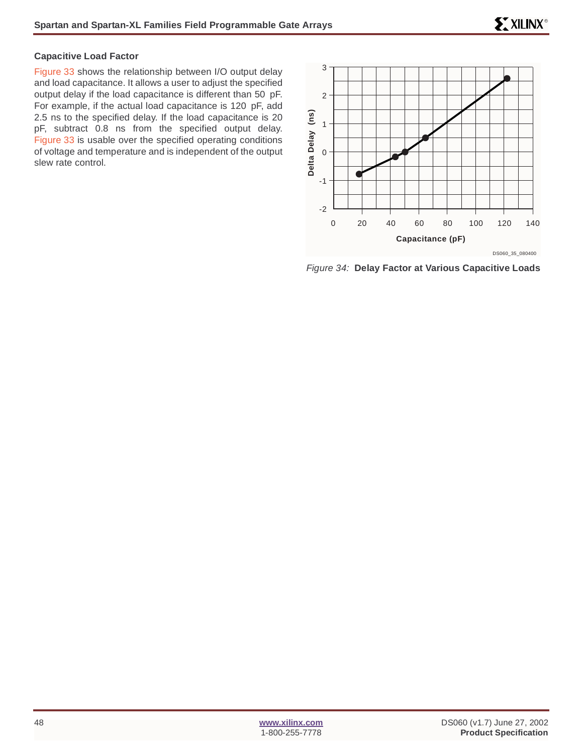### Capacitive Load Factor

Figure 33 shows the relationship between I/O output delay and load capacitance. It allows a user to adjust the specified output delay if the load capacitance is different than 50 pF. For example, if the actual load capacitance is 120 pF, add 2.5 ns to the specified delay. If the load capacitance is 20 pF, subtract 0.8 ns from the specified output delay. Figure 33 is usable over the specified operating conditions of voltage and temperature and is independent of the output slew rate control.

*Figure 34:* **Delay Factor at Various Capacitive Loads**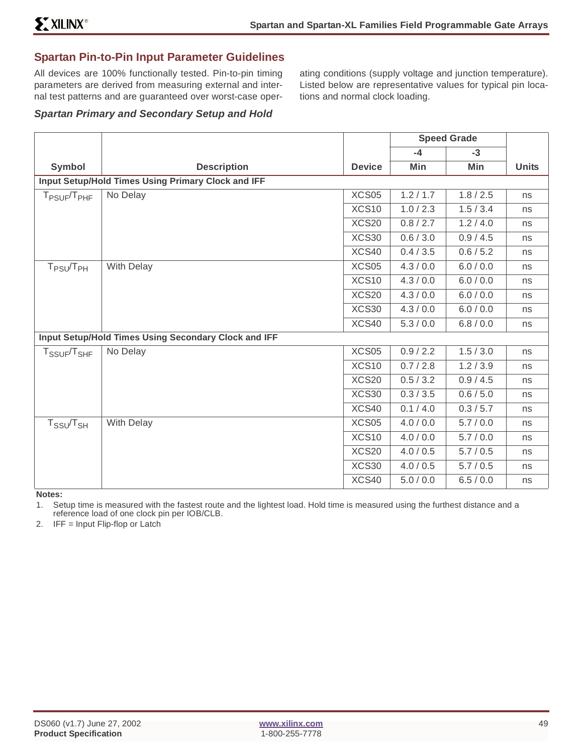## Spartan Pin-to-Pin Input Parameter Guidelines

All devices are 100% functionally tested. Pin-to-pin timing parameters are derived from measuring external and internal test patterns and are guaranteed over worst-case operating conditions (supply voltage and junction temperature). Listed below are representative values for typical pin locations and normal clock loading.

### *Spartan Primary and Secondary Setup and Hold*

| Symbol | Description | Device | Speed Grade -4 Min | Speed Grade -3 Min | Units |
|---|---|---|---|---|---|
| **Input Setup/Hold Times Using Primary Clock and IFF** | | | | | |
| $T_{PSUF}/T_{PHF}$ | No Delay | XCS05 | 1.2 / 1.7 | 1.8 / 2.5 | ns |
| | | XCS10 | 1.0 / 2.3 | 1.5 / 3.4 | ns |
| | | XCS20 | 0.8 / 2.7 | 1.2 / 4.0 | ns |
| | | XCS30 | 0.6 / 3.0 | 0.9 / 4.5 | ns |
| | | XCS40 | 0.4 / 3.5 | 0.6 / 5.2 | ns |
| $T_{PSU}/T_{PH}$ | With Delay | XCS05 | 4.3 / 0.0 | 6.0 / 0.0 | ns |
| | | XCS10 | 4.3 / 0.0 | 6.0 / 0.0 | ns |
| | | XCS20 | 4.3 / 0.0 | 6.0 / 0.0 | ns |
| | | XCS30 | 4.3 / 0.0 | 6.0 / 0.0 | ns |
| | | XCS40 | 5.3 / 0.0 | 6.8 / 0.0 | ns |
| **Input Setup/Hold Times Using Secondary Clock and IFF** | | | | | |
| $T_{SSUF}/T_{SHF}$ | No Delay | XCS05 | 0.9 / 2.2 | 1.5 / 3.0 | ns |
| | | XCS10 | 0.7 / 2.8 | 1.2 / 3.9 | ns |
| | | XCS20 | 0.5 / 3.2 | 0.9 / 4.5 | ns |
| | | XCS30 | 0.3 / 3.5 | 0.6 / 5.0 | ns |
| | | XCS40 | 0.1 / 4.0 | 0.3 / 5.7 | ns |
| $T_{SSU}/T_{SH}$ | With Delay | XCS05 | 4.0 / 0.0 | 5.7 / 0.0 | ns |
| | | XCS10 | 4.0 / 0.0 | 5.7 / 0.0 | ns |
| | | XCS20 | 4.0 / 0.5 | 5.7 / 0.5 | ns |
| | | XCS30 | 4.0 / 0.5 | 5.7 / 0.5 | ns |
| | | XCS40 | 5.0 / 0.0 | 6.5 / 0.0 | ns |

**Notes:**

1. Setup time is measured with the fastest route and the lightest load. Hold time is measured using the furthest distance and a reference load of one clock pin per IOB/CLB.
2. IFF = Input Flip-flop or Latch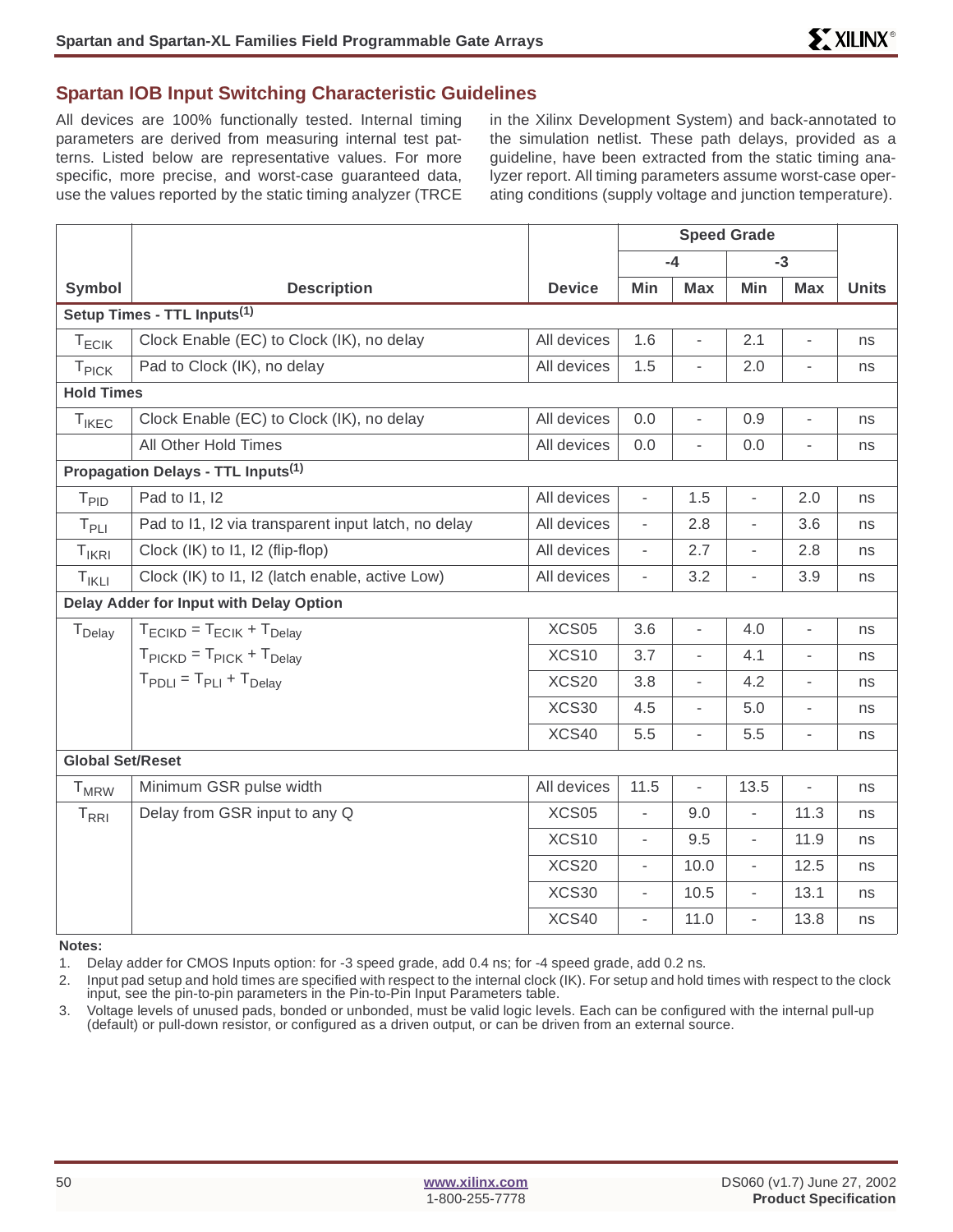## Spartan IOB Input Switching Characteristic Guidelines

All devices are 100% functionally tested. Internal timing parameters are derived from measuring internal test patterns. Listed below are representative values. For more specific, more precise, and worst-case guaranteed data, use the values reported by the static timing analyzer (TRCE in the Xilinx Development System) and back-annotated to the simulation netlist. These path delays, provided as a guideline, have been extracted from the static timing analyzer report. All timing parameters assume worst-case operating conditions (supply voltage and junction temperature).

| Symbol | Description | Device | Speed Grade -4 | | Speed Grade -3 | | Units |
|---|---|---|---|---|---|---|---|
| | | | Min | Max | Min | Max | |
| **Setup Times - TTL Inputs[1]** | | | | | | | |
| $T_{ECIK}$ | Clock Enable (EC) to Clock (IK), no delay | All devices | 1.6 | - | 2.1 | - | ns |
| $T_{PICK}$ | Pad to Clock (IK), no delay | All devices | 1.5 | - | 2.0 | - | ns |
| **Hold Times** | | | | | | | |
| $T_{IKEC}$ | Clock Enable (EC) to Clock (IK), no delay | All devices | 0.0 | - | 0.9 | - | ns |
| | All Other Hold Times | All devices | 0.0 | - | 0.0 | - | ns |
| **Propagation Delays - TTL Inputs[1]** | | | | | | | |
| $T_{PID}$ | Pad to I1, I2 | All devices | - | 1.5 | - | 2.0 | ns |
| $T_{PLI}$ | Pad to I1, I2 via transparent input latch, no delay | All devices | - | 2.8 | - | 3.6 | ns |
| $T_{IKRI}$ | Clock (IK) to I1, I2 (flip-flop) | All devices | - | 2.7 | - | 2.8 | ns |
| $T_{IKLI}$ | Clock (IK) to I1, I2 (latch enable, active Low) | All devices | - | 3.2 | - | 3.9 | ns |
| **Delay Adder for Input with Delay Option** | | | | | | | |
| $T_{Delay}$ | $T_{ECIKD} = T_{ECIK} + T_{Delay}$ | XCS05 | 3.6 | - | 4.0 | - | ns |
| | $T_{PICKD} = T_{PICK} + T_{Delay}$ | XCS10 | 3.7 | - | 4.1 | - | ns |
| | $T_{PDLI} = T_{PLI} + T_{Delay}$ | XCS20 | 3.8 | - | 4.2 | - | ns |
| | | XCS30 | 4.5 | - | 5.0 | - | ns |
| | | XCS40 | 5.5 | - | 5.5 | - | ns |
| **Global Set/Reset** | | | | | | | |
| $T_{MRW}$ | Minimum GSR pulse width | All devices | 11.5 | - | 13.5 | - | ns |
| $T_{RRI}$ | Delay from GSR input to any Q | XCS05 | - | 9.0 | - | 11.3 | ns |
| | | XCS10 | - | 9.5 | - | 11.9 | ns |
| | | XCS20 | - | 10.0 | - | 12.5 | ns |
| | | XCS30 | - | 10.5 | - | 13.1 | ns |
| | | XCS40 | - | 11.0 | - | 13.8 | ns |

**Notes:**

1. Delay adder for CMOS Inputs option: for -3 speed grade, add 0.4 ns; for -4 speed grade, add 0.2 ns.
2. Input pad setup and hold times are specified with respect to the internal clock (IK). For setup and hold times with respect to the clock input, see the pin-to-pin parameters in the Pin-to-Pin Input Parameters table.
3. Voltage levels of unused pads, bonded or unbonded, must be valid logic levels. Each can be configured with the internal pull-up (default) or pull-down resistor, or configured as a driven output, or can be driven from an external source.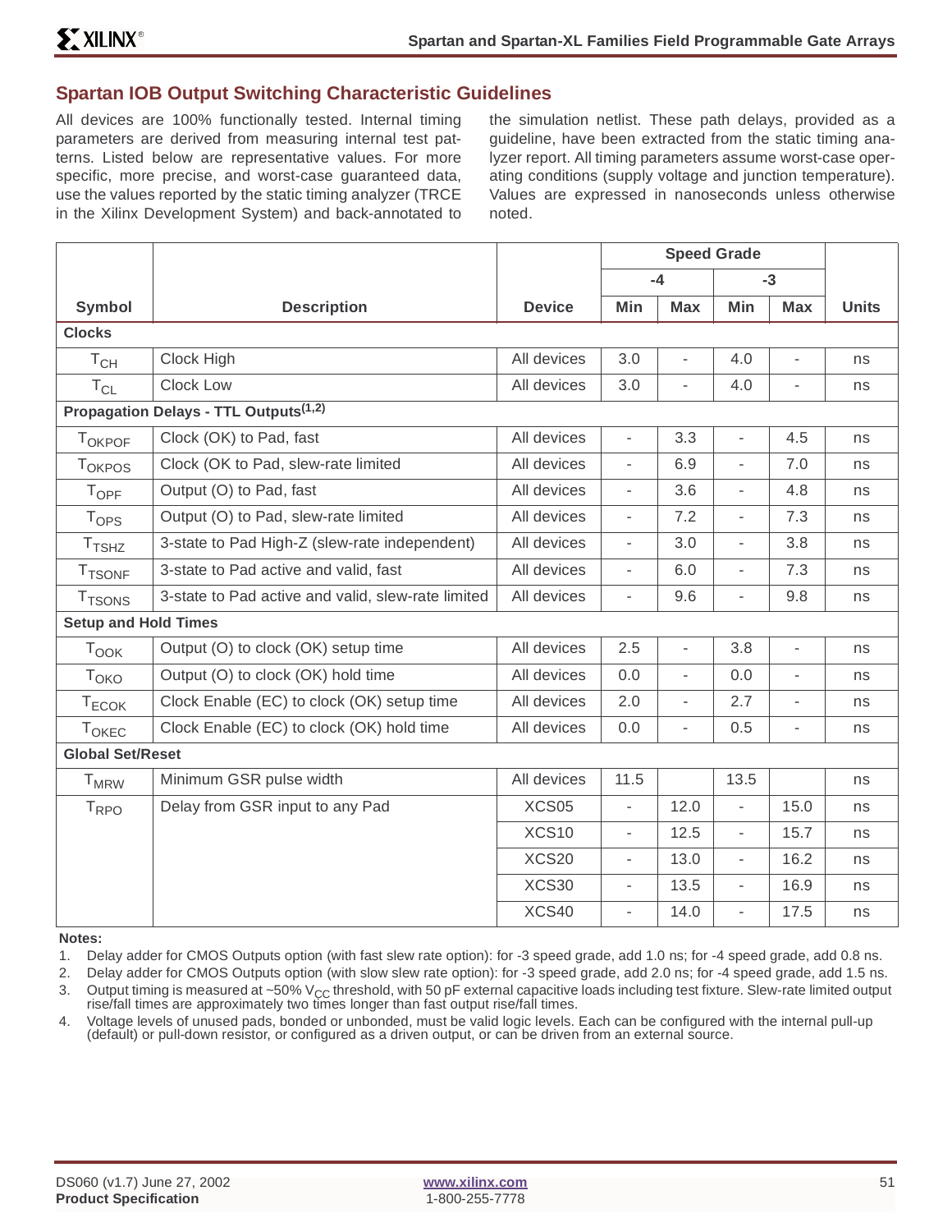## Spartan IOB Output Switching Characteristic Guidelines

All devices are 100% functionally tested. Internal timing parameters are derived from measuring internal test patterns. Listed below are representative values. For more specific, more precise, and worst-case guaranteed data, use the values reported by the static timing analyzer (TRCE in the Xilinx Development System) and back-annotated to the simulation netlist. These path delays, provided as a guideline, have been extracted from the static timing analyzer report. All timing parameters assume worst-case operating conditions (supply voltage and junction temperature). Values are expressed in nanoseconds unless otherwise noted.

| Symbol | Description | Device | Speed Grade -4 Min | Speed Grade -4 Max | Speed Grade -3 Min | Speed Grade -3 Max | Units |
|---|---|---|---|---|---|---|---|
| **Clocks** | | | | | | | |
| $T_{CH}$ | Clock High | All devices | 3.0 | - | 4.0 | - | ns |
| $T_{CL}$ | Clock Low | All devices | 3.0 | - | 4.0 | - | ns |
| **Propagation Delays - TTL Outputs(1,2)** | | | | | | | |
| $T_{OKPOF}$ | Clock (OK) to Pad, fast | All devices | - | 3.3 | - | 4.5 | ns |
| $T_{OKPOS}$ | Clock (OK to Pad, slew-rate limited | All devices | - | 6.9 | - | 7.0 | ns |
| $T_{OPF}$ | Output (O) to Pad, fast | All devices | - | 3.6 | - | 4.8 | ns |
| $T_{OPS}$ | Output (O) to Pad, slew-rate limited | All devices | - | 7.2 | - | 7.3 | ns |
| $T_{TSHZ}$ | 3-state to Pad High-Z (slew-rate independent) | All devices | - | 3.0 | - | 3.8 | ns |
| $T_{TSONF}$ | 3-state to Pad active and valid, fast | All devices | - | 6.0 | - | 7.3 | ns |
| $T_{TSONS}$ | 3-state to Pad active and valid, slew-rate limited | All devices | - | 9.6 | - | 9.8 | ns |
| **Setup and Hold Times** | | | | | | | |
| $T_{OOK}$ | Output (O) to clock (OK) setup time | All devices | 2.5 | - | 3.8 | - | ns |
| $T_{OKO}$ | Output (O) to clock (OK) hold time | All devices | 0.0 | - | 0.0 | - | ns |
| $T_{ECOK}$ | Clock Enable (EC) to clock (OK) setup time | All devices | 2.0 | - | 2.7 | - | ns |
| $T_{OKEC}$ | Clock Enable (EC) to clock (OK) hold time | All devices | 0.0 | - | 0.5 | - | ns |
| **Global Set/Reset** | | | | | | | |
| $T_{MRW}$ | Minimum GSR pulse width | All devices | 11.5 | | 13.5 | | ns |
| $T_{RPO}$ | Delay from GSR input to any Pad | XCS05 | - | 12.0 | - | 15.0 | ns |
| | | XCS10 | - | 12.5 | - | 15.7 | ns |
| | | XCS20 | - | 13.0 | - | 16.2 | ns |
| | | XCS30 | - | 13.5 | - | 16.9 | ns |
| | | XCS40 | - | 14.0 | - | 17.5 | ns |

**Notes:**

1. Delay adder for CMOS Outputs option (with fast slew rate option): for -3 speed grade, add 1.0 ns; for -4 speed grade, add 0.8 ns.
2. Delay adder for CMOS Outputs option (with slow slew rate option): for -3 speed grade, add 2.0 ns; for -4 speed grade, add 1.5 ns.
3. Output timing is measured at ~50% $V_{CC}$ threshold, with 50 pF external capacitive loads including test fixture. Slew-rate limited output rise/fall times are approximately two times longer than fast output rise/fall times.
4. Voltage levels of unused pads, bonded or unbonded, must be valid logic levels. Each can be configured with the internal pull-up (default) or pull-down resistor, or configured as a driven output, or can be driven from an external source.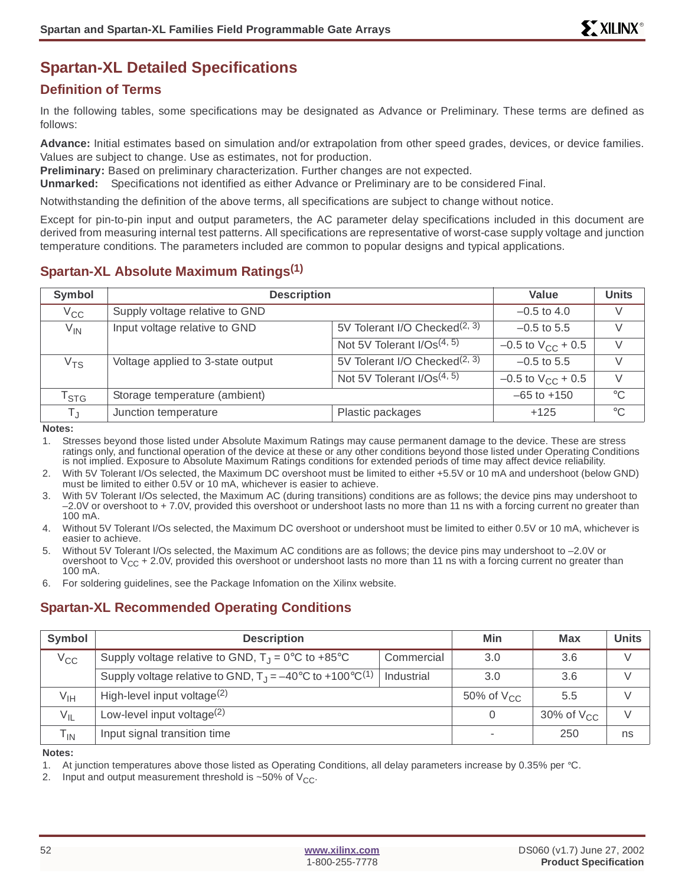# Spartan-XL Detailed Specifications

## Definition of Terms

In the following tables, some specifications may be designated as Advance or Preliminary. These terms are defined as follows:

**Advance:** Initial estimates based on simulation and/or extrapolation from other speed grades, devices, or device families. Values are subject to change. Use as estimates, not for production.
**Preliminary:** Based on preliminary characterization. Further changes are not expected.
**Unmarked:** Specifications not identified as either Advance or Preliminary are to be considered Final.

Notwithstanding the definition of the above terms, all specifications are subject to change without notice.

Except for pin-to-pin input and output parameters, the AC parameter delay specifications included in this document are derived from measuring internal test patterns. All specifications are representative of worst-case supply voltage and junction temperature conditions. The parameters included are common to popular designs and typical applications.

## Spartan-XL Absolute Maximum Ratings(1)

| Symbol | Description | | Value | Units |
|---|---|---|---|---|
| $V_{CC}$ | Supply voltage relative to GND | | –0.5 to 4.0 | V |
| $V_{IN}$ | Input voltage relative to GND | 5V Tolerant I/O Checked(2, 3) | –0.5 to 5.5 | V |
| | | Not 5V Tolerant I/Os(4, 5) | –0.5 to $V_{CC}$ + 0.5 | V |
| $V_{TS}$ | Voltage applied to 3-state output | 5V Tolerant I/O Checked(2, 3) | –0.5 to 5.5 | V |
| | | Not 5V Tolerant I/Os(4, 5) | –0.5 to $V_{CC}$ + 0.5 | V |
| $T_{STG}$ | Storage temperature (ambient) | | –65 to +150 | °C |
| $T_J$ | Junction temperature | Plastic packages | +125 | °C |

**Notes:**

1. Stresses beyond those listed under Absolute Maximum Ratings may cause permanent damage to the device. These are stress ratings only, and functional operation of the device at these or any other conditions beyond those listed under Operating Conditions is not implied. Exposure to Absolute Maximum Ratings conditions for extended periods of time may affect device reliability.
2. With 5V Tolerant I/Os selected, the Maximum DC overshoot must be limited to either +5.5V or 10 mA and undershoot (below GND) must be limited to either 0.5V or 10 mA, whichever is easier to achieve.
3. With 5V Tolerant I/Os selected, the Maximum AC (during transitions) conditions are as follows; the device pins may undershoot to –2.0V or overshoot to + 7.0V, provided this overshoot or undershoot lasts no more than 11 ns with a forcing current no greater than 100 mA.
4. Without 5V Tolerant I/Os selected, the Maximum DC overshoot or undershoot must be limited to either 0.5V or 10 mA, whichever is easier to achieve.
5. Without 5V Tolerant I/Os selected, the Maximum AC conditions are as follows; the device pins may undershoot to –2.0V or overshoot to $V_{CC}$ + 2.0V, provided this overshoot or undershoot lasts no more than 11 ns with a forcing current no greater than 100 mA.
6. For soldering guidelines, see the Package Infomation on the Xilinx website.

## Spartan-XL Recommended Operating Conditions

| Symbol | Description | | Min | Max | Units |
|---|---|---|---|---|---|
| $V_{CC}$ | Supply voltage relative to GND, $T_J$ = 0°C to +85°C | Commercial | 3.0 | 3.6 | V |
| | Supply voltage relative to GND, $T_J$ = –40°C to +100°C(1) | Industrial | 3.0 | 3.6 | V |
| $V_{IH}$ | High-level input voltage(2) | | 50% of $V_{CC}$ | 5.5 | V |
| $V_{IL}$ | Low-level input voltage(2) | | 0 | 30% of $V_{CC}$ | V |
| $T_{IN}$ | Input signal transition time | | - | 250 | ns |

**Notes:**

1. At junction temperatures above those listed as Operating Conditions, all delay parameters increase by 0.35% per °C.
2. Input and output measurement threshold is ~50% of $V_{CC}$.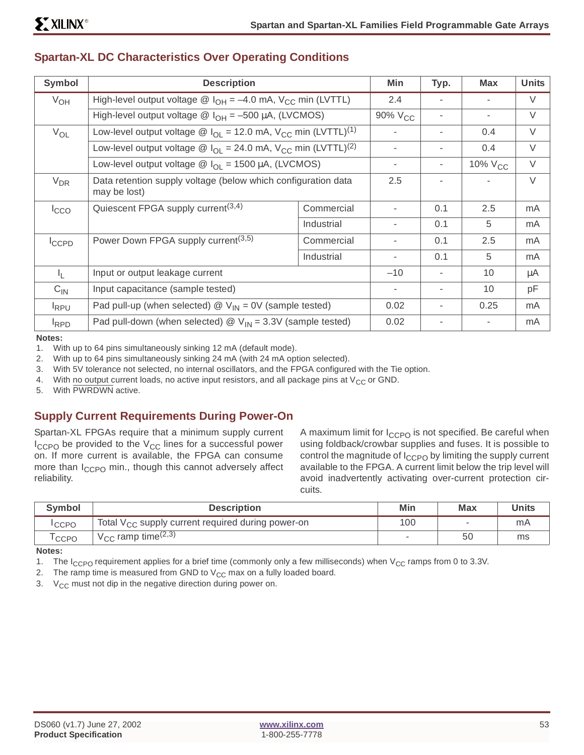## Spartan-XL DC Characteristics Over Operating Conditions

| Symbol | Description | | Min | Typ. | Max | Units |
|---|---|---|---|---|---|---|
| $V_{OH}$ | High-level output voltage @ $I_{OH}$ = –4.0 mA, $V_{CC}$ min (LVTTL) | | 2.4 | - | - | V |
| | High-level output voltage @ $I_{OH}$ = –500 µA, (LVCMOS) | | 90% $V_{CC}$ | - | - | V |
| $V_{OL}$ | Low-level output voltage @ $I_{OL}$ = 12.0 mA, $V_{CC}$ min (LVTTL)[1] | | - | - | 0.4 | V |
| | Low-level output voltage @ $I_{OL}$ = 24.0 mA, $V_{CC}$ min (LVTTL)[2] | | - | - | 0.4 | V |
| | Low-level output voltage @ $I_{OL}$ = 1500 µA, (LVCMOS) | | - | - | 10% $V_{CC}$ | V |
| $V_{DR}$ | Data retention supply voltage (below which configuration data may be lost) | | 2.5 | - | - | V |
| $I_{CCO}$ | Quiescent FPGA supply current[3,4] | Commercial | - | 0.1 | 2.5 | mA |
| | | Industrial | - | 0.1 | 5 | mA |
| $I_{CCPD}$ | Power Down FPGA supply current[3,5] | Commercial | - | 0.1 | 2.5 | mA |
| | | Industrial | - | 0.1 | 5 | mA |
| $I_L$ | Input or output leakage current | | –10 | - | 10 | µA |
| $C_{IN}$ | Input capacitance (sample tested) | | - | - | 10 | pF |
| $I_{RPU}$ | Pad pull-up (when selected) @ $V_{IN}$ = 0V (sample tested) | | 0.02 | - | 0.25 | mA |
| $I_{RPD}$ | Pad pull-down (when selected) @ $V_{IN}$ = 3.3V (sample tested) | | 0.02 | - | - | mA |

**Notes:**

1. With up to 64 pins simultaneously sinking 12 mA (default mode).
2. With up to 64 pins simultaneously sinking 24 mA (with 24 mA option selected).
3. With 5V tolerance not selected, no internal oscillators, and the FPGA configured with the Tie option.
4. With no output current loads, no active input resistors, and all package pins at $V_{CC}$ or GND.
5. With PWRDWN active.

## Supply Current Requirements During Power-On

Spartan-XL FPGAs require that a minimum supply current $I_{CCPO}$ be provided to the $V_{CC}$ lines for a successful power on. If more current is available, the FPGA can consume more than $I_{CCPO}$ min., though this cannot adversely affect reliability.

A maximum limit for $I_{CCPO}$ is not specified. Be careful when using foldback/crowbar supplies and fuses. It is possible to control the magnitude of $I_{CCPO}$ by limiting the supply current available to the FPGA. A current limit below the trip level will avoid inadvertently activating over-current protection circuits.

| Symbol | Description | Min | Max | Units |
|---|---|---|---|---|
| $I_{CCPO}$ | Total $V_{CC}$ supply current required during power-on | 100 | - | mA |
| $T_{CCPO}$ | $V_{CC}$ ramp time[2,3] | - | 50 | ms |

**Notes:**

1. The $I_{CCPO}$ requirement applies for a brief time (commonly only a few milliseconds) when $V_{CC}$ ramps from 0 to 3.3V.
2. The ramp time is measured from GND to $V_{CC}$ max on a fully loaded board.
3. $V_{CC}$ must not dip in the negative direction during power on.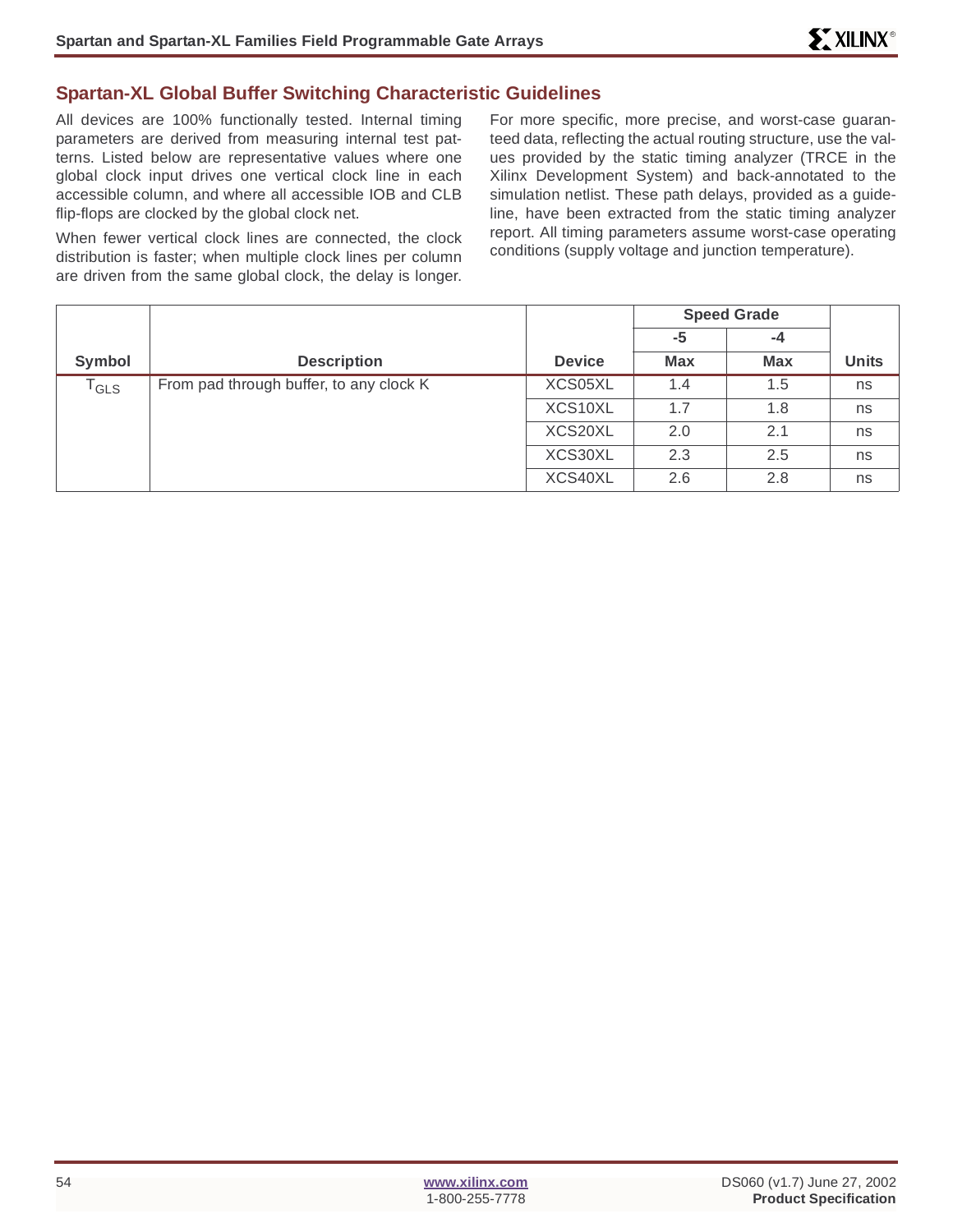## Spartan-XL Global Buffer Switching Characteristic Guidelines

All devices are 100% functionally tested. Internal timing parameters are derived from measuring internal test patterns. Listed below are representative values where one global clock input drives one vertical clock line in each accessible column, and where all accessible IOB and CLB flip-flops are clocked by the global clock net.

When fewer vertical clock lines are connected, the clock distribution is faster; when multiple clock lines per column are driven from the same global clock, the delay is longer.

For more specific, more precise, and worst-case guaranteed data, reflecting the actual routing structure, use the values provided by the static timing analyzer (TRCE in the Xilinx Development System) and back-annotated to the simulation netlist. These path delays, provided as a guideline, have been extracted from the static timing analyzer report. All timing parameters assume worst-case operating conditions (supply voltage and junction temperature).

| Symbol | Description | Device | Speed Grade | | Units |
|---|---|---|---|---|---|
| | | | -5 | -4 | |
| | | | Max | Max | |
| $T_{GLS}$ | From pad through buffer, to any clock K | XCS05XL | 1.4 | 1.5 | ns |
| | | XCS10XL | 1.7 | 1.8 | ns |
| | | XCS20XL | 2.0 | 2.1 | ns |
| | | XCS30XL | 2.3 | 2.5 | ns |
| | | XCS40XL | 2.6 | 2.8 | ns |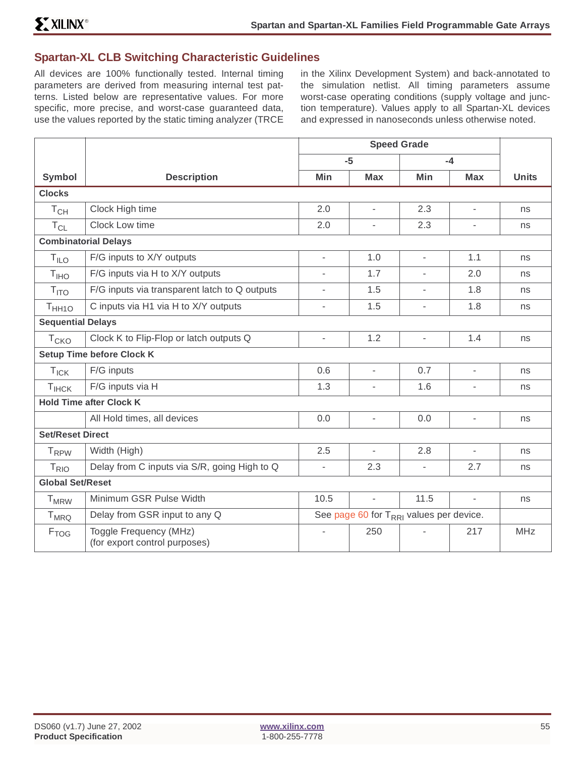## Spartan-XL CLB Switching Characteristic Guidelines

All devices are 100% functionally tested. Internal timing parameters are derived from measuring internal test patterns. Listed below are representative values. For more specific, more precise, and worst-case guaranteed data, use the values reported by the static timing analyzer (TRCE in the Xilinx Development System) and back-annotated to the simulation netlist. All timing parameters assume worst-case operating conditions (supply voltage and junction temperature). Values apply to all Spartan-XL devices and expressed in nanoseconds unless otherwise noted.

| Symbol | Description | Speed Grade -5 Min | -5 Max | -4 Min | -4 Max | Units |
|---|---|---|---|---|---|---|
| **Clocks** | | | | | | |
| $T_{CH}$ | Clock High time | 2.0 | - | 2.3 | - | ns |
| $T_{CL}$ | Clock Low time | 2.0 | - | 2.3 | - | ns |
| **Combinatorial Delays** | | | | | | |
| $T_{ILO}$ | F/G inputs to X/Y outputs | - | 1.0 | - | 1.1 | ns |
| $T_{IHO}$ | F/G inputs via H to X/Y outputs | - | 1.7 | - | 2.0 | ns |
| $T_{ITO}$ | F/G inputs via transparent latch to Q outputs | - | 1.5 | - | 1.8 | ns |
| $T_{HH1O}$ | C inputs via H1 via H to X/Y outputs | - | 1.5 | - | 1.8 | ns |
| **Sequential Delays** | | | | | | |
| $T_{CKO}$ | Clock K to Flip-Flop or latch outputs Q | - | 1.2 | - | 1.4 | ns |
| **Setup Time before Clock K** | | | | | | |
| $T_{ICK}$ | F/G inputs | 0.6 | - | 0.7 | - | ns |
| $T_{IHCK}$ | F/G inputs via H | 1.3 | - | 1.6 | - | ns |
| **Hold Time after Clock K** | | | | | | |
| | All Hold times, all devices | 0.0 | - | 0.0 | - | ns |
| **Set/Reset Direct** | | | | | | |
| $T_{RPW}$ | Width (High) | 2.5 | - | 2.8 | - | ns |
| $T_{RIO}$ | Delay from C inputs via S/R, going High to Q | - | 2.3 | - | 2.7 | ns |
| **Global Set/Reset** | | | | | | |
| $T_{MRW}$ | Minimum GSR Pulse Width | 10.5 | - | 11.5 | - | ns |
| $T_{MRQ}$ | Delay from GSR input to any Q | See page 60 for $T_{RRI}$ values per device. | | | | |
| $F_{TOG}$ | Toggle Frequency (MHz) (for export control purposes) | - | 250 | - | 217 | MHz |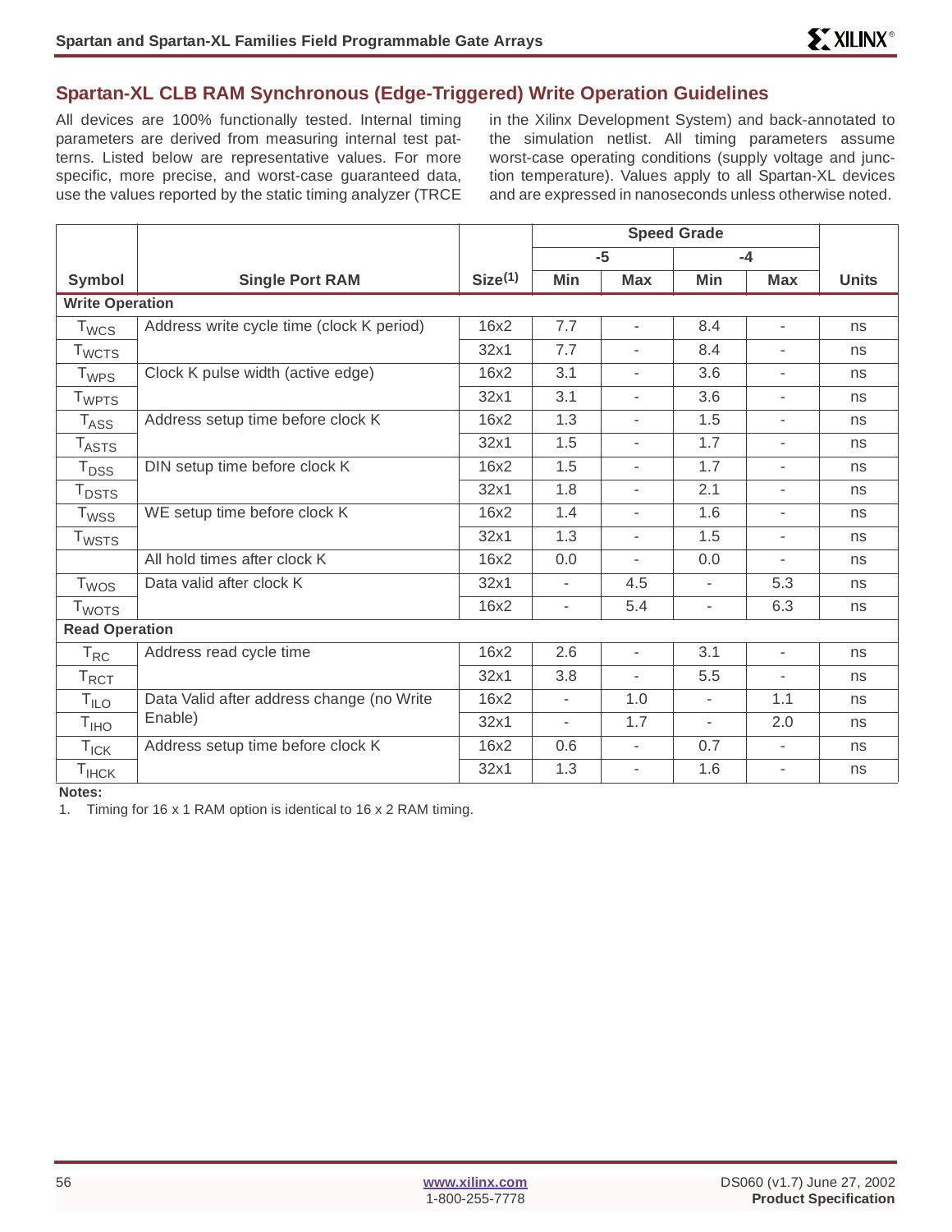## Spartan-XL CLB RAM Synchronous (Edge-Triggered) Write Operation Guidelines

All devices are 100% functionally tested. Internal timing parameters are derived from measuring internal test patterns. Listed below are representative values. For more specific, more precise, and worst-case guaranteed data, use the values reported by the static timing analyzer (TRCE in the Xilinx Development System) and back-annotated to the simulation netlist. All timing parameters assume worst-case operating conditions (supply voltage and junction temperature). Values apply to all Spartan-XL devices and are expressed in nanoseconds unless otherwise noted.

| Symbol | Single Port RAM | Size[1] | Speed Grade -5 Min | -5 Max | -4 Min | -4 Max | Units |
|---|---|---|---|---|---|---|---|
| **Write Operation** | | | | | | | |
| $T_{WCS}$ | Address write cycle time (clock K period) | 16x2 | 7.7 | - | 8.4 | - | ns |
| $T_{WCTS}$ | | 32x1 | 7.7 | - | 8.4 | - | ns |
| $T_{WPS}$ | Clock K pulse width (active edge) | 16x2 | 3.1 | - | 3.6 | - | ns |
| $T_{WPTS}$ | | 32x1 | 3.1 | - | 3.6 | - | ns |
| $T_{ASS}$ | Address setup time before clock K | 16x2 | 1.3 | - | 1.5 | - | ns |
| $T_{ASTS}$ | | 32x1 | 1.5 | - | 1.7 | - | ns |
| $T_{DSS}$ | DIN setup time before clock K | 16x2 | 1.5 | - | 1.7 | - | ns |
| $T_{DSTS}$ | | 32x1 | 1.8 | - | 2.1 | - | ns |
| $T_{WSS}$ | WE setup time before clock K | 16x2 | 1.4 | - | 1.6 | - | ns |
| $T_{WSTS}$ | | 32x1 | 1.3 | - | 1.5 | - | ns |
| | All hold times after clock K | 16x2 | 0.0 | - | 0.0 | - | ns |
| $T_{WOS}$ | Data valid after clock K | 32x1 | - | 4.5 | - | 5.3 | ns |
| $T_{WOTS}$ | | 16x2 | - | 5.4 | - | 6.3 | ns |
| **Read Operation** | | | | | | | |
| $T_{RC}$ | Address read cycle time | 16x2 | 2.6 | - | 3.1 | - | ns |
| $T_{RCT}$ | | 32x1 | 3.8 | - | 5.5 | - | ns |
| $T_{ILO}$ | Data Valid after address change (no Write Enable) | 16x2 | - | 1.0 | - | 1.1 | ns |
| $T_{IHO}$ | | 32x1 | - | 1.7 | - | 2.0 | ns |
| $T_{ICK}$ | Address setup time before clock K | 16x2 | 0.6 | - | 0.7 | - | ns |
| $T_{IHCK}$ | | 32x1 | 1.3 | - | 1.6 | - | ns |

**Notes:**

1. Timing for 16 x 1 RAM option is identical to 16 x 2 RAM timing.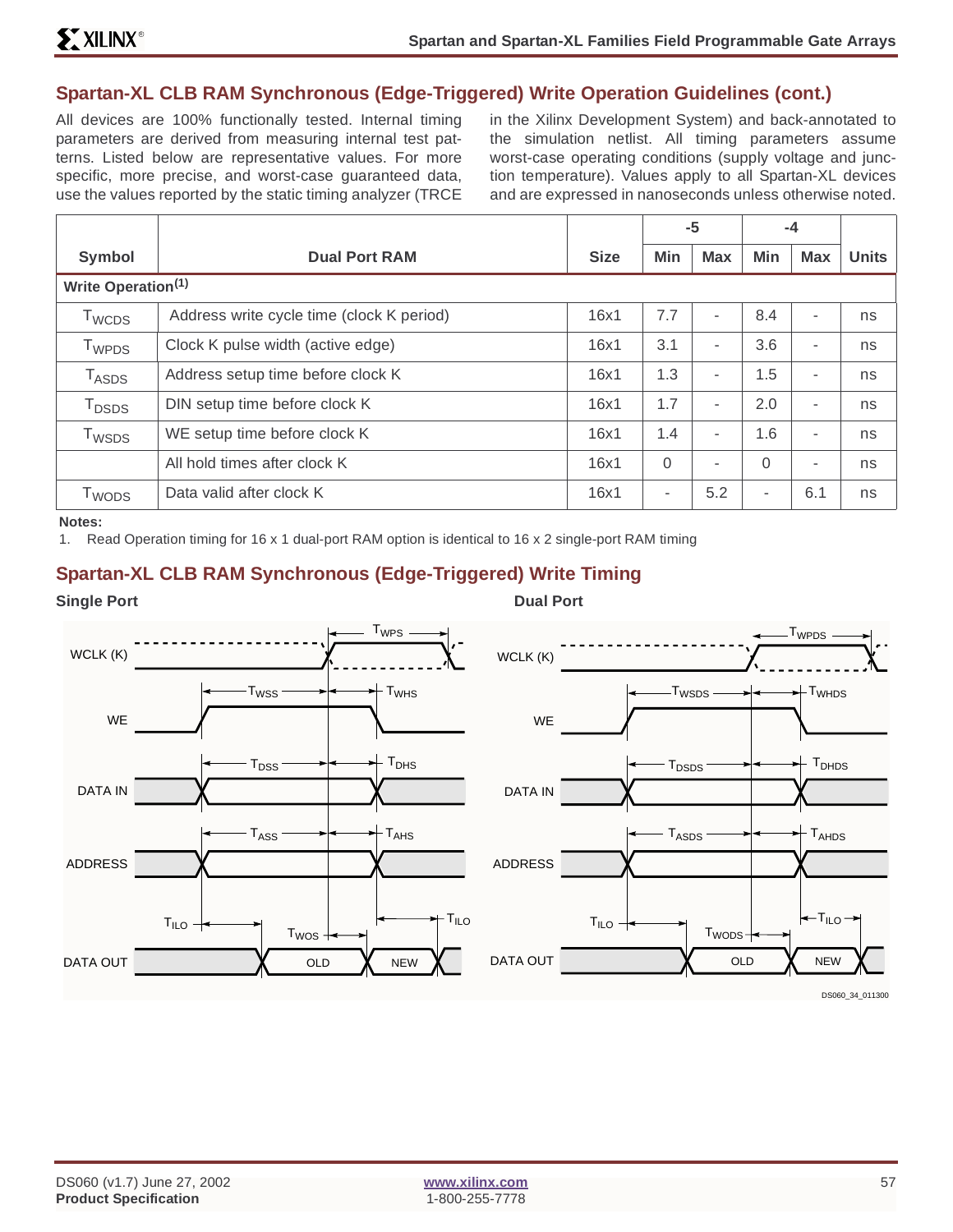## Spartan-XL CLB RAM Synchronous (Edge-Triggered) Write Operation Guidelines (cont.)

All devices are 100% functionally tested. Internal timing parameters are derived from measuring internal test patterns. Listed below are representative values. For more specific, more precise, and worst-case guaranteed data, use the values reported by the static timing analyzer (TRCE in the Xilinx Development System) and back-annotated to the simulation netlist. All timing parameters assume worst-case operating conditions (supply voltage and junction temperature). Values apply to all Spartan-XL devices and are expressed in nanoseconds unless otherwise noted.

| Symbol | Dual Port RAM | Size | -5 | | -4 | | Units |
|---|---|---|---|---|---|---|---|
| | | | Min | Max | Min | Max | |
| **Write Operation[1]** | | | | | | | |
| $T_{WCDS}$ | Address write cycle time (clock K period) | 16x1 | 7.7 | - | 8.4 | - | ns |
| $T_{WPDS}$ | Clock K pulse width (active edge) | 16x1 | 3.1 | - | 3.6 | - | ns |
| $T_{ASDS}$ | Address setup time before clock K | 16x1 | 1.3 | - | 1.5 | - | ns |
| $T_{DSDS}$ | DIN setup time before clock K | 16x1 | 1.7 | - | 2.0 | - | ns |
| $T_{WSDS}$ | WE setup time before clock K | 16x1 | 1.4 | - | 1.6 | - | ns |
| | All hold times after clock K | 16x1 | 0 | - | 0 | - | ns |
| $T_{WODS}$ | Data valid after clock K | 16x1 | - | 5.2 | - | 6.1 | ns |

**Notes:**

1. Read Operation timing for 16 x 1 dual-port RAM option is identical to 16 x 2 single-port RAM timing

## Spartan-XL CLB RAM Synchronous (Edge-Triggered) Write Timing

**Single Port** **Dual Port**

DS060_34_011300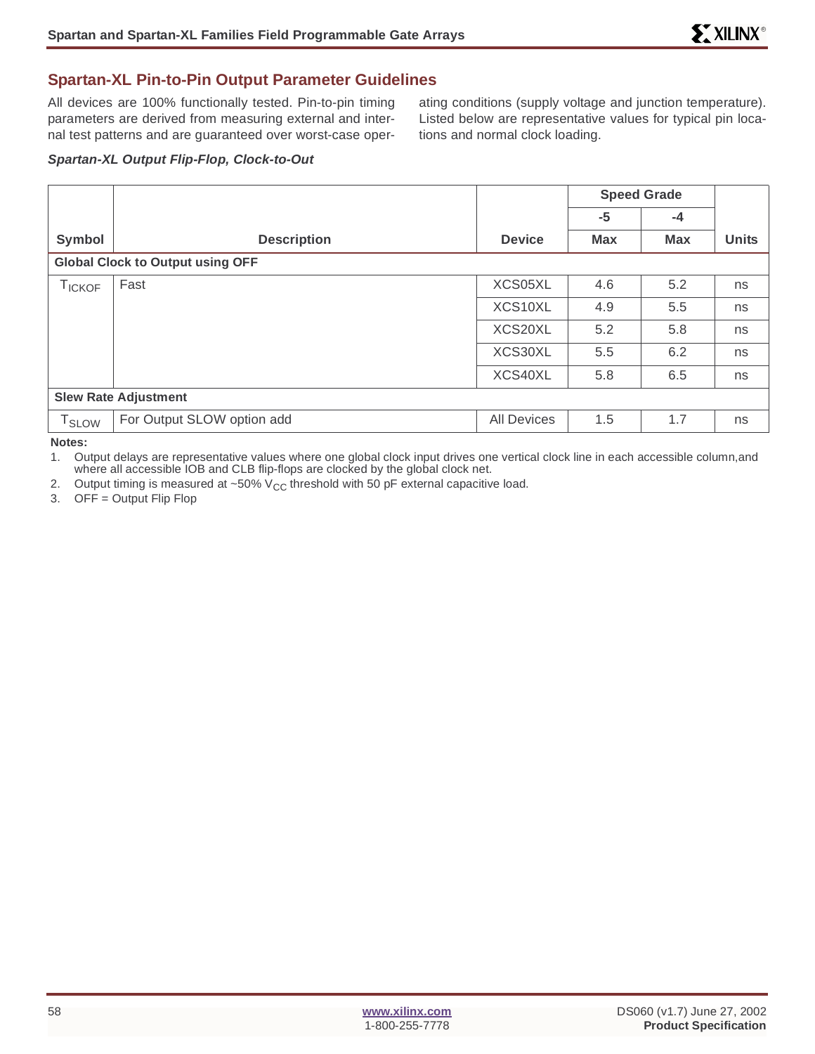## Spartan-XL Pin-to-Pin Output Parameter Guidelines

All devices are 100% functionally tested. Pin-to-pin timing parameters are derived from measuring external and internal test patterns and are guaranteed over worst-case operating conditions (supply voltage and junction temperature). Listed below are representative values for typical pin locations and normal clock loading.

***Spartan-XL Output Flip-Flop, Clock-to-Out***

| Symbol | Description | Device | Speed Grade | | Units |
|---|---|---|---|---|---|
| | | | -5 | -4 | |
| | | | Max | Max | |
| **Global Clock to Output using OFF** | | | | | |
| $T_{ICKOF}$ | Fast | XCS05XL | 4.6 | 5.2 | ns |
| | | XCS10XL | 4.9 | 5.5 | ns |
| | | XCS20XL | 5.2 | 5.8 | ns |
| | | XCS30XL | 5.5 | 6.2 | ns |
| | | XCS40XL | 5.8 | 6.5 | ns |
| **Slew Rate Adjustment** | | | | | |
| $T_{SLOW}$ | For Output SLOW option add | All Devices | 1.5 | 1.7 | ns |

**Notes:**

1. Output delays are representative values where one global clock input drives one vertical clock line in each accessible column,and where all accessible IOB and CLB flip-flops are clocked by the global clock net.
2. Output timing is measured at ~50% $V_{CC}$ threshold with 50 pF external capacitive load.
3. OFF = Output Flip Flop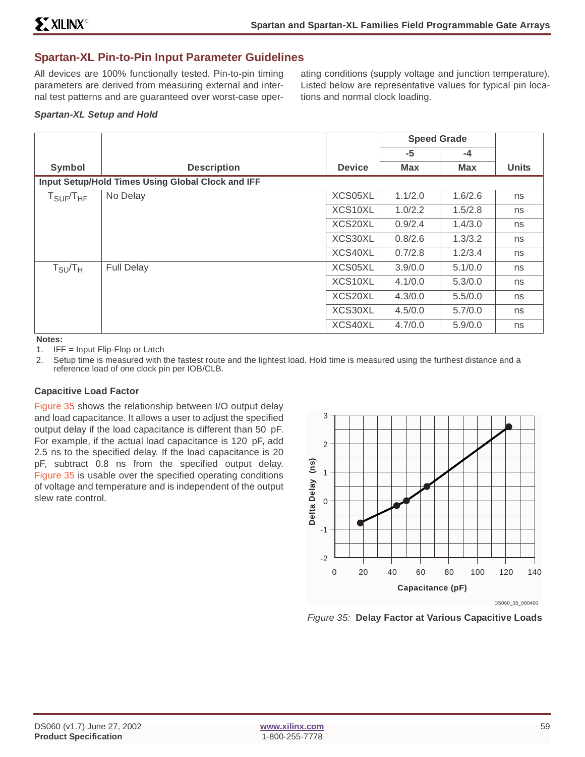## Spartan-XL Pin-to-Pin Input Parameter Guidelines

All devices are 100% functionally tested. Pin-to-pin timing parameters are derived from measuring external and internal test patterns and are guaranteed over worst-case operating conditions (supply voltage and junction temperature). Listed below are representative values for typical pin locations and normal clock loading.

### *Spartan-XL Setup and Hold*

| Symbol | Description | Device | Speed Grade | | Units |
|---|---|---|---|---|---|
| | | | -5 | -4 | |
| | | | Max | Max | |
| **Input Setup/Hold Times Using Global Clock and IFF** | | | | | |
| $T_{SUF}/T_{HF}$ | No Delay | XCS05XL | 1.1/2.0 | 1.6/2.6 | ns |
| | | XCS10XL | 1.0/2.2 | 1.5/2.8 | ns |
| | | XCS20XL | 0.9/2.4 | 1.4/3.0 | ns |
| | | XCS30XL | 0.8/2.6 | 1.3/3.2 | ns |
| | | XCS40XL | 0.7/2.8 | 1.2/3.4 | ns |
| $T_{SU}/T_H$ | Full Delay | XCS05XL | 3.9/0.0 | 5.1/0.0 | ns |
| | | XCS10XL | 4.1/0.0 | 5.3/0.0 | ns |
| | | XCS20XL | 4.3/0.0 | 5.5/0.0 | ns |
| | | XCS30XL | 4.5/0.0 | 5.7/0.0 | ns |
| | | XCS40XL | 4.7/0.0 | 5.9/0.0 | ns |

**Notes:**

1. IFF = Input Flip-Flop or Latch
2. Setup time is measured with the fastest route and the lightest load. Hold time is measured using the furthest distance and a reference load of one clock pin per IOB/CLB.

### Capacitive Load Factor

Figure 35 shows the relationship between I/O output delay and load capacitance. It allows a user to adjust the specified output delay if the load capacitance is different than 50 pF. For example, if the actual load capacitance is 120 pF, add 2.5 ns to the specified delay. If the load capacitance is 20 pF, subtract 0.8 ns from the specified output delay. Figure 35 is usable over the specified operating conditions of voltage and temperature and is independent of the output slew rate control.

*Figure 35:* **Delay Factor at Various Capacitive Loads**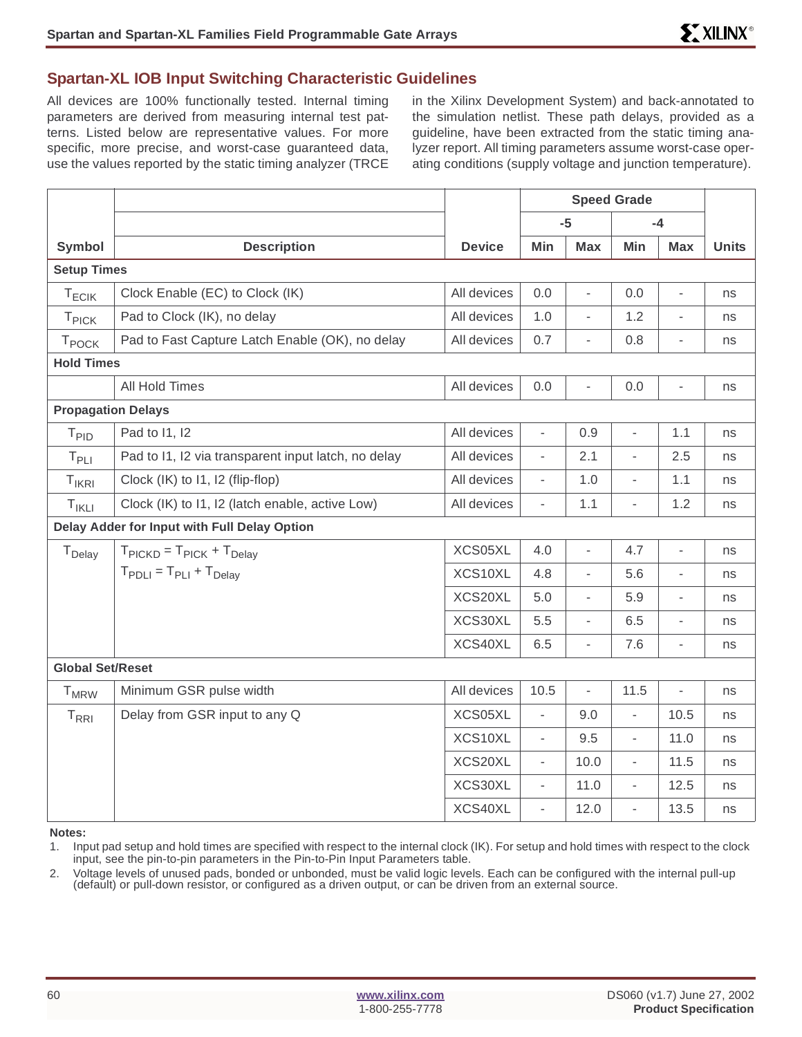## Spartan-XL IOB Input Switching Characteristic Guidelines

All devices are 100% functionally tested. Internal timing parameters are derived from measuring internal test patterns. Listed below are representative values. For more specific, more precise, and worst-case guaranteed data, use the values reported by the static timing analyzer (TRCE in the Xilinx Development System) and back-annotated to the simulation netlist. These path delays, provided as a guideline, have been extracted from the static timing analyzer report. All timing parameters assume worst-case operating conditions (supply voltage and junction temperature).

| Symbol | Description | Device | Speed Grade -5 Min | -5 Max | -4 Min | -4 Max | Units |
|---|---|---|---|---|---|---|---|
| **Setup Times** | | | | | | | |
| $T_{ECIK}$ | Clock Enable (EC) to Clock (IK) | All devices | 0.0 | - | 0.0 | - | ns |
| $T_{PICK}$ | Pad to Clock (IK), no delay | All devices | 1.0 | - | 1.2 | - | ns |
| $T_{POCK}$ | Pad to Fast Capture Latch Enable (OK), no delay | All devices | 0.7 | - | 0.8 | - | ns |
| **Hold Times** | | | | | | | |
| | All Hold Times | All devices | 0.0 | - | 0.0 | - | ns |
| **Propagation Delays** | | | | | | | |
| $T_{PID}$ | Pad to I1, I2 | All devices | - | 0.9 | - | 1.1 | ns |
| $T_{PLI}$ | Pad to I1, I2 via transparent input latch, no delay | All devices | - | 2.1 | - | 2.5 | ns |
| $T_{IKRI}$ | Clock (IK) to I1, I2 (flip-flop) | All devices | - | 1.0 | - | 1.1 | ns |
| $T_{IKLI}$ | Clock (IK) to I1, I2 (latch enable, active Low) | All devices | - | 1.1 | - | 1.2 | ns |
| **Delay Adder for Input with Full Delay Option** | | | | | | | |
| $T_{Delay}$ | $T_{PICKD} = T_{PICK} + T_{Delay}$ <br> $T_{PDLI} = T_{PLI} + T_{Delay}$ | XCS05XL | 4.0 | - | 4.7 | - | ns |
| | | XCS10XL | 4.8 | - | 5.6 | - | ns |
| | | XCS20XL | 5.0 | - | 5.9 | - | ns |
| | | XCS30XL | 5.5 | - | 6.5 | - | ns |
| | | XCS40XL | 6.5 | - | 7.6 | - | ns |
| **Global Set/Reset** | | | | | | | |
| $T_{MRW}$ | Minimum GSR pulse width | All devices | 10.5 | - | 11.5 | - | ns |
| $T_{RRI}$ | Delay from GSR input to any Q | XCS05XL | - | 9.0 | - | 10.5 | ns |
| | | XCS10XL | - | 9.5 | - | 11.0 | ns |
| | | XCS20XL | - | 10.0 | - | 11.5 | ns |
| | | XCS30XL | - | 11.0 | - | 12.5 | ns |
| | | XCS40XL | - | 12.0 | - | 13.5 | ns |

**Notes:**

1. Input pad setup and hold times are specified with respect to the internal clock (IK). For setup and hold times with respect to the clock input, see the pin-to-pin parameters in the Pin-to-Pin Input Parameters table.
2. Voltage levels of unused pads, bonded or unbonded, must be valid logic levels. Each can be configured with the internal pull-up (default) or pull-down resistor, or configured as a driven output, or can be driven from an external source.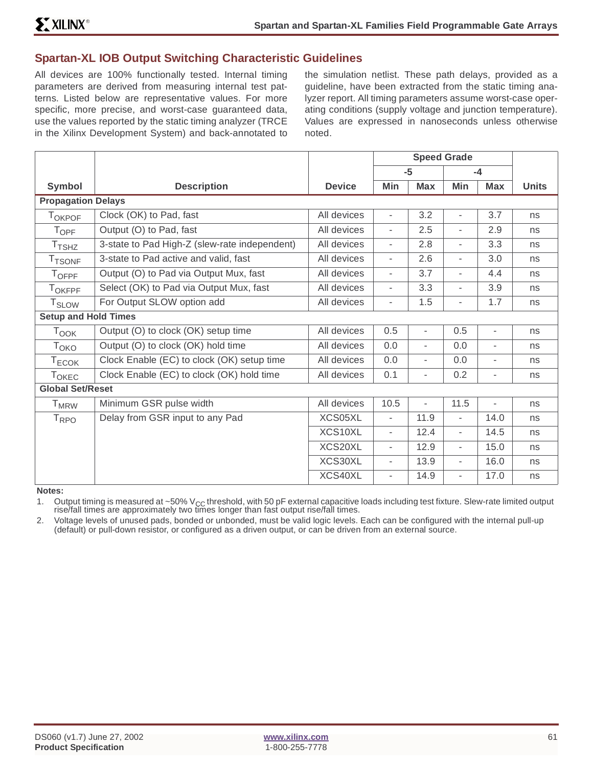## Spartan-XL IOB Output Switching Characteristic Guidelines

All devices are 100% functionally tested. Internal timing parameters are derived from measuring internal test patterns. Listed below are representative values. For more specific, more precise, and worst-case guaranteed data, use the values reported by the static timing analyzer (TRCE in the Xilinx Development System) and back-annotated to the simulation netlist. These path delays, provided as a guideline, have been extracted from the static timing analyzer report. All timing parameters assume worst-case operating conditions (supply voltage and junction temperature). Values are expressed in nanoseconds unless otherwise noted.

| Symbol | Description | Device | Speed Grade | | | | Units |
|---|---|---|---|---|---|---|---|
| | | | -5 | | -4 | | |
| | | | Min | Max | Min | Max | |
| **Propagation Delays** | | | | | | | |
| $T_{OKPOF}$ | Clock (OK) to Pad, fast | All devices | - | 3.2 | - | 3.7 | ns |
| $T_{OPF}$ | Output (O) to Pad, fast | All devices | - | 2.5 | - | 2.9 | ns |
| $T_{TSHZ}$ | 3-state to Pad High-Z (slew-rate independent) | All devices | - | 2.8 | - | 3.3 | ns |
| $T_{TSONF}$ | 3-state to Pad active and valid, fast | All devices | - | 2.6 | - | 3.0 | ns |
| $T_{OFPF}$ | Output (O) to Pad via Output Mux, fast | All devices | - | 3.7 | - | 4.4 | ns |
| $T_{OKFPF}$ | Select (OK) to Pad via Output Mux, fast | All devices | - | 3.3 | - | 3.9 | ns |
| $T_{SLOW}$ | For Output SLOW option add | All devices | - | 1.5 | - | 1.7 | ns |
| **Setup and Hold Times** | | | | | | | |
| $T_{OOK}$ | Output (O) to clock (OK) setup time | All devices | 0.5 | - | 0.5 | - | ns |
| $T_{OKO}$ | Output (O) to clock (OK) hold time | All devices | 0.0 | - | 0.0 | - | ns |
| $T_{ECOK}$ | Clock Enable (EC) to clock (OK) setup time | All devices | 0.0 | - | 0.0 | - | ns |
| $T_{OKEC}$ | Clock Enable (EC) to clock (OK) hold time | All devices | 0.1 | - | 0.2 | - | ns |
| **Global Set/Reset** | | | | | | | |
| $T_{MRW}$ | Minimum GSR pulse width | All devices | 10.5 | - | 11.5 | - | ns |
| $T_{RPO}$ | Delay from GSR input to any Pad | XCS05XL | - | 11.9 | - | 14.0 | ns |
| | | XCS10XL | - | 12.4 | - | 14.5 | ns |
| | | XCS20XL | - | 12.9 | - | 15.0 | ns |
| | | XCS30XL | - | 13.9 | - | 16.0 | ns |
| | | XCS40XL | - | 14.9 | - | 17.0 | ns |

**Notes:**

1. Output timing is measured at ~50% $V_{CC}$ threshold, with 50 pF external capacitive loads including test fixture. Slew-rate limited output rise/fall times are approximately two times longer than fast output rise/fall times.
2. Voltage levels of unused pads, bonded or unbonded, must be valid logic levels. Each can be configured with the internal pull-up (default) or pull-down resistor, or configured as a driven output, or can be driven from an external source.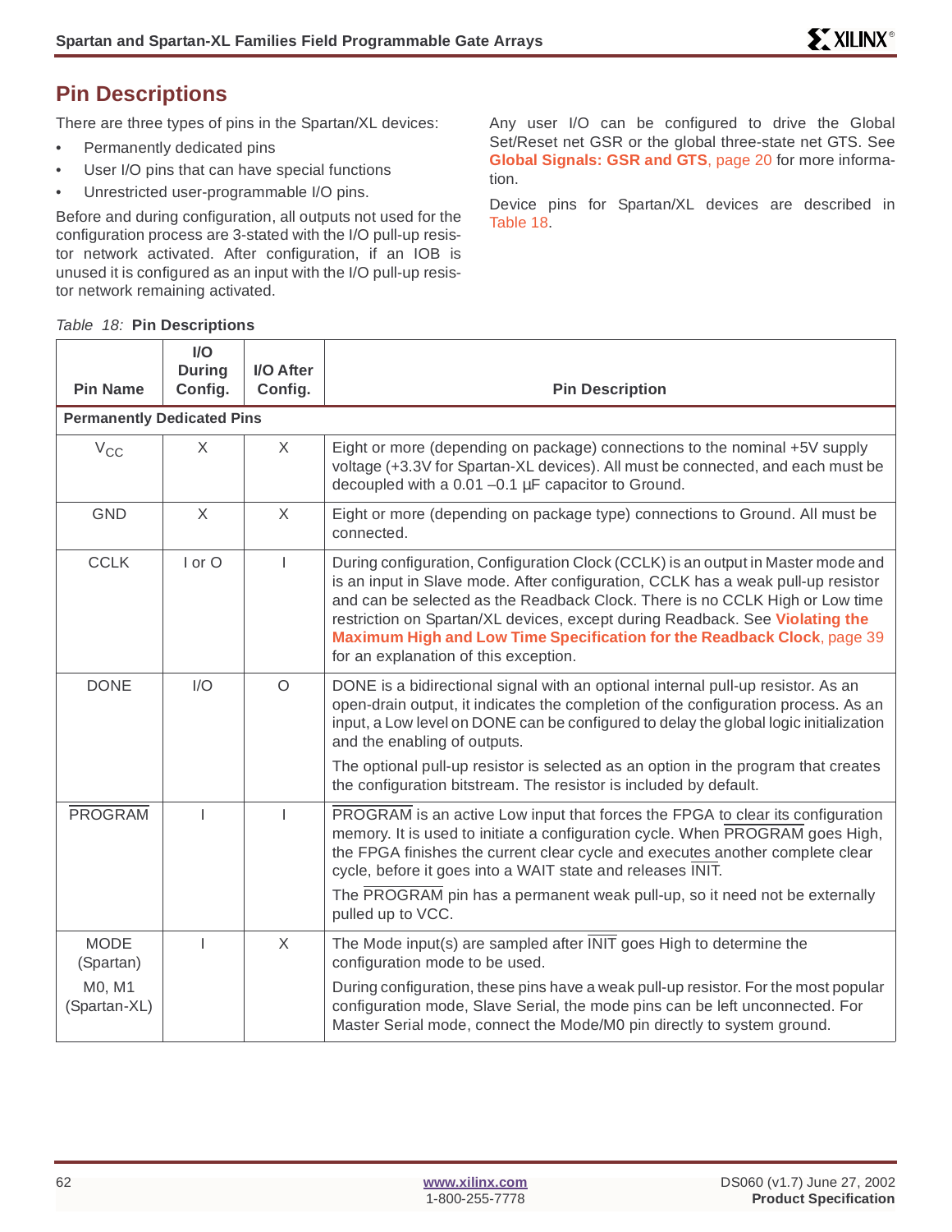## Pin Descriptions

There are three types of pins in the Spartan/XL devices:

- Permanently dedicated pins
- User I/O pins that can have special functions
- Unrestricted user-programmable I/O pins.

Before and during configuration, all outputs not used for the configuration process are 3-stated with the I/O pull-up resistor network activated. After configuration, if an IOB is unused it is configured as an input with the I/O pull-up resistor network remaining activated.

Any user I/O can be configured to drive the Global Set/Reset net GSR or the global three-state net GTS. See **Global Signals: GSR and GTS**, page 20 for more information.

Device pins for Spartan/XL devices are described in Table 18.

*Table 18:* **Pin Descriptions**

| Pin Name | I/O During Config. | I/O After Config. | Pin Description |
|---|---|---|---|
| **Permanently Dedicated Pins** | | | |
| $V_{CC}$ | X | X | Eight or more (depending on package) connections to the nominal +5V supply voltage (+3.3V for Spartan-XL devices). All must be connected, and each must be decoupled with a 0.01 –0.1 µF capacitor to Ground. |
| GND | X | X | Eight or more (depending on package type) connections to Ground. All must be connected. |
| CCLK | I or O | I | During configuration, Configuration Clock (CCLK) is an output in Master mode and is an input in Slave mode. After configuration, CCLK has a weak pull-up resistor and can be selected as the Readback Clock. There is no CCLK High or Low time restriction on Spartan/XL devices, except during Readback. See **Violating the Maximum High and Low Time Specification for the Readback Clock**, page 39 for an explanation of this exception. |
| DONE | I/O | O | DONE is a bidirectional signal with an optional internal pull-up resistor. As an open-drain output, it indicates the completion of the configuration process. As an input, a Low level on DONE can be configured to delay the global logic initialization and the enabling of outputs.<br><br>The optional pull-up resistor is selected as an option in the program that creates the configuration bitstream. The resistor is included by default. |
| $\overline{\text{PROGRAM}}$ | I | I | $\overline{\text{PROGRAM}}$ is an active Low input that forces the FPGA to clear its configuration memory. It is used to initiate a configuration cycle. When $\overline{\text{PROGRAM}}$ goes High, the FPGA finishes the current clear cycle and executes another complete clear cycle, before it goes into a WAIT state and releases $\overline{\text{INIT}}$.<br><br>The $\overline{\text{PROGRAM}}$ pin has a permanent weak pull-up, so it need not be externally pulled up to VCC. |
| MODE (Spartan)<br><br>M0, M1 (Spartan-XL) | I | X | The Mode input(s) are sampled after $\overline{\text{INIT}}$ goes High to determine the configuration mode to be used.<br><br>During configuration, these pins have a weak pull-up resistor. For the most popular configuration mode, Slave Serial, the mode pins can be left unconnected. For Master Serial mode, connect the Mode/M0 pin directly to system ground. |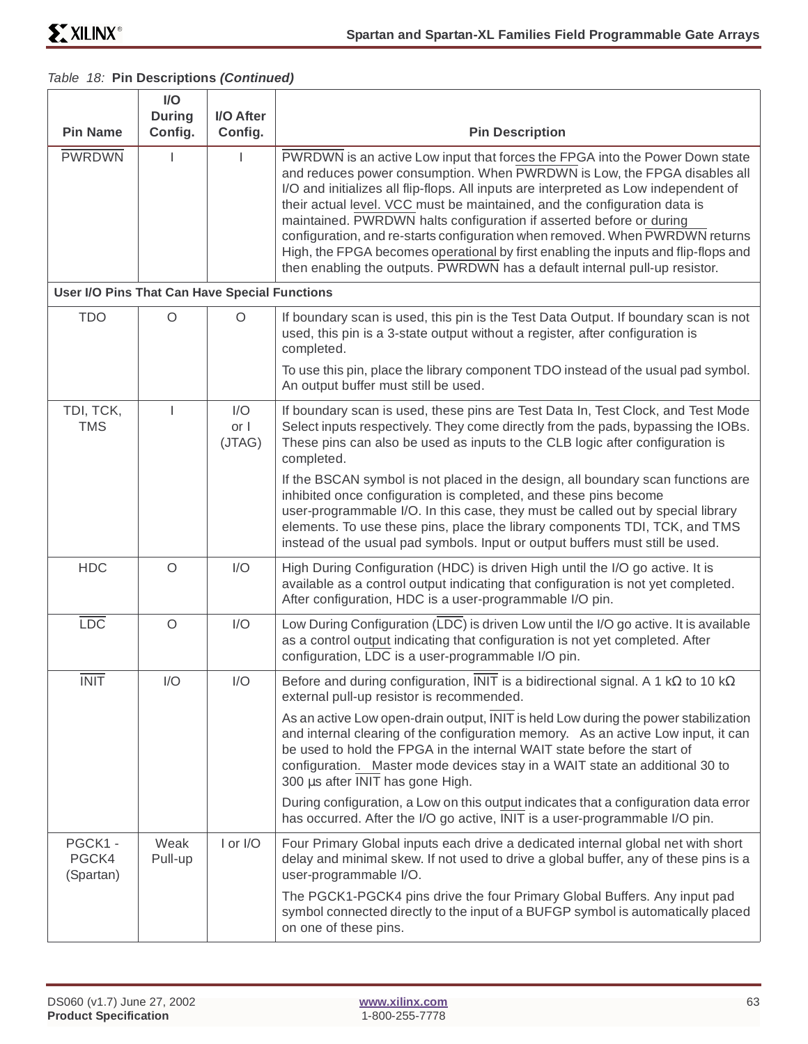*Table 18:* **Pin Descriptions *(Continued)***

| Pin Name | I/O During Config. | I/O After Config. | Pin Description |
|---|---|---|---|
| $\overline{\text{PWRDWN}}$ | I | I | $\overline{\text{PWRDWN}}$ is an active Low input that forces the FPGA into the Power Down state and reduces power consumption. When $\overline{\text{PWRDWN}}$ is Low, the FPGA disables all I/O and initializes all flip-flops. All inputs are interpreted as Low independent of their actual level. VCC must be maintained, and the configuration data is maintained. $\overline{\text{PWRDWN}}$ halts configuration if asserted before or during configuration, and re-starts configuration when removed. When $\overline{\text{PWRDWN}}$ returns High, the FPGA becomes operational by first enabling the inputs and flip-flops and then enabling the outputs. $\overline{\text{PWRDWN}}$ has a default internal pull-up resistor. |
| **User I/O Pins That Can Have Special Functions** | | | |
| TDO | O | O | If boundary scan is used, this pin is the Test Data Output. If boundary scan is not used, this pin is a 3-state output without a register, after configuration is completed.<br><br>To use this pin, place the library component TDO instead of the usual pad symbol. An output buffer must still be used. |
| TDI, TCK, TMS | I | I/O or I (JTAG) | If boundary scan is used, these pins are Test Data In, Test Clock, and Test Mode Select inputs respectively. They come directly from the pads, bypassing the IOBs. These pins can also be used as inputs to the CLB logic after configuration is completed.<br><br>If the BSCAN symbol is not placed in the design, all boundary scan functions are inhibited once configuration is completed, and these pins become user-programmable I/O. In this case, they must be called out by special library elements. To use these pins, place the library components TDI, TCK, and TMS instead of the usual pad symbols. Input or output buffers must still be used. |
| HDC | O | I/O | High During Configuration (HDC) is driven High until the I/O go active. It is available as a control output indicating that configuration is not yet completed. After configuration, HDC is a user-programmable I/O pin. |
| $\overline{\text{LDC}}$ | O | I/O | Low During Configuration ($\overline{\text{LDC}}$) is driven Low until the I/O go active. It is available as a control output indicating that configuration is not yet completed. After configuration, $\overline{\text{LDC}}$ is a user-programmable I/O pin. |
| $\overline{\text{INIT}}$ | I/O | I/O | Before and during configuration, $\overline{\text{INIT}}$ is a bidirectional signal. A 1 kΩ to 10 kΩ external pull-up resistor is recommended.<br><br>As an active Low open-drain output, $\overline{\text{INIT}}$ is held Low during the power stabilization and internal clearing of the configuration memory. As an active Low input, it can be used to hold the FPGA in the internal WAIT state before the start of configuration. Master mode devices stay in a WAIT state an additional 30 to 300 µs after $\overline{\text{INIT}}$ has gone High.<br><br>During configuration, a Low on this output indicates that a configuration data error has occurred. After the I/O go active, $\overline{\text{INIT}}$ is a user-programmable I/O pin. |
| PGCK1 - PGCK4 (Spartan) | Weak Pull-up | I or I/O | Four Primary Global inputs each drive a dedicated internal global net with short delay and minimal skew. If not used to drive a global buffer, any of these pins is a user-programmable I/O.<br><br>The PGCK1-PGCK4 pins drive the four Primary Global Buffers. Any input pad symbol connected directly to the input of a BUFGP symbol is automatically placed on one of these pins. |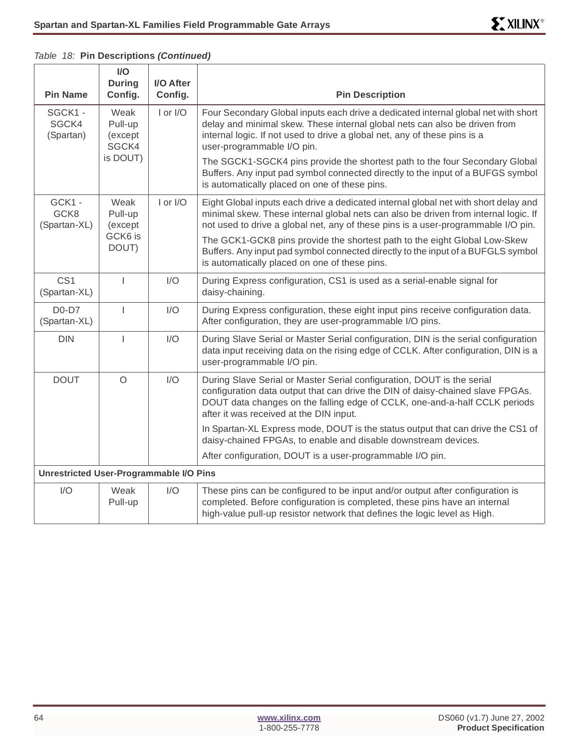*Table 18:* **Pin Descriptions *(Continued)***

| Pin Name | I/O During Config. | I/O After Config. | Pin Description |
|---|---|---|---|
| SGCK1 - SGCK4 (Spartan) | Weak Pull-up (except SGCK4 is DOUT) | I or I/O | Four Secondary Global inputs each drive a dedicated internal global net with short delay and minimal skew. These internal global nets can also be driven from internal logic. If not used to drive a global net, any of these pins is a user-programmable I/O pin.<br><br>The SGCK1-SGCK4 pins provide the shortest path to the four Secondary Global Buffers. Any input pad symbol connected directly to the input of a BUFGS symbol is automatically placed on one of these pins. |
| GCK1 - GCK8 (Spartan-XL) | Weak Pull-up (except GCK6 is DOUT) | I or I/O | Eight Global inputs each drive a dedicated internal global net with short delay and minimal skew. These internal global nets can also be driven from internal logic. If not used to drive a global net, any of these pins is a user-programmable I/O pin.<br><br>The GCK1-GCK8 pins provide the shortest path to the eight Global Low-Skew Buffers. Any input pad symbol connected directly to the input of a BUFGLS symbol is automatically placed on one of these pins. |
| CS1 (Spartan-XL) | I | I/O | During Express configuration, CS1 is used as a serial-enable signal for daisy-chaining. |
| D0-D7 (Spartan-XL) | I | I/O | During Express configuration, these eight input pins receive configuration data. After configuration, they are user-programmable I/O pins. |
| DIN | I | I/O | During Slave Serial or Master Serial configuration, DIN is the serial configuration data input receiving data on the rising edge of CCLK. After configuration, DIN is a user-programmable I/O pin. |
| DOUT | O | I/O | During Slave Serial or Master Serial configuration, DOUT is the serial configuration data output that can drive the DIN of daisy-chained slave FPGAs. DOUT data changes on the falling edge of CCLK, one-and-a-half CCLK periods after it was received at the DIN input.<br><br>In Spartan-XL Express mode, DOUT is the status output that can drive the CS1 of daisy-chained FPGAs, to enable and disable downstream devices.<br><br>After configuration, DOUT is a user-programmable I/O pin. |
| **Unrestricted User-Programmable I/O Pins** | | | |
| I/O | Weak Pull-up | I/O | These pins can be configured to be input and/or output after configuration is completed. Before configuration is completed, these pins have an internal high-value pull-up resistor network that defines the logic level as High. |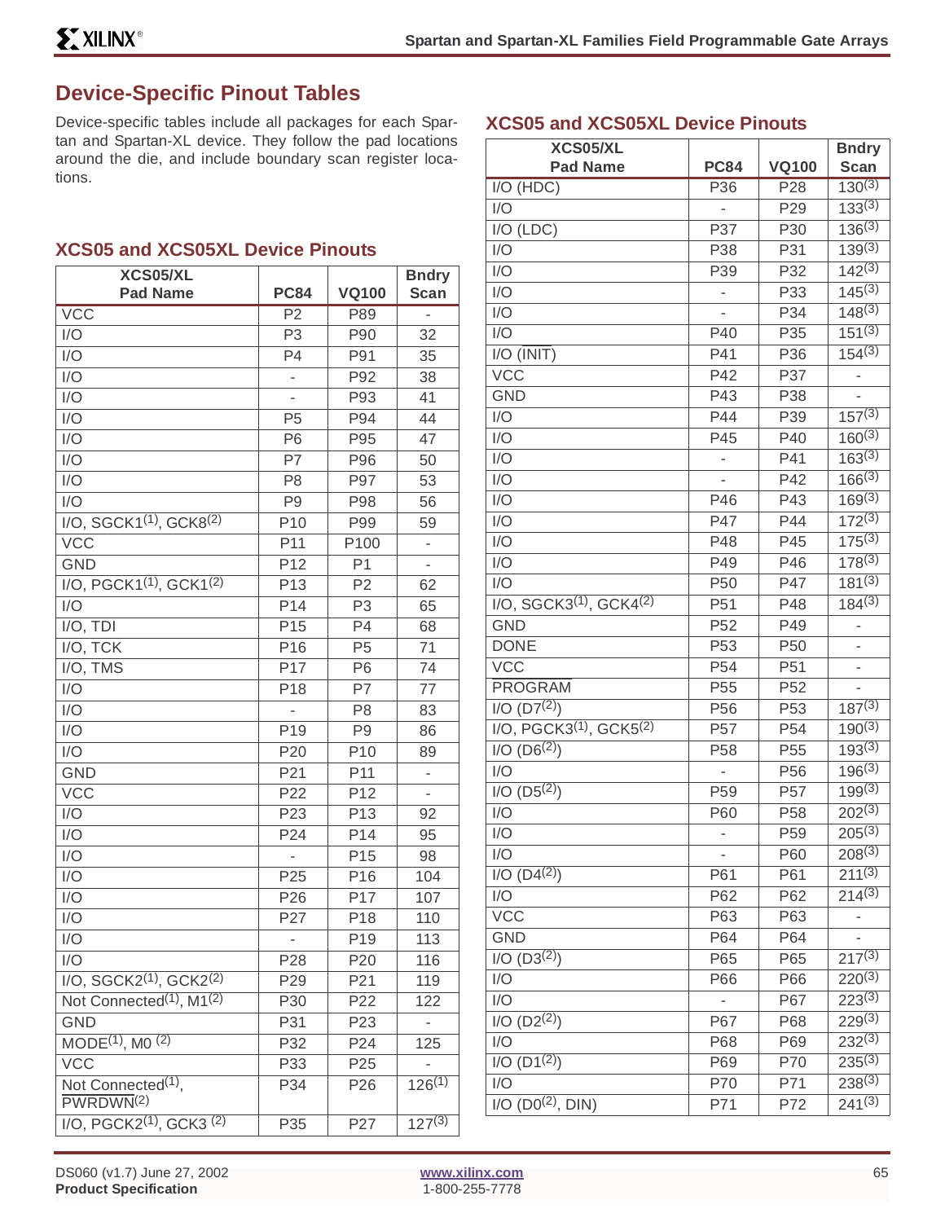## Device-Specific Pinout Tables

Device-specific tables include all packages for each Spartan and Spartan-XL device. They follow the pad locations around the die, and include boundary scan register locations.

### XCS05 and XCS05XL Device Pinouts

| XCS05/XL Pad Name | PC84 | VQ100 | Bndry Scan |
|---|---|---|---|
| VCC | P2 | P89 | - |
| I/O | P3 | P90 | 32 |
| I/O | P4 | P91 | 35 |
| I/O | - | P92 | 38 |
| I/O | - | P93 | 41 |
| I/O | P5 | P94 | 44 |
| I/O | P6 | P95 | 47 |
| I/O | P7 | P96 | 50 |
| I/O | P8 | P97 | 53 |
| I/O | P9 | P98 | 56 |
| I/O, SGCK1(1), GCK8(2) | P10 | P99 | 59 |
| VCC | P11 | P100 | - |
| GND | P12 | P1 | - |
| I/O, PGCK1(1), GCK1(2) | P13 | P2 | 62 |
| I/O | P14 | P3 | 65 |
| I/O, TDI | P15 | P4 | 68 |
| I/O, TCK | P16 | P5 | 71 |
| I/O, TMS | P17 | P6 | 74 |
| I/O | P18 | P7 | 77 |
| I/O | - | P8 | 83 |
| I/O | P19 | P9 | 86 |
| I/O | P20 | P10 | 89 |
| GND | P21 | P11 | - |
| VCC | P22 | P12 | - |
| I/O | P23 | P13 | 92 |
| I/O | P24 | P14 | 95 |
| I/O | - | P15 | 98 |
| I/O | P25 | P16 | 104 |
| I/O | P26 | P17 | 107 |
| I/O | P27 | P18 | 110 |
| I/O | - | P19 | 113 |
| I/O | P28 | P20 | 116 |
| I/O, SGCK2(1), GCK2(2) | P29 | P21 | 119 |
| Not Connected(1), M1(2) | P30 | P22 | 122 |
| GND | P31 | P23 | - |
| MODE(1), M0 (2) | P32 | P24 | 125 |
| VCC | P33 | P25 | - |
| Not Connected(1), PWRDWN(2) | P34 | P26 | 126(1) |
| I/O, PGCK2(1), GCK3 (2) | P35 | P27 | 127(3) |
| I/O (HDC) | P36 | P28 | 130(3) |
| I/O | - | P29 | 133(3) |
| I/O (LDC) | P37 | P30 | 136(3) |
| I/O | P38 | P31 | 139(3) |
| I/O | P39 | P32 | 142(3) |
| I/O | - | P33 | 145(3) |
| I/O | - | P34 | 148(3) |
| I/O | P40 | P35 | 151(3) |
| I/O (INIT) | P41 | P36 | 154(3) |
| VCC | P42 | P37 | - |
| GND | P43 | P38 | - |
| I/O | P44 | P39 | 157(3) |
| I/O | P45 | P40 | 160(3) |
| I/O | - | P41 | 163(3) |
| I/O | - | P42 | 166(3) |
| I/O | P46 | P43 | 169(3) |
| I/O | P47 | P44 | 172(3) |
| I/O | P48 | P45 | 175(3) |
| I/O | P49 | P46 | 178(3) |
| I/O | P50 | P47 | 181(3) |
| I/O, SGCK3(1), GCK4(2) | P51 | P48 | 184(3) |
| GND | P52 | P49 | - |
| DONE | P53 | P50 | - |
| VCC | P54 | P51 | - |
| PROGRAM | P55 | P52 | - |
| I/O (D7(2)) | P56 | P53 | 187(3) |
| I/O, PGCK3(1), GCK5(2) | P57 | P54 | 190(3) |
| I/O (D6(2)) | P58 | P55 | 193(3) |
| I/O | - | P56 | 196(3) |
| I/O (D5(2)) | P59 | P57 | 199(3) |
| I/O | P60 | P58 | 202(3) |
| I/O | - | P59 | 205(3) |
| I/O | - | P60 | 208(3) |
| I/O (D4(2)) | P61 | P61 | 211(3) |
| I/O | P62 | P62 | 214(3) |
| VCC | P63 | P63 | - |
| GND | P64 | P64 | - |
| I/O (D3(2)) | P65 | P65 | 217(3) |
| I/O | P66 | P66 | 220(3) |
| I/O | - | P67 | 223(3) |
| I/O (D2(2)) | P67 | P68 | 229(3) |
| I/O | P68 | P69 | 232(3) |
| I/O (D1(2)) | P69 | P70 | 235(3) |
| I/O | P70 | P71 | 238(3) |
| I/O (D0(2), DIN) | P71 | P72 | 241(3) |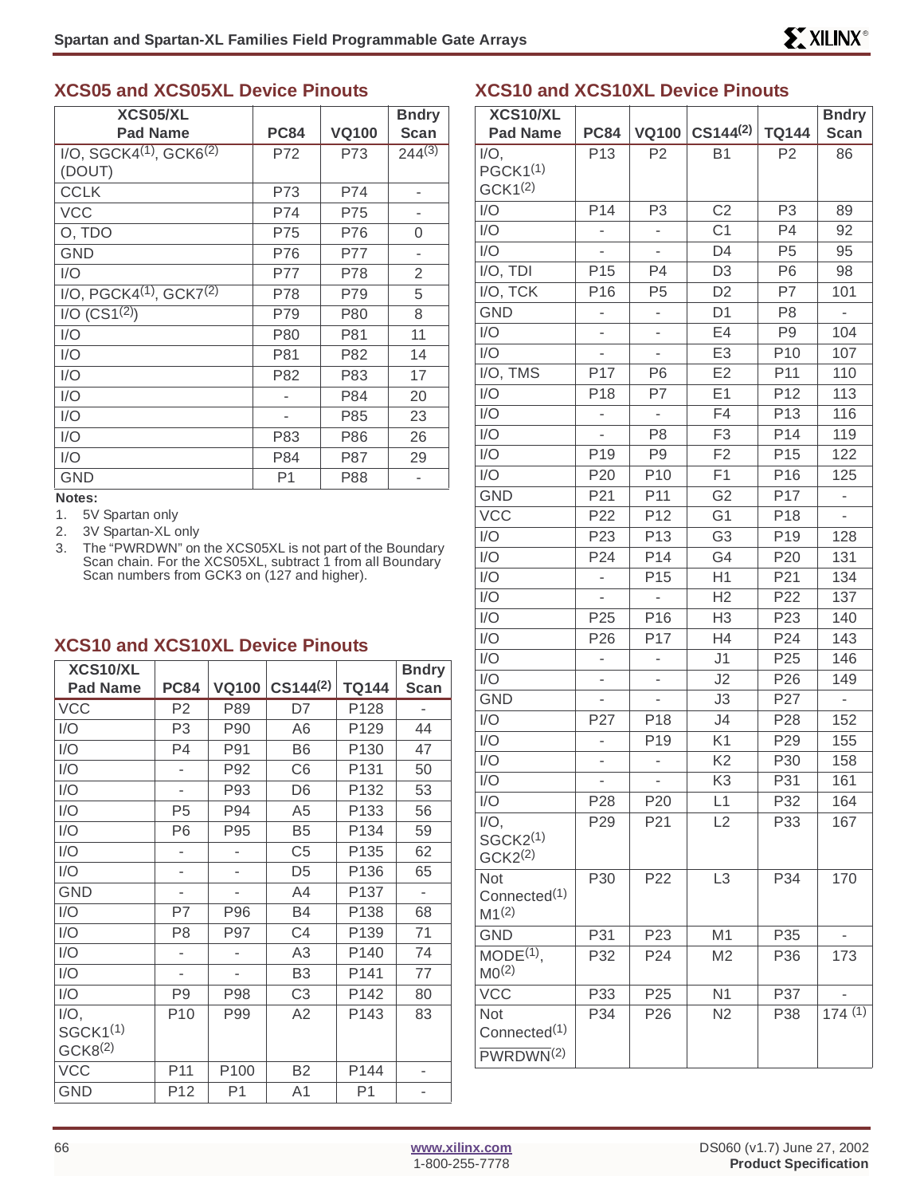## XCS05 and XCS05XL Device Pinouts

| XCS05/XL Pad Name | PC84 | VQ100 | Bndry Scan |
|---|---|---|---|
| I/O, SGCK4[1], GCK6[2] (DOUT) | P72 | P73 | 244[3] |
| CCLK | P73 | P74 | - |
| VCC | P74 | P75 | - |
| O, TDO | P75 | P76 | 0 |
| GND | P76 | P77 | - |
| I/O | P77 | P78 | 2 |
| I/O, PGCK4[1], GCK7[2] | P78 | P79 | 5 |
| I/O (CS1[2]) | P79 | P80 | 8 |
| I/O | P80 | P81 | 11 |
| I/O | P81 | P82 | 14 |
| I/O | P82 | P83 | 17 |
| I/O | - | P84 | 20 |
| I/O | - | P85 | 23 |
| I/O | P83 | P86 | 26 |
| I/O | P84 | P87 | 29 |
| GND | P1 | P88 | - |

**Notes:**

1. 5V Spartan only
2. 3V Spartan-XL only
3. The "PWRDWN" on the XCS05XL is not part of the Boundary Scan chain. For the XCS05XL, subtract 1 from all Boundary Scan numbers from GCK3 on (127 and higher).

## XCS10 and XCS10XL Device Pinouts

| XCS10/XL Pad Name | PC84 | VQ100 | CS144[2] | TQ144 | Bndry Scan |
|---|---|---|---|---|---|
| VCC | P2 | P89 | D7 | P128 | - |
| I/O | P3 | P90 | A6 | P129 | 44 |
| I/O | P4 | P91 | B6 | P130 | 47 |
| I/O | - | P92 | C6 | P131 | 50 |
| I/O | - | P93 | D6 | P132 | 53 |
| I/O | P5 | P94 | A5 | P133 | 56 |
| I/O | P6 | P95 | B5 | P134 | 59 |
| I/O | - | - | C5 | P135 | 62 |
| I/O | - | - | D5 | P136 | 65 |
| GND | - | - | A4 | P137 | - |
| I/O | P7 | P96 | B4 | P138 | 68 |
| I/O | P8 | P97 | C4 | P139 | 71 |
| I/O | - | - | A3 | P140 | 74 |
| I/O | - | - | B3 | P141 | 77 |
| I/O | P9 | P98 | C3 | P142 | 80 |
| I/O, SGCK1[1] GCK8[2] | P10 | P99 | A2 | P143 | 83 |
| VCC | P11 | P100 | B2 | P144 | - |
| GND | P12 | P1 | A1 | P1 | - |

## XCS10 and XCS10XL Device Pinouts

| XCS10/XL Pad Name | PC84 | VQ100 | CS144[2] | TQ144 | Bndry Scan |
|---|---|---|---|---|---|
| I/O, PGCK1[1] GCK1[2] | P13 | P2 | B1 | P2 | 86 |
| I/O | P14 | P3 | C2 | P3 | 89 |
| I/O | - | - | C1 | P4 | 92 |
| I/O | - | - | D4 | P5 | 95 |
| I/O, TDI | P15 | P4 | D3 | P6 | 98 |
| I/O, TCK | P16 | P5 | D2 | P7 | 101 |
| GND | - | - | D1 | P8 | - |
| I/O | - | - | E4 | P9 | 104 |
| I/O | - | - | E3 | P10 | 107 |
| I/O, TMS | P17 | P6 | E2 | P11 | 110 |
| I/O | P18 | P7 | E1 | P12 | 113 |
| I/O | - | - | F4 | P13 | 116 |
| I/O | - | P8 | F3 | P14 | 119 |
| I/O | P19 | P9 | F2 | P15 | 122 |
| I/O | P20 | P10 | F1 | P16 | 125 |
| GND | P21 | P11 | G2 | P17 | - |
| VCC | P22 | P12 | G1 | P18 | - |
| I/O | P23 | P13 | G3 | P19 | 128 |
| I/O | P24 | P14 | G4 | P20 | 131 |
| I/O | - | P15 | H1 | P21 | 134 |
| I/O | - | - | H2 | P22 | 137 |
| I/O | P25 | P16 | H3 | P23 | 140 |
| I/O | P26 | P17 | H4 | P24 | 143 |
| I/O | - | - | J1 | P25 | 146 |
| I/O | - | - | J2 | P26 | 149 |
| GND | - | - | J3 | P27 | - |
| I/O | P27 | P18 | J4 | P28 | 152 |
| I/O | - | P19 | K1 | P29 | 155 |
| I/O | - | - | K2 | P30 | 158 |
| I/O | - | - | K3 | P31 | 161 |
| I/O | P28 | P20 | L1 | P32 | 164 |
| I/O, SGCK2[1] GCK2[2] | P29 | P21 | L2 | P33 | 167 |
| Not Connected[1] M1[2] | P30 | P22 | L3 | P34 | 170 |
| GND | P31 | P23 | M1 | P35 | - |
| MODE[1], M0[2] | P32 | P24 | M2 | P36 | 173 |
| VCC | P33 | P25 | N1 | P37 | - |
| Not Connected[1] $\overline{\text{PWRDWN}}$[2] | P34 | P26 | N2 | P38 | 174 [1] |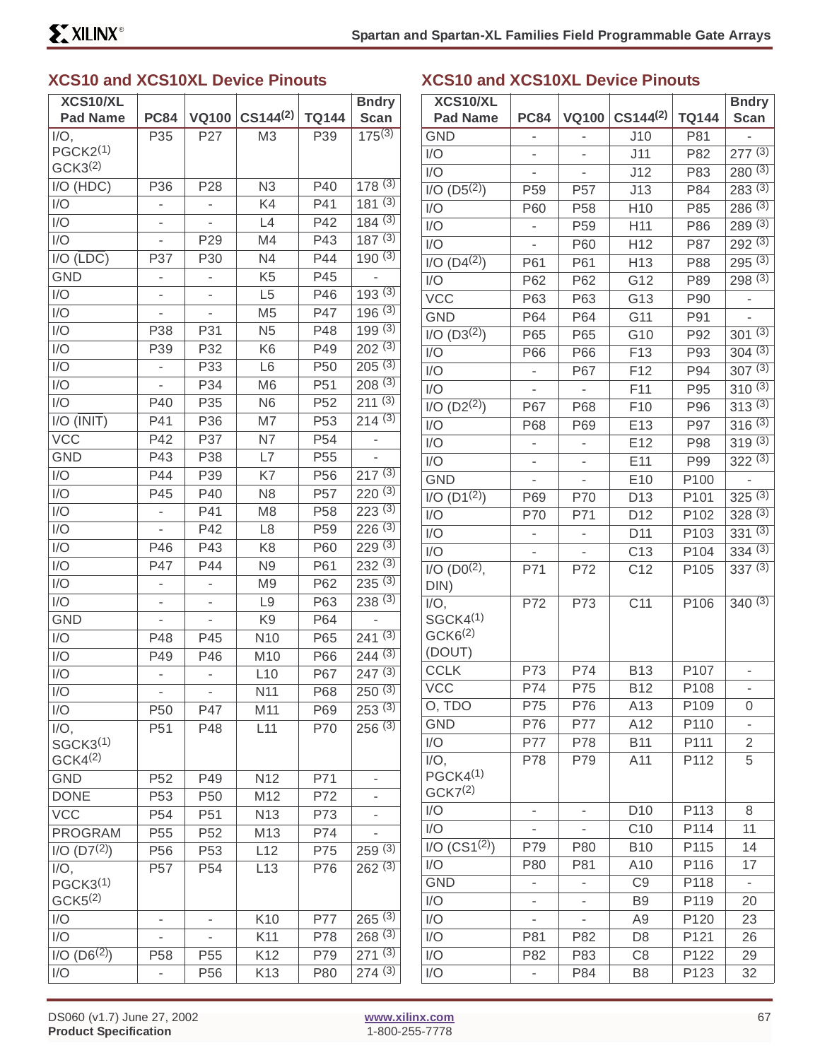## XCS10 and XCS10XL Device Pinouts

| XCS10/XL Pad Name | PC84 | VQ100 | CS144(2) | TQ144 | Bndry Scan |
|---|---|---|---|---|---|
| I/O, PGCK2(1) GCK3(2) | P35 | P27 | M3 | P39 | 175(3) |
| I/O (HDC) | P36 | P28 | N3 | P40 | 178 (3) |
| I/O | - | - | K4 | P41 | 181 (3) |
| I/O | - | - | L4 | P42 | 184 (3) |
| I/O | - | P29 | M4 | P43 | 187 (3) |
| I/O (LDC) | P37 | P30 | N4 | P44 | 190 (3) |
| GND | - | - | K5 | P45 | - |
| I/O | - | - | L5 | P46 | 193 (3) |
| I/O | - | - | M5 | P47 | 196 (3) |
| I/O | P38 | P31 | N5 | P48 | 199 (3) |
| I/O | P39 | P32 | K6 | P49 | 202 (3) |
| I/O | - | P33 | L6 | P50 | 205 (3) |
| I/O | - | P34 | M6 | P51 | 208 (3) |
| I/O | P40 | P35 | N6 | P52 | 211 (3) |
| I/O (INIT) | P41 | P36 | M7 | P53 | 214 (3) |
| VCC | P42 | P37 | N7 | P54 | - |
| GND | P43 | P38 | L7 | P55 | - |
| I/O | P44 | P39 | K7 | P56 | 217 (3) |
| I/O | P45 | P40 | N8 | P57 | 220 (3) |
| I/O | - | P41 | M8 | P58 | 223 (3) |
| I/O | - | P42 | L8 | P59 | 226 (3) |
| I/O | P46 | P43 | K8 | P60 | 229 (3) |
| I/O | P47 | P44 | N9 | P61 | 232 (3) |
| I/O | - | - | M9 | P62 | 235 (3) |
| I/O | - | - | L9 | P63 | 238 (3) |
| GND | - | - | K9 | P64 | - |
| I/O | P48 | P45 | N10 | P65 | 241 (3) |
| I/O | P49 | P46 | M10 | P66 | 244 (3) |
| I/O | - | - | L10 | P67 | 247 (3) |
| I/O | - | - | N11 | P68 | 250 (3) |
| I/O | P50 | P47 | M11 | P69 | 253 (3) |
| I/O, SGCK3(1) GCK4(2) | P51 | P48 | L11 | P70 | 256 (3) |
| GND | P52 | P49 | N12 | P71 | - |
| DONE | P53 | P50 | M12 | P72 | - |
| VCC | P54 | P51 | N13 | P73 | - |
| PROGRAM | P55 | P52 | M13 | P74 | - |
| I/O (D7(2)) | P56 | P53 | L12 | P75 | 259 (3) |
| I/O, PGCK3(1) GCK5(2) | P57 | P54 | L13 | P76 | 262 (3) |
| I/O | - | - | K10 | P77 | 265 (3) |
| I/O | - | - | K11 | P78 | 268 (3) |
| I/O (D6(2)) | P58 | P55 | K12 | P79 | 271 (3) |
| I/O | - | P56 | K13 | P80 | 274 (3) |

## XCS10 and XCS10XL Device Pinouts

| XCS10/XL Pad Name | PC84 | VQ100 | CS144(2) | TQ144 | Bndry Scan |
|---|---|---|---|---|---|
| GND | - | - | J10 | P81 | - |
| I/O | - | - | J11 | P82 | 277 (3) |
| I/O | - | - | J12 | P83 | 280 (3) |
| I/O (D5(2)) | P59 | P57 | J13 | P84 | 283 (3) |
| I/O | P60 | P58 | H10 | P85 | 286 (3) |
| I/O | - | P59 | H11 | P86 | 289 (3) |
| I/O | - | P60 | H12 | P87 | 292 (3) |
| I/O (D4(2)) | P61 | P61 | H13 | P88 | 295 (3) |
| I/O | P62 | P62 | G12 | P89 | 298 (3) |
| VCC | P63 | P63 | G13 | P90 | - |
| GND | P64 | P64 | G11 | P91 | - |
| I/O (D3(2)) | P65 | P65 | G10 | P92 | 301 (3) |
| I/O | P66 | P66 | F13 | P93 | 304 (3) |
| I/O | - | P67 | F12 | P94 | 307 (3) |
| I/O | - | - | F11 | P95 | 310 (3) |
| I/O (D2(2)) | P67 | P68 | F10 | P96 | 313 (3) |
| I/O | P68 | P69 | E13 | P97 | 316 (3) |
| I/O | - | - | E12 | P98 | 319 (3) |
| I/O | - | - | E11 | P99 | 322 (3) |
| GND | - | - | E10 | P100 | - |
| I/O (D1(2)) | P69 | P70 | D13 | P101 | 325 (3) |
| I/O | P70 | P71 | D12 | P102 | 328 (3) |
| I/O | - | - | D11 | P103 | 331 (3) |
| I/O | - | - | C13 | P104 | 334 (3) |
| I/O (D0(2), DIN) | P71 | P72 | C12 | P105 | 337 (3) |
| I/O, SGCK4(1) GCK6(2) (DOUT) | P72 | P73 | C11 | P106 | 340 (3) |
| CCLK | P73 | P74 | B13 | P107 | - |
| VCC | P74 | P75 | B12 | P108 | - |
| O, TDO | P75 | P76 | A13 | P109 | 0 |
| GND | P76 | P77 | A12 | P110 | - |
| I/O | P77 | P78 | B11 | P111 | 2 |
| I/O, PGCK4(1) GCK7(2) | P78 | P79 | A11 | P112 | 5 |
| I/O | - | - | D10 | P113 | 8 |
| I/O | - | - | C10 | P114 | 11 |
| I/O (CS1(2)) | P79 | P80 | B10 | P115 | 14 |
| I/O | P80 | P81 | A10 | P116 | 17 |
| GND | - | - | C9 | P118 | - |
| I/O | - | - | B9 | P119 | 20 |
| I/O | - | - | A9 | P120 | 23 |
| I/O | P81 | P82 | D8 | P121 | 26 |
| I/O | P82 | P83 | C8 | P122 | 29 |
| I/O | - | P84 | B8 | P123 | 32 |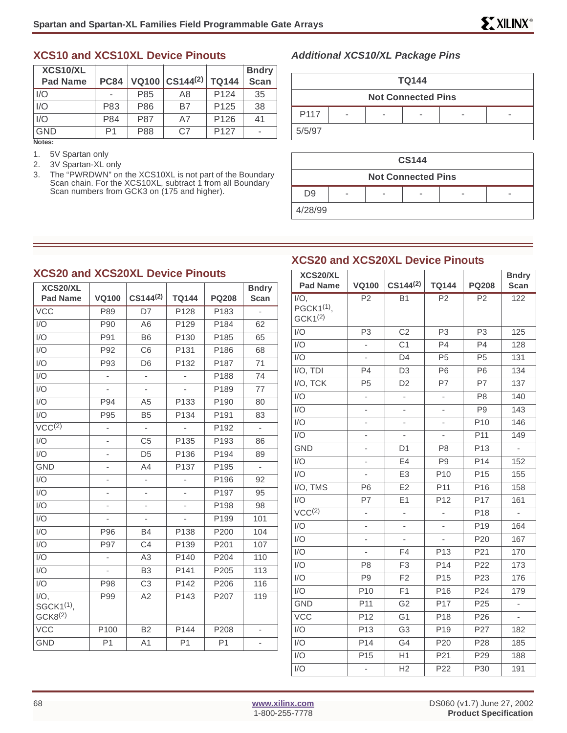## XCS10 and XCS10XL Device Pinouts

| XCS10/XL Pad Name | PC84 | VQ100 | CS144(2) | TQ144 | Bndry Scan |
|---|---|---|---|---|---|
| I/O | - | P85 | A8 | P124 | 35 |
| I/O | P83 | P86 | B7 | P125 | 38 |
| I/O | P84 | P87 | A7 | P126 | 41 |
| GND | P1 | P88 | C7 | P127 | - |

**Notes:**

1. 5V Spartan only
2. 3V Spartan-XL only
3. The "PWRDWN" on the XCS10XL is not part of the Boundary Scan chain. For the XCS10XL, subtract 1 from all Boundary Scan numbers from GCK3 on (175 and higher).

### *Additional XCS10/XL Package Pins*

| TQ144 | | | | | |
|---|---|---|---|---|---|
| Not Connected Pins | | | | | |
| P117 | - | - | - | - | - |
| 5/5/97 | | | | | |

| CS144 | | | | | |
|---|---|---|---|---|---|
| Not Connected Pins | | | | | |
| D9 | - | - | - | - | - |
| 4/28/99 | | | | | |

## XCS20 and XCS20XL Device Pinouts

| XCS20/XL Pad Name | VQ100 | CS144(2) | TQ144 | PQ208 | Bndry Scan |
|---|---|---|---|---|---|
| VCC | P89 | D7 | P128 | P183 | - |
| I/O | P90 | A6 | P129 | P184 | 62 |
| I/O | P91 | B6 | P130 | P185 | 65 |
| I/O | P92 | C6 | P131 | P186 | 68 |
| I/O | P93 | D6 | P132 | P187 | 71 |
| I/O | - | - | - | P188 | 74 |
| I/O | - | - | - | P189 | 77 |
| I/O | P94 | A5 | P133 | P190 | 80 |
| I/O | P95 | B5 | P134 | P191 | 83 |
| VCC(2) | - | - | - | P192 | - |
| I/O | - | C5 | P135 | P193 | 86 |
| I/O | - | D5 | P136 | P194 | 89 |
| GND | - | A4 | P137 | P195 | - |
| I/O | - | - | - | P196 | 92 |
| I/O | - | - | - | P197 | 95 |
| I/O | - | - | - | P198 | 98 |
| I/O | - | - | - | P199 | 101 |
| I/O | P96 | B4 | P138 | P200 | 104 |
| I/O | P97 | C4 | P139 | P201 | 107 |
| I/O | - | A3 | P140 | P204 | 110 |
| I/O | - | B3 | P141 | P205 | 113 |
| I/O | P98 | C3 | P142 | P206 | 116 |
| I/O, SGCK1(1), GCK8(2) | P99 | A2 | P143 | P207 | 119 |
| VCC | P100 | B2 | P144 | P208 | - |
| GND | P1 | A1 | P1 | P1 | - |

## XCS20 and XCS20XL Device Pinouts

| XCS20/XL Pad Name | VQ100 | CS144(2) | TQ144 | PQ208 | Bndry Scan |
|---|---|---|---|---|---|
| I/O, PGCK1(1), GCK1(2) | P2 | B1 | P2 | P2 | 122 |
| I/O | P3 | C2 | P3 | P3 | 125 |
| I/O | - | C1 | P4 | P4 | 128 |
| I/O | - | D4 | P5 | P5 | 131 |
| I/O, TDI | P4 | D3 | P6 | P6 | 134 |
| I/O, TCK | P5 | D2 | P7 | P7 | 137 |
| I/O | - | - | - | P8 | 140 |
| I/O | - | - | - | P9 | 143 |
| I/O | - | - | - | P10 | 146 |
| I/O | - | - | - | P11 | 149 |
| GND | - | D1 | P8 | P13 | - |
| I/O | - | E4 | P9 | P14 | 152 |
| I/O | - | E3 | P10 | P15 | 155 |
| I/O, TMS | P6 | E2 | P11 | P16 | 158 |
| I/O | P7 | E1 | P12 | P17 | 161 |
| VCC(2) | - | - | - | P18 | - |
| I/O | - | - | - | P19 | 164 |
| I/O | - | - | - | P20 | 167 |
| I/O | - | F4 | P13 | P21 | 170 |
| I/O | P8 | F3 | P14 | P22 | 173 |
| I/O | P9 | F2 | P15 | P23 | 176 |
| I/O | P10 | F1 | P16 | P24 | 179 |
| GND | P11 | G2 | P17 | P25 | - |
| VCC | P12 | G1 | P18 | P26 | - |
| I/O | P13 | G3 | P19 | P27 | 182 |
| I/O | P14 | G4 | P20 | P28 | 185 |
| I/O | P15 | H1 | P21 | P29 | 188 |
| I/O | - | H2 | P22 | P30 | 191 |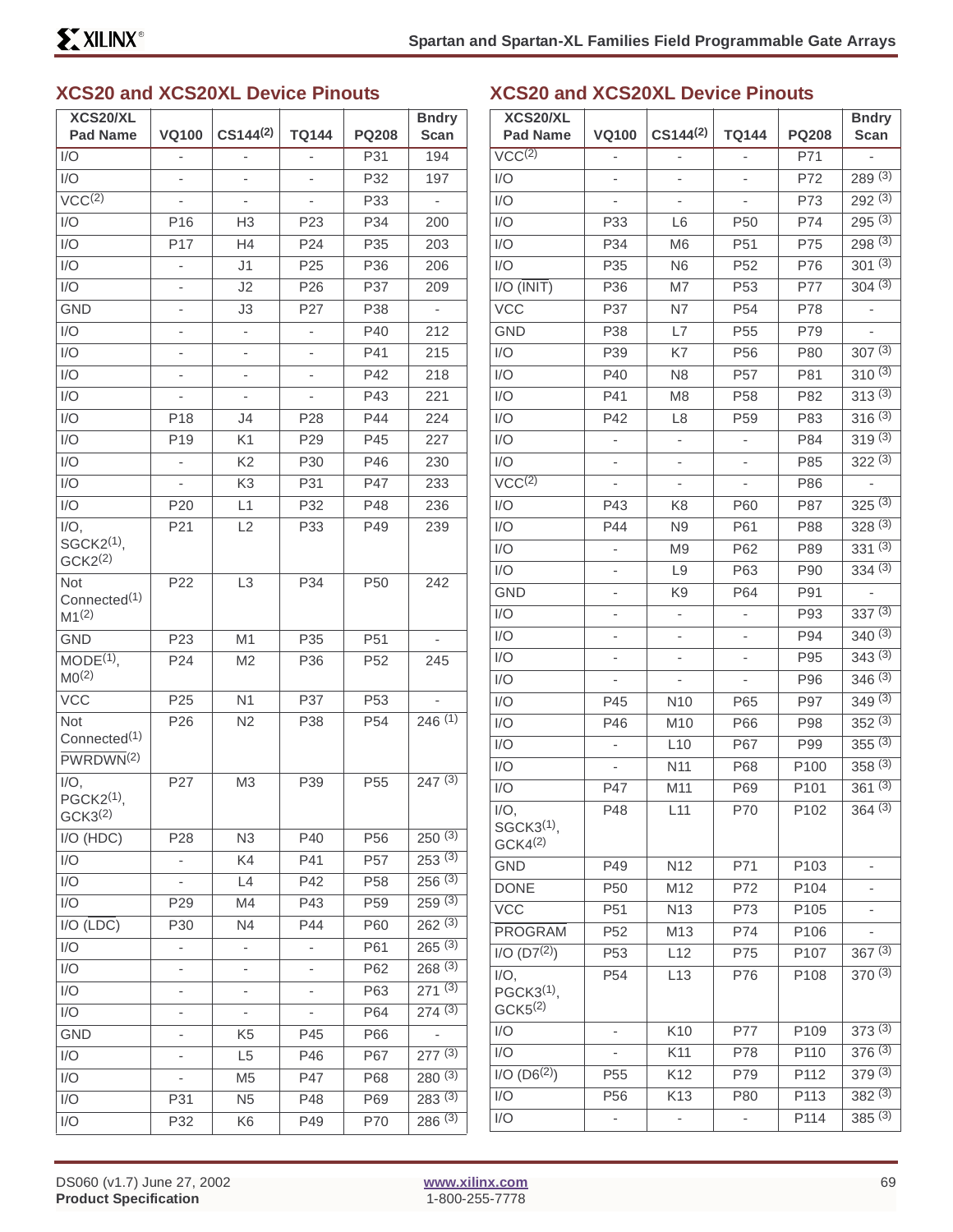## XCS20 and XCS20XL Device Pinouts

| XCS20/XL Pad Name | VQ100 | CS144[(2)] | TQ144 | PQ208 | Bndry Scan |
|---|---|---|---|---|---|
| I/O | - | - | - | P31 | 194 |
| I/O | - | - | - | P32 | 197 |
| VCC[(2)] | - | - | - | P33 | - |
| I/O | P16 | H3 | P23 | P34 | 200 |
| I/O | P17 | H4 | P24 | P35 | 203 |
| I/O | - | J1 | P25 | P36 | 206 |
| I/O | - | J2 | P26 | P37 | 209 |
| GND | - | J3 | P27 | P38 | - |
| I/O | - | - | - | P40 | 212 |
| I/O | - | - | - | P41 | 215 |
| I/O | - | - | - | P42 | 218 |
| I/O | - | - | - | P43 | 221 |
| I/O | P18 | J4 | P28 | P44 | 224 |
| I/O | P19 | K1 | P29 | P45 | 227 |
| I/O | - | K2 | P30 | P46 | 230 |
| I/O | - | K3 | P31 | P47 | 233 |
| I/O | P20 | L1 | P32 | P48 | 236 |
| I/O, SGCK2[(1)], GCK2[(2)] | P21 | L2 | P33 | P49 | 239 |
| Not Connected[(1)] M1[(2)] | P22 | L3 | P34 | P50 | 242 |
| GND | P23 | M1 | P35 | P51 | - |
| MODE[(1)], M0[(2)] | P24 | M2 | P36 | P52 | 245 |
| VCC | P25 | N1 | P37 | P53 | - |
| Not Connected[(1)] PWRDWN[(2)] | P26 | N2 | P38 | P54 | 246 [(1)] |
| I/O, PGCK2[(1)], GCK3[(2)] | P27 | M3 | P39 | P55 | 247 [(3)] |
| I/O (HDC) | P28 | N3 | P40 | P56 | 250 [(3)] |
| I/O | - | K4 | P41 | P57 | 253 [(3)] |
| I/O | - | L4 | P42 | P58 | 256 [(3)] |
| I/O | P29 | M4 | P43 | P59 | 259 [(3)] |
| I/O (LDC) | P30 | N4 | P44 | P60 | 262 [(3)] |
| I/O | - | - | - | P61 | 265 [(3)] |
| I/O | - | - | - | P62 | 268 [(3)] |
| I/O | - | - | - | P63 | 271 [(3)] |
| I/O | - | - | - | P64 | 274 [(3)] |
| GND | - | K5 | P45 | P66 | - |
| I/O | - | L5 | P46 | P67 | 277 [(3)] |
| I/O | - | M5 | P47 | P68 | 280 [(3)] |
| I/O | P31 | N5 | P48 | P69 | 283 [(3)] |
| I/O | P32 | K6 | P49 | P70 | 286 [(3)] |
| VCC[(2)] | - | - | - | P71 | - |
| I/O | - | - | - | P72 | 289 [(3)] |
| I/O | - | - | - | P73 | 292 [(3)] |
| I/O | P33 | L6 | P50 | P74 | 295 [(3)] |
| I/O | P34 | M6 | P51 | P75 | 298 [(3)] |
| I/O | P35 | N6 | P52 | P76 | 301 [(3)] |
| I/O (INIT) | P36 | M7 | P53 | P77 | 304 [(3)] |
| VCC | P37 | N7 | P54 | P78 | - |
| GND | P38 | L7 | P55 | P79 | - |
| I/O | P39 | K7 | P56 | P80 | 307 [(3)] |
| I/O | P40 | N8 | P57 | P81 | 310 [(3)] |
| I/O | P41 | M8 | P58 | P82 | 313 [(3)] |
| I/O | P42 | L8 | P59 | P83 | 316 [(3)] |
| I/O | - | - | - | P84 | 319 [(3)] |
| I/O | - | - | - | P85 | 322 [(3)] |
| VCC[(2)] | - | - | - | P86 | - |
| I/O | P43 | K8 | P60 | P87 | 325 [(3)] |
| I/O | P44 | N9 | P61 | P88 | 328 [(3)] |
| I/O | - | M9 | P62 | P89 | 331 [(3)] |
| I/O | - | L9 | P63 | P90 | 334 [(3)] |
| GND | - | K9 | P64 | P91 | - |
| I/O | - | - | - | P93 | 337 [(3)] |
| I/O | - | - | - | P94 | 340 [(3)] |
| I/O | - | - | - | P95 | 343 [(3)] |
| I/O | - | - | - | P96 | 346 [(3)] |
| I/O | P45 | N10 | P65 | P97 | 349 [(3)] |
| I/O | P46 | M10 | P66 | P98 | 352 [(3)] |
| I/O | - | L10 | P67 | P99 | 355 [(3)] |
| I/O | - | N11 | P68 | P100 | 358 [(3)] |
| I/O | P47 | M11 | P69 | P101 | 361 [(3)] |
| I/O, SGCK3[(1)], GCK4[(2)] | P48 | L11 | P70 | P102 | 364 [(3)] |
| GND | P49 | N12 | P71 | P103 | - |
| DONE | P50 | M12 | P72 | P104 | - |
| VCC | P51 | N13 | P73 | P105 | - |
| PROGRAM | P52 | M13 | P74 | P106 | - |
| I/O (D7[(2)]) | P53 | L12 | P75 | P107 | 367 [(3)] |
| I/O, PGCK3[(1)], GCK5[(2)] | P54 | L13 | P76 | P108 | 370 [(3)] |
| I/O | - | K10 | P77 | P109 | 373 [(3)] |
| I/O | - | K11 | P78 | P110 | 376 [(3)] |
| I/O (D6[(2)]) | P55 | K12 | P79 | P112 | 379 [(3)] |
| I/O | P56 | K13 | P80 | P113 | 382 [(3)] |
| I/O | - | - | - | P114 | 385 [(3)] |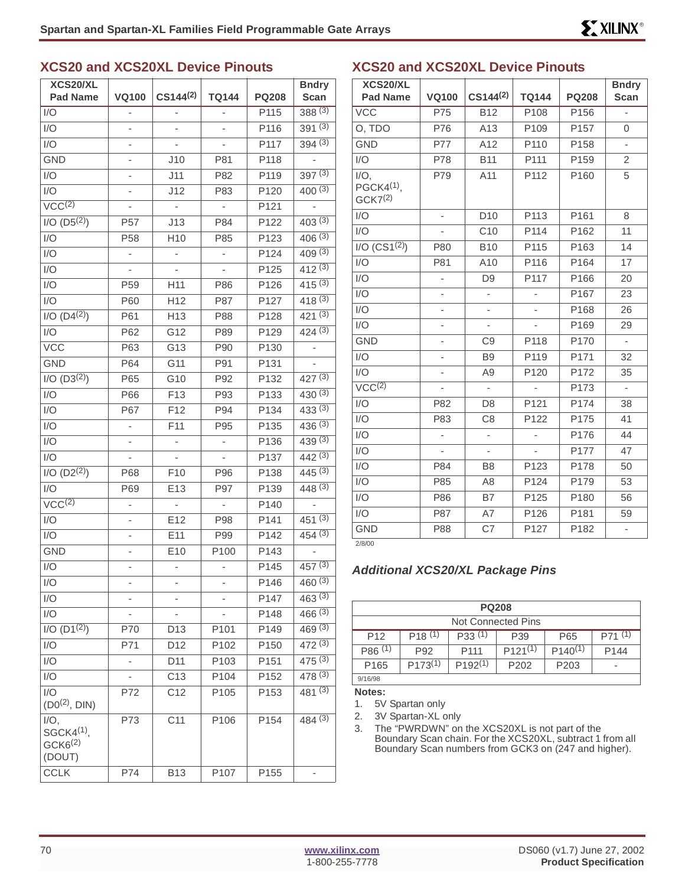## XCS20 and XCS20XL Device Pinouts

| XCS20/XL Pad Name | VQ100 | CS144(2) | TQ144 | PQ208 | Bndry Scan |
|---|---|---|---|---|---|
| I/O | - | - | - | P115 | 388 (3) |
| I/O | - | - | - | P116 | 391 (3) |
| I/O | - | - | - | P117 | 394 (3) |
| GND | - | J10 | P81 | P118 | - |
| I/O | - | J11 | P82 | P119 | 397 (3) |
| I/O | - | J12 | P83 | P120 | 400 (3) |
| VCC(2) | - | - | - | P121 | - |
| I/O (D5(2)) | P57 | J13 | P84 | P122 | 403 (3) |
| I/O | P58 | H10 | P85 | P123 | 406 (3) |
| I/O | - | - | - | P124 | 409 (3) |
| I/O | - | - | - | P125 | 412 (3) |
| I/O | P59 | H11 | P86 | P126 | 415 (3) |
| I/O | P60 | H12 | P87 | P127 | 418 (3) |
| I/O (D4(2)) | P61 | H13 | P88 | P128 | 421 (3) |
| I/O | P62 | G12 | P89 | P129 | 424 (3) |
| VCC | P63 | G13 | P90 | P130 | - |
| GND | P64 | G11 | P91 | P131 | - |
| I/O (D3(2)) | P65 | G10 | P92 | P132 | 427 (3) |
| I/O | P66 | F13 | P93 | P133 | 430 (3) |
| I/O | P67 | F12 | P94 | P134 | 433 (3) |
| I/O | - | F11 | P95 | P135 | 436 (3) |
| I/O | - | - | - | P136 | 439 (3) |
| I/O | - | - | - | P137 | 442 (3) |
| I/O (D2(2)) | P68 | F10 | P96 | P138 | 445 (3) |
| I/O | P69 | E13 | P97 | P139 | 448 (3) |
| VCC(2) | - | - | - | P140 | - |
| I/O | - | E12 | P98 | P141 | 451 (3) |
| I/O | - | E11 | P99 | P142 | 454 (3) |
| GND | - | E10 | P100 | P143 | - |
| I/O | - | - | - | P145 | 457 (3) |
| I/O | - | - | - | P146 | 460 (3) |
| I/O | - | - | - | P147 | 463 (3) |
| I/O | - | - | - | P148 | 466 (3) |
| I/O (D1(2)) | P70 | D13 | P101 | P149 | 469 (3) |
| I/O | P71 | D12 | P102 | P150 | 472 (3) |
| I/O | - | D11 | P103 | P151 | 475 (3) |
| I/O | - | C13 | P104 | P152 | 478 (3) |
| I/O (D0(2), DIN) | P72 | C12 | P105 | P153 | 481 (3) |
| I/O, SGCK4(1), GCK6(2) (DOUT) | P73 | C11 | P106 | P154 | 484 (3) |
| CCLK | P74 | B13 | P107 | P155 | - |
| VCC | P75 | B12 | P108 | P156 | - |
| O, TDO | P76 | A13 | P109 | P157 | 0 |
| GND | P77 | A12 | P110 | P158 | - |
| I/O | P78 | B11 | P111 | P159 | 2 |
| I/O, PGCK4(1), GCK7(2) | P79 | A11 | P112 | P160 | 5 |
| I/O | - | D10 | P113 | P161 | 8 |
| I/O | - | C10 | P114 | P162 | 11 |
| I/O (CS1(2)) | P80 | B10 | P115 | P163 | 14 |
| I/O | P81 | A10 | P116 | P164 | 17 |
| I/O | - | D9 | P117 | P166 | 20 |
| I/O | - | - | - | P167 | 23 |
| I/O | - | - | - | P168 | 26 |
| I/O | - | - | - | P169 | 29 |
| GND | - | C9 | P118 | P170 | - |
| I/O | - | B9 | P119 | P171 | 32 |
| I/O | - | A9 | P120 | P172 | 35 |
| VCC(2) | - | - | - | P173 | - |
| I/O | P82 | D8 | P121 | P174 | 38 |
| I/O | P83 | C8 | P122 | P175 | 41 |
| I/O | - | - | - | P176 | 44 |
| I/O | - | - | - | P177 | 47 |
| I/O | P84 | B8 | P123 | P178 | 50 |
| I/O | P85 | A8 | P124 | P179 | 53 |
| I/O | P86 | B7 | P125 | P180 | 56 |
| I/O | P87 | A7 | P126 | P181 | 59 |
| GND | P88 | C7 | P127 | P182 | - |

2/8/00

### Additional XCS20/XL Package Pins

| PQ208 | | | | | |
|---|---|---|---|---|---|
| Not Connected Pins | | | | | |
| P12 | P18 (1) | P33 (1) | P39 | P65 | P71 (1) |
| P86 (1) | P92 | P111 | P121(1) | P140(1) | P144 |
| P165 | P173(1) | P192(1) | P202 | P203 | - |

9/16/98

**Notes:**

1. 5V Spartan only
2. 3V Spartan-XL only
3. The "PWRDWN" on the XCS20XL is not part of the Boundary Scan chain. For the XCS20XL, subtract 1 from all Boundary Scan numbers from GCK3 on (247 and higher).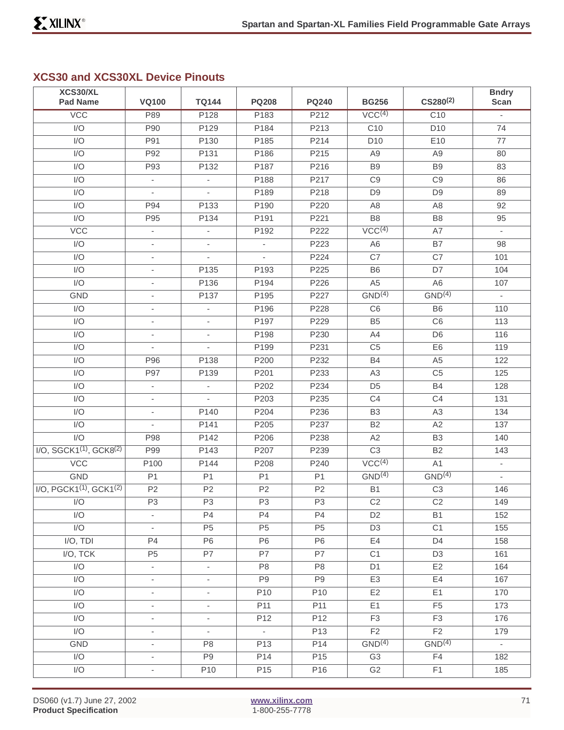## XCS30 and XCS30XL Device Pinouts

| XCS30/XL Pad Name | VQ100 | TQ144 | PQ208 | PQ240 | BG256 | CS280(2) | Bndry Scan |
|---|---|---|---|---|---|---|---|
| VCC | P89 | P128 | P183 | P212 | VCC(4) | C10 | - |
| I/O | P90 | P129 | P184 | P213 | C10 | D10 | 74 |
| I/O | P91 | P130 | P185 | P214 | D10 | E10 | 77 |
| I/O | P92 | P131 | P186 | P215 | A9 | A9 | 80 |
| I/O | P93 | P132 | P187 | P216 | B9 | B9 | 83 |
| I/O | - | - | P188 | P217 | C9 | C9 | 86 |
| I/O | - | - | P189 | P218 | D9 | D9 | 89 |
| I/O | P94 | P133 | P190 | P220 | A8 | A8 | 92 |
| I/O | P95 | P134 | P191 | P221 | B8 | B8 | 95 |
| VCC | - | - | P192 | P222 | VCC(4) | A7 | - |
| I/O | - | - | - | P223 | A6 | B7 | 98 |
| I/O | - | - | - | P224 | C7 | C7 | 101 |
| I/O | - | P135 | P193 | P225 | B6 | D7 | 104 |
| I/O | - | P136 | P194 | P226 | A5 | A6 | 107 |
| GND | - | P137 | P195 | P227 | GND(4) | GND(4) | - |
| I/O | - | - | P196 | P228 | C6 | B6 | 110 |
| I/O | - | - | P197 | P229 | B5 | C6 | 113 |
| I/O | - | - | P198 | P230 | A4 | D6 | 116 |
| I/O | - | - | P199 | P231 | C5 | E6 | 119 |
| I/O | P96 | P138 | P200 | P232 | B4 | A5 | 122 |
| I/O | P97 | P139 | P201 | P233 | A3 | C5 | 125 |
| I/O | - | - | P202 | P234 | D5 | B4 | 128 |
| I/O | - | - | P203 | P235 | C4 | C4 | 131 |
| I/O | - | P140 | P204 | P236 | B3 | A3 | 134 |
| I/O | - | P141 | P205 | P237 | B2 | A2 | 137 |
| I/O | P98 | P142 | P206 | P238 | A2 | B3 | 140 |
| I/O, SGCK1(1), GCK8(2) | P99 | P143 | P207 | P239 | C3 | B2 | 143 |
| VCC | P100 | P144 | P208 | P240 | VCC(4) | A1 | - |
| GND | P1 | P1 | P1 | P1 | GND(4) | GND(4) | - |
| I/O, PGCK1(1), GCK1(2) | P2 | P2 | P2 | P2 | B1 | C3 | 146 |
| I/O | P3 | P3 | P3 | P3 | C2 | C2 | 149 |
| I/O | - | P4 | P4 | P4 | D2 | B1 | 152 |
| I/O | - | P5 | P5 | P5 | D3 | C1 | 155 |
| I/O, TDI | P4 | P6 | P6 | P6 | E4 | D4 | 158 |
| I/O, TCK | P5 | P7 | P7 | P7 | C1 | D3 | 161 |
| I/O | - | - | P8 | P8 | D1 | E2 | 164 |
| I/O | - | - | P9 | P9 | E3 | E4 | 167 |
| I/O | - | - | P10 | P10 | E2 | E1 | 170 |
| I/O | - | - | P11 | P11 | E1 | F5 | 173 |
| I/O | - | - | P12 | P12 | F3 | F3 | 176 |
| I/O | - | - | - | P13 | F2 | F2 | 179 |
| GND | - | P8 | P13 | P14 | GND(4) | GND(4) | - |
| I/O | - | P9 | P14 | P15 | G3 | F4 | 182 |
| I/O | - | P10 | P15 | P16 | G2 | F1 | 185 |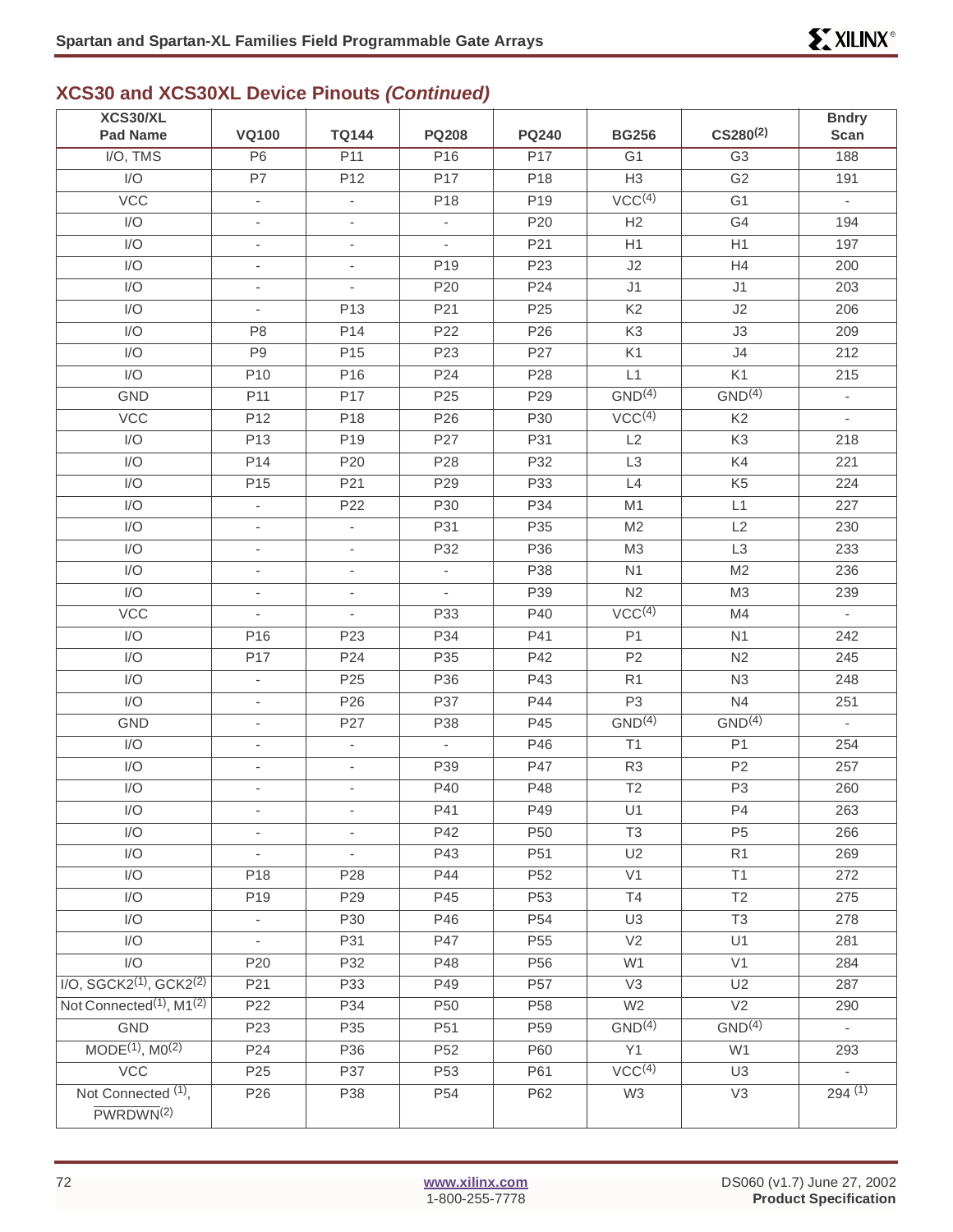## XCS30 and XCS30XL Device Pinouts *(Continued)*

| XCS30/XL Pad Name | VQ100 | TQ144 | PQ208 | PQ240 | BG256 | CS280[2] | Bndry Scan |
|---|---|---|---|---|---|---|---|
| I/O, TMS | P6 | P11 | P16 | P17 | G1 | G3 | 188 |
| I/O | P7 | P12 | P17 | P18 | H3 | G2 | 191 |
| VCC | - | - | P18 | P19 | VCC[4] | G1 | - |
| I/O | - | - | - | P20 | H2 | G4 | 194 |
| I/O | - | - | - | P21 | H1 | H1 | 197 |
| I/O | - | - | P19 | P23 | J2 | H4 | 200 |
| I/O | - | - | P20 | P24 | J1 | J1 | 203 |
| I/O | - | P13 | P21 | P25 | K2 | J2 | 206 |
| I/O | P8 | P14 | P22 | P26 | K3 | J3 | 209 |
| I/O | P9 | P15 | P23 | P27 | K1 | J4 | 212 |
| I/O | P10 | P16 | P24 | P28 | L1 | K1 | 215 |
| GND | P11 | P17 | P25 | P29 | GND[4] | GND[4] | - |
| VCC | P12 | P18 | P26 | P30 | VCC[4] | K2 | - |
| I/O | P13 | P19 | P27 | P31 | L2 | K3 | 218 |
| I/O | P14 | P20 | P28 | P32 | L3 | K4 | 221 |
| I/O | P15 | P21 | P29 | P33 | L4 | K5 | 224 |
| I/O | - | P22 | P30 | P34 | M1 | L1 | 227 |
| I/O | - | - | P31 | P35 | M2 | L2 | 230 |
| I/O | - | - | P32 | P36 | M3 | L3 | 233 |
| I/O | - | - | - | P38 | N1 | M2 | 236 |
| I/O | - | - | - | P39 | N2 | M3 | 239 |
| VCC | - | - | P33 | P40 | VCC[4] | M4 | - |
| I/O | P16 | P23 | P34 | P41 | P1 | N1 | 242 |
| I/O | P17 | P24 | P35 | P42 | P2 | N2 | 245 |
| I/O | - | P25 | P36 | P43 | R1 | N3 | 248 |
| I/O | - | P26 | P37 | P44 | P3 | N4 | 251 |
| GND | - | P27 | P38 | P45 | GND[4] | GND[4] | - |
| I/O | - | - | - | P46 | T1 | P1 | 254 |
| I/O | - | - | P39 | P47 | R3 | P2 | 257 |
| I/O | - | - | P40 | P48 | T2 | P3 | 260 |
| I/O | - | - | P41 | P49 | U1 | P4 | 263 |
| I/O | - | - | P42 | P50 | T3 | P5 | 266 |
| I/O | - | - | P43 | P51 | U2 | R1 | 269 |
| I/O | P18 | P28 | P44 | P52 | V1 | T1 | 272 |
| I/O | P19 | P29 | P45 | P53 | T4 | T2 | 275 |
| I/O | - | P30 | P46 | P54 | U3 | T3 | 278 |
| I/O | - | P31 | P47 | P55 | V2 | U1 | 281 |
| I/O | P20 | P32 | P48 | P56 | W1 | V1 | 284 |
| I/O, SGCK2[1], GCK2[2] | P21 | P33 | P49 | P57 | V3 | U2 | 287 |
| Not Connected[1], M1[2] | P22 | P34 | P50 | P58 | W2 | V2 | 290 |
| GND | P23 | P35 | P51 | P59 | GND[4] | GND[4] | - |
| MODE[1], M0[2] | P24 | P36 | P52 | P60 | Y1 | W1 | 293 |
| VCC | P25 | P37 | P53 | P61 | VCC[4] | U3 | - |
| Not Connected[1], $\overline{\text{PWRDWN}}$[2] | P26 | P38 | P54 | P62 | W3 | V3 | 294[1] |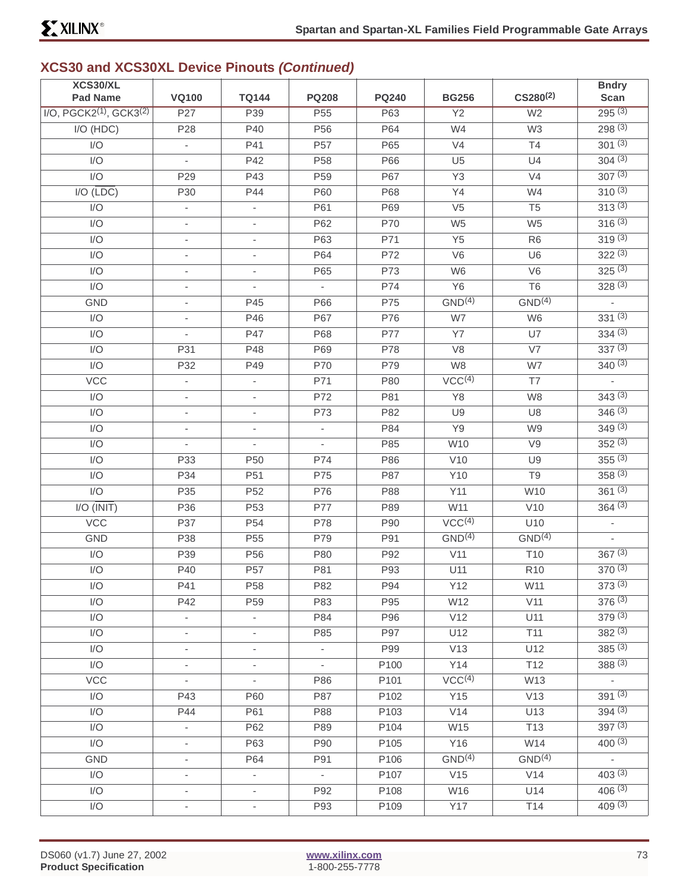## XCS30 and XCS30XL Device Pinouts *(Continued)*

| XCS30/XL Pad Name | VQ100 | TQ144 | PQ208 | PQ240 | BG256 | CS280[2] | Bndry Scan |
|---|---|---|---|---|---|---|---|
| I/O, PGCK2[1], GCK3[2] | P27 | P39 | P55 | P63 | Y2 | W2 | 295 [3] |
| I/O (HDC) | P28 | P40 | P56 | P64 | W4 | W3 | 298 [3] |
| I/O | - | P41 | P57 | P65 | V4 | T4 | 301 [3] |
| I/O | - | P42 | P58 | P66 | U5 | U4 | 304 [3] |
| I/O | P29 | P43 | P59 | P67 | Y3 | V4 | 307 [3] |
| I/O ($\overline{\text{LDC}}$) | P30 | P44 | P60 | P68 | Y4 | W4 | 310 [3] |
| I/O | - | - | P61 | P69 | V5 | T5 | 313 [3] |
| I/O | - | - | P62 | P70 | W5 | W5 | 316 [3] |
| I/O | - | - | P63 | P71 | Y5 | R6 | 319 [3] |
| I/O | - | - | P64 | P72 | V6 | U6 | 322 [3] |
| I/O | - | - | P65 | P73 | W6 | V6 | 325 [3] |
| I/O | - | - | - | P74 | Y6 | T6 | 328 [3] |
| GND | - | P45 | P66 | P75 | GND[4] | GND[4] | - |
| I/O | - | P46 | P67 | P76 | W7 | W6 | 331 [3] |
| I/O | - | P47 | P68 | P77 | Y7 | U7 | 334 [3] |
| I/O | P31 | P48 | P69 | P78 | V8 | V7 | 337 [3] |
| I/O | P32 | P49 | P70 | P79 | W8 | W7 | 340 [3] |
| VCC | - | - | P71 | P80 | VCC[4] | T7 | - |
| I/O | - | - | P72 | P81 | Y8 | W8 | 343 [3] |
| I/O | - | - | P73 | P82 | U9 | U8 | 346 [3] |
| I/O | - | - | - | P84 | Y9 | W9 | 349 [3] |
| I/O | - | - | - | P85 | W10 | V9 | 352 [3] |
| I/O | P33 | P50 | P74 | P86 | V10 | U9 | 355 [3] |
| I/O | P34 | P51 | P75 | P87 | Y10 | T9 | 358 [3] |
| I/O | P35 | P52 | P76 | P88 | Y11 | W10 | 361 [3] |
| I/O ($\overline{\text{INIT}}$) | P36 | P53 | P77 | P89 | W11 | V10 | 364 [3] |
| VCC | P37 | P54 | P78 | P90 | VCC[4] | U10 | - |
| GND | P38 | P55 | P79 | P91 | GND[4] | GND[4] | - |
| I/O | P39 | P56 | P80 | P92 | V11 | T10 | 367 [3] |
| I/O | P40 | P57 | P81 | P93 | U11 | R10 | 370 [3] |
| I/O | P41 | P58 | P82 | P94 | Y12 | W11 | 373 [3] |
| I/O | P42 | P59 | P83 | P95 | W12 | V11 | 376 [3] |
| I/O | - | - | P84 | P96 | V12 | U11 | 379 [3] |
| I/O | - | - | P85 | P97 | U12 | T11 | 382 [3] |
| I/O | - | - | - | P99 | V13 | U12 | 385 [3] |
| I/O | - | - | - | P100 | Y14 | T12 | 388 [3] |
| VCC | - | - | P86 | P101 | VCC[4] | W13 | - |
| I/O | P43 | P60 | P87 | P102 | Y15 | V13 | 391 [3] |
| I/O | P44 | P61 | P88 | P103 | V14 | U13 | 394 [3] |
| I/O | - | P62 | P89 | P104 | W15 | T13 | 397 [3] |
| I/O | - | P63 | P90 | P105 | Y16 | W14 | 400 [3] |
| GND | - | P64 | P91 | P106 | GND[4] | GND[4] | - |
| I/O | - | - | - | P107 | V15 | V14 | 403 [3] |
| I/O | - | - | P92 | P108 | W16 | U14 | 406 [3] |
| I/O | - | - | P93 | P109 | Y17 | T14 | 409 [3] |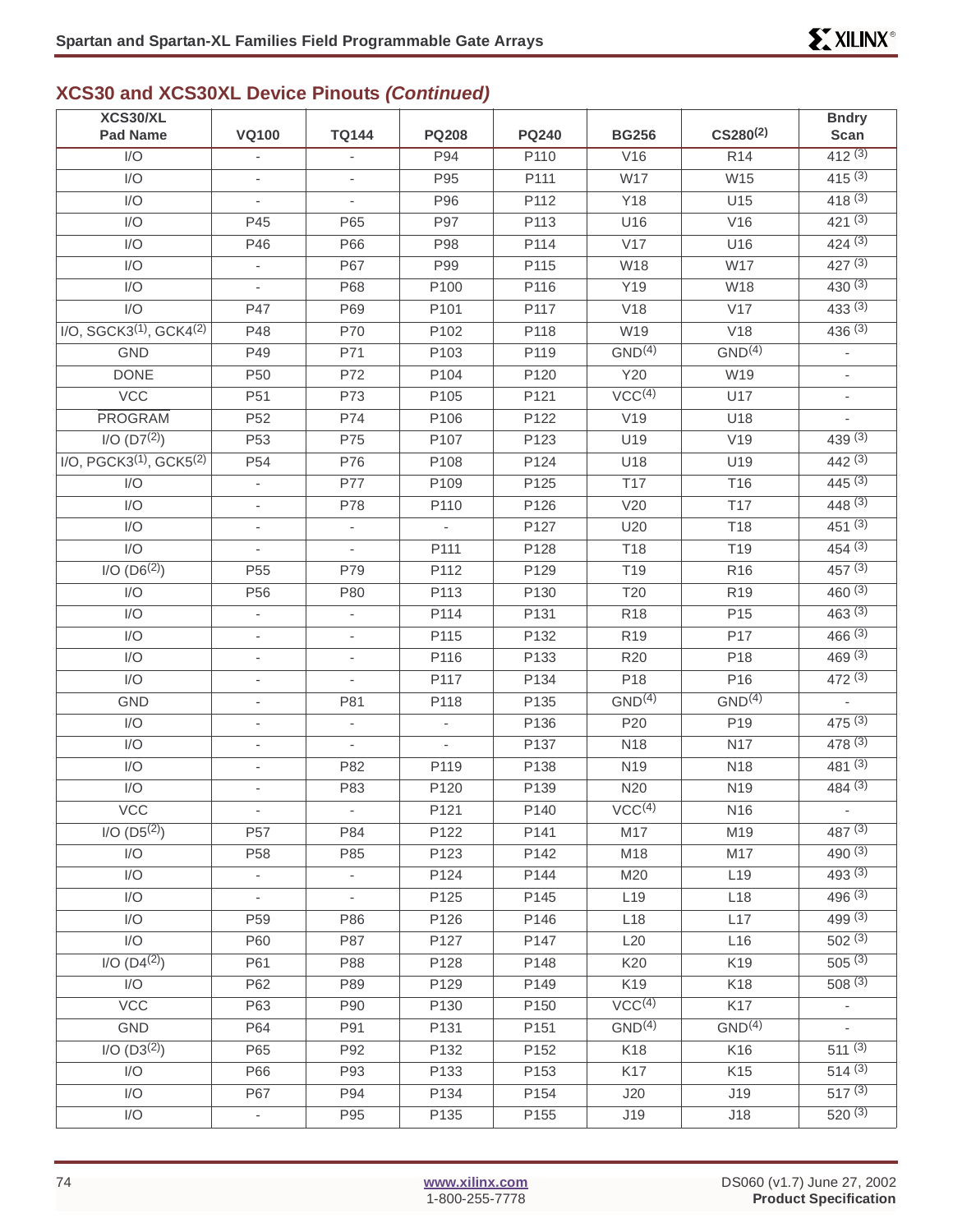## XCS30 and XCS30XL Device Pinouts *(Continued)*

| XCS30/XL Pad Name | VQ100 | TQ144 | PQ208 | PQ240 | BG256 | CS280[(2)] | Bndry Scan |
|---|---|---|---|---|---|---|---|
| I/O | - | - | P94 | P110 | V16 | R14 | 412 [(3)] |
| I/O | - | - | P95 | P111 | W17 | W15 | 415 [(3)] |
| I/O | - | - | P96 | P112 | Y18 | U15 | 418 [(3)] |
| I/O | P45 | P65 | P97 | P113 | U16 | V16 | 421 [(3)] |
| I/O | P46 | P66 | P98 | P114 | V17 | U16 | 424 [(3)] |
| I/O | - | P67 | P99 | P115 | W18 | W17 | 427 [(3)] |
| I/O | - | P68 | P100 | P116 | Y19 | W18 | 430 [(3)] |
| I/O | P47 | P69 | P101 | P117 | V18 | V17 | 433 [(3)] |
| I/O, SGCK3[(1)], GCK4[(2)] | P48 | P70 | P102 | P118 | W19 | V18 | 436 [(3)] |
| GND | P49 | P71 | P103 | P119 | GND[(4)] | GND[(4)] | - |
| DONE | P50 | P72 | P104 | P120 | Y20 | W19 | - |
| VCC | P51 | P73 | P105 | P121 | VCC[(4)] | U17 | - |
| PROGRAM | P52 | P74 | P106 | P122 | V19 | U18 | - |
| I/O (D7[(2)]) | P53 | P75 | P107 | P123 | U19 | V19 | 439 [(3)] |
| I/O, PGCK3[(1)], GCK5[(2)] | P54 | P76 | P108 | P124 | U18 | U19 | 442 [(3)] |
| I/O | - | P77 | P109 | P125 | T17 | T16 | 445 [(3)] |
| I/O | - | P78 | P110 | P126 | V20 | T17 | 448 [(3)] |
| I/O | - | - | - | P127 | U20 | T18 | 451 [(3)] |
| I/O | - | - | P111 | P128 | T18 | T19 | 454 [(3)] |
| I/O (D6[(2)]) | P55 | P79 | P112 | P129 | T19 | R16 | 457 [(3)] |
| I/O | P56 | P80 | P113 | P130 | T20 | R19 | 460 [(3)] |
| I/O | - | - | P114 | P131 | R18 | P15 | 463 [(3)] |
| I/O | - | - | P115 | P132 | R19 | P17 | 466 [(3)] |
| I/O | - | - | P116 | P133 | R20 | P18 | 469 [(3)] |
| I/O | - | - | P117 | P134 | P18 | P16 | 472 [(3)] |
| GND | - | P81 | P118 | P135 | GND[(4)] | GND[(4)] | - |
| I/O | - | - | - | P136 | P20 | P19 | 475 [(3)] |
| I/O | - | - | - | P137 | N18 | N17 | 478 [(3)] |
| I/O | - | P82 | P119 | P138 | N19 | N18 | 481 [(3)] |
| I/O | - | P83 | P120 | P139 | N20 | N19 | 484 [(3)] |
| VCC | - | - | P121 | P140 | VCC[(4)] | N16 | - |
| I/O (D5[(2)]) | P57 | P84 | P122 | P141 | M17 | M19 | 487 [(3)] |
| I/O | P58 | P85 | P123 | P142 | M18 | M17 | 490 [(3)] |
| I/O | - | - | P124 | P144 | M20 | L19 | 493 [(3)] |
| I/O | - | - | P125 | P145 | L19 | L18 | 496 [(3)] |
| I/O | P59 | P86 | P126 | P146 | L18 | L17 | 499 [(3)] |
| I/O | P60 | P87 | P127 | P147 | L20 | L16 | 502 [(3)] |
| I/O (D4[(2)]) | P61 | P88 | P128 | P148 | K20 | K19 | 505 [(3)] |
| I/O | P62 | P89 | P129 | P149 | K19 | K18 | 508 [(3)] |
| VCC | P63 | P90 | P130 | P150 | VCC[(4)] | K17 | - |
| GND | P64 | P91 | P131 | P151 | GND[(4)] | GND[(4)] | - |
| I/O (D3[(2)]) | P65 | P92 | P132 | P152 | K18 | K16 | 511 [(3)] |
| I/O | P66 | P93 | P133 | P153 | K17 | K15 | 514 [(3)] |
| I/O | P67 | P94 | P134 | P154 | J20 | J19 | 517 [(3)] |
| I/O | - | P95 | P135 | P155 | J19 | J18 | 520 [(3)] |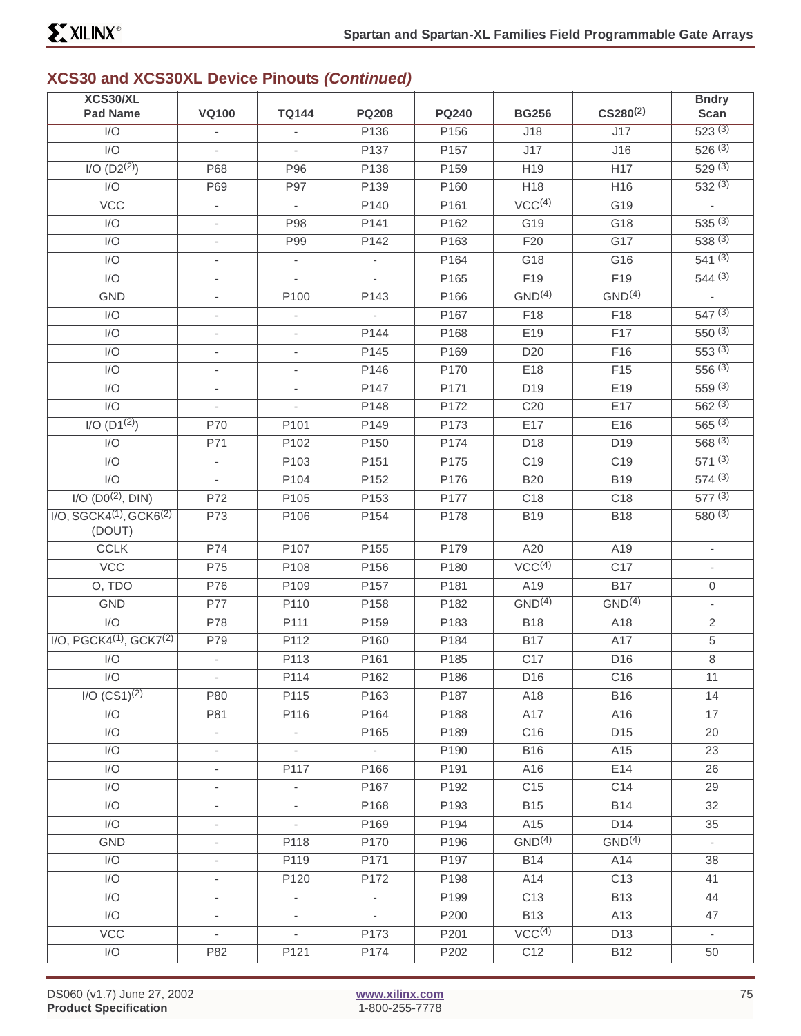## XCS30 and XCS30XL Device Pinouts *(Continued)*

| XCS30/XL Pad Name | VQ100 | TQ144 | PQ208 | PQ240 | BG256 | CS280(2) | Bndry Scan |
|---|---|---|---|---|---|---|---|
| I/O | - | - | P136 | P156 | J18 | J17 | 523 (3) |
| I/O | - | - | P137 | P157 | J17 | J16 | 526 (3) |
| I/O (D2(2)) | P68 | P96 | P138 | P159 | H19 | H17 | 529 (3) |
| I/O | P69 | P97 | P139 | P160 | H18 | H16 | 532 (3) |
| VCC | - | - | P140 | P161 | VCC(4) | G19 | - |
| I/O | - | P98 | P141 | P162 | G19 | G18 | 535 (3) |
| I/O | - | P99 | P142 | P163 | F20 | G17 | 538 (3) |
| I/O | - | - | - | P164 | G18 | G16 | 541 (3) |
| I/O | - | - | - | P165 | F19 | F19 | 544 (3) |
| GND | - | P100 | P143 | P166 | GND(4) | GND(4) | - |
| I/O | - | - | - | P167 | F18 | F18 | 547 (3) |
| I/O | - | - | P144 | P168 | E19 | F17 | 550 (3) |
| I/O | - | - | P145 | P169 | D20 | F16 | 553 (3) |
| I/O | - | - | P146 | P170 | E18 | F15 | 556 (3) |
| I/O | - | - | P147 | P171 | D19 | E19 | 559 (3) |
| I/O | - | - | P148 | P172 | C20 | E17 | 562 (3) |
| I/O (D1(2)) | P70 | P101 | P149 | P173 | E17 | E16 | 565 (3) |
| I/O | P71 | P102 | P150 | P174 | D18 | D19 | 568 (3) |
| I/O | - | P103 | P151 | P175 | C19 | C19 | 571 (3) |
| I/O | - | P104 | P152 | P176 | B20 | B19 | 574 (3) |
| I/O (D0(2), DIN) | P72 | P105 | P153 | P177 | C18 | C18 | 577 (3) |
| I/O, SGCK4(1), GCK6(2) (DOUT) | P73 | P106 | P154 | P178 | B19 | B18 | 580 (3) |
| CCLK | P74 | P107 | P155 | P179 | A20 | A19 | - |
| VCC | P75 | P108 | P156 | P180 | VCC(4) | C17 | - |
| O, TDO | P76 | P109 | P157 | P181 | A19 | B17 | 0 |
| GND | P77 | P110 | P158 | P182 | GND(4) | GND(4) | - |
| I/O | P78 | P111 | P159 | P183 | B18 | A18 | 2 |
| I/O, PGCK4(1), GCK7(2) | P79 | P112 | P160 | P184 | B17 | A17 | 5 |
| I/O | - | P113 | P161 | P185 | C17 | D16 | 8 |
| I/O | - | P114 | P162 | P186 | D16 | C16 | 11 |
| I/O (CS1)(2) | P80 | P115 | P163 | P187 | A18 | B16 | 14 |
| I/O | P81 | P116 | P164 | P188 | A17 | A16 | 17 |
| I/O | - | - | P165 | P189 | C16 | D15 | 20 |
| I/O | - | - | - | P190 | B16 | A15 | 23 |
| I/O | - | P117 | P166 | P191 | A16 | E14 | 26 |
| I/O | - | - | P167 | P192 | C15 | C14 | 29 |
| I/O | - | - | P168 | P193 | B15 | B14 | 32 |
| I/O | - | - | P169 | P194 | A15 | D14 | 35 |
| GND | - | P118 | P170 | P196 | GND(4) | GND(4) | - |
| I/O | - | P119 | P171 | P197 | B14 | A14 | 38 |
| I/O | - | P120 | P172 | P198 | A14 | C13 | 41 |
| I/O | - | - | - | P199 | C13 | B13 | 44 |
| I/O | - | - | - | P200 | B13 | A13 | 47 |
| VCC | - | - | P173 | P201 | VCC(4) | D13 | - |
| I/O | P82 | P121 | P174 | P202 | C12 | B12 | 50 |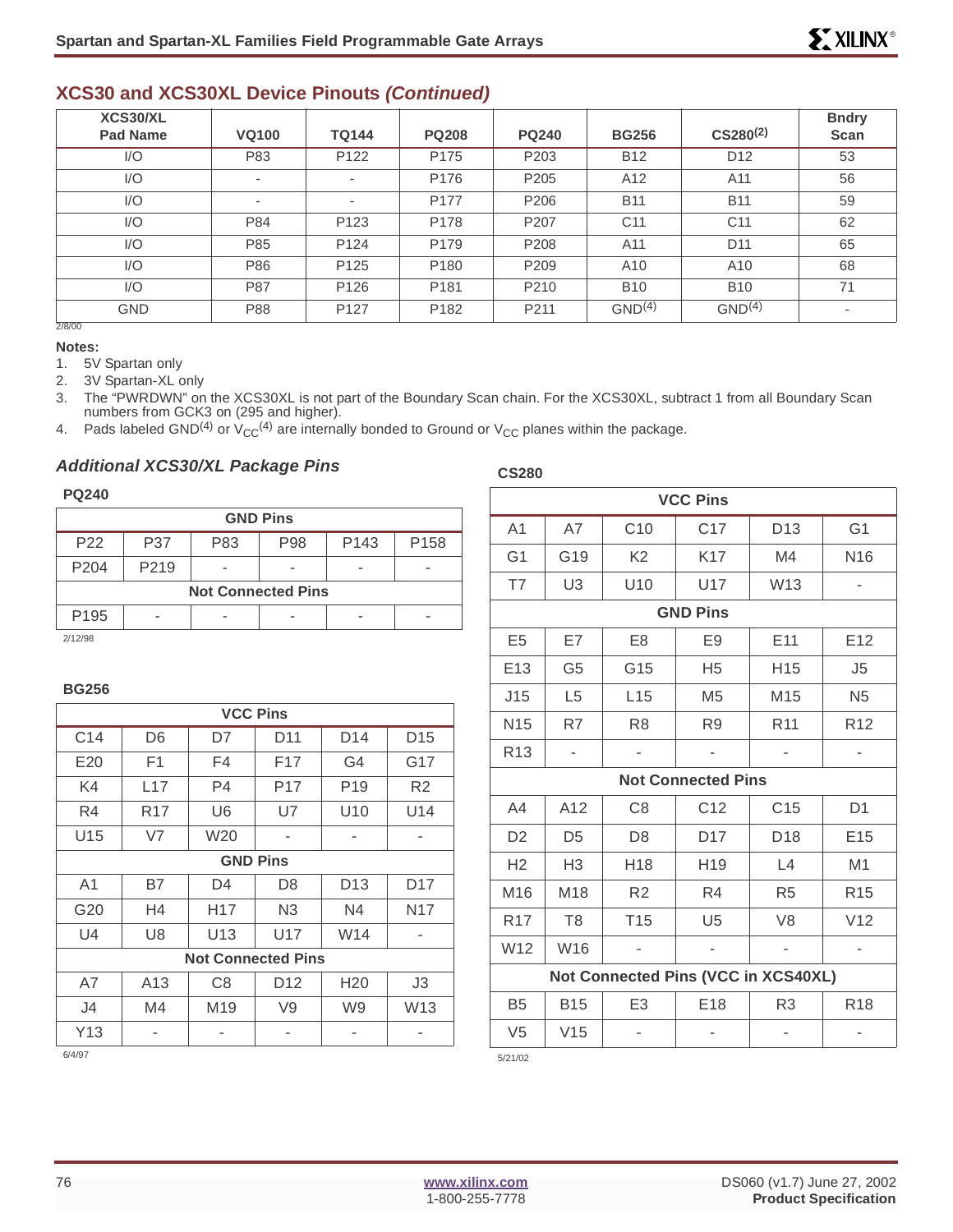## XCS30 and XCS30XL Device Pinouts *(Continued)*

| XCS30/XL Pad Name | VQ100 | TQ144 | PQ208 | PQ240 | BG256 | CS280(2) | Bndry Scan |
|---|---|---|---|---|---|---|---|
| I/O | P83 | P122 | P175 | P203 | B12 | D12 | 53 |
| I/O | - | - | P176 | P205 | A12 | A11 | 56 |
| I/O | - | - | P177 | P206 | B11 | B11 | 59 |
| I/O | P84 | P123 | P178 | P207 | C11 | C11 | 62 |
| I/O | P85 | P124 | P179 | P208 | A11 | D11 | 65 |
| I/O | P86 | P125 | P180 | P209 | A10 | A10 | 68 |
| I/O | P87 | P126 | P181 | P210 | B10 | B10 | 71 |
| GND | P88 | P127 | P182 | P211 | GND(4) | GND(4) | - |

2/8/00

**Notes:**

1. 5V Spartan only
2. 3V Spartan-XL only
3. The "PWRDWN" on the XCS30XL is not part of the Boundary Scan chain. For the XCS30XL, subtract 1 from all Boundary Scan numbers from GCK3 on (295 and higher).
4. Pads labeled GND(4) or $V_{CC}$(4) are internally bonded to Ground or $V_{CC}$ planes within the package.

### *Additional XCS30/XL Package Pins*

**PQ240**

| GND Pins | | | | | |
|---|---|---|---|---|---|
| P22 | P37 | P83 | P98 | P143 | P158 |
| P204 | P219 | - | - | - | - |
| **Not Connected Pins** | | | | | |
| P195 | - | - | - | - | - |

2/12/98

**BG256**

| VCC Pins | | | | | |
|---|---|---|---|---|---|
| C14 | D6 | D7 | D11 | D14 | D15 |
| E20 | F1 | F4 | F17 | G4 | G17 |
| K4 | L17 | P4 | P17 | P19 | R2 |
| R4 | R17 | U6 | U7 | U10 | U14 |
| U15 | V7 | W20 | - | - | - |
| **GND Pins** | | | | | |
| A1 | B7 | D4 | D8 | D13 | D17 |
| G20 | H4 | H17 | N3 | N4 | N17 |
| U4 | U8 | U13 | U17 | W14 | - |
| **Not Connected Pins** | | | | | |
| A7 | A13 | C8 | D12 | H20 | J3 |
| J4 | M4 | M19 | V9 | W9 | W13 |
| Y13 | - | - | - | - | - |

6/4/97

**CS280**

| VCC Pins | | | | | |
|---|---|---|---|---|---|
| A1 | A7 | C10 | C17 | D13 | G1 |
| G1 | G19 | K2 | K17 | M4 | N16 |
| T7 | U3 | U10 | U17 | W13 | - |
| **GND Pins** | | | | | |
| E5 | E7 | E8 | E9 | E11 | E12 |
| E13 | G5 | G15 | H5 | H15 | J5 |
| J15 | L5 | L15 | M5 | M15 | N5 |
| N15 | R7 | R8 | R9 | R11 | R12 |
| R13 | - | - | - | - | - |
| **Not Connected Pins** | | | | | |
| A4 | A12 | C8 | C12 | C15 | D1 |
| D2 | D5 | D8 | D17 | D18 | E15 |
| H2 | H3 | H18 | H19 | L4 | M1 |
| M16 | M18 | R2 | R4 | R5 | R15 |
| R17 | T8 | T15 | U5 | V8 | V12 |
| W12 | W16 | - | - | - | - |
| **Not Connected Pins (VCC in XCS40XL)** | | | | | |
| B5 | B15 | E3 | E18 | R3 | R18 |
| V5 | V15 | - | - | - | - |

5/21/02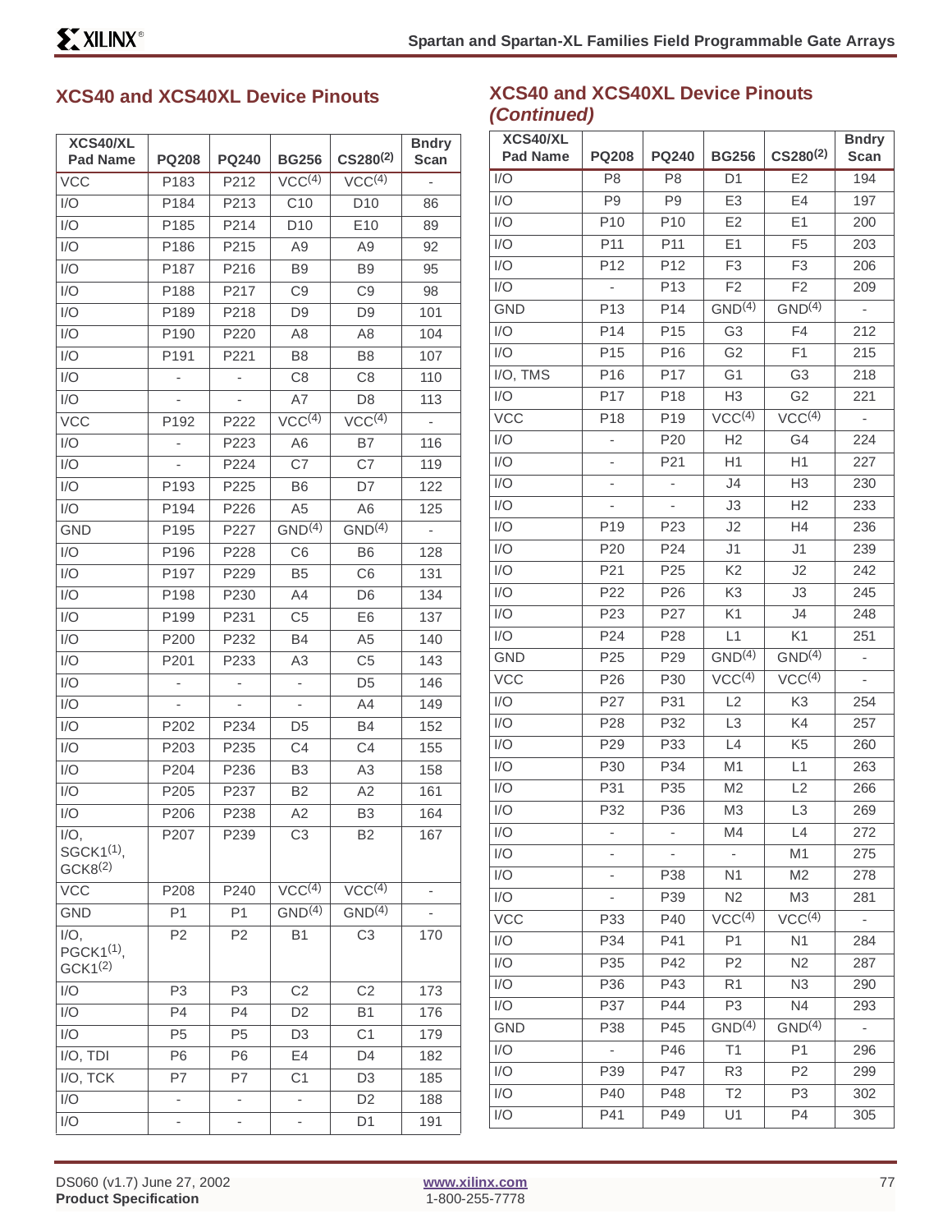## XCS40 and XCS40XL Device Pinouts

| XCS40/XL Pad Name | PQ208 | PQ240 | BG256 | CS280(2) | Bndry Scan |
|---|---|---|---|---|---|
| VCC | P183 | P212 | VCC(4) | VCC(4) | - |
| I/O | P184 | P213 | C10 | D10 | 86 |
| I/O | P185 | P214 | D10 | E10 | 89 |
| I/O | P186 | P215 | A9 | A9 | 92 |
| I/O | P187 | P216 | B9 | B9 | 95 |
| I/O | P188 | P217 | C9 | C9 | 98 |
| I/O | P189 | P218 | D9 | D9 | 101 |
| I/O | P190 | P220 | A8 | A8 | 104 |
| I/O | P191 | P221 | B8 | B8 | 107 |
| I/O | - | - | C8 | C8 | 110 |
| I/O | - | - | A7 | D8 | 113 |
| VCC | P192 | P222 | VCC(4) | VCC(4) | - |
| I/O | - | P223 | A6 | B7 | 116 |
| I/O | - | P224 | C7 | C7 | 119 |
| I/O | P193 | P225 | B6 | D7 | 122 |
| I/O | P194 | P226 | A5 | A6 | 125 |
| GND | P195 | P227 | GND(4) | GND(4) | - |
| I/O | P196 | P228 | C6 | B6 | 128 |
| I/O | P197 | P229 | B5 | C6 | 131 |
| I/O | P198 | P230 | A4 | D6 | 134 |
| I/O | P199 | P231 | C5 | E6 | 137 |
| I/O | P200 | P232 | B4 | A5 | 140 |
| I/O | P201 | P233 | A3 | C5 | 143 |
| I/O | - | - | - | D5 | 146 |
| I/O | - | - | - | A4 | 149 |
| I/O | P202 | P234 | D5 | B4 | 152 |
| I/O | P203 | P235 | C4 | C4 | 155 |
| I/O | P204 | P236 | B3 | A3 | 158 |
| I/O | P205 | P237 | B2 | A2 | 161 |
| I/O | P206 | P238 | A2 | B3 | 164 |
| I/O, SGCK1(1), GCK8(2) | P207 | P239 | C3 | B2 | 167 |
| VCC | P208 | P240 | VCC(4) | VCC(4) | - |
| GND | P1 | P1 | GND(4) | GND(4) | - |
| I/O, PGCK1(1), GCK1(2) | P2 | P2 | B1 | C3 | 170 |
| I/O | P3 | P3 | C2 | C2 | 173 |
| I/O | P4 | P4 | D2 | B1 | 176 |
| I/O | P5 | P5 | D3 | C1 | 179 |
| I/O, TDI | P6 | P6 | E4 | D4 | 182 |
| I/O, TCK | P7 | P7 | C1 | D3 | 185 |
| I/O | - | - | - | D2 | 188 |
| I/O | - | - | - | D1 | 191 |

## XCS40 and XCS40XL Device Pinouts *(Continued)*

| XCS40/XL Pad Name | PQ208 | PQ240 | BG256 | CS280(2) | Bndry Scan |
|---|---|---|---|---|---|
| I/O | P8 | P8 | D1 | E2 | 194 |
| I/O | P9 | P9 | E3 | E4 | 197 |
| I/O | P10 | P10 | E2 | E1 | 200 |
| I/O | P11 | P11 | E1 | F5 | 203 |
| I/O | P12 | P12 | F3 | F3 | 206 |
| I/O | - | P13 | F2 | F2 | 209 |
| GND | P13 | P14 | GND(4) | GND(4) | - |
| I/O | P14 | P15 | G3 | F4 | 212 |
| I/O | P15 | P16 | G2 | F1 | 215 |
| I/O, TMS | P16 | P17 | G1 | G3 | 218 |
| I/O | P17 | P18 | H3 | G2 | 221 |
| VCC | P18 | P19 | VCC(4) | VCC(4) | - |
| I/O | - | P20 | H2 | G4 | 224 |
| I/O | - | P21 | H1 | H1 | 227 |
| I/O | - | - | J4 | H3 | 230 |
| I/O | - | - | J3 | H2 | 233 |
| I/O | P19 | P23 | J2 | H4 | 236 |
| I/O | P20 | P24 | J1 | J1 | 239 |
| I/O | P21 | P25 | K2 | J2 | 242 |
| I/O | P22 | P26 | K3 | J3 | 245 |
| I/O | P23 | P27 | K1 | J4 | 248 |
| I/O | P24 | P28 | L1 | K1 | 251 |
| GND | P25 | P29 | GND(4) | GND(4) | - |
| VCC | P26 | P30 | VCC(4) | VCC(4) | - |
| I/O | P27 | P31 | L2 | K3 | 254 |
| I/O | P28 | P32 | L3 | K4 | 257 |
| I/O | P29 | P33 | L4 | K5 | 260 |
| I/O | P30 | P34 | M1 | L1 | 263 |
| I/O | P31 | P35 | M2 | L2 | 266 |
| I/O | P32 | P36 | M3 | L3 | 269 |
| I/O | - | - | M4 | L4 | 272 |
| I/O | - | - | - | M1 | 275 |
| I/O | - | P38 | N1 | M2 | 278 |
| I/O | - | P39 | N2 | M3 | 281 |
| VCC | P33 | P40 | VCC(4) | VCC(4) | - |
| I/O | P34 | P41 | P1 | N1 | 284 |
| I/O | P35 | P42 | P2 | N2 | 287 |
| I/O | P36 | P43 | R1 | N3 | 290 |
| I/O | P37 | P44 | P3 | N4 | 293 |
| GND | P38 | P45 | GND(4) | GND(4) | - |
| I/O | - | P46 | T1 | P1 | 296 |
| I/O | P39 | P47 | R3 | P2 | 299 |
| I/O | P40 | P48 | T2 | P3 | 302 |
| I/O | P41 | P49 | U1 | P4 | 305 |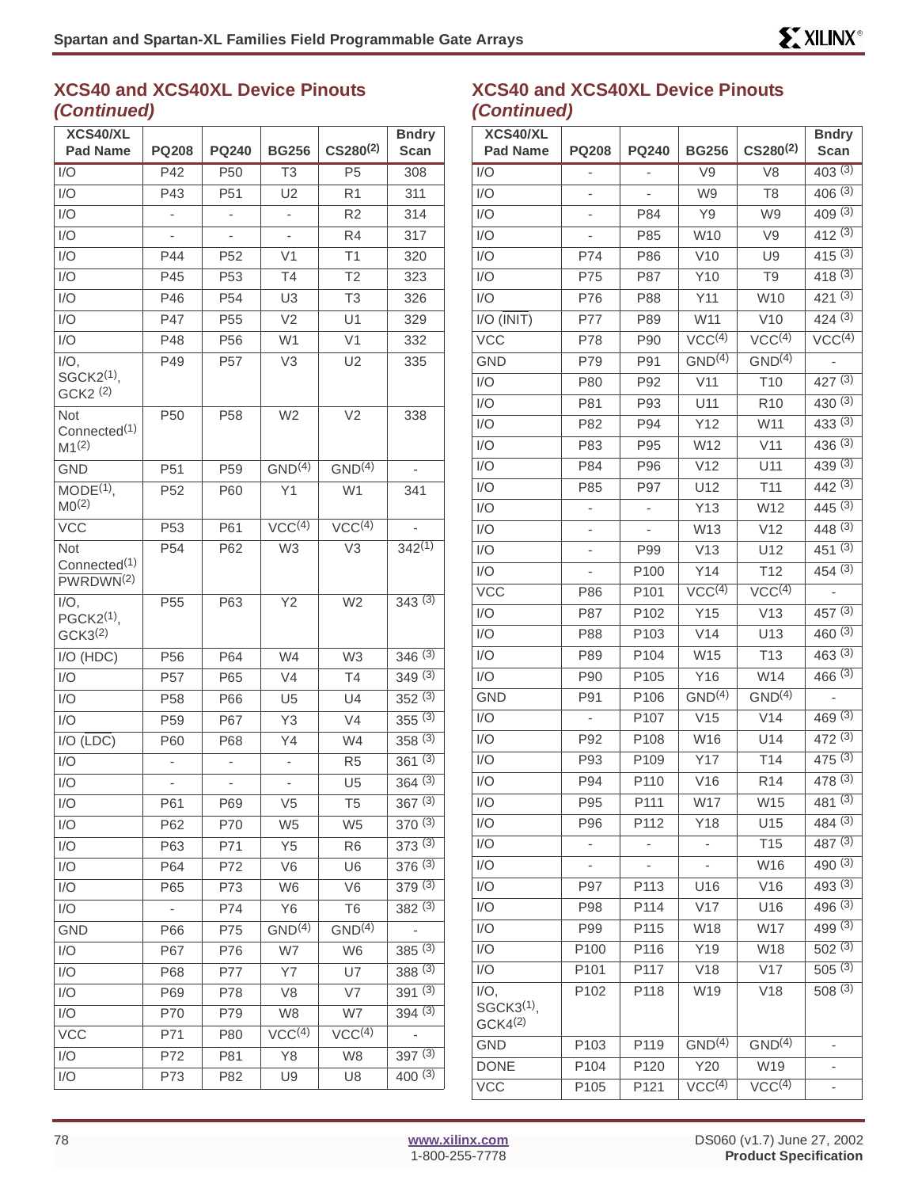## XCS40 and XCS40XL Device Pinouts *(Continued)*

| XCS40/XL Pad Name | PQ208 | PQ240 | BG256 | CS280(2) | Bndry Scan |
|---|---|---|---|---|---|
| I/O | P42 | P50 | T3 | P5 | 308 |
| I/O | P43 | P51 | U2 | R1 | 311 |
| I/O | - | - | - | R2 | 314 |
| I/O | - | - | - | R4 | 317 |
| I/O | P44 | P52 | V1 | T1 | 320 |
| I/O | P45 | P53 | T4 | T2 | 323 |
| I/O | P46 | P54 | U3 | T3 | 326 |
| I/O | P47 | P55 | V2 | U1 | 329 |
| I/O | P48 | P56 | W1 | V1 | 332 |
| I/O, SGCK2(1), GCK2 (2) | P49 | P57 | V3 | U2 | 335 |
| Not Connected(1) M1(2) | P50 | P58 | W2 | V2 | 338 |
| GND | P51 | P59 | GND(4) | GND(4) | - |
| MODE(1), M0(2) | P52 | P60 | Y1 | W1 | 341 |
| VCC | P53 | P61 | VCC(4) | VCC(4) | - |
| Not Connected(1) PWRDWN(2) | P54 | P62 | W3 | V3 | 342(1) |
| I/O, PGCK2(1), GCK3(2) | P55 | P63 | Y2 | W2 | 343 (3) |
| I/O (HDC) | P56 | P64 | W4 | W3 | 346 (3) |
| I/O | P57 | P65 | V4 | T4 | 349 (3) |
| I/O | P58 | P66 | U5 | U4 | 352 (3) |
| I/O | P59 | P67 | Y3 | V4 | 355 (3) |
| I/O (LDC) | P60 | P68 | Y4 | W4 | 358 (3) |
| I/O | - | - | - | R5 | 361 (3) |
| I/O | - | - | - | U5 | 364 (3) |
| I/O | P61 | P69 | V5 | T5 | 367 (3) |
| I/O | P62 | P70 | W5 | W5 | 370 (3) |
| I/O | P63 | P71 | Y5 | R6 | 373 (3) |
| I/O | P64 | P72 | V6 | U6 | 376 (3) |
| I/O | P65 | P73 | W6 | V6 | 379 (3) |
| I/O | - | P74 | Y6 | T6 | 382 (3) |
| GND | P66 | P75 | GND(4) | GND(4) | - |
| I/O | P67 | P76 | W7 | W6 | 385 (3) |
| I/O | P68 | P77 | Y7 | U7 | 388 (3) |
| I/O | P69 | P78 | V8 | V7 | 391 (3) |
| I/O | P70 | P79 | W8 | W7 | 394 (3) |
| VCC | P71 | P80 | VCC(4) | VCC(4) | - |
| I/O | P72 | P81 | Y8 | W8 | 397 (3) |
| I/O | P73 | P82 | U9 | U8 | 400 (3) |

## XCS40 and XCS40XL Device Pinouts *(Continued)*

| XCS40/XL Pad Name | PQ208 | PQ240 | BG256 | CS280(2) | Bndry Scan |
|---|---|---|---|---|---|
| I/O | - | - | V9 | V8 | 403 (3) |
| I/O | - | - | W9 | T8 | 406 (3) |
| I/O | - | P84 | Y9 | W9 | 409 (3) |
| I/O | - | P85 | W10 | V9 | 412 (3) |
| I/O | P74 | P86 | V10 | U9 | 415 (3) |
| I/O | P75 | P87 | Y10 | T9 | 418 (3) |
| I/O | P76 | P88 | Y11 | W10 | 421 (3) |
| I/O (INIT) | P77 | P89 | W11 | V10 | 424 (3) |
| VCC | P78 | P90 | VCC(4) | VCC(4) | VCC(4) |
| GND | P79 | P91 | GND(4) | GND(4) | - |
| I/O | P80 | P92 | V11 | T10 | 427 (3) |
| I/O | P81 | P93 | U11 | R10 | 430 (3) |
| I/O | P82 | P94 | Y12 | W11 | 433 (3) |
| I/O | P83 | P95 | W12 | V11 | 436 (3) |
| I/O | P84 | P96 | V12 | U11 | 439 (3) |
| I/O | P85 | P97 | U12 | T11 | 442 (3) |
| I/O | - | - | Y13 | W12 | 445 (3) |
| I/O | - | - | W13 | V12 | 448 (3) |
| I/O | - | P99 | V13 | U12 | 451 (3) |
| I/O | - | P100 | Y14 | T12 | 454 (3) |
| VCC | P86 | P101 | VCC(4) | VCC(4) | - |
| I/O | P87 | P102 | Y15 | V13 | 457 (3) |
| I/O | P88 | P103 | V14 | U13 | 460 (3) |
| I/O | P89 | P104 | W15 | T13 | 463 (3) |
| I/O | P90 | P105 | Y16 | W14 | 466 (3) |
| GND | P91 | P106 | GND(4) | GND(4) | - |
| I/O | - | P107 | V15 | V14 | 469 (3) |
| I/O | P92 | P108 | W16 | U14 | 472 (3) |
| I/O | P93 | P109 | Y17 | T14 | 475 (3) |
| I/O | P94 | P110 | V16 | R14 | 478 (3) |
| I/O | P95 | P111 | W17 | W15 | 481 (3) |
| I/O | P96 | P112 | Y18 | U15 | 484 (3) |
| I/O | - | - | - | T15 | 487 (3) |
| I/O | - | - | - | W16 | 490 (3) |
| I/O | P97 | P113 | U16 | V16 | 493 (3) |
| I/O | P98 | P114 | V17 | U16 | 496 (3) |
| I/O | P99 | P115 | W18 | W17 | 499 (3) |
| I/O | P100 | P116 | Y19 | W18 | 502 (3) |
| I/O | P101 | P117 | V18 | V17 | 505 (3) |
| I/O, SGCK3(1), GCK4(2) | P102 | P118 | W19 | V18 | 508 (3) |
| GND | P103 | P119 | GND(4) | GND(4) | - |
| DONE | P104 | P120 | Y20 | W19 | - |
| VCC | P105 | P121 | VCC(4) | VCC(4) | - |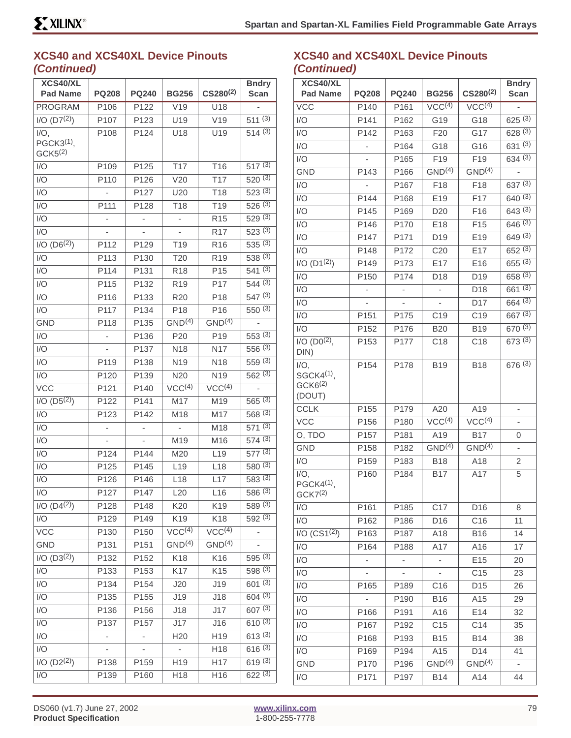## XCS40 and XCS40XL Device Pinouts *(Continued)*

| XCS40/XL Pad Name | PQ208 | PQ240 | BG256 | CS280[(2)] | Bndry Scan |
|---|---|---|---|---|---|
| PROGRAM | P106 | P122 | V19 | U18 | - |
| I/O (D7[(2)]) | P107 | P123 | U19 | V19 | 511 [(3)] |
| I/O, PGCK3[(1)], GCK5[(2)] | P108 | P124 | U18 | U19 | 514 [(3)] |
| I/O | P109 | P125 | T17 | T16 | 517 [(3)] |
| I/O | P110 | P126 | V20 | T17 | 520 [(3)] |
| I/O | - | P127 | U20 | T18 | 523 [(3)] |
| I/O | P111 | P128 | T18 | T19 | 526 [(3)] |
| I/O | - | - | - | R15 | 529 [(3)] |
| I/O | - | - | - | R17 | 523 [(3)] |
| I/O (D6[(2)]) | P112 | P129 | T19 | R16 | 535 [(3)] |
| I/O | P113 | P130 | T20 | R19 | 538 [(3)] |
| I/O | P114 | P131 | R18 | P15 | 541 [(3)] |
| I/O | P115 | P132 | R19 | P17 | 544 [(3)] |
| I/O | P116 | P133 | R20 | P18 | 547 [(3)] |
| I/O | P117 | P134 | P18 | P16 | 550 [(3)] |
| GND | P118 | P135 | GND[(4)] | GND[(4)] | - |
| I/O | - | P136 | P20 | P19 | 553 [(3)] |
| I/O | - | P137 | N18 | N17 | 556 [(3)] |
| I/O | P119 | P138 | N19 | N18 | 559 [(3)] |
| I/O | P120 | P139 | N20 | N19 | 562 [(3)] |
| VCC | P121 | P140 | VCC[(4)] | VCC[(4)] | - |
| I/O (D5[(2)]) | P122 | P141 | M17 | M19 | 565 [(3)] |
| I/O | P123 | P142 | M18 | M17 | 568 [(3)] |
| I/O | - | - | - | M18 | 571 [(3)] |
| I/O | - | - | M19 | M16 | 574 [(3)] |
| I/O | P124 | P144 | M20 | L19 | 577 [(3)] |
| I/O | P125 | P145 | L19 | L18 | 580 [(3)] |
| I/O | P126 | P146 | L18 | L17 | 583 [(3)] |
| I/O | P127 | P147 | L20 | L16 | 586 [(3)] |
| I/O (D4[(2)]) | P128 | P148 | K20 | K19 | 589 [(3)] |
| I/O | P129 | P149 | K19 | K18 | 592 [(3)] |
| VCC | P130 | P150 | VCC[(4)] | VCC[(4)] | - |
| GND | P131 | P151 | GND[(4)] | GND[(4)] | - |
| I/O (D3[(2)]) | P132 | P152 | K18 | K16 | 595 [(3)] |
| I/O | P133 | P153 | K17 | K15 | 598 [(3)] |
| I/O | P134 | P154 | J20 | J19 | 601 [(3)] |
| I/O | P135 | P155 | J19 | J18 | 604 [(3)] |
| I/O | P136 | P156 | J18 | J17 | 607 [(3)] |
| I/O | P137 | P157 | J17 | J16 | 610 [(3)] |
| I/O | - | - | H20 | H19 | 613 [(3)] |
| I/O | - | - | - | H18 | 616 [(3)] |
| I/O (D2[(2)]) | P138 | P159 | H19 | H17 | 619 [(3)] |
| I/O | P139 | P160 | H18 | H16 | 622 [(3)] |

## XCS40 and XCS40XL Device Pinouts *(Continued)*

| XCS40/XL Pad Name | PQ208 | PQ240 | BG256 | CS280[(2)] | Bndry Scan |
|---|---|---|---|---|---|
| VCC | P140 | P161 | VCC[(4)] | VCC[(4)] | - |
| I/O | P141 | P162 | G19 | G18 | 625 [(3)] |
| I/O | P142 | P163 | F20 | G17 | 628 [(3)] |
| I/O | - | P164 | G18 | G16 | 631 [(3)] |
| I/O | - | P165 | F19 | F19 | 634 [(3)] |
| GND | P143 | P166 | GND[(4)] | GND[(4)] | - |
| I/O | - | P167 | F18 | F18 | 637 [(3)] |
| I/O | P144 | P168 | E19 | F17 | 640 [(3)] |
| I/O | P145 | P169 | D20 | F16 | 643 [(3)] |
| I/O | P146 | P170 | E18 | F15 | 646 [(3)] |
| I/O | P147 | P171 | D19 | E19 | 649 [(3)] |
| I/O | P148 | P172 | C20 | E17 | 652 [(3)] |
| I/O (D1[(2)]) | P149 | P173 | E17 | E16 | 655 [(3)] |
| I/O | P150 | P174 | D18 | D19 | 658 [(3)] |
| I/O | - | - | - | D18 | 661 [(3)] |
| I/O | - | - | - | D17 | 664 [(3)] |
| I/O | P151 | P175 | C19 | C19 | 667 [(3)] |
| I/O | P152 | P176 | B20 | B19 | 670 [(3)] |
| I/O (D0[(2)], DIN) | P153 | P177 | C18 | C18 | 673 [(3)] |
| I/O, SGCK4[(1)], GCK6[(2)] (DOUT) | P154 | P178 | B19 | B18 | 676 [(3)] |
| CCLK | P155 | P179 | A20 | A19 | - |
| VCC | P156 | P180 | VCC[(4)] | VCC[(4)] | - |
| O, TDO | P157 | P181 | A19 | B17 | 0 |
| GND | P158 | P182 | GND[(4)] | GND[(4)] | - |
| I/O | P159 | P183 | B18 | A18 | 2 |
| I/O, PGCK4[(1)], GCK7[(2)] | P160 | P184 | B17 | A17 | 5 |
| I/O | P161 | P185 | C17 | D16 | 8 |
| I/O | P162 | P186 | D16 | C16 | 11 |
| I/O (CS1[(2)]) | P163 | P187 | A18 | B16 | 14 |
| I/O | P164 | P188 | A17 | A16 | 17 |
| I/O | - | - | - | E15 | 20 |
| I/O | - | - | - | C15 | 23 |
| I/O | P165 | P189 | C16 | D15 | 26 |
| I/O | - | P190 | B16 | A15 | 29 |
| I/O | P166 | P191 | A16 | E14 | 32 |
| I/O | P167 | P192 | C15 | C14 | 35 |
| I/O | P168 | P193 | B15 | B14 | 38 |
| I/O | P169 | P194 | A15 | D14 | 41 |
| GND | P170 | P196 | GND[(4)] | GND[(4)] | - |
| I/O | P171 | P197 | B14 | A14 | 44 |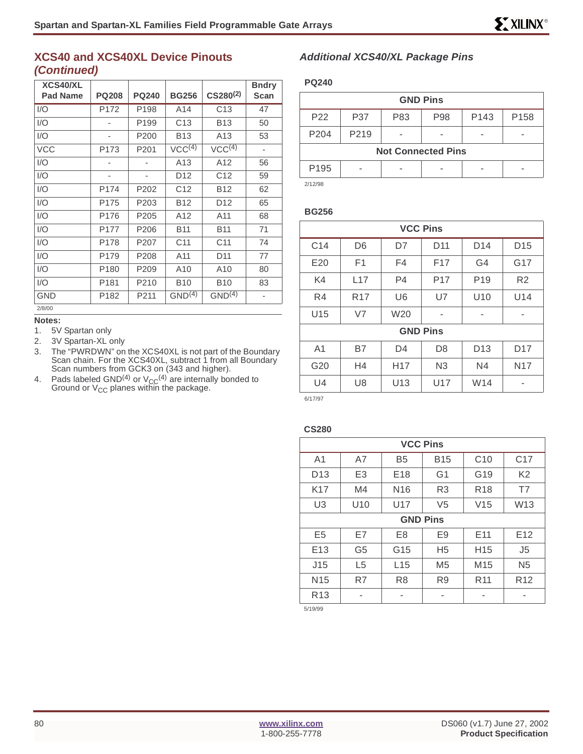## XCS40 and XCS40XL Device Pinouts *(Continued)*

| XCS40/XL Pad Name | PQ208 | PQ240 | BG256 | CS280(2) | Bndry Scan |
|---|---|---|---|---|---|
| I/O | P172 | P198 | A14 | C13 | 47 |
| I/O | - | P199 | C13 | B13 | 50 |
| I/O | - | P200 | B13 | A13 | 53 |
| VCC | P173 | P201 | VCC(4) | VCC(4) | - |
| I/O | - | - | A13 | A12 | 56 |
| I/O | - | - | D12 | C12 | 59 |
| I/O | P174 | P202 | C12 | B12 | 62 |
| I/O | P175 | P203 | B12 | D12 | 65 |
| I/O | P176 | P205 | A12 | A11 | 68 |
| I/O | P177 | P206 | B11 | B11 | 71 |
| I/O | P178 | P207 | C11 | C11 | 74 |
| I/O | P179 | P208 | A11 | D11 | 77 |
| I/O | P180 | P209 | A10 | A10 | 80 |
| I/O | P181 | P210 | B10 | B10 | 83 |
| GND | P182 | P211 | GND(4) | GND(4) | - |

2/8/00

**Notes:**

1. 5V Spartan only
2. 3V Spartan-XL only
3. The "PWRDWN" on the XCS40XL is not part of the Boundary Scan chain. For the XCS40XL, subtract 1 from all Boundary Scan numbers from GCK3 on (343 and higher).
4. Pads labeled GND(4) or $V_{CC}$(4) are internally bonded to Ground or $V_{CC}$ planes within the package.

### *Additional XCS40/XL Package Pins*

**PQ240**

| GND Pins | | | | | |
|---|---|---|---|---|---|
| P22 | P37 | P83 | P98 | P143 | P158 |
| P204 | P219 | - | - | - | - |
| **Not Connected Pins** | | | | | |
| P195 | - | - | - | - | - |

2/12/98

**BG256**

| VCC Pins | | | | | |
|---|---|---|---|---|---|
| C14 | D6 | D7 | D11 | D14 | D15 |
| E20 | F1 | F4 | F17 | G4 | G17 |
| K4 | L17 | P4 | P17 | P19 | R2 |
| R4 | R17 | U6 | U7 | U10 | U14 |
| U15 | V7 | W20 | - | - | - |
| **GND Pins** | | | | | |
| A1 | B7 | D4 | D8 | D13 | D17 |
| G20 | H4 | H17 | N3 | N4 | N17 |
| U4 | U8 | U13 | U17 | W14 | - |

6/17/97

**CS280**

| VCC Pins | | | | | |
|---|---|---|---|---|---|
| A1 | A7 | B5 | B15 | C10 | C17 |
| D13 | E3 | E18 | G1 | G19 | K2 |
| K17 | M4 | N16 | R3 | R18 | T7 |
| U3 | U10 | U17 | V5 | V15 | W13 |
| **GND Pins** | | | | | |
| E5 | E7 | E8 | E9 | E11 | E12 |
| E13 | G5 | G15 | H5 | H15 | J5 |
| J15 | L5 | L15 | M5 | M15 | N5 |
| N15 | R7 | R8 | R9 | R11 | R12 |
| R13 | - | - | - | - | - |

5/19/99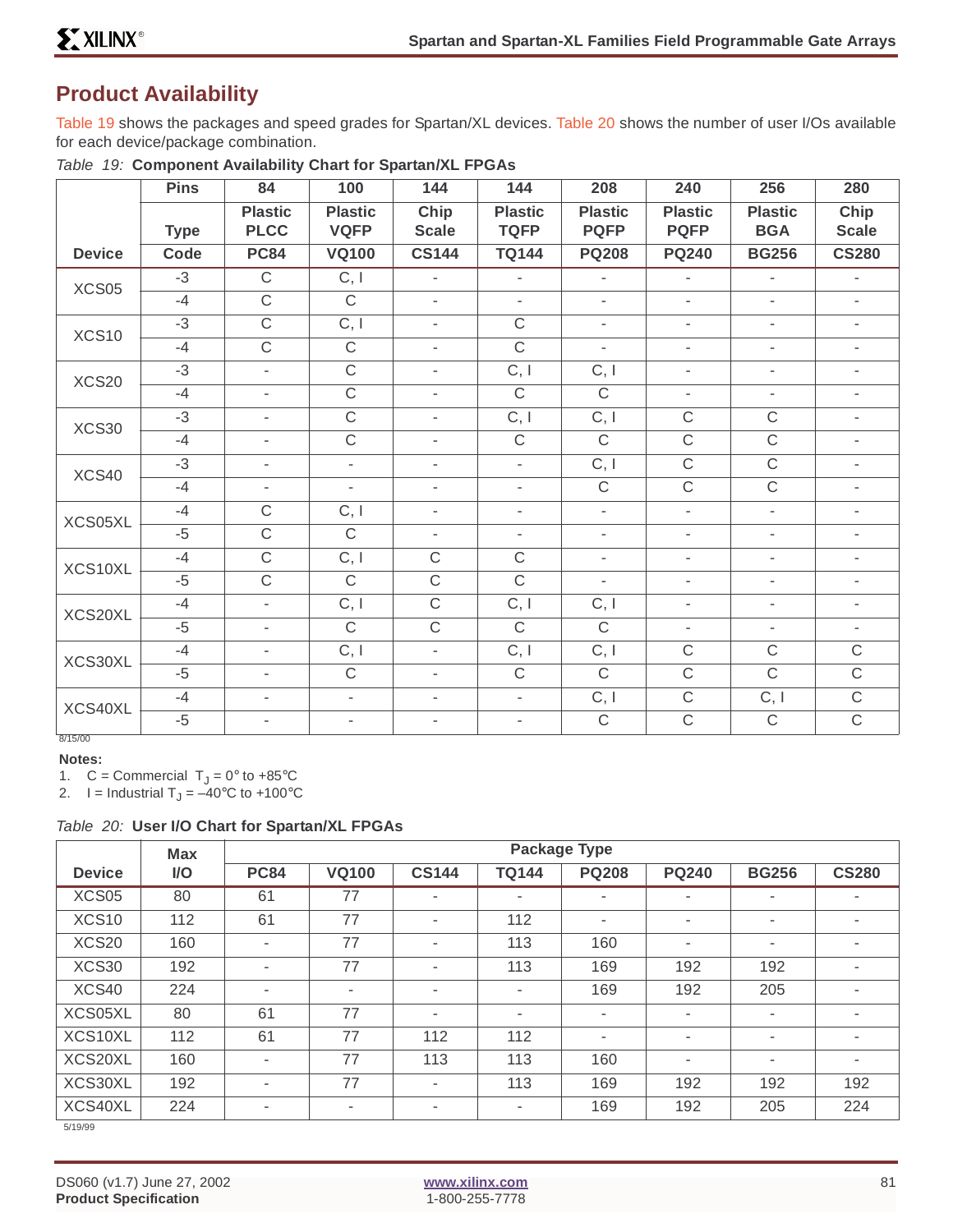## Product Availability

Table 19 shows the packages and speed grades for Spartan/XL devices. Table 20 shows the number of user I/Os available for each device/package combination.

*Table 19:* **Component Availability Chart for Spartan/XL FPGAs**

| Device | Pins | 84 | 100 | 144 | 144 | 208 | 240 | 256 | 280 |
|---|---|---|---|---|---|---|---|---|---|
| | Type | Plastic PLCC | Plastic VQFP | Chip Scale | Plastic TQFP | Plastic PQFP | Plastic PQFP | Plastic BGA | Chip Scale |
| | Code | PC84 | VQ100 | CS144 | TQ144 | PQ208 | PQ240 | BG256 | CS280 |
| XCS05 | -3 | C | C, I | - | - | - | - | - | - |
| | -4 | C | C | - | - | - | - | - | - |
| XCS10 | -3 | C | C, I | - | C | - | - | - | - |
| | -4 | C | C | - | C | - | - | - | - |
| XCS20 | -3 | - | C | - | C, I | C, I | - | - | - |
| | -4 | - | C | - | C | C | - | - | - |
| XCS30 | -3 | - | C | - | C, I | C, I | C | C | - |
| | -4 | - | C | - | C | C | C | C | - |
| XCS40 | -3 | - | - | - | - | C, I | C | C | - |
| | -4 | - | - | - | - | C | C | C | - |
| XCS05XL | -4 | C | C, I | - | - | - | - | - | - |
| | -5 | C | C | - | - | - | - | - | - |
| XCS10XL | -4 | C | C, I | C | C | - | - | - | - |
| | -5 | C | C | C | C | - | - | - | - |
| XCS20XL | -4 | - | C, I | C | C, I | C, I | - | - | - |
| | -5 | - | C | C | C | C | - | - | - |
| XCS30XL | -4 | - | C, I | - | C, I | C, I | C | C | C |
| | -5 | - | C | - | C | C | C | C | C |
| XCS40XL | -4 | - | - | - | - | C, I | C | C, I | C |
| | -5 | - | - | - | - | C | C | C | C |

8/15/00

**Notes:**
1. C = Commercial $T_J$ = 0° to +85°C
2. I = Industrial $T_J$ = –40°C to +100°C

*Table 20:* **User I/O Chart for Spartan/XL FPGAs**

| Device | Max I/O | Package Type | | | | | | | |
|---|---|---|---|---|---|---|---|---|---|
| | | PC84 | VQ100 | CS144 | TQ144 | PQ208 | PQ240 | BG256 | CS280 |
| XCS05 | 80 | 61 | 77 | - | - | - | - | - | - |
| XCS10 | 112 | 61 | 77 | - | 112 | - | - | - | - |
| XCS20 | 160 | - | 77 | - | 113 | 160 | - | - | - |
| XCS30 | 192 | - | 77 | - | 113 | 169 | 192 | 192 | - |
| XCS40 | 224 | - | - | - | - | 169 | 192 | 205 | - |
| XCS05XL | 80 | 61 | 77 | - | - | - | - | - | - |
| XCS10XL | 112 | 61 | 77 | 112 | 112 | - | - | - | - |
| XCS20XL | 160 | - | 77 | 113 | 113 | 160 | - | - | - |
| XCS30XL | 192 | - | 77 | - | 113 | 169 | 192 | 192 | 192 |
| XCS40XL | 224 | - | - | - | - | 169 | 192 | 205 | 224 |

5/19/99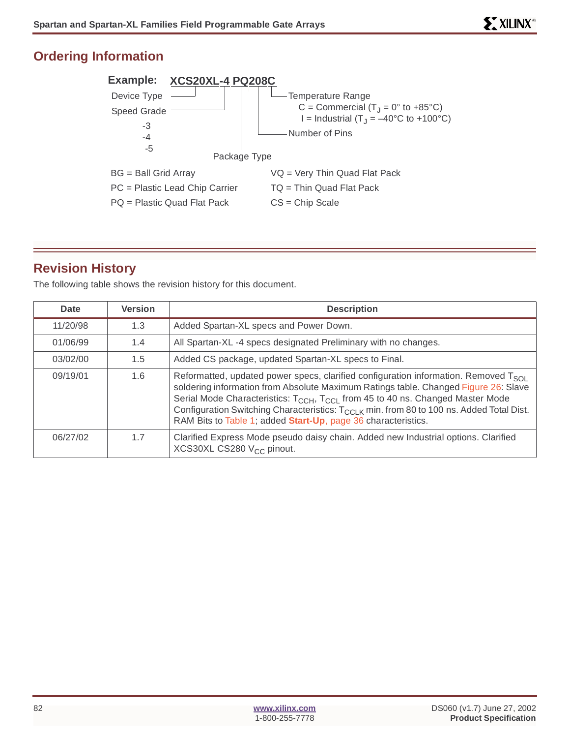## Ordering Information

**Example: XCS20XL-4 PQ208C**

Device Type

Speed Grade
- -3
- -4
- -5

Package Type

Number of Pins

Temperature Range
- C = Commercial ($T_J$ = 0° to +85°C)
- I = Industrial ($T_J$ = –40°C to +100°C)

BG = Ball Grid Array

PC = Plastic Lead Chip Carrier

PQ = Plastic Quad Flat Pack

VQ = Very Thin Quad Flat Pack

TQ = Thin Quad Flat Pack

CS = Chip Scale

## Revision History

The following table shows the revision history for this document.

| Date | Version | Description |
|---|---|---|
| 11/20/98 | 1.3 | Added Spartan-XL specs and Power Down. |
| 01/06/99 | 1.4 | All Spartan-XL -4 specs designated Preliminary with no changes. |
| 03/02/00 | 1.5 | Added CS package, updated Spartan-XL specs to Final. |
| 09/19/01 | 1.6 | Reformatted, updated power specs, clarified configuration information. Removed $T_{SOL}$ soldering information from Absolute Maximum Ratings table. Changed Figure 26: Slave Serial Mode Characteristics: $T_{CCH}$, $T_{CCL}$ from 45 to 40 ns. Changed Master Mode Configuration Switching Characteristics: $T_{CCLK}$ min. from 80 to 100 ns. Added Total Dist. RAM Bits to Table 1; added **Start-Up**, page 36 characteristics. |
| 06/27/02 | 1.7 | Clarified Express Mode pseudo daisy chain. Added new Industrial options. Clarified XCS30XL CS280 $V_{CC}$ pinout. |